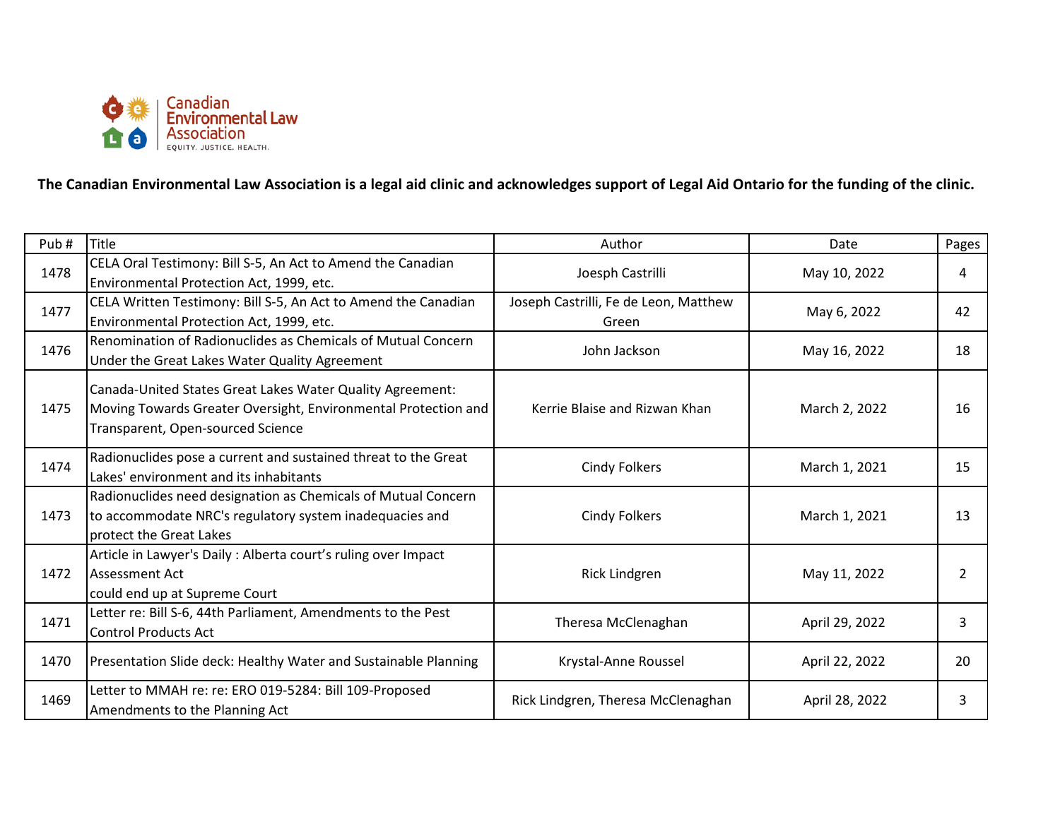Canadian Environmental Law Association
EQUITY. JUSTICE. HEALTH.

**The Canadian Environmental Law Association is a legal aid clinic and acknowledges support of Legal Aid Ontario for the funding of the clinic.**

| Pub # | Title | Author | Date | Pages |
|---|---|---|---|---|
| 1478 | CELA Oral Testimony: Bill S-5, An Act to Amend the Canadian Environmental Protection Act, 1999, etc. | Joesph Castrilli | May 10, 2022 | 4 |
| 1477 | CELA Written Testimony: Bill S-5, An Act to Amend the Canadian Environmental Protection Act, 1999, etc. | Joseph Castrilli, Fe de Leon, Matthew Green | May 6, 2022 | 42 |
| 1476 | Renomination of Radionuclides as Chemicals of Mutual Concern Under the Great Lakes Water Quality Agreement | John Jackson | May 16, 2022 | 18 |
| 1475 | Canada-United States Great Lakes Water Quality Agreement: Moving Towards Greater Oversight, Environmental Protection and Transparent, Open-sourced Science | Kerrie Blaise and Rizwan Khan | March 2, 2022 | 16 |
| 1474 | Radionuclides pose a current and sustained threat to the Great Lakes' environment and its inhabitants | Cindy Folkers | March 1, 2021 | 15 |
| 1473 | Radionuclides need designation as Chemicals of Mutual Concern to accommodate NRC's regulatory system inadequacies and protect the Great Lakes | Cindy Folkers | March 1, 2021 | 13 |
| 1472 | Article in Lawyer's Daily : Alberta court's ruling over Impact Assessment Act could end up at Supreme Court | Rick Lindgren | May 11, 2022 | 2 |
| 1471 | Letter re: Bill S-6, 44th Parliament, Amendments to the Pest Control Products Act | Theresa McClenaghan | April 29, 2022 | 3 |
| 1470 | Presentation Slide deck: Healthy Water and Sustainable Planning | Krystal-Anne Roussel | April 22, 2022 | 20 |
| 1469 | Letter to MMAH re: re: ERO 019-5284: Bill 109-Proposed Amendments to the Planning Act | Rick Lindgren, Theresa McClenaghan | April 28, 2022 | 3 |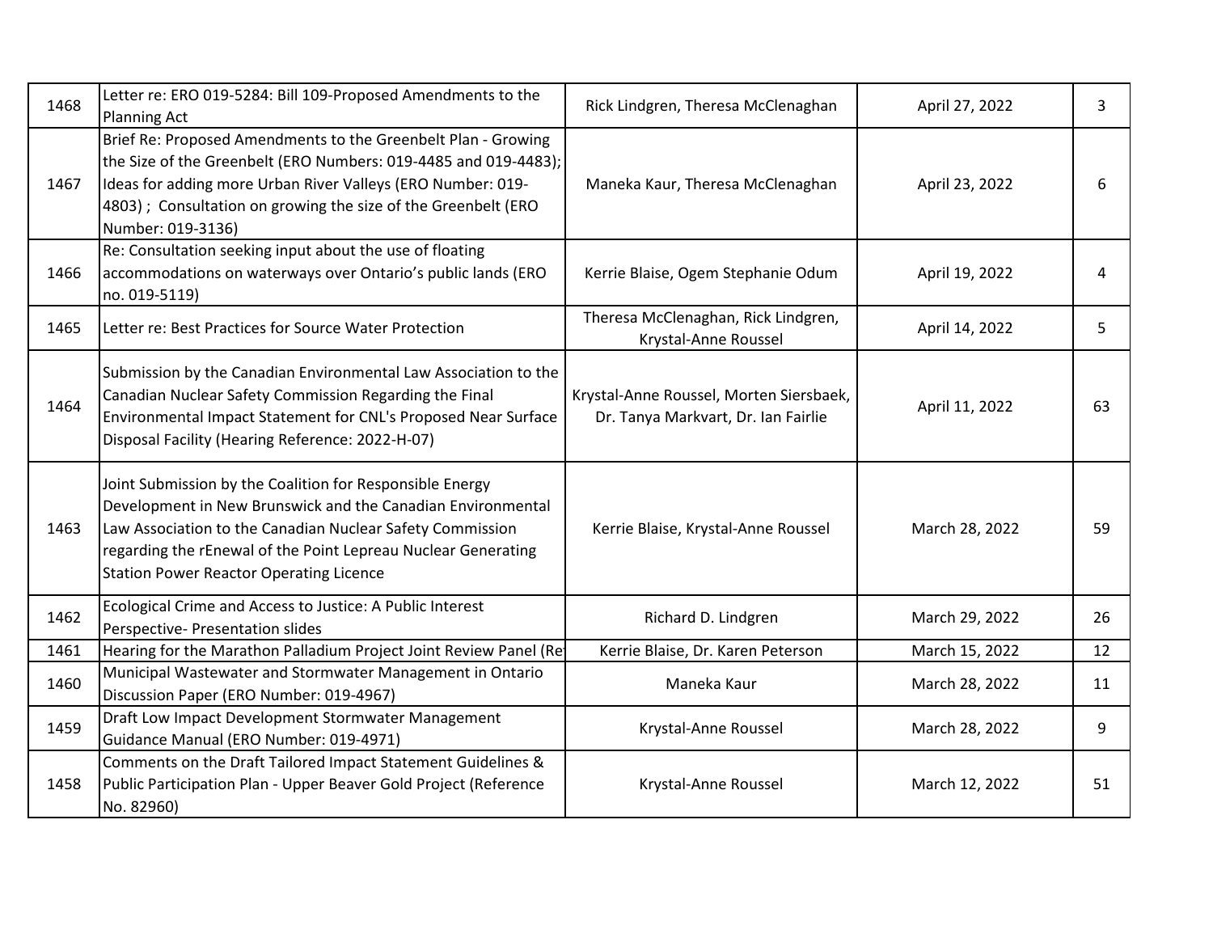| | | | | |
|---|---|---|---|---|
| 1468 | Letter re: ERO 019-5284: Bill 109-Proposed Amendments to the Planning Act | Rick Lindgren, Theresa McClenaghan | April 27, 2022 | 3 |
| 1467 | Brief Re: Proposed Amendments to the Greenbelt Plan - Growing the Size of the Greenbelt (ERO Numbers: 019-4485 and 019-4483); Ideas for adding more Urban River Valleys (ERO Number: 019-4803) ; Consultation on growing the size of the Greenbelt (ERO Number: 019-3136) | Maneka Kaur, Theresa McClenaghan | April 23, 2022 | 6 |
| 1466 | Re: Consultation seeking input about the use of floating accommodations on waterways over Ontario's public lands (ERO no. 019-5119) | Kerrie Blaise, Ogem Stephanie Odum | April 19, 2022 | 4 |
| 1465 | Letter re: Best Practices for Source Water Protection | Theresa McClenaghan, Rick Lindgren, Krystal-Anne Roussel | April 14, 2022 | 5 |
| 1464 | Submission by the Canadian Environmental Law Association to the Canadian Nuclear Safety Commission Regarding the Final Environmental Impact Statement for CNL's Proposed Near Surface Disposal Facility (Hearing Reference: 2022-H-07) | Krystal-Anne Roussel, Morten Siersbaek, Dr. Tanya Markvart, Dr. Ian Fairlie | April 11, 2022 | 63 |
| 1463 | Joint Submission by the Coalition for Responsible Energy Development in New Brunswick and the Canadian Environmental Law Association to the Canadian Nuclear Safety Commission regarding the rEnewal of the Point Lepreau Nuclear Generating Station Power Reactor Operating Licence | Kerrie Blaise, Krystal-Anne Roussel | March 28, 2022 | 59 |
| 1462 | Ecological Crime and Access to Justice: A Public Interest Perspective- Presentation slides | Richard D. Lindgren | March 29, 2022 | 26 |
| 1461 | Hearing for the Marathon Palladium Project Joint Review Panel (Re | Kerrie Blaise, Dr. Karen Peterson | March 15, 2022 | 12 |
| 1460 | Municipal Wastewater and Stormwater Management in Ontario Discussion Paper (ERO Number: 019-4967) | Maneka Kaur | March 28, 2022 | 11 |
| 1459 | Draft Low Impact Development Stormwater Management Guidance Manual (ERO Number: 019-4971) | Krystal-Anne Roussel | March 28, 2022 | 9 |
| 1458 | Comments on the Draft Tailored Impact Statement Guidelines & Public Participation Plan - Upper Beaver Gold Project (Reference No. 82960) | Krystal-Anne Roussel | March 12, 2022 | 51 |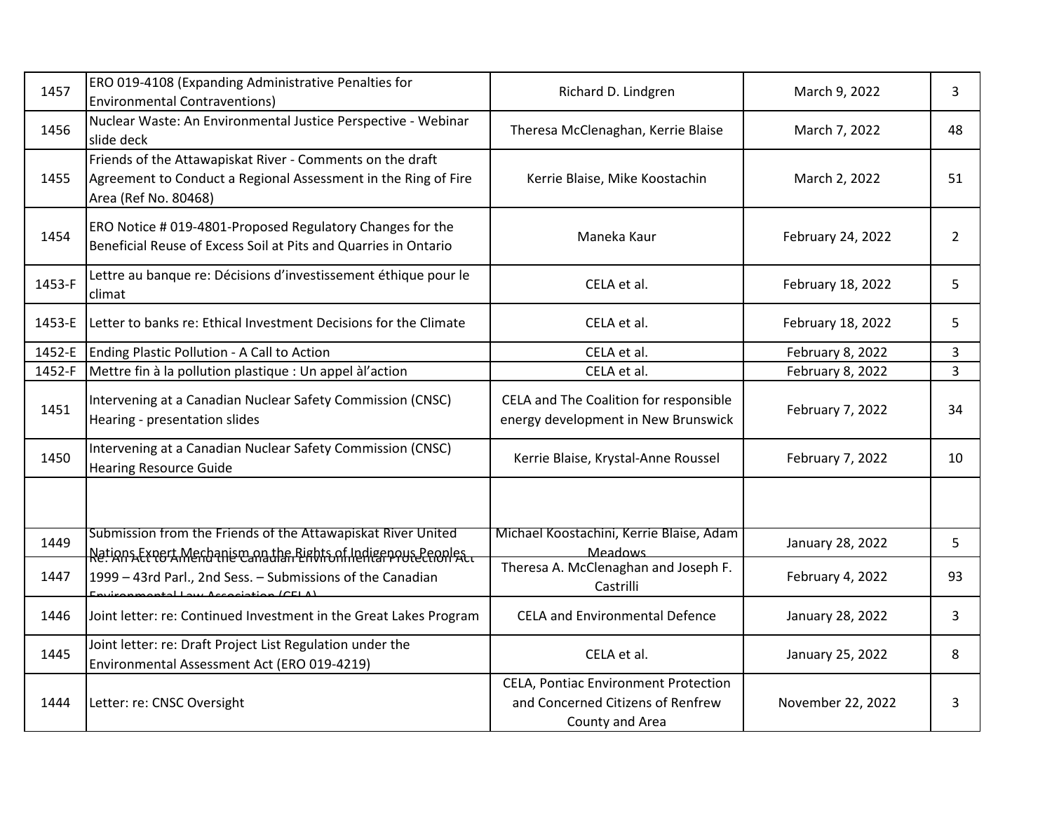| | | | | |
|---|---|---|---|---|
| 1457 | ERO 019-4108 (Expanding Administrative Penalties for Environmental Contraventions) | Richard D. Lindgren | March 9, 2022 | 3 |
| 1456 | Nuclear Waste: An Environmental Justice Perspective - Webinar slide deck | Theresa McClenaghan, Kerrie Blaise | March 7, 2022 | 48 |
| 1455 | Friends of the Attawapiskat River - Comments on the draft Agreement to Conduct a Regional Assessment in the Ring of Fire Area (Ref No. 80468) | Kerrie Blaise, Mike Koostachin | March 2, 2022 | 51 |
| 1454 | ERO Notice # 019-4801-Proposed Regulatory Changes for the Beneficial Reuse of Excess Soil at Pits and Quarries in Ontario | Maneka Kaur | February 24, 2022 | 2 |
| 1453-F | Lettre au banque re: Décisions d'investissement éthique pour le climat | CELA et al. | February 18, 2022 | 5 |
| 1453-E | Letter to banks re: Ethical Investment Decisions for the Climate | CELA et al. | February 18, 2022 | 5 |
| 1452-E | Ending Plastic Pollution - A Call to Action | CELA et al. | February 8, 2022 | 3 |
| 1452-F | Mettre fin à la pollution plastique : Un appel àl'action | CELA et al. | February 8, 2022 | 3 |
| 1451 | Intervening at a Canadian Nuclear Safety Commission (CNSC) Hearing - presentation slides | CELA and The Coalition for responsible energy development in New Brunswick | February 7, 2022 | 34 |
| 1450 | Intervening at a Canadian Nuclear Safety Commission (CNSC) Hearing Resource Guide | Kerrie Blaise, Krystal-Anne Roussel | February 7, 2022 | 10 |
| | | | | |
| 1449 | Submission from the Friends of the Attawapiskat River United Nations Expert Mechanism on the Rights of Indigenous Peoples | Michael Koostachini, Kerrie Blaise, Adam Meadows | January 28, 2022 | 5 |
| 1447 | Re: An Act to Amend the Canadian Environmental Protection Act 1999 – 43rd Parl., 2nd Sess. – Submissions of the Canadian Environmental Law Association (CELA) | Theresa A. McClenaghan and Joseph F. Castrilli | February 4, 2022 | 93 |
| 1446 | Joint letter: re: Continued Investment in the Great Lakes Program | CELA and Environmental Defence | January 28, 2022 | 3 |
| 1445 | Joint letter: re: Draft Project List Regulation under the Environmental Assessment Act (ERO 019-4219) | CELA et al. | January 25, 2022 | 8 |
| 1444 | Letter: re: CNSC Oversight | CELA, Pontiac Environment Protection and Concerned Citizens of Renfrew County and Area | November 22, 2022 | 3 |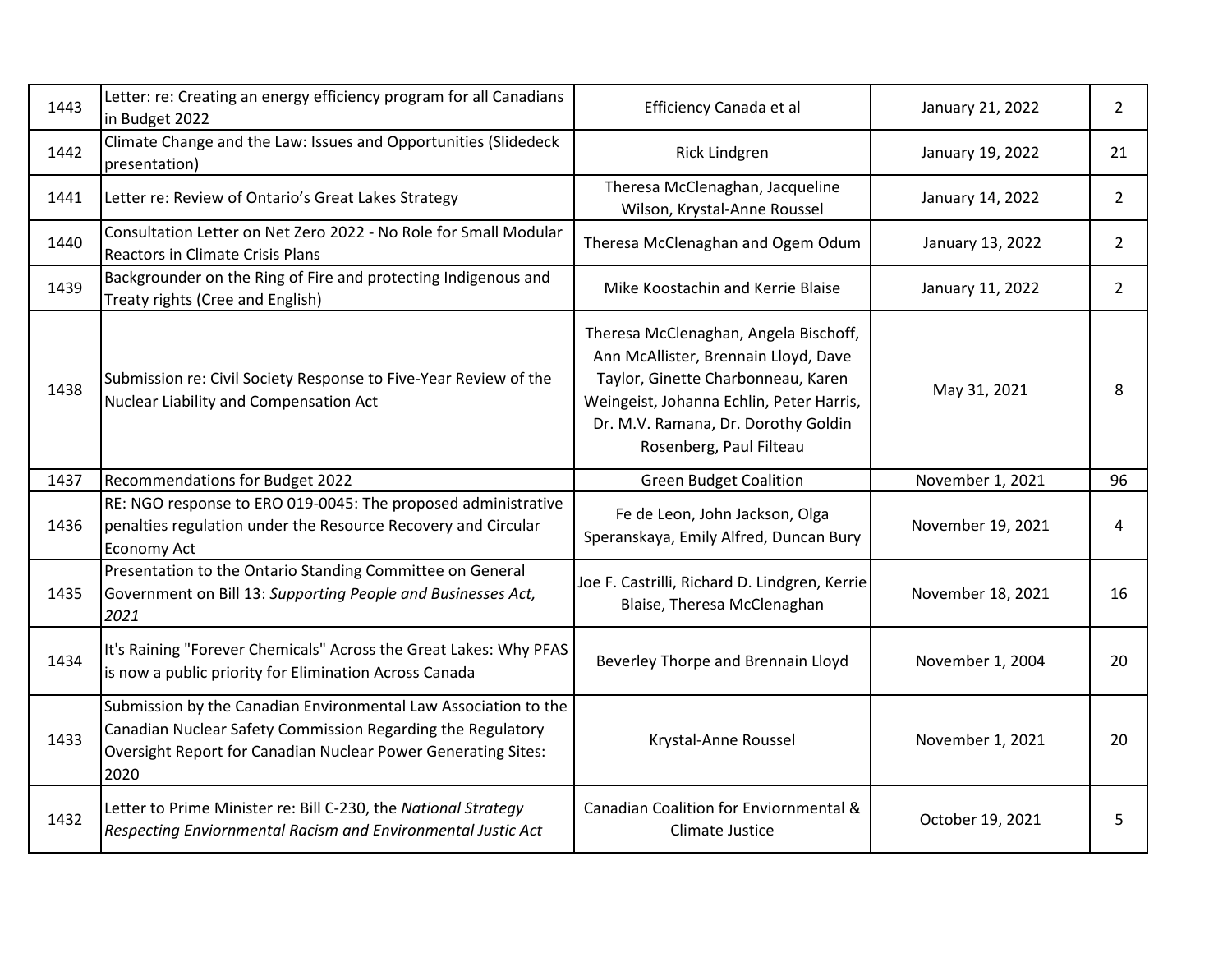| | | | | |
|---|---|---|---|---|
| 1443 | Letter: re: Creating an energy efficiency program for all Canadians in Budget 2022 | Efficiency Canada et al | January 21, 2022 | 2 |
| 1442 | Climate Change and the Law: Issues and Opportunities (Slidedeck presentation) | Rick Lindgren | January 19, 2022 | 21 |
| 1441 | Letter re: Review of Ontario's Great Lakes Strategy | Theresa McClenaghan, Jacqueline Wilson, Krystal-Anne Roussel | January 14, 2022 | 2 |
| 1440 | Consultation Letter on Net Zero 2022 - No Role for Small Modular Reactors in Climate Crisis Plans | Theresa McClenaghan and Ogem Odum | January 13, 2022 | 2 |
| 1439 | Backgrounder on the Ring of Fire and protecting Indigenous and Treaty rights (Cree and English) | Mike Koostachin and Kerrie Blaise | January 11, 2022 | 2 |
| 1438 | Submission re: Civil Society Response to Five-Year Review of the Nuclear Liability and Compensation Act | Theresa McClenaghan, Angela Bischoff, Ann McAllister, Brennain Lloyd, Dave Taylor, Ginette Charbonneau, Karen Weingeist, Johanna Echlin, Peter Harris, Dr. M.V. Ramana, Dr. Dorothy Goldin Rosenberg, Paul Filteau | May 31, 2021 | 8 |
| 1437 | Recommendations for Budget 2022 | Green Budget Coalition | November 1, 2021 | 96 |
| 1436 | RE: NGO response to ERO 019-0045: The proposed administrative penalties regulation under the Resource Recovery and Circular Economy Act | Fe de Leon, John Jackson, Olga Speranskaya, Emily Alfred, Duncan Bury | November 19, 2021 | 4 |
| 1435 | Presentation to the Ontario Standing Committee on General Government on Bill 13: *Supporting People and Businesses Act, 2021* | Joe F. Castrilli, Richard D. Lindgren, Kerrie Blaise, Theresa McClenaghan | November 18, 2021 | 16 |
| 1434 | It's Raining "Forever Chemicals" Across the Great Lakes: Why PFAS is now a public priority for Elimination Across Canada | Beverley Thorpe and Brennain Lloyd | November 1, 2004 | 20 |
| 1433 | Submission by the Canadian Environmental Law Association to the Canadian Nuclear Safety Commission Regarding the Regulatory Oversight Report for Canadian Nuclear Power Generating Sites: 2020 | Krystal-Anne Roussel | November 1, 2021 | 20 |
| 1432 | Letter to Prime Minister re: Bill C-230, the *National Strategy Respecting Enviornmental Racism and Environmental Justic Act* | Canadian Coalition for Enviornmental & Climate Justice | October 19, 2021 | 5 |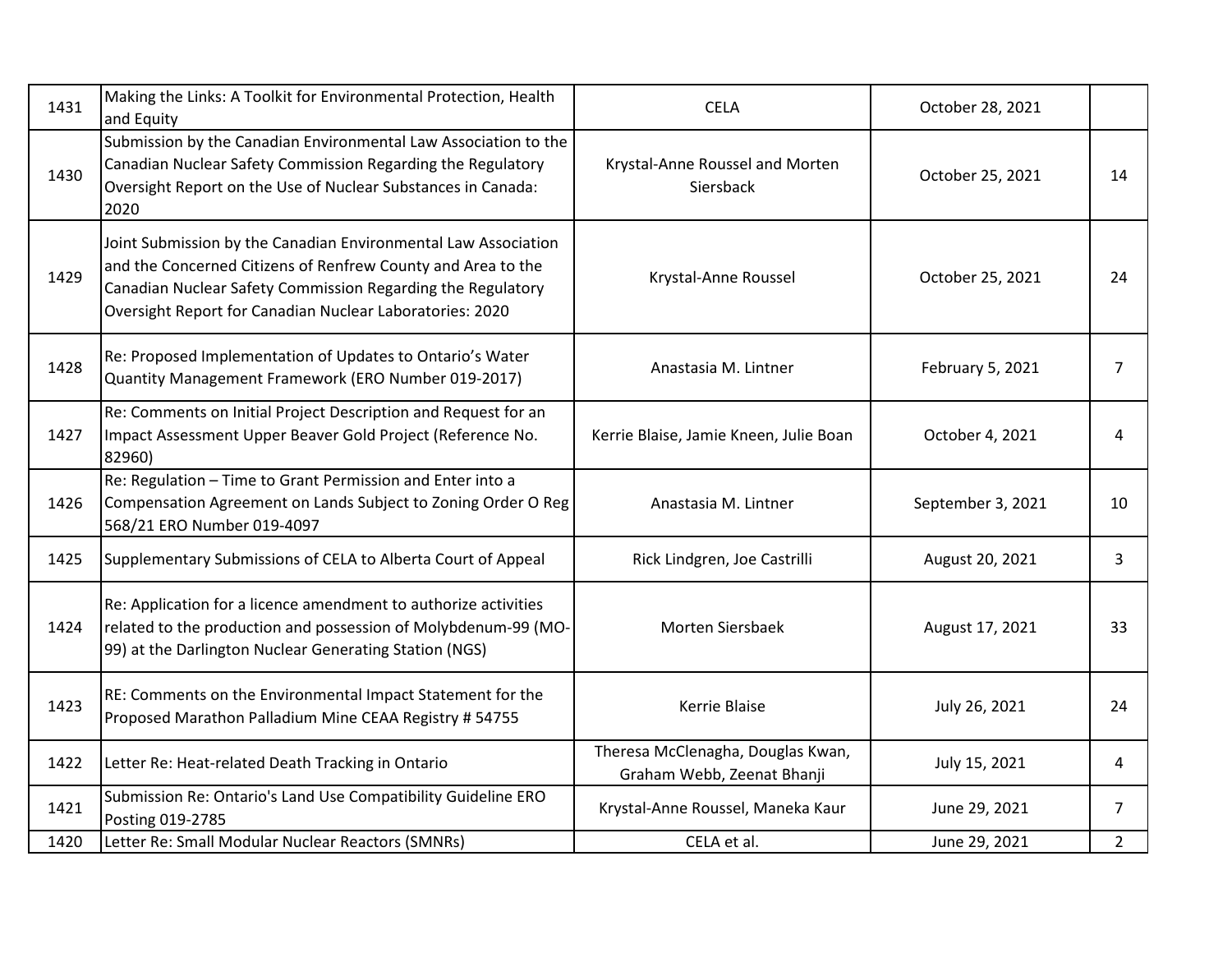| | | | | |
|---|---|---|---|---|
| 1431 | Making the Links: A Toolkit for Environmental Protection, Health and Equity | CELA | October 28, 2021 | |
| 1430 | Submission by the Canadian Environmental Law Association to the Canadian Nuclear Safety Commission Regarding the Regulatory Oversight Report on the Use of Nuclear Substances in Canada: 2020 | Krystal-Anne Roussel and Morten Siersback | October 25, 2021 | 14 |
| 1429 | Joint Submission by the Canadian Environmental Law Association and the Concerned Citizens of Renfrew County and Area to the Canadian Nuclear Safety Commission Regarding the Regulatory Oversight Report for Canadian Nuclear Laboratories: 2020 | Krystal-Anne Roussel | October 25, 2021 | 24 |
| 1428 | Re: Proposed Implementation of Updates to Ontario's Water Quantity Management Framework (ERO Number 019-2017) | Anastasia M. Lintner | February 5, 2021 | 7 |
| 1427 | Re: Comments on Initial Project Description and Request for an Impact Assessment Upper Beaver Gold Project (Reference No. 82960) | Kerrie Blaise, Jamie Kneen, Julie Boan | October 4, 2021 | 4 |
| 1426 | Re: Regulation – Time to Grant Permission and Enter into a Compensation Agreement on Lands Subject to Zoning Order O Reg 568/21 ERO Number 019-4097 | Anastasia M. Lintner | September 3, 2021 | 10 |
| 1425 | Supplementary Submissions of CELA to Alberta Court of Appeal | Rick Lindgren, Joe Castrilli | August 20, 2021 | 3 |
| 1424 | Re: Application for a licence amendment to authorize activities related to the production and possession of Molybdenum-99 (MO-99) at the Darlington Nuclear Generating Station (NGS) | Morten Siersbaek | August 17, 2021 | 33 |
| 1423 | RE: Comments on the Environmental Impact Statement for the Proposed Marathon Palladium Mine CEAA Registry # 54755 | Kerrie Blaise | July 26, 2021 | 24 |
| 1422 | Letter Re: Heat-related Death Tracking in Ontario | Theresa McClenagha, Douglas Kwan, Graham Webb, Zeenat Bhanji | July 15, 2021 | 4 |
| 1421 | Submission Re: Ontario's Land Use Compatibility Guideline ERO Posting 019-2785 | Krystal-Anne Roussel, Maneka Kaur | June 29, 2021 | 7 |
| 1420 | Letter Re: Small Modular Nuclear Reactors (SMNRs) | CELA et al. | June 29, 2021 | 2 |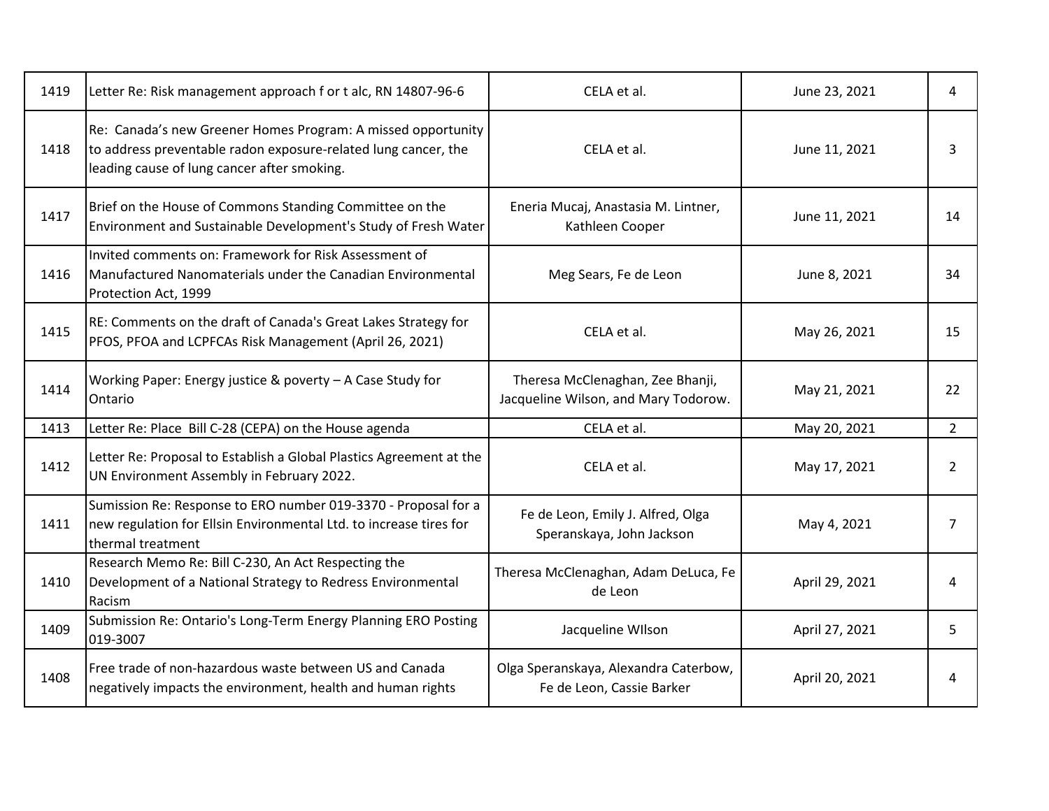| 1419 | Letter Re: Risk management approach f or t alc, RN 14807-96-6 | CELA et al. | June 23, 2021 | 4 |
|---|---|---|---|---|
| 1418 | Re: Canada's new Greener Homes Program: A missed opportunity to address preventable radon exposure-related lung cancer, the leading cause of lung cancer after smoking. | CELA et al. | June 11, 2021 | 3 |
| 1417 | Brief on the House of Commons Standing Committee on the Environment and Sustainable Development's Study of Fresh Water | Eneria Mucaj, Anastasia M. Lintner, Kathleen Cooper | June 11, 2021 | 14 |
| 1416 | Invited comments on: Framework for Risk Assessment of Manufactured Nanomaterials under the Canadian Environmental Protection Act, 1999 | Meg Sears, Fe de Leon | June 8, 2021 | 34 |
| 1415 | RE: Comments on the draft of Canada's Great Lakes Strategy for PFOS, PFOA and LCPFCAs Risk Management (April 26, 2021) | CELA et al. | May 26, 2021 | 15 |
| 1414 | Working Paper: Energy justice & poverty – A Case Study for Ontario | Theresa McClenaghan, Zee Bhanji, Jacqueline Wilson, and Mary Todorow. | May 21, 2021 | 22 |
| 1413 | Letter Re: Place Bill C-28 (CEPA) on the House agenda | CELA et al. | May 20, 2021 | 2 |
| 1412 | Letter Re: Proposal to Establish a Global Plastics Agreement at the UN Environment Assembly in February 2022. | CELA et al. | May 17, 2021 | 2 |
| 1411 | Sumission Re: Response to ERO number 019-3370 - Proposal for a new regulation for Ellsin Environmental Ltd. to increase tires for thermal treatment | Fe de Leon, Emily J. Alfred, Olga Speranskaya, John Jackson | May 4, 2021 | 7 |
| 1410 | Research Memo Re: Bill C-230, An Act Respecting the Development of a National Strategy to Redress Environmental Racism | Theresa McClenaghan, Adam DeLuca, Fe de Leon | April 29, 2021 | 4 |
| 1409 | Submission Re: Ontario's Long-Term Energy Planning ERO Posting 019-3007 | Jacqueline WIlson | April 27, 2021 | 5 |
| 1408 | Free trade of non-hazardous waste between US and Canada negatively impacts the environment, health and human rights | Olga Speranskaya, Alexandra Caterbow, Fe de Leon, Cassie Barker | April 20, 2021 | 4 |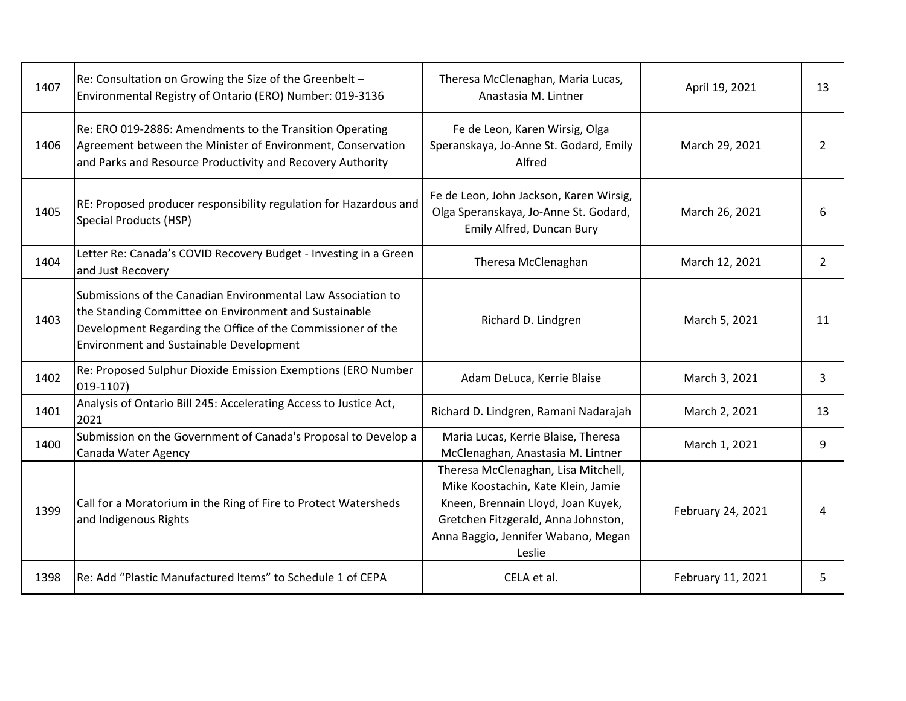| | | | | |
|---|---|---|---|---|
| 1407 | Re: Consultation on Growing the Size of the Greenbelt – Environmental Registry of Ontario (ERO) Number: 019-3136 | Theresa McClenaghan, Maria Lucas, Anastasia M. Lintner | April 19, 2021 | 13 |
| 1406 | Re: ERO 019-2886: Amendments to the Transition Operating Agreement between the Minister of Environment, Conservation and Parks and Resource Productivity and Recovery Authority | Fe de Leon, Karen Wirsig, Olga Speranskaya, Jo-Anne St. Godard, Emily Alfred | March 29, 2021 | 2 |
| 1405 | RE: Proposed producer responsibility regulation for Hazardous and Special Products (HSP) | Fe de Leon, John Jackson, Karen Wirsig, Olga Speranskaya, Jo-Anne St. Godard, Emily Alfred, Duncan Bury | March 26, 2021 | 6 |
| 1404 | Letter Re: Canada's COVID Recovery Budget - Investing in a Green and Just Recovery | Theresa McClenaghan | March 12, 2021 | 2 |
| 1403 | Submissions of the Canadian Environmental Law Association to the Standing Committee on Environment and Sustainable Development Regarding the Office of the Commissioner of the Environment and Sustainable Development | Richard D. Lindgren | March 5, 2021 | 11 |
| 1402 | Re: Proposed Sulphur Dioxide Emission Exemptions (ERO Number 019-1107) | Adam DeLuca, Kerrie Blaise | March 3, 2021 | 3 |
| 1401 | Analysis of Ontario Bill 245: Accelerating Access to Justice Act, 2021 | Richard D. Lindgren, Ramani Nadarajah | March 2, 2021 | 13 |
| 1400 | Submission on the Government of Canada's Proposal to Develop a Canada Water Agency | Maria Lucas, Kerrie Blaise, Theresa McClenaghan, Anastasia M. Lintner | March 1, 2021 | 9 |
| 1399 | Call for a Moratorium in the Ring of Fire to Protect Watersheds and Indigenous Rights | Theresa McClenaghan, Lisa Mitchell, Mike Koostachin, Kate Klein, Jamie Kneen, Brennain Lloyd, Joan Kuyek, Gretchen Fitzgerald, Anna Johnston, Anna Baggio, Jennifer Wabano, Megan Leslie | February 24, 2021 | 4 |
| 1398 | Re: Add "Plastic Manufactured Items" to Schedule 1 of CEPA | CELA et al. | February 11, 2021 | 5 |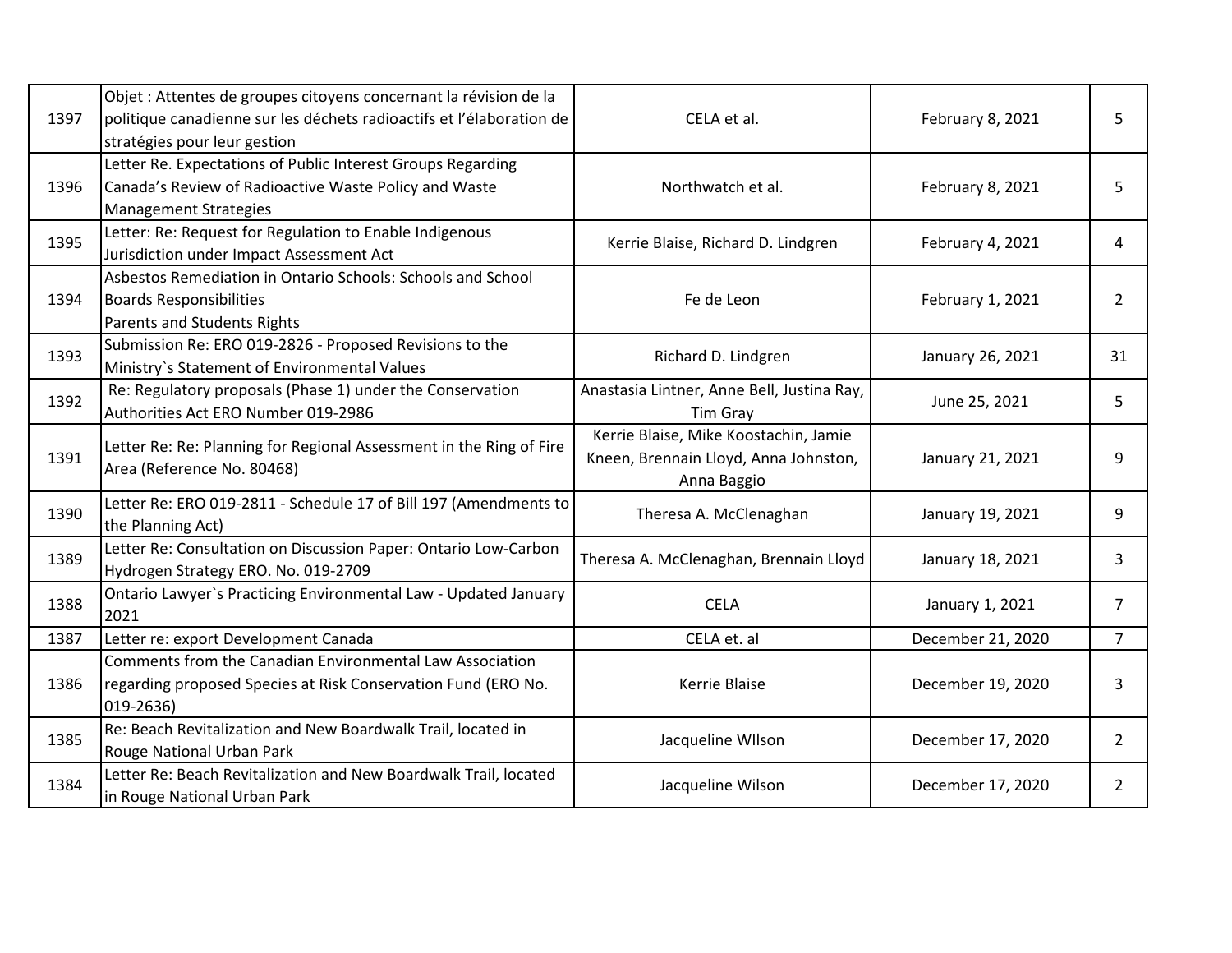| | | | | |
|---|---|---|---|---|
| 1397 | Objet : Attentes de groupes citoyens concernant la révision de la politique canadienne sur les déchets radioactifs et l'élaboration de stratégies pour leur gestion | CELA et al. | February 8, 2021 | 5 |
| 1396 | Letter Re. Expectations of Public Interest Groups Regarding Canada's Review of Radioactive Waste Policy and Waste Management Strategies | Northwatch et al. | February 8, 2021 | 5 |
| 1395 | Letter: Re: Request for Regulation to Enable Indigenous Jurisdiction under Impact Assessment Act | Kerrie Blaise, Richard D. Lindgren | February 4, 2021 | 4 |
| 1394 | Asbestos Remediation in Ontario Schools: Schools and School Boards Responsibilities<br>Parents and Students Rights | Fe de Leon | February 1, 2021 | 2 |
| 1393 | Submission Re: ERO 019-2826 - Proposed Revisions to the Ministry`s Statement of Environmental Values | Richard D. Lindgren | January 26, 2021 | 31 |
| 1392 | Re: Regulatory proposals (Phase 1) under the Conservation Authorities Act ERO Number 019-2986 | Anastasia Lintner, Anne Bell, Justina Ray, Tim Gray | June 25, 2021 | 5 |
| 1391 | Letter Re: Re: Planning for Regional Assessment in the Ring of Fire Area (Reference No. 80468) | Kerrie Blaise, Mike Koostachin, Jamie Kneen, Brennain Lloyd, Anna Johnston, Anna Baggio | January 21, 2021 | 9 |
| 1390 | Letter Re: ERO 019-2811 - Schedule 17 of Bill 197 (Amendments to the Planning Act) | Theresa A. McClenaghan | January 19, 2021 | 9 |
| 1389 | Letter Re: Consultation on Discussion Paper: Ontario Low-Carbon Hydrogen Strategy ERO. No. 019-2709 | Theresa A. McClenaghan, Brennain Lloyd | January 18, 2021 | 3 |
| 1388 | Ontario Lawyer`s Practicing Environmental Law - Updated January 2021 | CELA | January 1, 2021 | 7 |
| 1387 | Letter re: export Development Canada | CELA et. al | December 21, 2020 | 7 |
| 1386 | Comments from the Canadian Environmental Law Association regarding proposed Species at Risk Conservation Fund (ERO No. 019-2636) | Kerrie Blaise | December 19, 2020 | 3 |
| 1385 | Re: Beach Revitalization and New Boardwalk Trail, located in Rouge National Urban Park | Jacqueline WIlson | December 17, 2020 | 2 |
| 1384 | Letter Re: Beach Revitalization and New Boardwalk Trail, located in Rouge National Urban Park | Jacqueline Wilson | December 17, 2020 | 2 |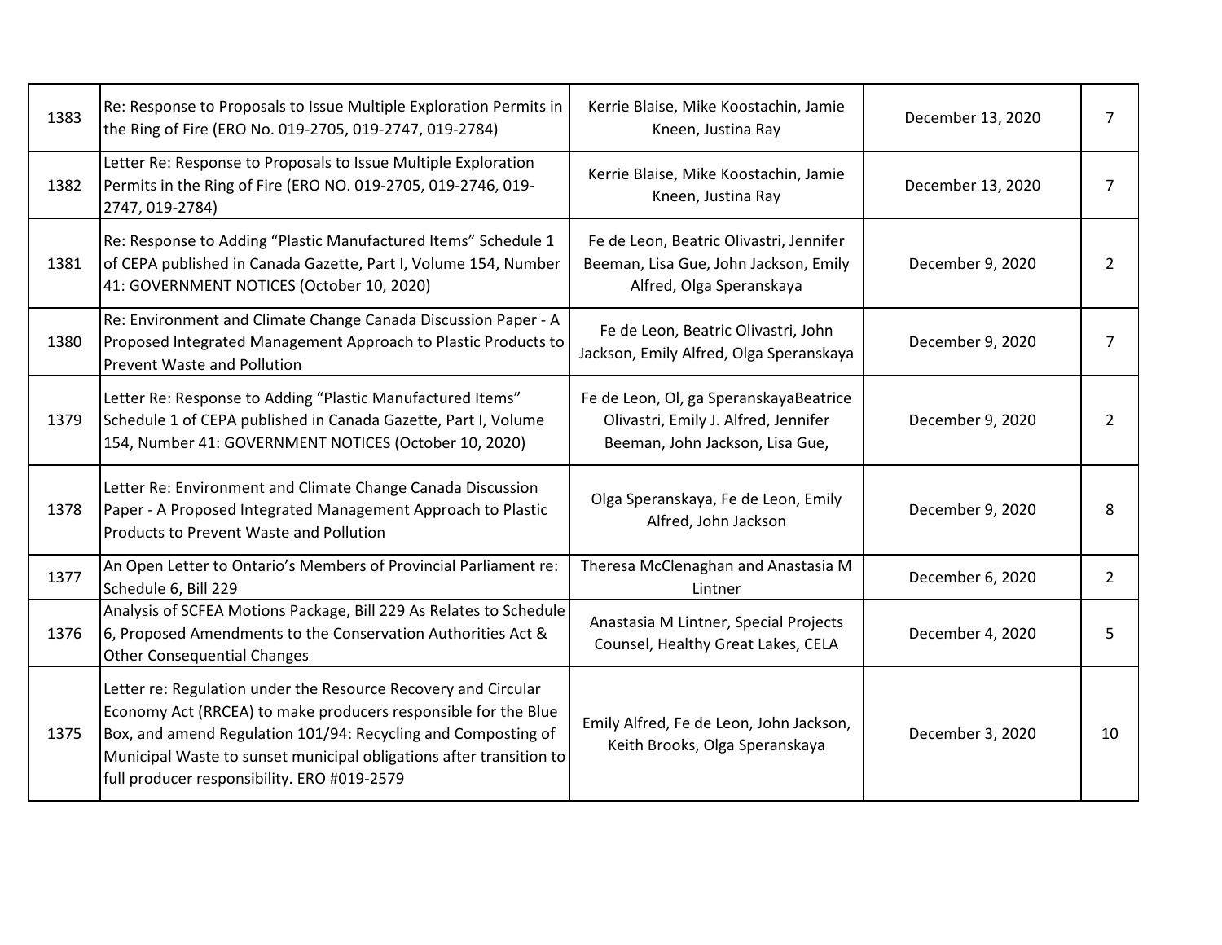| | | | | |
|---|---|---|---|---|
| 1383 | Re: Response to Proposals to Issue Multiple Exploration Permits in the Ring of Fire (ERO No. 019-2705, 019-2747, 019-2784) | Kerrie Blaise, Mike Koostachin, Jamie Kneen, Justina Ray | December 13, 2020 | 7 |
| 1382 | Letter Re: Response to Proposals to Issue Multiple Exploration Permits in the Ring of Fire (ERO NO. 019-2705, 019-2746, 019-2747, 019-2784) | Kerrie Blaise, Mike Koostachin, Jamie Kneen, Justina Ray | December 13, 2020 | 7 |
| 1381 | Re: Response to Adding “Plastic Manufactured Items” Schedule 1 of CEPA published in Canada Gazette, Part I, Volume 154, Number 41: GOVERNMENT NOTICES (October 10, 2020) | Fe de Leon, Beatric Olivastri, Jennifer Beeman, Lisa Gue, John Jackson, Emily Alfred, Olga Speranskaya | December 9, 2020 | 2 |
| 1380 | Re: Environment and Climate Change Canada Discussion Paper - A Proposed Integrated Management Approach to Plastic Products to Prevent Waste and Pollution | Fe de Leon, Beatric Olivastri, John Jackson, Emily Alfred, Olga Speranskaya | December 9, 2020 | 7 |
| 1379 | Letter Re: Response to Adding “Plastic Manufactured Items” Schedule 1 of CEPA published in Canada Gazette, Part I, Volume 154, Number 41: GOVERNMENT NOTICES (October 10, 2020) | Fe de Leon, Ol, ga SperanskayaBeatrice Olivastri, Emily J. Alfred, Jennifer Beeman, John Jackson, Lisa Gue, | December 9, 2020 | 2 |
| 1378 | Letter Re: Environment and Climate Change Canada Discussion Paper - A Proposed Integrated Management Approach to Plastic Products to Prevent Waste and Pollution | Olga Speranskaya, Fe de Leon, Emily Alfred, John Jackson | December 9, 2020 | 8 |
| 1377 | An Open Letter to Ontario’s Members of Provincial Parliament re: Schedule 6, Bill 229 | Theresa McClenaghan and Anastasia M Lintner | December 6, 2020 | 2 |
| 1376 | Analysis of SCFEA Motions Package, Bill 229 As Relates to Schedule 6, Proposed Amendments to the Conservation Authorities Act & Other Consequential Changes | Anastasia M Lintner, Special Projects Counsel, Healthy Great Lakes, CELA | December 4, 2020 | 5 |
| 1375 | Letter re: Regulation under the Resource Recovery and Circular Economy Act (RRCEA) to make producers responsible for the Blue Box, and amend Regulation 101/94: Recycling and Composting of Municipal Waste to sunset municipal obligations after transition to full producer responsibility. ERO #019-2579 | Emily Alfred, Fe de Leon, John Jackson, Keith Brooks, Olga Speranskaya | December 3, 2020 | 10 |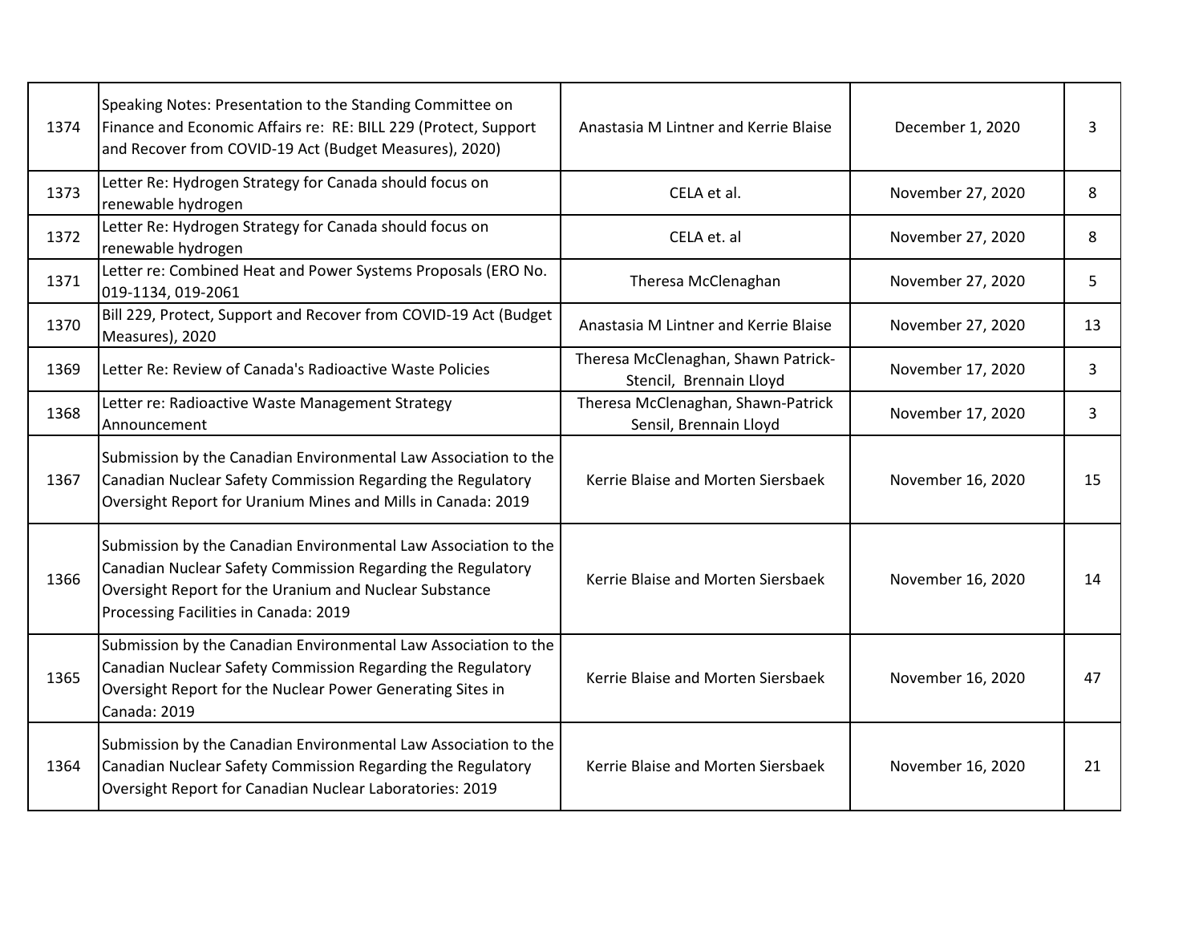| | | | | |
|---|---|---|---|---|
| 1374 | Speaking Notes: Presentation to the Standing Committee on Finance and Economic Affairs re: RE: BILL 229 (Protect, Support and Recover from COVID-19 Act (Budget Measures), 2020) | Anastasia M Lintner and Kerrie Blaise | December 1, 2020 | 3 |
| 1373 | Letter Re: Hydrogen Strategy for Canada should focus on renewable hydrogen | CELA et al. | November 27, 2020 | 8 |
| 1372 | Letter Re: Hydrogen Strategy for Canada should focus on renewable hydrogen | CELA et. al | November 27, 2020 | 8 |
| 1371 | Letter re: Combined Heat and Power Systems Proposals (ERO No. 019-1134, 019-2061 | Theresa McClenaghan | November 27, 2020 | 5 |
| 1370 | Bill 229, Protect, Support and Recover from COVID-19 Act (Budget Measures), 2020 | Anastasia M Lintner and Kerrie Blaise | November 27, 2020 | 13 |
| 1369 | Letter Re: Review of Canada's Radioactive Waste Policies | Theresa McClenaghan, Shawn Patrick-Stencil, Brennain Lloyd | November 17, 2020 | 3 |
| 1368 | Letter re: Radioactive Waste Management Strategy Announcement | Theresa McClenaghan, Shawn-Patrick Sensil, Brennain Lloyd | November 17, 2020 | 3 |
| 1367 | Submission by the Canadian Environmental Law Association to the Canadian Nuclear Safety Commission Regarding the Regulatory Oversight Report for Uranium Mines and Mills in Canada: 2019 | Kerrie Blaise and Morten Siersbaek | November 16, 2020 | 15 |
| 1366 | Submission by the Canadian Environmental Law Association to the Canadian Nuclear Safety Commission Regarding the Regulatory Oversight Report for the Uranium and Nuclear Substance Processing Facilities in Canada: 2019 | Kerrie Blaise and Morten Siersbaek | November 16, 2020 | 14 |
| 1365 | Submission by the Canadian Environmental Law Association to the Canadian Nuclear Safety Commission Regarding the Regulatory Oversight Report for the Nuclear Power Generating Sites in Canada: 2019 | Kerrie Blaise and Morten Siersbaek | November 16, 2020 | 47 |
| 1364 | Submission by the Canadian Environmental Law Association to the Canadian Nuclear Safety Commission Regarding the Regulatory Oversight Report for Canadian Nuclear Laboratories: 2019 | Kerrie Blaise and Morten Siersbaek | November 16, 2020 | 21 |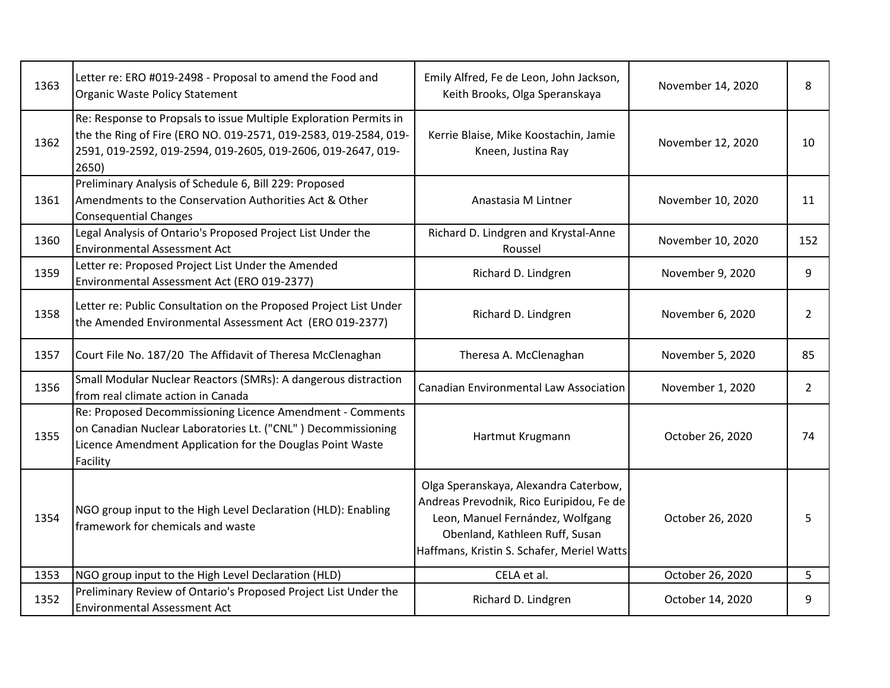| | | | | |
|---|---|---|---|---|
| 1363 | Letter re: ERO #019-2498 - Proposal to amend the Food and Organic Waste Policy Statement | Emily Alfred, Fe de Leon, John Jackson, Keith Brooks, Olga Speranskaya | November 14, 2020 | 8 |
| 1362 | Re: Response to Propsals to issue Multiple Exploration Permits in the the Ring of Fire (ERO NO. 019-2571, 019-2583, 019-2584, 019-2591, 019-2592, 019-2594, 019-2605, 019-2606, 019-2647, 019-2650) | Kerrie Blaise, Mike Koostachin, Jamie Kneen, Justina Ray | November 12, 2020 | 10 |
| 1361 | Preliminary Analysis of Schedule 6, Bill 229: Proposed Amendments to the Conservation Authorities Act & Other Consequential Changes | Anastasia M Lintner | November 10, 2020 | 11 |
| 1360 | Legal Analysis of Ontario's Proposed Project List Under the Environmental Assessment Act | Richard D. Lindgren and Krystal-Anne Roussel | November 10, 2020 | 152 |
| 1359 | Letter re: Proposed Project List Under the Amended Environmental Assessment Act (ERO 019-2377) | Richard D. Lindgren | November 9, 2020 | 9 |
| 1358 | Letter re: Public Consultation on the Proposed Project List Under the Amended Environmental Assessment Act (ERO 019-2377) | Richard D. Lindgren | November 6, 2020 | 2 |
| 1357 | Court File No. 187/20 The Affidavit of Theresa McClenaghan | Theresa A. McClenaghan | November 5, 2020 | 85 |
| 1356 | Small Modular Nuclear Reactors (SMRs): A dangerous distraction from real climate action in Canada | Canadian Environmental Law Association | November 1, 2020 | 2 |
| 1355 | Re: Proposed Decommissioning Licence Amendment - Comments on Canadian Nuclear Laboratories Lt. ("CNL" ) Decommissioning Licence Amendment Application for the Douglas Point Waste Facility | Hartmut Krugmann | October 26, 2020 | 74 |
| 1354 | NGO group input to the High Level Declaration (HLD): Enabling framework for chemicals and waste | Olga Speranskaya, Alexandra Caterbow, Andreas Prevodnik, Rico Euripidou, Fe de Leon, Manuel Fernández, Wolfgang Obenland, Kathleen Ruff, Susan Haffmans, Kristin S. Schafer, Meriel Watts | October 26, 2020 | 5 |
| 1353 | NGO group input to the High Level Declaration (HLD) | CELA et al. | October 26, 2020 | 5 |
| 1352 | Preliminary Review of Ontario's Proposed Project List Under the Environmental Assessment Act | Richard D. Lindgren | October 14, 2020 | 9 |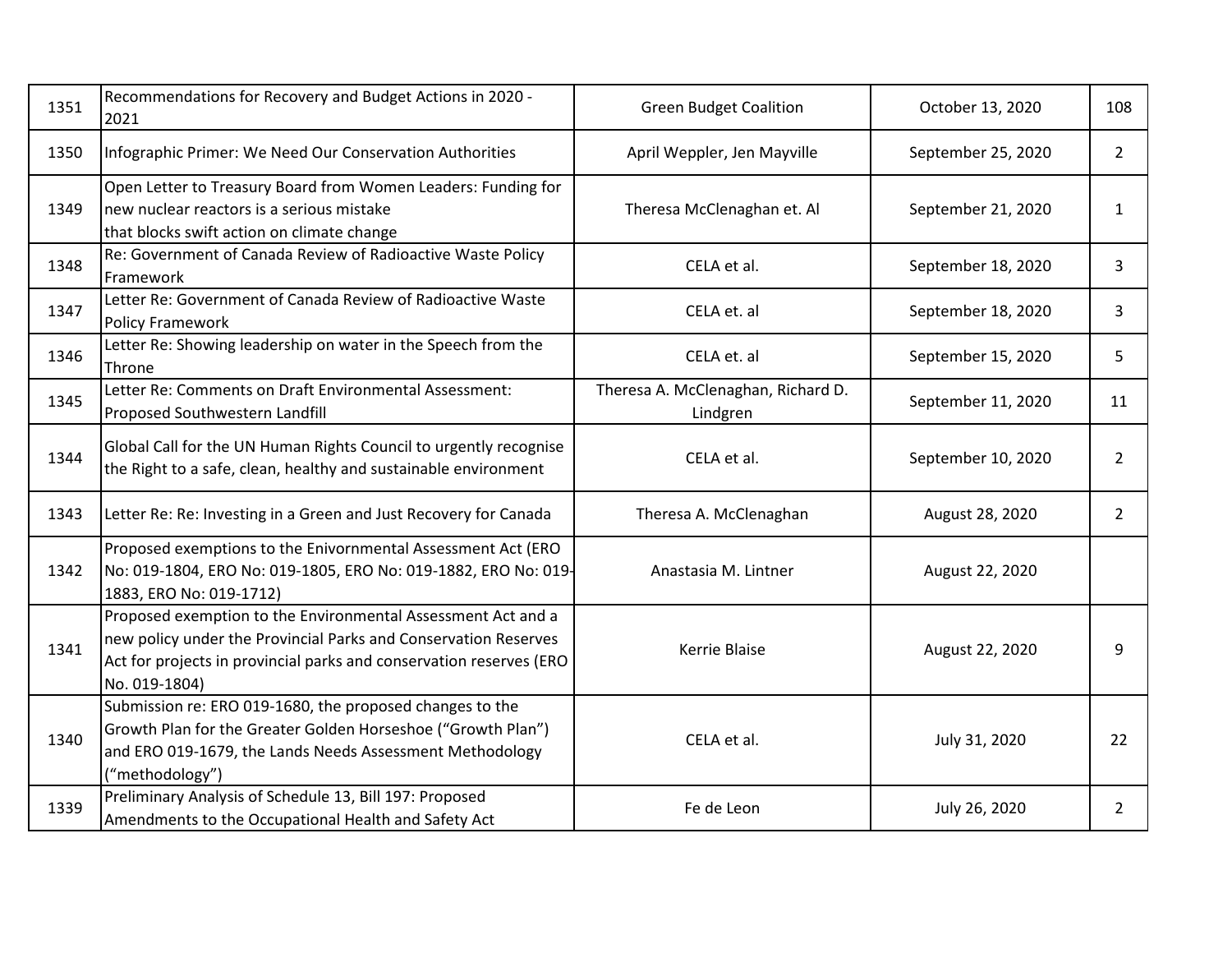| | | | | |
|---|---|---|---|---|
| 1351 | Recommendations for Recovery and Budget Actions in 2020 - 2021 | Green Budget Coalition | October 13, 2020 | 108 |
| 1350 | Infographic Primer: We Need Our Conservation Authorities | April Weppler, Jen Mayville | September 25, 2020 | 2 |
| 1349 | Open Letter to Treasury Board from Women Leaders: Funding for new nuclear reactors is a serious mistake that blocks swift action on climate change | Theresa McClenaghan et. Al | September 21, 2020 | 1 |
| 1348 | Re: Government of Canada Review of Radioactive Waste Policy Framework | CELA et al. | September 18, 2020 | 3 |
| 1347 | Letter Re: Government of Canada Review of Radioactive Waste Policy Framework | CELA et. al | September 18, 2020 | 3 |
| 1346 | Letter Re: Showing leadership on water in the Speech from the Throne | CELA et. al | September 15, 2020 | 5 |
| 1345 | Letter Re: Comments on Draft Environmental Assessment: Proposed Southwestern Landfill | Theresa A. McClenaghan, Richard D. Lindgren | September 11, 2020 | 11 |
| 1344 | Global Call for the UN Human Rights Council to urgently recognise the Right to a safe, clean, healthy and sustainable environment | CELA et al. | September 10, 2020 | 2 |
| 1343 | Letter Re: Re: Investing in a Green and Just Recovery for Canada | Theresa A. McClenaghan | August 28, 2020 | 2 |
| 1342 | Proposed exemptions to the Enivornmental Assessment Act (ERO No: 019-1804, ERO No: 019-1805, ERO No: 019-1882, ERO No: 019-1883, ERO No: 019-1712) | Anastasia M. Lintner | August 22, 2020 | |
| 1341 | Proposed exemption to the Environmental Assessment Act and a new policy under the Provincial Parks and Conservation Reserves Act for projects in provincial parks and conservation reserves (ERO No. 019-1804) | Kerrie Blaise | August 22, 2020 | 9 |
| 1340 | Submission re: ERO 019-1680, the proposed changes to the Growth Plan for the Greater Golden Horseshoe ("Growth Plan") and ERO 019-1679, the Lands Needs Assessment Methodology ("methodology") | CELA et al. | July 31, 2020 | 22 |
| 1339 | Preliminary Analysis of Schedule 13, Bill 197: Proposed Amendments to the Occupational Health and Safety Act | Fe de Leon | July 26, 2020 | 2 |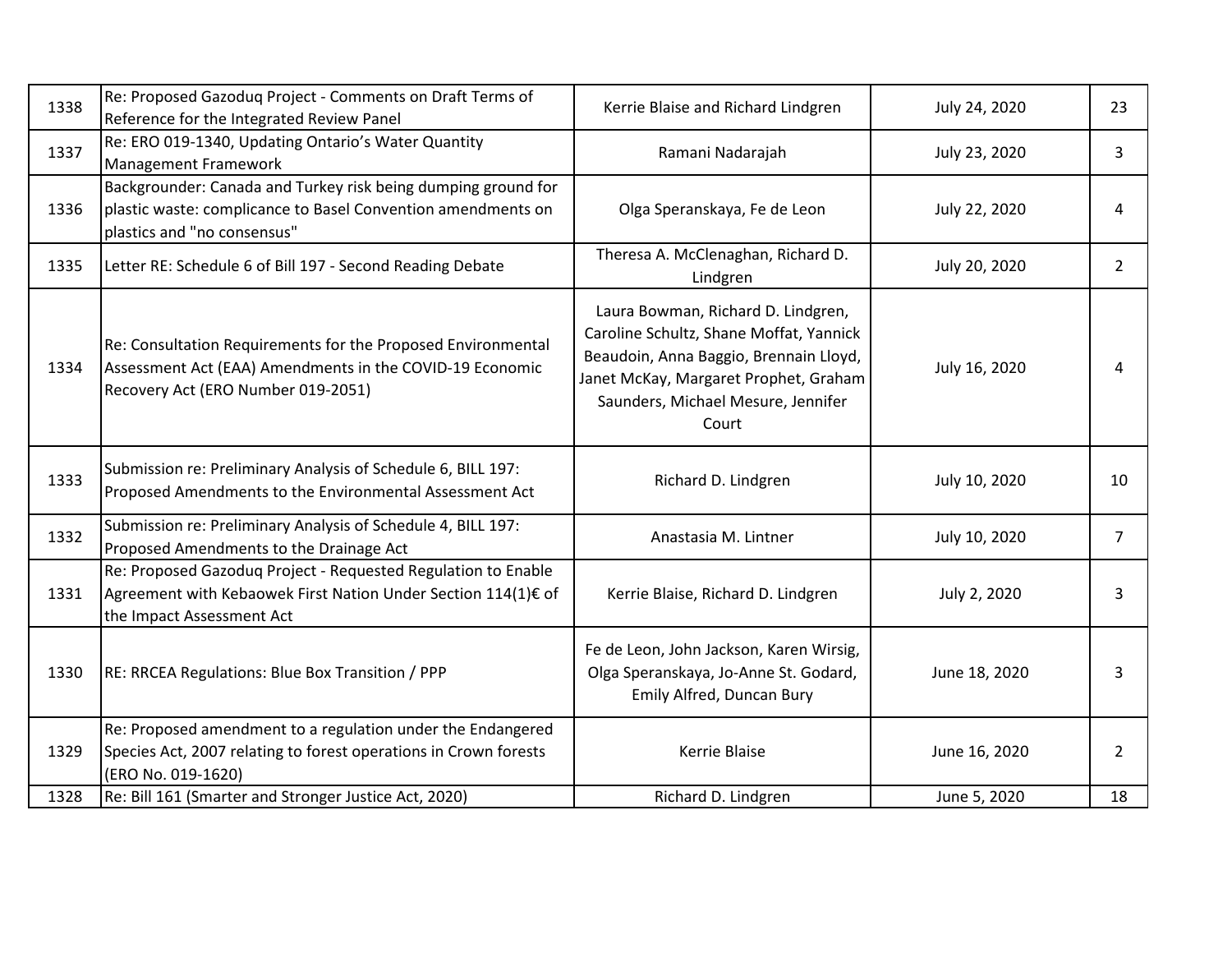| 1338 | Re: Proposed Gazoduq Project - Comments on Draft Terms of Reference for the Integrated Review Panel | Kerrie Blaise and Richard Lindgren | July 24, 2020 | 23 |
|---|---|---|---|---|
| 1337 | Re: ERO 019-1340, Updating Ontario's Water Quantity Management Framework | Ramani Nadarajah | July 23, 2020 | 3 |
| 1336 | Backgrounder: Canada and Turkey risk being dumping ground for plastic waste: complicance to Basel Convention amendments on plastics and "no consensus" | Olga Speranskaya, Fe de Leon | July 22, 2020 | 4 |
| 1335 | Letter RE: Schedule 6 of Bill 197 - Second Reading Debate | Theresa A. McClenaghan, Richard D. Lindgren | July 20, 2020 | 2 |
| 1334 | Re: Consultation Requirements for the Proposed Environmental Assessment Act (EAA) Amendments in the COVID-19 Economic Recovery Act (ERO Number 019-2051) | Laura Bowman, Richard D. Lindgren, Caroline Schultz, Shane Moffat, Yannick Beaudoin, Anna Baggio, Brennain Lloyd, Janet McKay, Margaret Prophet, Graham Saunders, Michael Mesure, Jennifer Court | July 16, 2020 | 4 |
| 1333 | Submission re: Preliminary Analysis of Schedule 6, BILL 197: Proposed Amendments to the Environmental Assessment Act | Richard D. Lindgren | July 10, 2020 | 10 |
| 1332 | Submission re: Preliminary Analysis of Schedule 4, BILL 197: Proposed Amendments to the Drainage Act | Anastasia M. Lintner | July 10, 2020 | 7 |
| 1331 | Re: Proposed Gazoduq Project - Requested Regulation to Enable Agreement with Kebaowek First Nation Under Section 114(1)€ of the Impact Assessment Act | Kerrie Blaise, Richard D. Lindgren | July 2, 2020 | 3 |
| 1330 | RE: RRCEA Regulations: Blue Box Transition / PPP | Fe de Leon, John Jackson, Karen Wirsig, Olga Speranskaya, Jo-Anne St. Godard, Emily Alfred, Duncan Bury | June 18, 2020 | 3 |
| 1329 | Re: Proposed amendment to a regulation under the Endangered Species Act, 2007 relating to forest operations in Crown forests (ERO No. 019-1620) | Kerrie Blaise | June 16, 2020 | 2 |
| 1328 | Re: Bill 161 (Smarter and Stronger Justice Act, 2020) | Richard D. Lindgren | June 5, 2020 | 18 |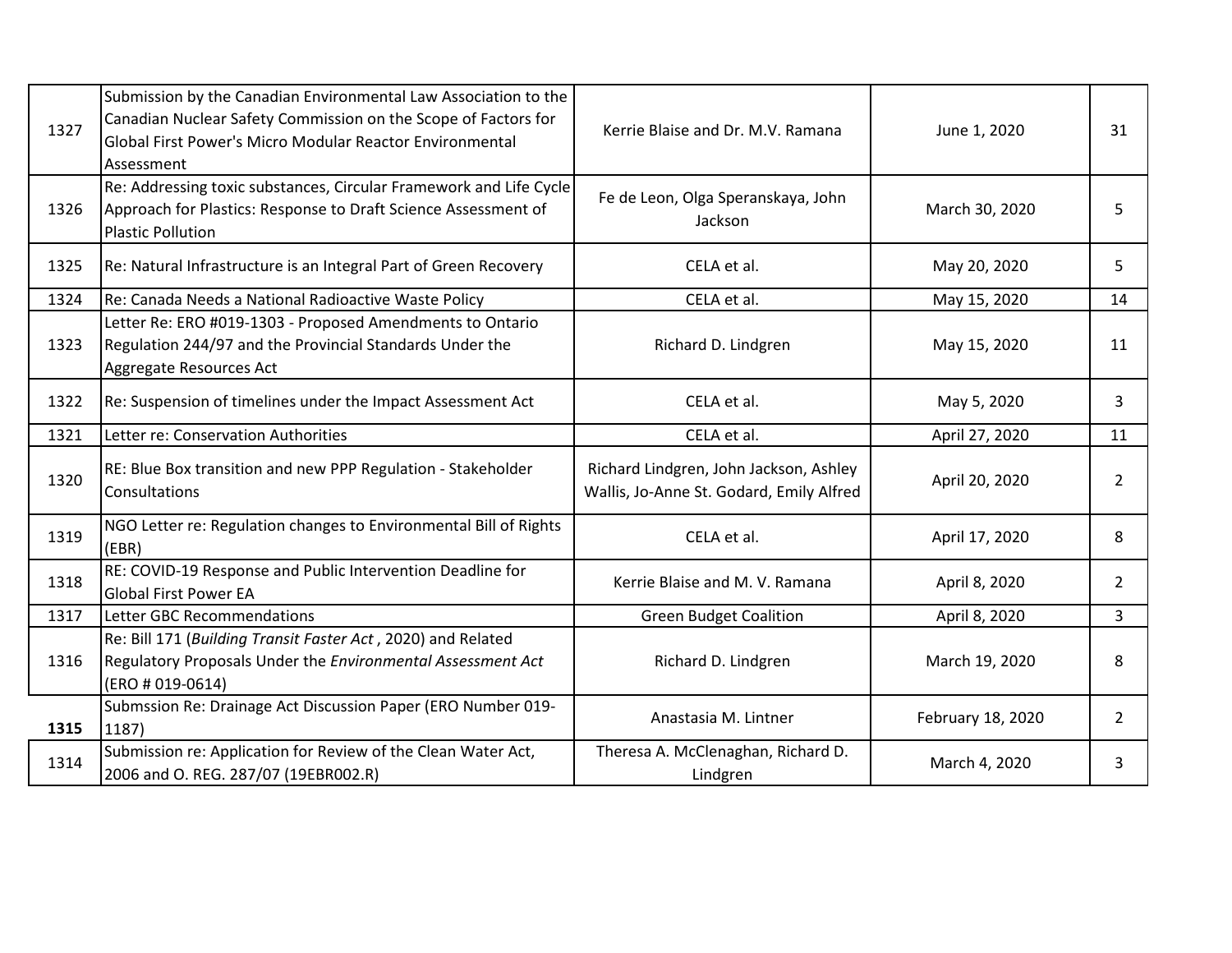| | | | | |
|---|---|---|---|---|
| 1327 | Submission by the Canadian Environmental Law Association to the Canadian Nuclear Safety Commission on the Scope of Factors for Global First Power's Micro Modular Reactor Environmental Assessment | Kerrie Blaise and Dr. M.V. Ramana | June 1, 2020 | 31 |
| 1326 | Re: Addressing toxic substances, Circular Framework and Life Cycle Approach for Plastics: Response to Draft Science Assessment of Plastic Pollution | Fe de Leon, Olga Speranskaya, John Jackson | March 30, 2020 | 5 |
| 1325 | Re: Natural Infrastructure is an Integral Part of Green Recovery | CELA et al. | May 20, 2020 | 5 |
| 1324 | Re: Canada Needs a National Radioactive Waste Policy | CELA et al. | May 15, 2020 | 14 |
| 1323 | Letter Re: ERO #019-1303 - Proposed Amendments to Ontario Regulation 244/97 and the Provincial Standards Under the Aggregate Resources Act | Richard D. Lindgren | May 15, 2020 | 11 |
| 1322 | Re: Suspension of timelines under the Impact Assessment Act | CELA et al. | May 5, 2020 | 3 |
| 1321 | Letter re: Conservation Authorities | CELA et al. | April 27, 2020 | 11 |
| 1320 | RE: Blue Box transition and new PPP Regulation - Stakeholder Consultations | Richard Lindgren, John Jackson, Ashley Wallis, Jo-Anne St. Godard, Emily Alfred | April 20, 2020 | 2 |
| 1319 | NGO Letter re: Regulation changes to Environmental Bill of Rights (EBR) | CELA et al. | April 17, 2020 | 8 |
| 1318 | RE: COVID-19 Response and Public Intervention Deadline for Global First Power EA | Kerrie Blaise and M. V. Ramana | April 8, 2020 | 2 |
| 1317 | Letter GBC Recommendations | Green Budget Coalition | April 8, 2020 | 3 |
| 1316 | Re: Bill 171 (*Building Transit Faster Act* , 2020) and Related Regulatory Proposals Under the *Environmental Assessment Act* (ERO # 019-0614) | Richard D. Lindgren | March 19, 2020 | 8 |
| **1315** | Submssion Re: Drainage Act Discussion Paper (ERO Number 019-1187) | Anastasia M. Lintner | February 18, 2020 | 2 |
| 1314 | Submission re: Application for Review of the Clean Water Act, 2006 and O. REG. 287/07 (19EBR002.R) | Theresa A. McClenaghan, Richard D. Lindgren | March 4, 2020 | 3 |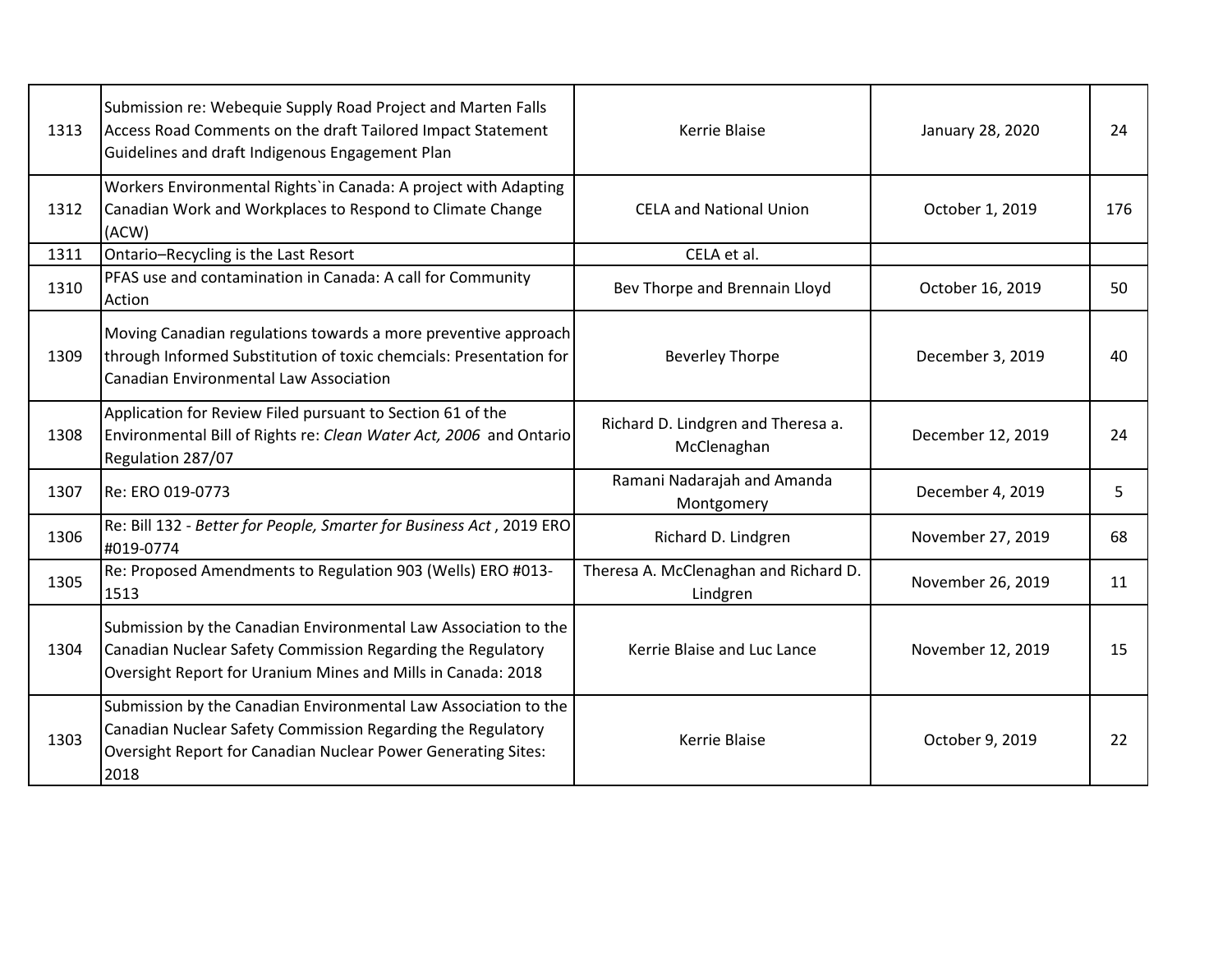| | | | | |
|---|---|---|---|---|
| 1313 | Submission re: Webequie Supply Road Project and Marten Falls Access Road Comments on the draft Tailored Impact Statement Guidelines and draft Indigenous Engagement Plan | Kerrie Blaise | January 28, 2020 | 24 |
| 1312 | Workers Environmental Rights`in Canada: A project with Adapting Canadian Work and Workplaces to Respond to Climate Change (ACW) | CELA and National Union | October 1, 2019 | 176 |
| 1311 | Ontario–Recycling is the Last Resort | CELA et al. | | |
| 1310 | PFAS use and contamination in Canada: A call for Community Action | Bev Thorpe and Brennain Lloyd | October 16, 2019 | 50 |
| 1309 | Moving Canadian regulations towards a more preventive approach through Informed Substitution of toxic chemcials: Presentation for Canadian Environmental Law Association | Beverley Thorpe | December 3, 2019 | 40 |
| 1308 | Application for Review Filed pursuant to Section 61 of the Environmental Bill of Rights re: *Clean Water Act, 2006* and Ontario Regulation 287/07 | Richard D. Lindgren and Theresa a. McClenaghan | December 12, 2019 | 24 |
| 1307 | Re: ERO 019-0773 | Ramani Nadarajah and Amanda Montgomery | December 4, 2019 | 5 |
| 1306 | Re: Bill 132 - *Better for People, Smarter for Business Act*, 2019 ERO #019-0774 | Richard D. Lindgren | November 27, 2019 | 68 |
| 1305 | Re: Proposed Amendments to Regulation 903 (Wells) ERO #013-1513 | Theresa A. McClenaghan and Richard D. Lindgren | November 26, 2019 | 11 |
| 1304 | Submission by the Canadian Environmental Law Association to the Canadian Nuclear Safety Commission Regarding the Regulatory Oversight Report for Uranium Mines and Mills in Canada: 2018 | Kerrie Blaise and Luc Lance | November 12, 2019 | 15 |
| 1303 | Submission by the Canadian Environmental Law Association to the Canadian Nuclear Safety Commission Regarding the Regulatory Oversight Report for Canadian Nuclear Power Generating Sites: 2018 | Kerrie Blaise | October 9, 2019 | 22 |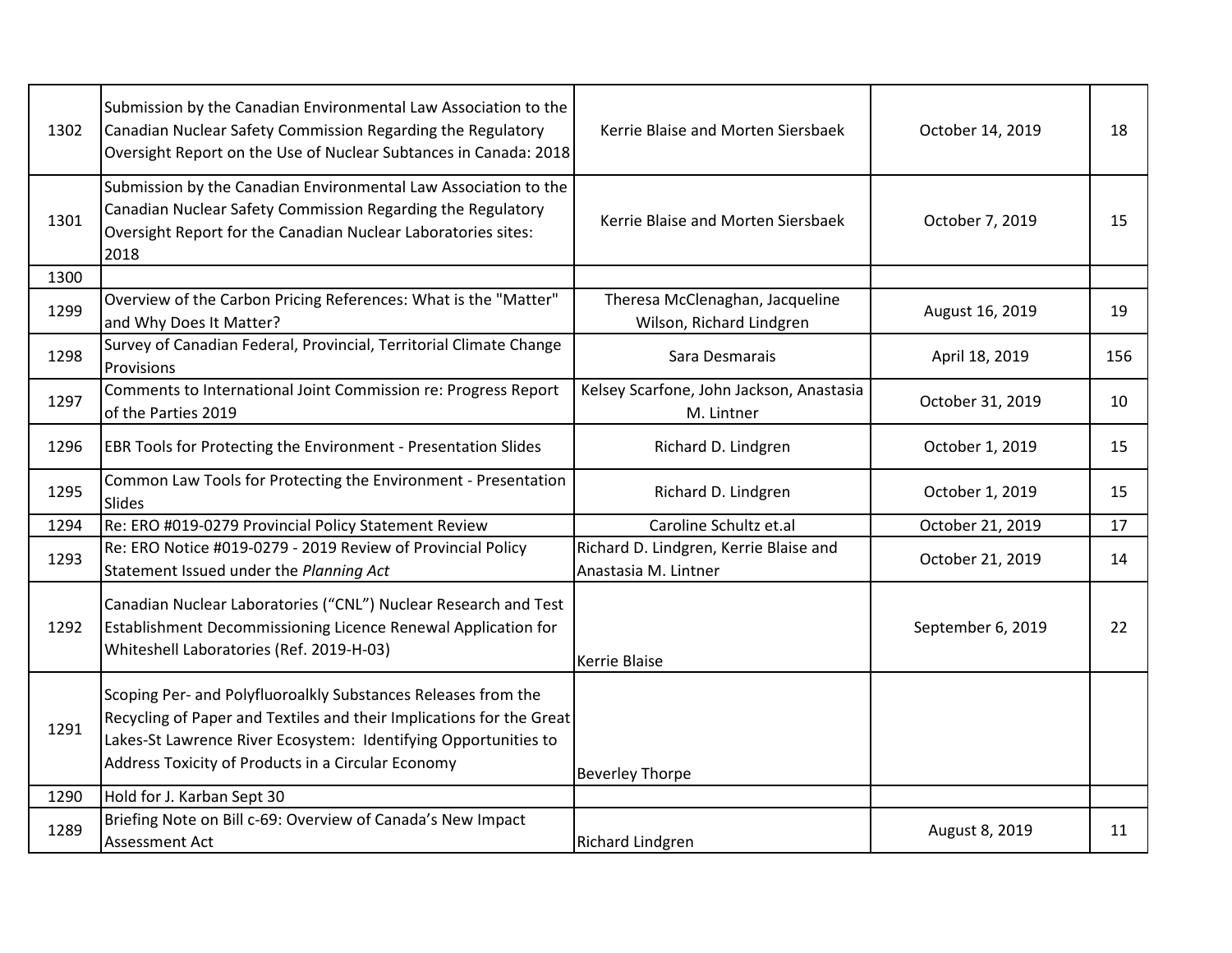| | | | | |
|---|---|---|---|---|
| 1302 | Submission by the Canadian Environmental Law Association to the Canadian Nuclear Safety Commission Regarding the Regulatory Oversight Report on the Use of Nuclear Subtances in Canada: 2018 | Kerrie Blaise and Morten Siersbaek | October 14, 2019 | 18 |
| 1301 | Submission by the Canadian Environmental Law Association to the Canadian Nuclear Safety Commission Regarding the Regulatory Oversight Report for the Canadian Nuclear Laboratories sites: 2018 | Kerrie Blaise and Morten Siersbaek | October 7, 2019 | 15 |
| 1300 | | | | |
| 1299 | Overview of the Carbon Pricing References: What is the "Matter" and Why Does It Matter? | Theresa McClenaghan, Jacqueline Wilson, Richard Lindgren | August 16, 2019 | 19 |
| 1298 | Survey of Canadian Federal, Provincial, Territorial Climate Change Provisions | Sara Desmarais | April 18, 2019 | 156 |
| 1297 | Comments to International Joint Commission re: Progress Report of the Parties 2019 | Kelsey Scarfone, John Jackson, Anastasia M. Lintner | October 31, 2019 | 10 |
| 1296 | EBR Tools for Protecting the Environment - Presentation Slides | Richard D. Lindgren | October 1, 2019 | 15 |
| 1295 | Common Law Tools for Protecting the Environment - Presentation Slides | Richard D. Lindgren | October 1, 2019 | 15 |
| 1294 | Re: ERO #019-0279 Provincial Policy Statement Review | Caroline Schultz et.al | October 21, 2019 | 17 |
| 1293 | Re: ERO Notice #019-0279 - 2019 Review of Provincial Policy Statement Issued under the *Planning Act* | Richard D. Lindgren, Kerrie Blaise and Anastasia M. Lintner | October 21, 2019 | 14 |
| 1292 | Canadian Nuclear Laboratories ("CNL") Nuclear Research and Test Establishment Decommissioning Licence Renewal Application for Whiteshell Laboratories (Ref. 2019-H-03) | Kerrie Blaise | September 6, 2019 | 22 |
| 1291 | Scoping Per- and Polyfluoroalkly Substances Releases from the Recycling of Paper and Textiles and their Implications for the Great Lakes-St Lawrence River Ecosystem: Identifying Opportunities to Address Toxicity of Products in a Circular Economy | Beverley Thorpe | | |
| 1290 | Hold for J. Karban Sept 30 | | | |
| 1289 | Briefing Note on Bill c-69: Overview of Canada's New Impact Assessment Act | Richard Lindgren | August 8, 2019 | 11 |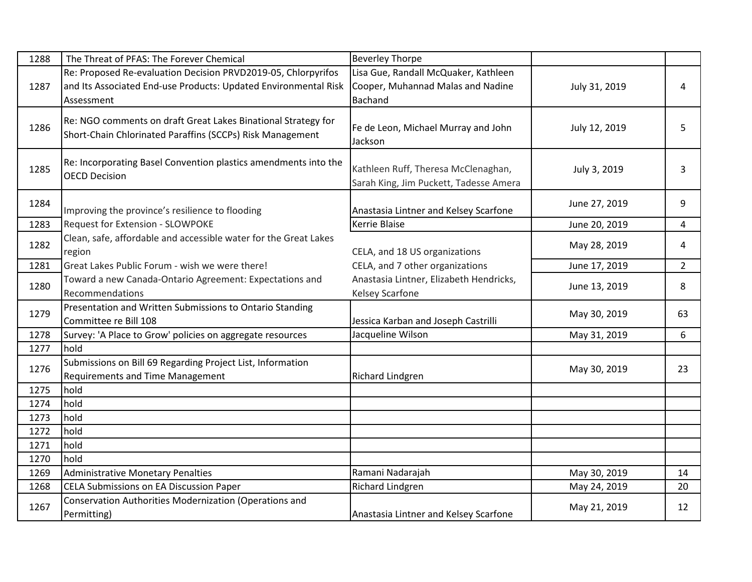| 1288 | The Threat of PFAS: The Forever Chemical | Beverley Thorpe | | |
|---|---|---|---|---|
| 1287 | Re: Proposed Re-evaluation Decision PRVD2019-05, Chlorpyrifos and Its Associated End-use Products: Updated Environmental Risk Assessment | Lisa Gue, Randall McQuaker, Kathleen Cooper, Muhannad Malas and Nadine Bachand | July 31, 2019 | 4 |
| 1286 | Re: NGO comments on draft Great Lakes Binational Strategy for Short-Chain Chlorinated Paraffins (SCCPs) Risk Management | Fe de Leon, Michael Murray and John Jackson | July 12, 2019 | 5 |
| 1285 | Re: Incorporating Basel Convention plastics amendments into the OECD Decision | Kathleen Ruff, Theresa McClenaghan, Sarah King, Jim Puckett, Tadesse Amera | July 3, 2019 | 3 |
| 1284 | Improving the province's resilience to flooding | Anastasia Lintner and Kelsey Scarfone | June 27, 2019 | 9 |
| 1283 | Request for Extension - SLOWPOKE | Kerrie Blaise | June 20, 2019 | 4 |
| 1282 | Clean, safe, affordable and accessible water for the Great Lakes region | CELA, and 18 US organizations | May 28, 2019 | 4 |
| 1281 | Great Lakes Public Forum - wish we were there! | CELA, and 7 other organizations | June 17, 2019 | 2 |
| 1280 | Toward a new Canada-Ontario Agreement: Expectations and Recommendations | Anastasia Lintner, Elizabeth Hendricks, Kelsey Scarfone | June 13, 2019 | 8 |
| 1279 | Presentation and Written Submissions to Ontario Standing Committee re Bill 108 | Jessica Karban and Joseph Castrilli | May 30, 2019 | 63 |
| 1278 | Survey: 'A Place to Grow' policies on aggregate resources | Jacqueline Wilson | May 31, 2019 | 6 |
| 1277 | hold | | | |
| 1276 | Submissions on Bill 69 Regarding Project List, Information Requirements and Time Management | Richard Lindgren | May 30, 2019 | 23 |
| 1275 | hold | | | |
| 1274 | hold | | | |
| 1273 | hold | | | |
| 1272 | hold | | | |
| 1271 | hold | | | |
| 1270 | hold | | | |
| 1269 | Administrative Monetary Penalties | Ramani Nadarajah | May 30, 2019 | 14 |
| 1268 | CELA Submissions on EA Discussion Paper | Richard Lindgren | May 24, 2019 | 20 |
| 1267 | Conservation Authorities Modernization (Operations and Permitting) | Anastasia Lintner and Kelsey Scarfone | May 21, 2019 | 12 |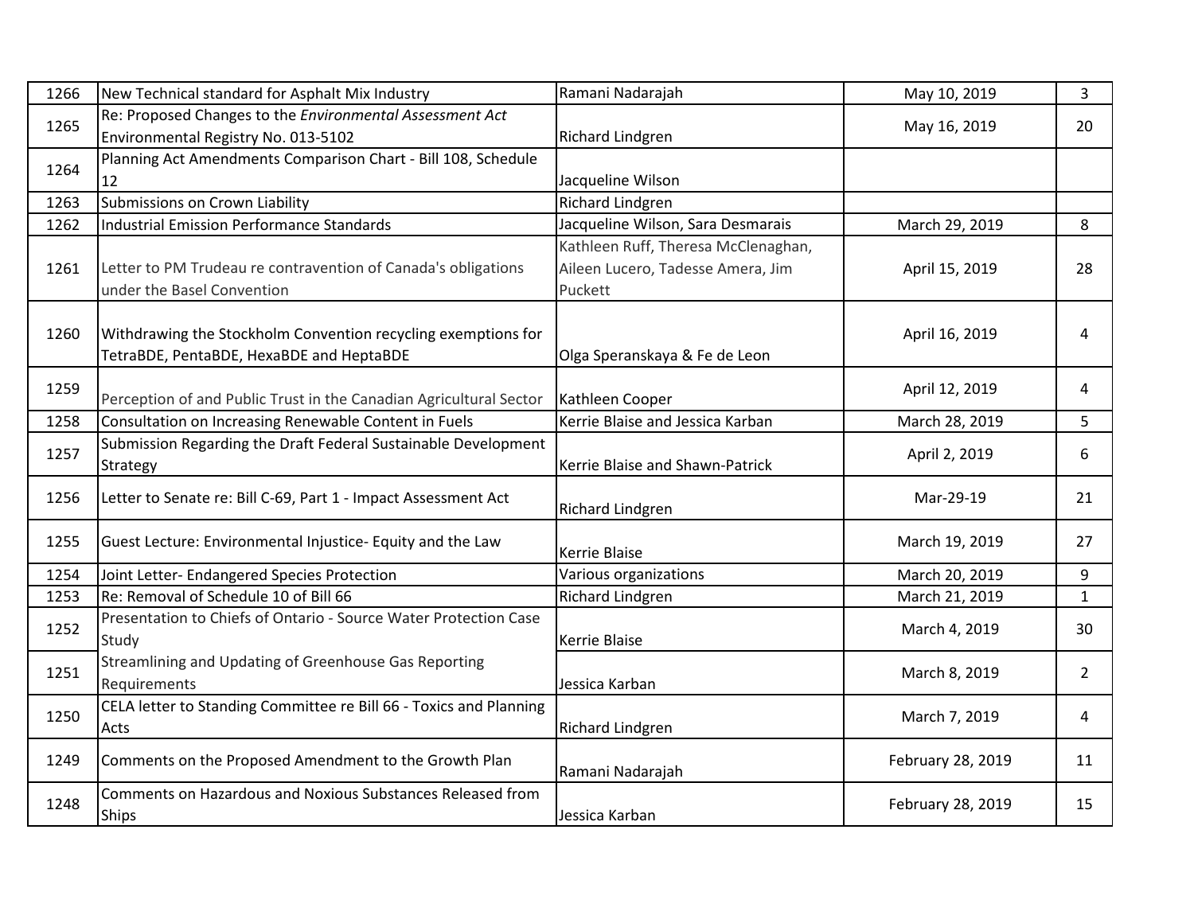| 1266 | New Technical standard for Asphalt Mix Industry | Ramani Nadarajah | May 10, 2019 | 3 |
|---|---|---|---|---|
| 1265 | Re: Proposed Changes to the *Environmental Assessment Act* Environmental Registry No. 013-5102 | Richard Lindgren | May 16, 2019 | 20 |
| 1264 | Planning Act Amendments Comparison Chart - Bill 108, Schedule 12 | Jacqueline Wilson | | |
| 1263 | Submissions on Crown Liability | Richard Lindgren | | |
| 1262 | Industrial Emission Performance Standards | Jacqueline Wilson, Sara Desmarais | March 29, 2019 | 8 |
| 1261 | Letter to PM Trudeau re contravention of Canada's obligations under the Basel Convention | Kathleen Ruff, Theresa McClenaghan, Aileen Lucero, Tadesse Amera, Jim Puckett | April 15, 2019 | 28 |
| 1260 | Withdrawing the Stockholm Convention recycling exemptions for TetraBDE, PentaBDE, HexaBDE and HeptaBDE | Olga Speranskaya & Fe de Leon | April 16, 2019 | 4 |
| 1259 | Perception of and Public Trust in the Canadian Agricultural Sector | Kathleen Cooper | April 12, 2019 | 4 |
| 1258 | Consultation on Increasing Renewable Content in Fuels | Kerrie Blaise and Jessica Karban | March 28, 2019 | 5 |
| 1257 | Submission Regarding the Draft Federal Sustainable Development Strategy | Kerrie Blaise and Shawn-Patrick | April 2, 2019 | 6 |
| 1256 | Letter to Senate re: Bill C-69, Part 1 - Impact Assessment Act | Richard Lindgren | Mar-29-19 | 21 |
| 1255 | Guest Lecture: Environmental Injustice- Equity and the Law | Kerrie Blaise | March 19, 2019 | 27 |
| 1254 | Joint Letter- Endangered Species Protection | Various organizations | March 20, 2019 | 9 |
| 1253 | Re: Removal of Schedule 10 of Bill 66 | Richard Lindgren | March 21, 2019 | 1 |
| 1252 | Presentation to Chiefs of Ontario - Source Water Protection Case Study | Kerrie Blaise | March 4, 2019 | 30 |
| 1251 | Streamlining and Updating of Greenhouse Gas Reporting Requirements | Jessica Karban | March 8, 2019 | 2 |
| 1250 | CELA letter to Standing Committee re Bill 66 - Toxics and Planning Acts | Richard Lindgren | March 7, 2019 | 4 |
| 1249 | Comments on the Proposed Amendment to the Growth Plan | Ramani Nadarajah | February 28, 2019 | 11 |
| 1248 | Comments on Hazardous and Noxious Substances Released from Ships | Jessica Karban | February 28, 2019 | 15 |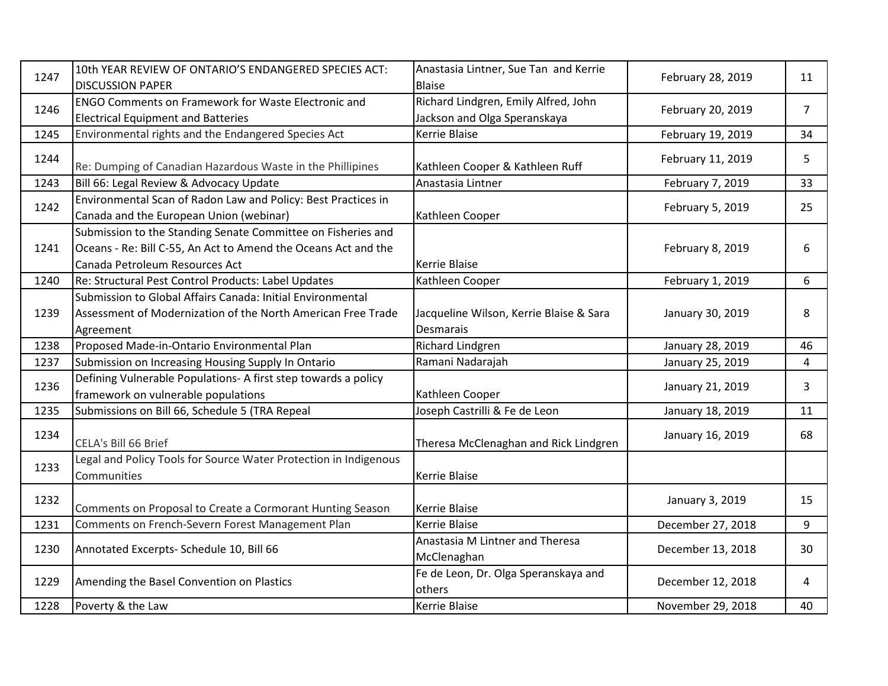| | | | | |
|---|---|---|---|---|
| 1247 | 10th YEAR REVIEW OF ONTARIO'S ENDANGERED SPECIES ACT: DISCUSSION PAPER | Anastasia Lintner, Sue Tan and Kerrie Blaise | February 28, 2019 | 11 |
| 1246 | ENGO Comments on Framework for Waste Electronic and Electrical Equipment and Batteries | Richard Lindgren, Emily Alfred, John Jackson and Olga Speranskaya | February 20, 2019 | 7 |
| 1245 | Environmental rights and the Endangered Species Act | Kerrie Blaise | February 19, 2019 | 34 |
| 1244 | Re: Dumping of Canadian Hazardous Waste in the Phillipines | Kathleen Cooper & Kathleen Ruff | February 11, 2019 | 5 |
| 1243 | Bill 66: Legal Review & Advocacy Update | Anastasia Lintner | February 7, 2019 | 33 |
| 1242 | Environmental Scan of Radon Law and Policy: Best Practices in Canada and the European Union (webinar) | Kathleen Cooper | February 5, 2019 | 25 |
| 1241 | Submission to the Standing Senate Committee on Fisheries and Oceans - Re: Bill C-55, An Act to Amend the Oceans Act and the Canada Petroleum Resources Act | Kerrie Blaise | February 8, 2019 | 6 |
| 1240 | Re: Structural Pest Control Products: Label Updates | Kathleen Cooper | February 1, 2019 | 6 |
| 1239 | Submission to Global Affairs Canada: Initial Environmental Assessment of Modernization of the North American Free Trade Agreement | Jacqueline Wilson, Kerrie Blaise & Sara Desmarais | January 30, 2019 | 8 |
| 1238 | Proposed Made-in-Ontario Environmental Plan | Richard Lindgren | January 28, 2019 | 46 |
| 1237 | Submission on Increasing Housing Supply In Ontario | Ramani Nadarajah | January 25, 2019 | 4 |
| 1236 | Defining Vulnerable Populations- A first step towards a policy framework on vulnerable populations | Kathleen Cooper | January 21, 2019 | 3 |
| 1235 | Submissions on Bill 66, Schedule 5 (TRA Repeal | Joseph Castrilli & Fe de Leon | January 18, 2019 | 11 |
| 1234 | CELA's Bill 66 Brief | Theresa McClenaghan and Rick Lindgren | January 16, 2019 | 68 |
| 1233 | Legal and Policy Tools for Source Water Protection in Indigenous Communities | Kerrie Blaise | | |
| 1232 | Comments on Proposal to Create a Cormorant Hunting Season | Kerrie Blaise | January 3, 2019 | 15 |
| 1231 | Comments on French-Severn Forest Management Plan | Kerrie Blaise | December 27, 2018 | 9 |
| 1230 | Annotated Excerpts- Schedule 10, Bill 66 | Anastasia M Lintner and Theresa McClenaghan | December 13, 2018 | 30 |
| 1229 | Amending the Basel Convention on Plastics | Fe de Leon, Dr. Olga Speranskaya and others | December 12, 2018 | 4 |
| 1228 | Poverty & the Law | Kerrie Blaise | November 29, 2018 | 40 |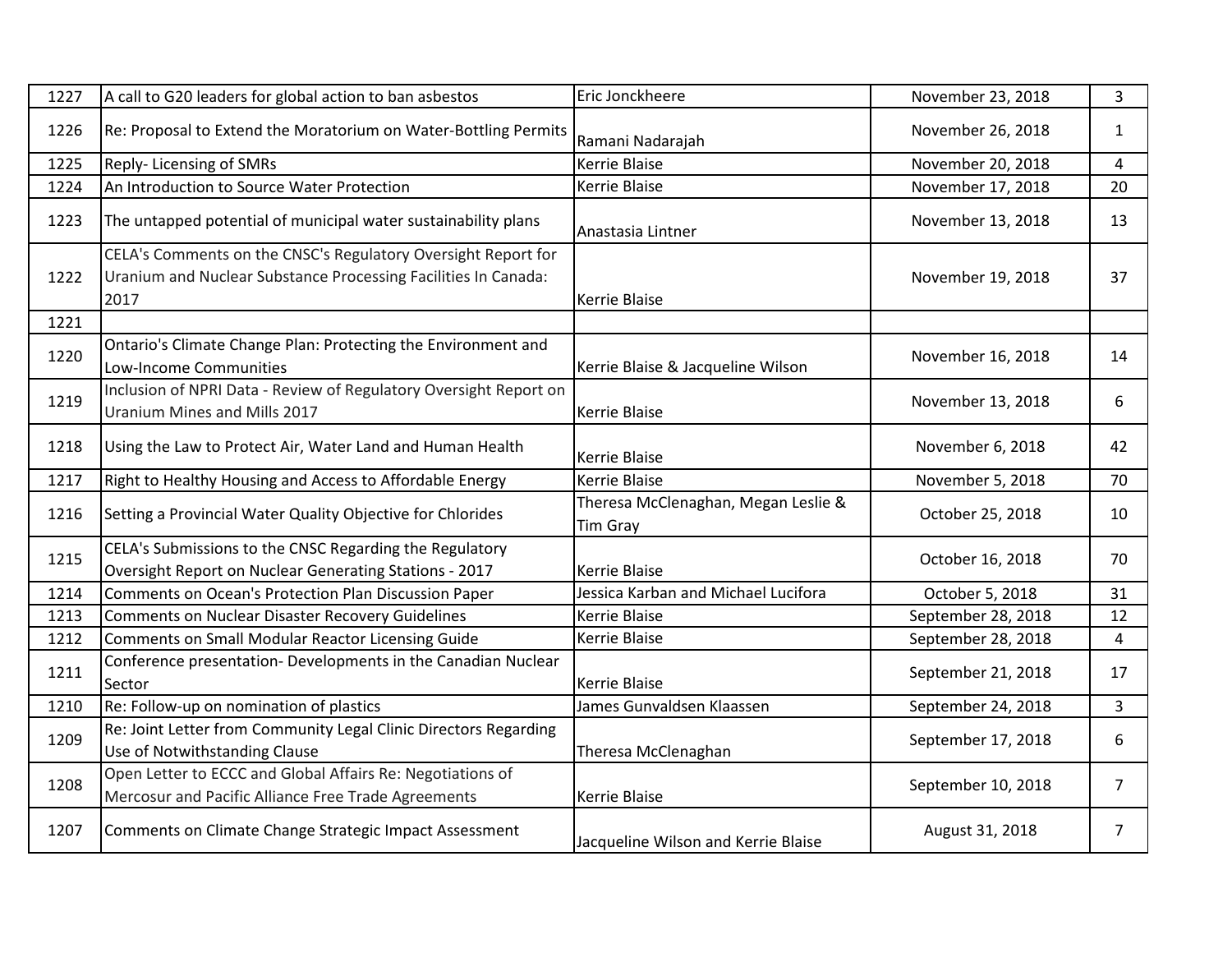| | | | | |
|---|---|---|---|---|
| 1227 | A call to G20 leaders for global action to ban asbestos | Eric Jonckheere | November 23, 2018 | 3 |
| 1226 | Re: Proposal to Extend the Moratorium on Water-Bottling Permits | Ramani Nadarajah | November 26, 2018 | 1 |
| 1225 | Reply- Licensing of SMRs | Kerrie Blaise | November 20, 2018 | 4 |
| 1224 | An Introduction to Source Water Protection | Kerrie Blaise | November 17, 2018 | 20 |
| 1223 | The untapped potential of municipal water sustainability plans | Anastasia Lintner | November 13, 2018 | 13 |
| 1222 | CELA's Comments on the CNSC's Regulatory Oversight Report for Uranium and Nuclear Substance Processing Facilities In Canada: 2017 | Kerrie Blaise | November 19, 2018 | 37 |
| 1221 | | | | |
| 1220 | Ontario's Climate Change Plan: Protecting the Environment and Low-Income Communities | Kerrie Blaise & Jacqueline Wilson | November 16, 2018 | 14 |
| 1219 | Inclusion of NPRI Data - Review of Regulatory Oversight Report on Uranium Mines and Mills 2017 | Kerrie Blaise | November 13, 2018 | 6 |
| 1218 | Using the Law to Protect Air, Water Land and Human Health | Kerrie Blaise | November 6, 2018 | 42 |
| 1217 | Right to Healthy Housing and Access to Affordable Energy | Kerrie Blaise | November 5, 2018 | 70 |
| 1216 | Setting a Provincial Water Quality Objective for Chlorides | Theresa McClenaghan, Megan Leslie & Tim Gray | October 25, 2018 | 10 |
| 1215 | CELA's Submissions to the CNSC Regarding the Regulatory Oversight Report on Nuclear Generating Stations - 2017 | Kerrie Blaise | October 16, 2018 | 70 |
| 1214 | Comments on Ocean's Protection Plan Discussion Paper | Jessica Karban and Michael Lucifora | October 5, 2018 | 31 |
| 1213 | Comments on Nuclear Disaster Recovery Guidelines | Kerrie Blaise | September 28, 2018 | 12 |
| 1212 | Comments on Small Modular Reactor Licensing Guide | Kerrie Blaise | September 28, 2018 | 4 |
| 1211 | Conference presentation- Developments in the Canadian Nuclear Sector | Kerrie Blaise | September 21, 2018 | 17 |
| 1210 | Re: Follow-up on nomination of plastics | James Gunvaldsen Klaassen | September 24, 2018 | 3 |
| 1209 | Re: Joint Letter from Community Legal Clinic Directors Regarding Use of Notwithstanding Clause | Theresa McClenaghan | September 17, 2018 | 6 |
| 1208 | Open Letter to ECCC and Global Affairs Re: Negotiations of Mercosur and Pacific Alliance Free Trade Agreements | Kerrie Blaise | September 10, 2018 | 7 |
| 1207 | Comments on Climate Change Strategic Impact Assessment | Jacqueline Wilson and Kerrie Blaise | August 31, 2018 | 7 |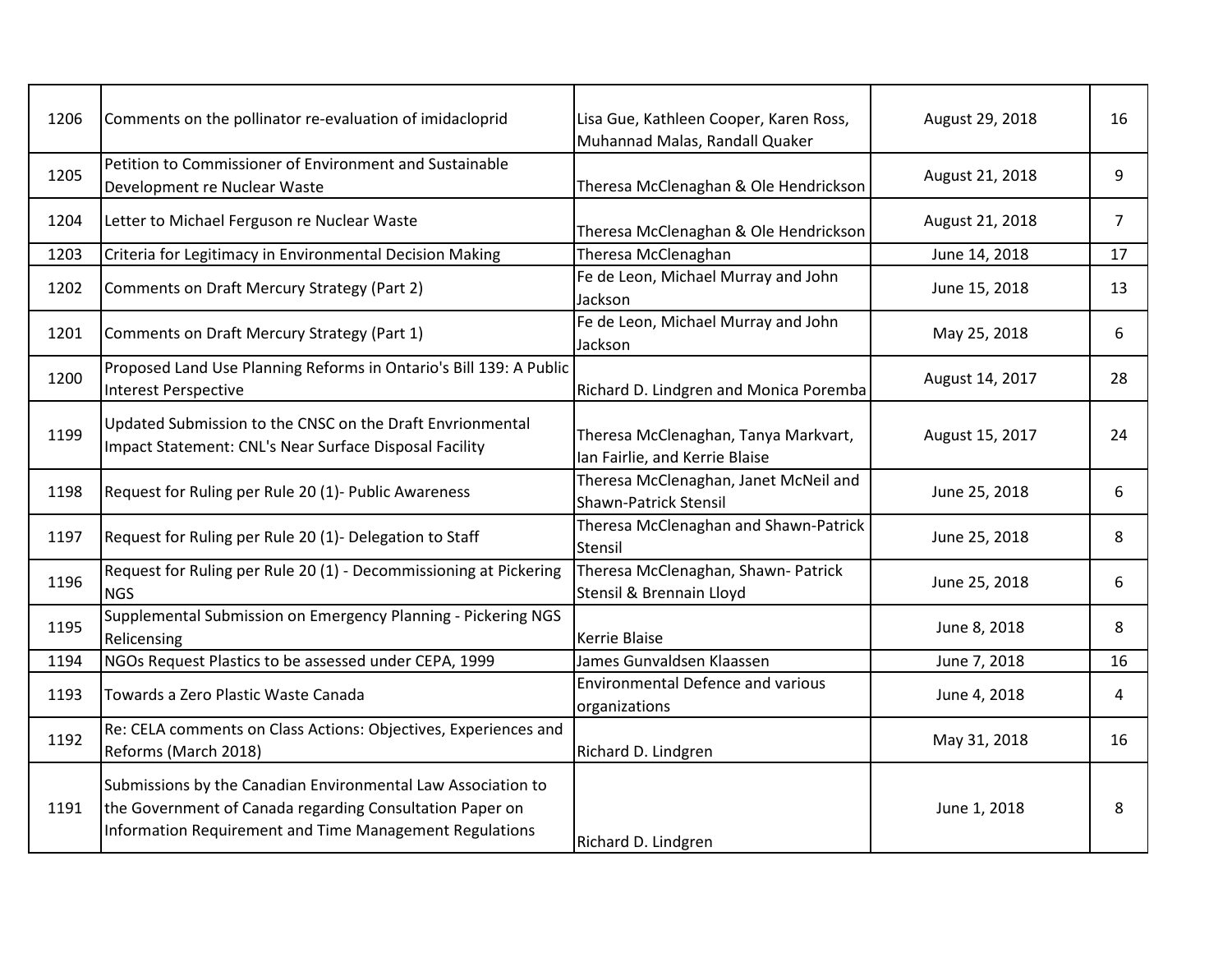| 1206 | Comments on the pollinator re-evaluation of imidacloprid | Lisa Gue, Kathleen Cooper, Karen Ross, Muhannad Malas, Randall Quaker | August 29, 2018 | 16 |
|---|---|---|---|---|
| 1205 | Petition to Commissioner of Environment and Sustainable Development re Nuclear Waste | Theresa McClenaghan & Ole Hendrickson | August 21, 2018 | 9 |
| 1204 | Letter to Michael Ferguson re Nuclear Waste | Theresa McClenaghan & Ole Hendrickson | August 21, 2018 | 7 |
| 1203 | Criteria for Legitimacy in Environmental Decision Making | Theresa McClenaghan | June 14, 2018 | 17 |
| 1202 | Comments on Draft Mercury Strategy (Part 2) | Fe de Leon, Michael Murray and John Jackson | June 15, 2018 | 13 |
| 1201 | Comments on Draft Mercury Strategy (Part 1) | Fe de Leon, Michael Murray and John Jackson | May 25, 2018 | 6 |
| 1200 | Proposed Land Use Planning Reforms in Ontario's Bill 139: A Public Interest Perspective | Richard D. Lindgren and Monica Poremba | August 14, 2017 | 28 |
| 1199 | Updated Submission to the CNSC on the Draft Envrionmental Impact Statement: CNL's Near Surface Disposal Facility | Theresa McClenaghan, Tanya Markvart, Ian Fairlie, and Kerrie Blaise | August 15, 2017 | 24 |
| 1198 | Request for Ruling per Rule 20 (1)- Public Awareness | Theresa McClenaghan, Janet McNeil and Shawn-Patrick Stensil | June 25, 2018 | 6 |
| 1197 | Request for Ruling per Rule 20 (1)- Delegation to Staff | Theresa McClenaghan and Shawn-Patrick Stensil | June 25, 2018 | 8 |
| 1196 | Request for Ruling per Rule 20 (1) - Decommissioning at Pickering NGS | Theresa McClenaghan, Shawn- Patrick Stensil & Brennain Lloyd | June 25, 2018 | 6 |
| 1195 | Supplemental Submission on Emergency Planning - Pickering NGS Relicensing | Kerrie Blaise | June 8, 2018 | 8 |
| 1194 | NGOs Request Plastics to be assessed under CEPA, 1999 | James Gunvaldsen Klaassen | June 7, 2018 | 16 |
| 1193 | Towards a Zero Plastic Waste Canada | Environmental Defence and various organizations | June 4, 2018 | 4 |
| 1192 | Re: CELA comments on Class Actions: Objectives, Experiences and Reforms (March 2018) | Richard D. Lindgren | May 31, 2018 | 16 |
| 1191 | Submissions by the Canadian Environmental Law Association to the Government of Canada regarding Consultation Paper on Information Requirement and Time Management Regulations | Richard D. Lindgren | June 1, 2018 | 8 |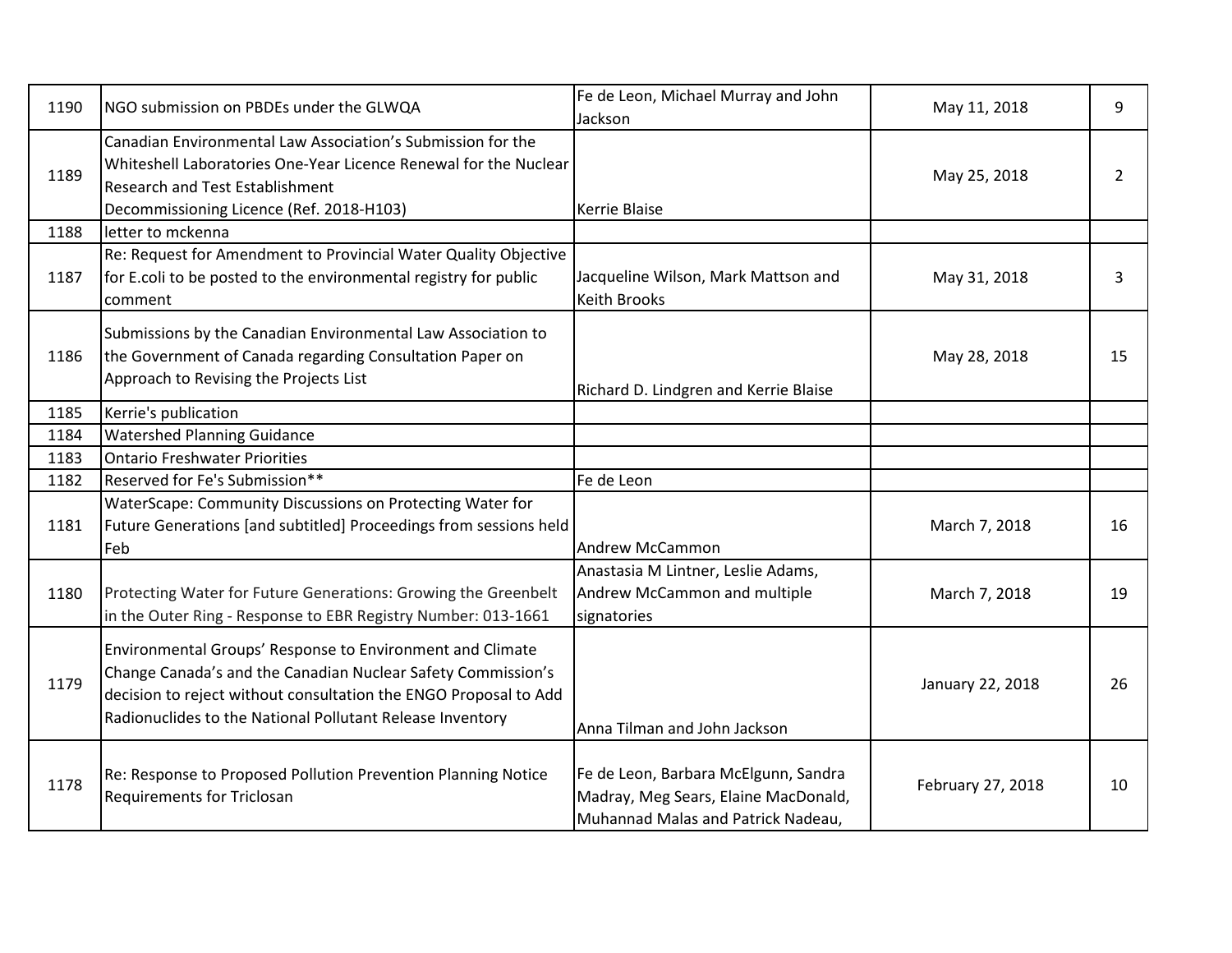| | | | | |
|---|---|---|---|---|
| 1190 | NGO submission on PBDEs under the GLWQA | Fe de Leon, Michael Murray and John Jackson | May 11, 2018 | 9 |
| 1189 | Canadian Environmental Law Association's Submission for the Whiteshell Laboratories One-Year Licence Renewal for the Nuclear Research and Test Establishment Decommissioning Licence (Ref. 2018-H103) | Kerrie Blaise | May 25, 2018 | 2 |
| 1188 | letter to mckenna | | | |
| 1187 | Re: Request for Amendment to Provincial Water Quality Objective for E.coli to be posted to the environmental registry for public comment | Jacqueline Wilson, Mark Mattson and Keith Brooks | May 31, 2018 | 3 |
| 1186 | Submissions by the Canadian Environmental Law Association to the Government of Canada regarding Consultation Paper on Approach to Revising the Projects List | Richard D. Lindgren and Kerrie Blaise | May 28, 2018 | 15 |
| 1185 | Kerrie's publication | | | |
| 1184 | Watershed Planning Guidance | | | |
| 1183 | Ontario Freshwater Priorities | | | |
| 1182 | Reserved for Fe's Submission** | Fe de Leon | | |
| 1181 | WaterScape: Community Discussions on Protecting Water for Future Generations [and subtitled] Proceedings from sessions held Feb | Andrew McCammon | March 7, 2018 | 16 |
| 1180 | Protecting Water for Future Generations: Growing the Greenbelt in the Outer Ring - Response to EBR Registry Number: 013-1661 | Anastasia M Lintner, Leslie Adams, Andrew McCammon and multiple signatories | March 7, 2018 | 19 |
| 1179 | Environmental Groups' Response to Environment and Climate Change Canada's and the Canadian Nuclear Safety Commission's decision to reject without consultation the ENGO Proposal to Add Radionuclides to the National Pollutant Release Inventory | Anna Tilman and John Jackson | January 22, 2018 | 26 |
| 1178 | Re: Response to Proposed Pollution Prevention Planning Notice Requirements for Triclosan | Fe de Leon, Barbara McElgunn, Sandra Madray, Meg Sears, Elaine MacDonald, Muhannad Malas and Patrick Nadeau, | February 27, 2018 | 10 |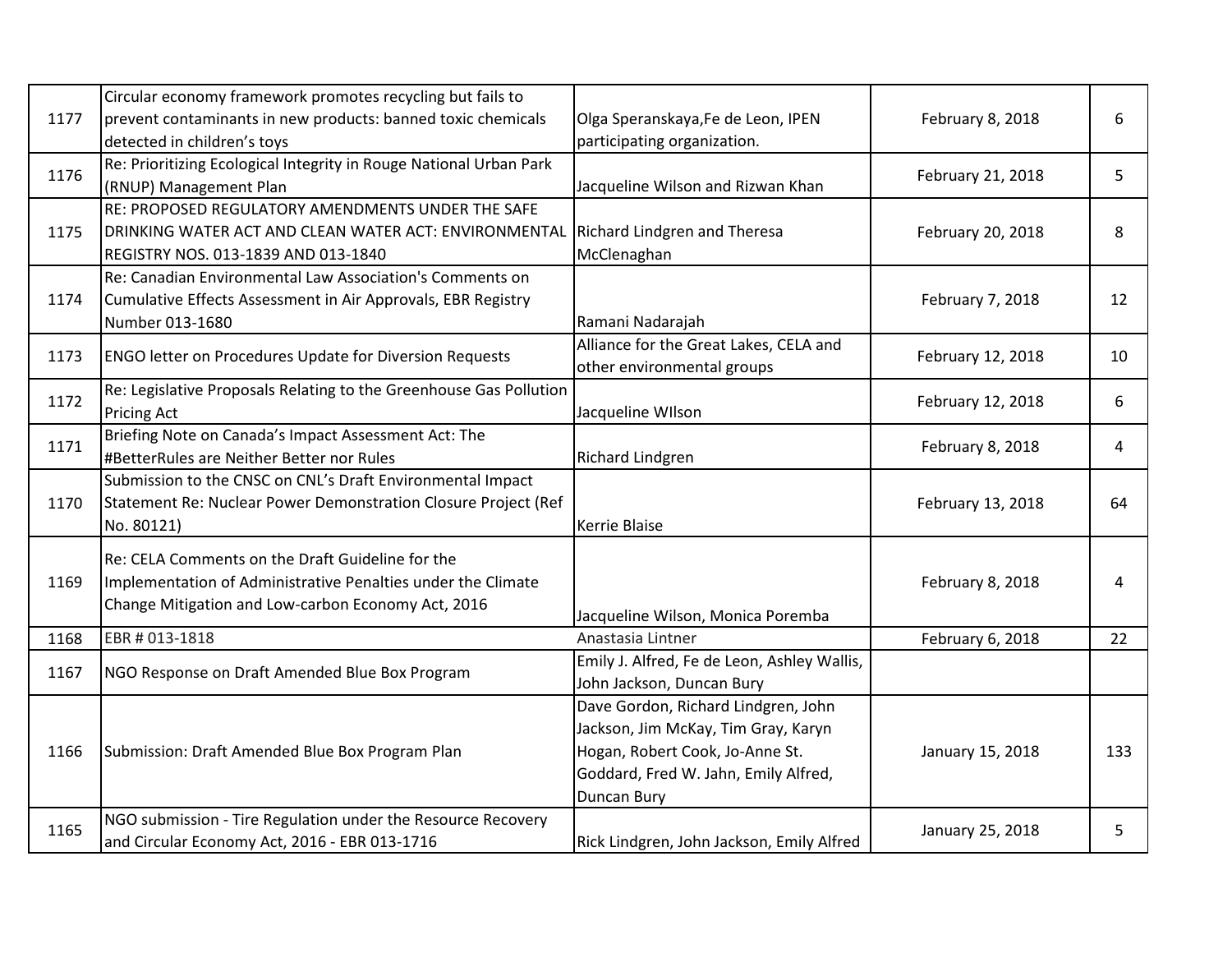| | | | | |
|---|---|---|---|---|
| 1177 | Circular economy framework promotes recycling but fails to prevent contaminants in new products: banned toxic chemicals detected in children's toys | Olga Speranskaya,Fe de Leon, IPEN participating organization. | February 8, 2018 | 6 |
| 1176 | Re: Prioritizing Ecological Integrity in Rouge National Urban Park (RNUP) Management Plan | Jacqueline Wilson and Rizwan Khan | February 21, 2018 | 5 |
| 1175 | RE: PROPOSED REGULATORY AMENDMENTS UNDER THE SAFE DRINKING WATER ACT AND CLEAN WATER ACT: ENVIRONMENTAL REGISTRY NOS. 013-1839 AND 013-1840 | Richard Lindgren and Theresa McClenaghan | February 20, 2018 | 8 |
| 1174 | Re: Canadian Environmental Law Association's Comments on Cumulative Effects Assessment in Air Approvals, EBR Registry Number 013-1680 | Ramani Nadarajah | February 7, 2018 | 12 |
| 1173 | ENGO letter on Procedures Update for Diversion Requests | Alliance for the Great Lakes, CELA and other environmental groups | February 12, 2018 | 10 |
| 1172 | Re: Legislative Proposals Relating to the Greenhouse Gas Pollution Pricing Act | Jacqueline WIlson | February 12, 2018 | 6 |
| 1171 | Briefing Note on Canada's Impact Assessment Act: The #BetterRules are Neither Better nor Rules | Richard Lindgren | February 8, 2018 | 4 |
| 1170 | Submission to the CNSC on CNL's Draft Environmental Impact Statement Re: Nuclear Power Demonstration Closure Project (Ref No. 80121) | Kerrie Blaise | February 13, 2018 | 64 |
| 1169 | Re: CELA Comments on the Draft Guideline for the Implementation of Administrative Penalties under the Climate Change Mitigation and Low-carbon Economy Act, 2016 | Jacqueline Wilson, Monica Poremba | February 8, 2018 | 4 |
| 1168 | EBR # 013-1818 | Anastasia Lintner | February 6, 2018 | 22 |
| 1167 | NGO Response on Draft Amended Blue Box Program | Emily J. Alfred, Fe de Leon, Ashley Wallis, John Jackson, Duncan Bury | | |
| 1166 | Submission: Draft Amended Blue Box Program Plan | Dave Gordon, Richard Lindgren, John Jackson, Jim McKay, Tim Gray, Karyn Hogan, Robert Cook, Jo-Anne St. Goddard, Fred W. Jahn, Emily Alfred, Duncan Bury | January 15, 2018 | 133 |
| 1165 | NGO submission - Tire Regulation under the Resource Recovery and Circular Economy Act, 2016 - EBR 013-1716 | Rick Lindgren, John Jackson, Emily Alfred | January 25, 2018 | 5 |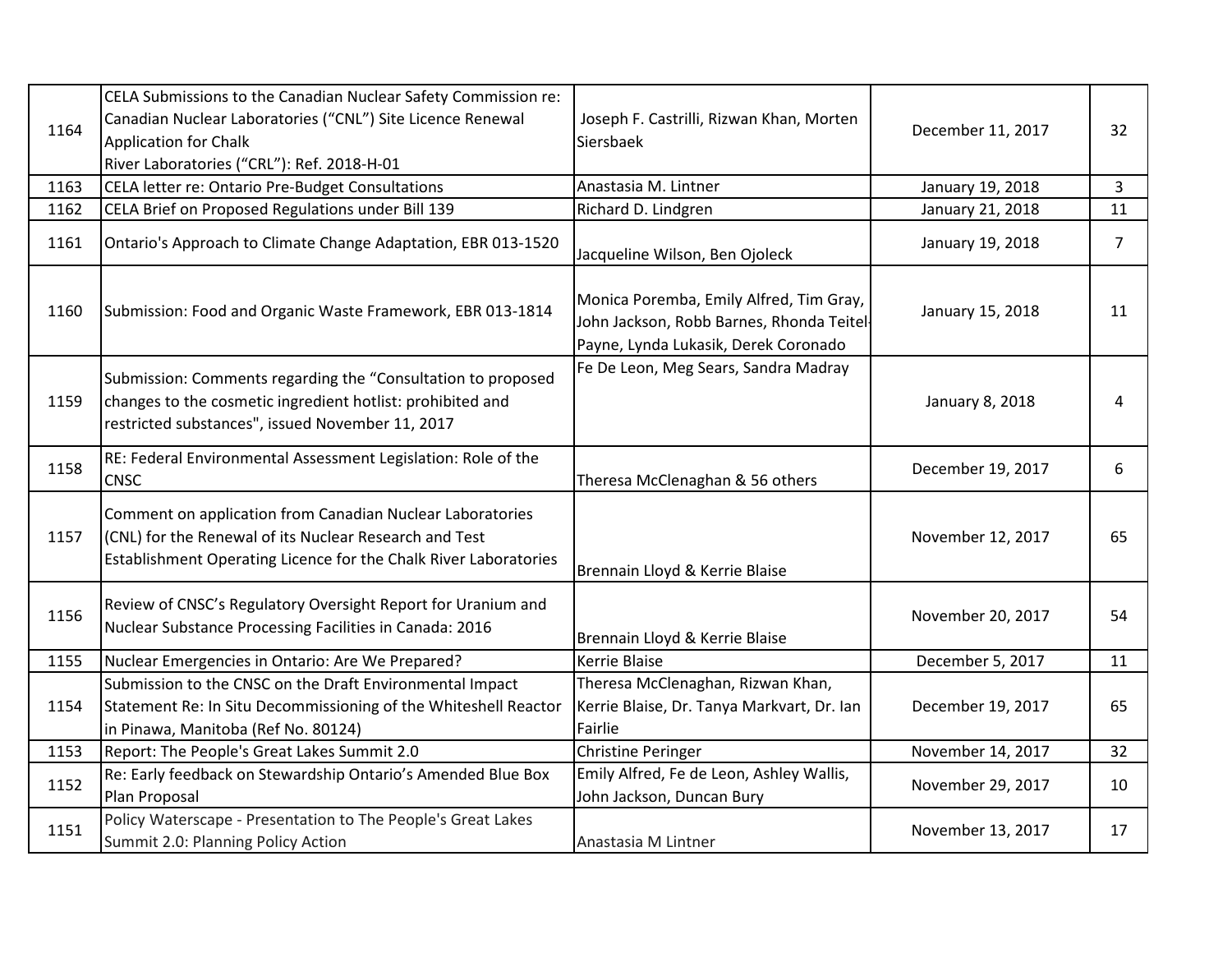| | | | | |
|---|---|---|---|---|
| 1164 | CELA Submissions to the Canadian Nuclear Safety Commission re: Canadian Nuclear Laboratories ("CNL") Site Licence Renewal Application for Chalk River Laboratories ("CRL"): Ref. 2018-H-01 | Joseph F. Castrilli, Rizwan Khan, Morten Siersbaek | December 11, 2017 | 32 |
| 1163 | CELA letter re: Ontario Pre-Budget Consultations | Anastasia M. Lintner | January 19, 2018 | 3 |
| 1162 | CELA Brief on Proposed Regulations under Bill 139 | Richard D. Lindgren | January 21, 2018 | 11 |
| 1161 | Ontario's Approach to Climate Change Adaptation, EBR 013-1520 | Jacqueline Wilson, Ben Ojoleck | January 19, 2018 | 7 |
| 1160 | Submission: Food and Organic Waste Framework, EBR 013-1814 | Monica Poremba, Emily Alfred, Tim Gray, John Jackson, Robb Barnes, Rhonda Teitel-Payne, Lynda Lukasik, Derek Coronado | January 15, 2018 | 11 |
| 1159 | Submission: Comments regarding the "Consultation to proposed changes to the cosmetic ingredient hotlist: prohibited and restricted substances", issued November 11, 2017 | Fe De Leon, Meg Sears, Sandra Madray | January 8, 2018 | 4 |
| 1158 | RE: Federal Environmental Assessment Legislation: Role of the CNSC | Theresa McClenaghan & 56 others | December 19, 2017 | 6 |
| 1157 | Comment on application from Canadian Nuclear Laboratories (CNL) for the Renewal of its Nuclear Research and Test Establishment Operating Licence for the Chalk River Laboratories | Brennain Lloyd & Kerrie Blaise | November 12, 2017 | 65 |
| 1156 | Review of CNSC's Regulatory Oversight Report for Uranium and Nuclear Substance Processing Facilities in Canada: 2016 | Brennain Lloyd & Kerrie Blaise | November 20, 2017 | 54 |
| 1155 | Nuclear Emergencies in Ontario: Are We Prepared? | Kerrie Blaise | December 5, 2017 | 11 |
| 1154 | Submission to the CNSC on the Draft Environmental Impact Statement Re: In Situ Decommissioning of the Whiteshell Reactor in Pinawa, Manitoba (Ref No. 80124) | Theresa McClenaghan, Rizwan Khan, Kerrie Blaise, Dr. Tanya Markvart, Dr. Ian Fairlie | December 19, 2017 | 65 |
| 1153 | Report: The People's Great Lakes Summit 2.0 | Christine Peringer | November 14, 2017 | 32 |
| 1152 | Re: Early feedback on Stewardship Ontario's Amended Blue Box Plan Proposal | Emily Alfred, Fe de Leon, Ashley Wallis, John Jackson, Duncan Bury | November 29, 2017 | 10 |
| 1151 | Policy Waterscape - Presentation to The People's Great Lakes Summit 2.0: Planning Policy Action | Anastasia M Lintner | November 13, 2017 | 17 |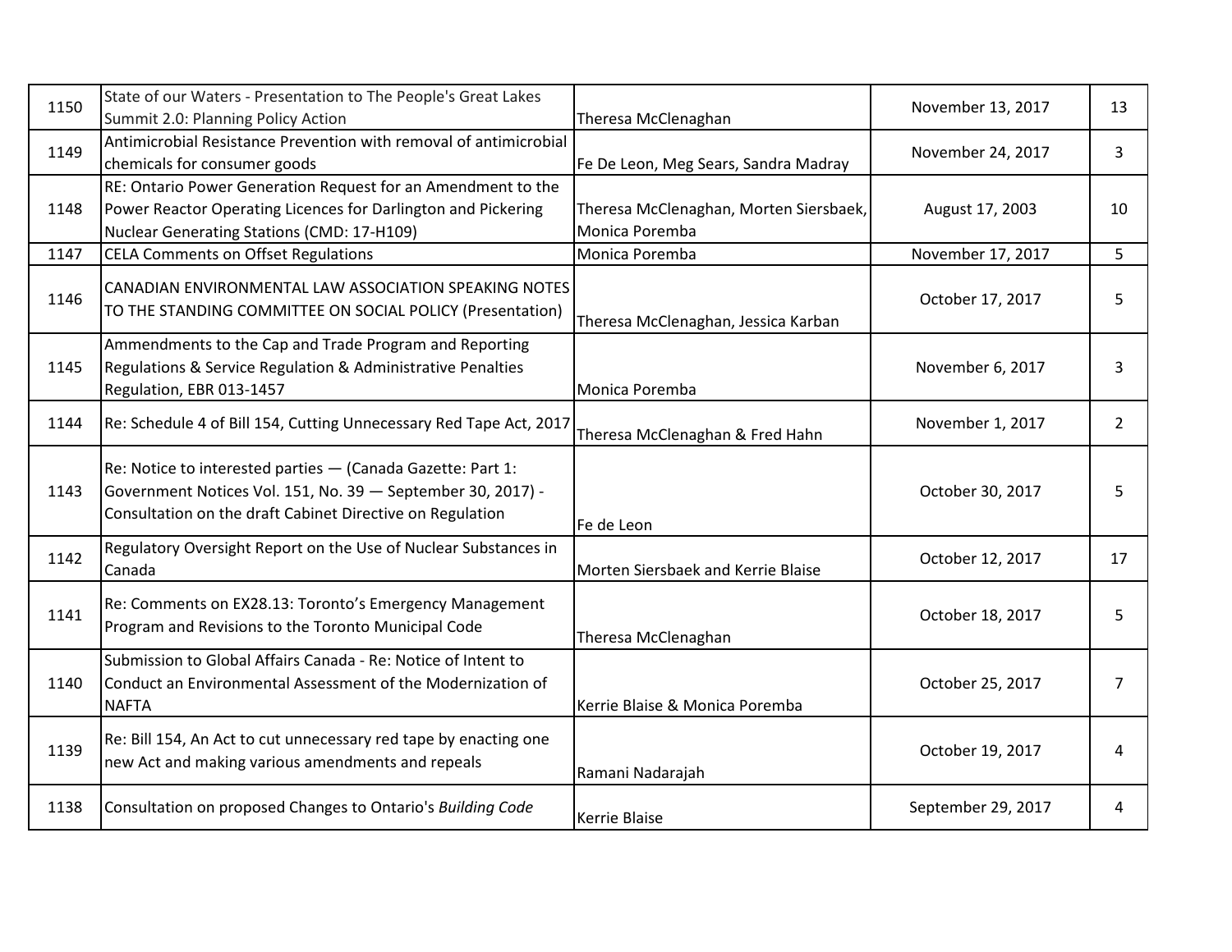| | | | | |
|---|---|---|---|---|
| 1150 | State of our Waters - Presentation to The People's Great Lakes Summit 2.0: Planning Policy Action | Theresa McClenaghan | November 13, 2017 | 13 |
| 1149 | Antimicrobial Resistance Prevention with removal of antimicrobial chemicals for consumer goods | Fe De Leon, Meg Sears, Sandra Madray | November 24, 2017 | 3 |
| 1148 | RE: Ontario Power Generation Request for an Amendment to the Power Reactor Operating Licences for Darlington and Pickering Nuclear Generating Stations (CMD: 17-H109) | Theresa McClenaghan, Morten Siersbaek, Monica Poremba | August 17, 2003 | 10 |
| 1147 | CELA Comments on Offset Regulations | Monica Poremba | November 17, 2017 | 5 |
| 1146 | CANADIAN ENVIRONMENTAL LAW ASSOCIATION SPEAKING NOTES TO THE STANDING COMMITTEE ON SOCIAL POLICY (Presentation) | Theresa McClenaghan, Jessica Karban | October 17, 2017 | 5 |
| 1145 | Ammendments to the Cap and Trade Program and Reporting Regulations & Service Regulation & Administrative Penalties Regulation, EBR 013-1457 | Monica Poremba | November 6, 2017 | 3 |
| 1144 | Re: Schedule 4 of Bill 154, Cutting Unnecessary Red Tape Act, 2017 | Theresa McClenaghan & Fred Hahn | November 1, 2017 | 2 |
| 1143 | Re: Notice to interested parties — (Canada Gazette: Part 1: Government Notices Vol. 151, No. 39 — September 30, 2017) - Consultation on the draft Cabinet Directive on Regulation | Fe de Leon | October 30, 2017 | 5 |
| 1142 | Regulatory Oversight Report on the Use of Nuclear Substances in Canada | Morten Siersbaek and Kerrie Blaise | October 12, 2017 | 17 |
| 1141 | Re: Comments on EX28.13: Toronto's Emergency Management Program and Revisions to the Toronto Municipal Code | Theresa McClenaghan | October 18, 2017 | 5 |
| 1140 | Submission to Global Affairs Canada - Re: Notice of Intent to Conduct an Environmental Assessment of the Modernization of NAFTA | Kerrie Blaise & Monica Poremba | October 25, 2017 | 7 |
| 1139 | Re: Bill 154, An Act to cut unnecessary red tape by enacting one new Act and making various amendments and repeals | Ramani Nadarajah | October 19, 2017 | 4 |
| 1138 | Consultation on proposed Changes to Ontario's *Building Code* | Kerrie Blaise | September 29, 2017 | 4 |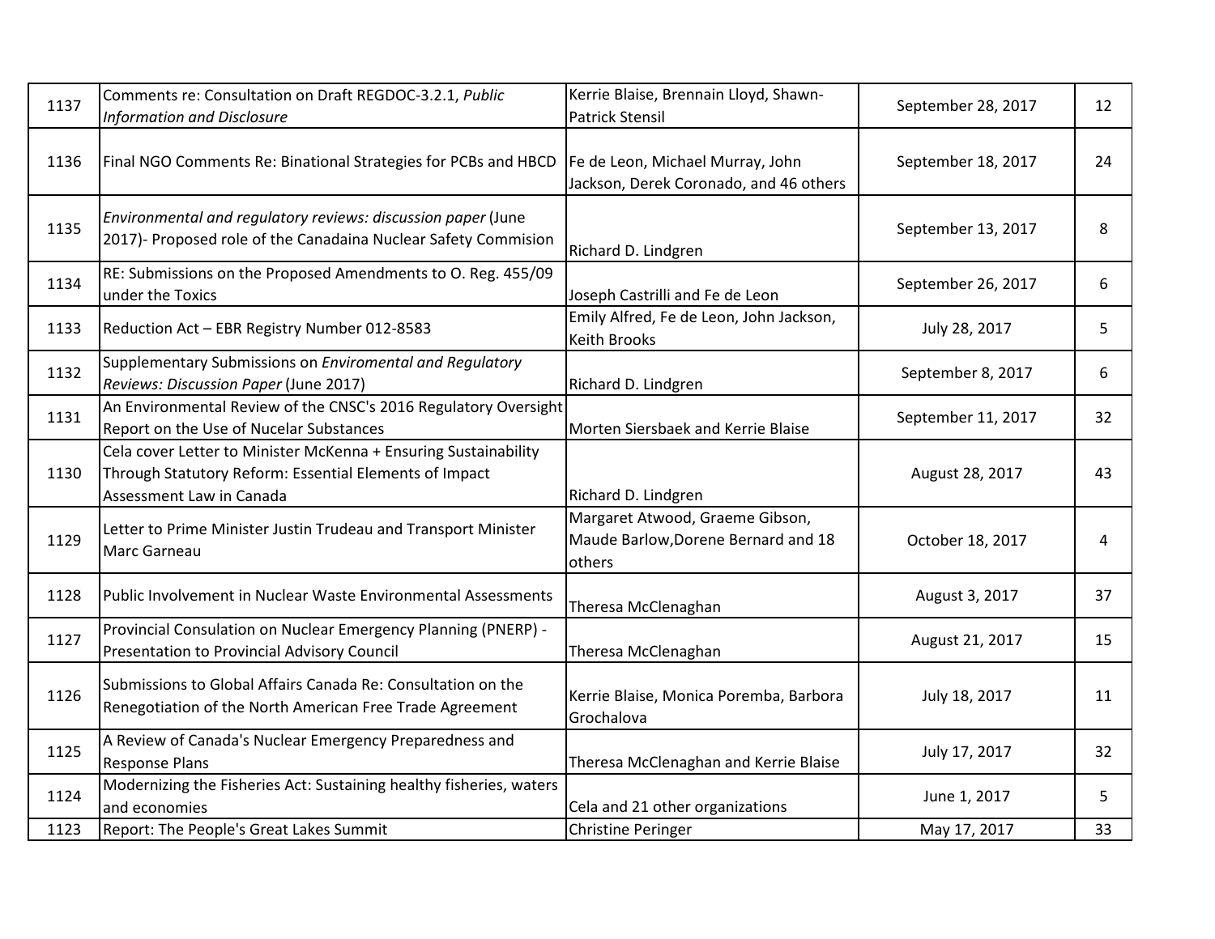| | | | | |
|---|---|---|---|---|
| 1137 | Comments re: Consultation on Draft REGDOC-3.2.1, *Public Information and Disclosure* | Kerrie Blaise, Brennain Lloyd, Shawn-Patrick Stensil | September 28, 2017 | 12 |
| 1136 | Final NGO Comments Re: Binational Strategies for PCBs and HBCD | Fe de Leon, Michael Murray, John Jackson, Derek Coronado, and 46 others | September 18, 2017 | 24 |
| 1135 | *Environmental and regulatory reviews: discussion paper* (June 2017)- Proposed role of the Canadaina Nuclear Safety Commision | Richard D. Lindgren | September 13, 2017 | 8 |
| 1134 | RE: Submissions on the Proposed Amendments to O. Reg. 455/09 under the Toxics | Joseph Castrilli and Fe de Leon | September 26, 2017 | 6 |
| 1133 | Reduction Act – EBR Registry Number 012-8583 | Emily Alfred, Fe de Leon, John Jackson, Keith Brooks | July 28, 2017 | 5 |
| 1132 | Supplementary Submissions on *Enviromental and Regulatory Reviews: Discussion Paper* (June 2017) | Richard D. Lindgren | September 8, 2017 | 6 |
| 1131 | An Environmental Review of the CNSC's 2016 Regulatory Oversight Report on the Use of Nucelar Substances | Morten Siersbaek and Kerrie Blaise | September 11, 2017 | 32 |
| 1130 | Cela cover Letter to Minister McKenna + Ensuring Sustainability Through Statutory Reform: Essential Elements of Impact Assessment Law in Canada | Richard D. Lindgren | August 28, 2017 | 43 |
| 1129 | Letter to Prime Minister Justin Trudeau and Transport Minister Marc Garneau | Margaret Atwood, Graeme Gibson, Maude Barlow,Dorene Bernard and 18 others | October 18, 2017 | 4 |
| 1128 | Public Involvement in Nuclear Waste Environmental Assessments | Theresa McClenaghan | August 3, 2017 | 37 |
| 1127 | Provincial Consulation on Nuclear Emergency Planning (PNERP) - Presentation to Provincial Advisory Council | Theresa McClenaghan | August 21, 2017 | 15 |
| 1126 | Submissions to Global Affairs Canada Re: Consultation on the Renegotiation of the North American Free Trade Agreement | Kerrie Blaise, Monica Poremba, Barbora Grochalova | July 18, 2017 | 11 |
| 1125 | A Review of Canada's Nuclear Emergency Preparedness and Response Plans | Theresa McClenaghan and Kerrie Blaise | July 17, 2017 | 32 |
| 1124 | Modernizing the Fisheries Act: Sustaining healthy fisheries, waters and economies | Cela and 21 other organizations | June 1, 2017 | 5 |
| 1123 | Report: The People's Great Lakes Summit | Christine Peringer | May 17, 2017 | 33 |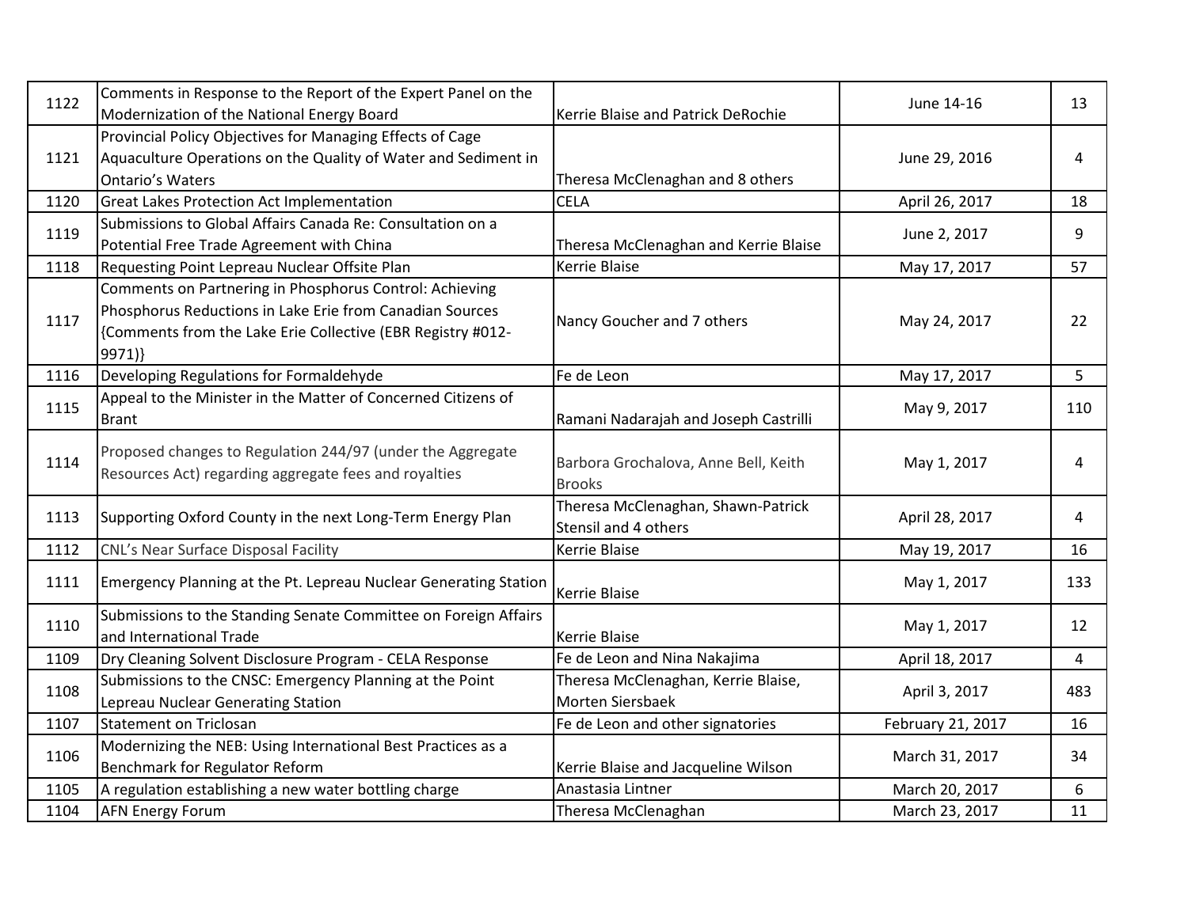| 1122 | Comments in Response to the Report of the Expert Panel on the Modernization of the National Energy Board | Kerrie Blaise and Patrick DeRochie | June 14-16 | 13 |
|---|---|---|---|---|
| 1121 | Provincial Policy Objectives for Managing Effects of Cage Aquaculture Operations on the Quality of Water and Sediment in Ontario's Waters | Theresa McClenaghan and 8 others | June 29, 2016 | 4 |
| 1120 | Great Lakes Protection Act Implementation | CELA | April 26, 2017 | 18 |
| 1119 | Submissions to Global Affairs Canada Re: Consultation on a Potential Free Trade Agreement with China | Theresa McClenaghan and Kerrie Blaise | June 2, 2017 | 9 |
| 1118 | Requesting Point Lepreau Nuclear Offsite Plan | Kerrie Blaise | May 17, 2017 | 57 |
| 1117 | Comments on Partnering in Phosphorus Control: Achieving Phosphorus Reductions in Lake Erie from Canadian Sources {Comments from the Lake Erie Collective (EBR Registry #012-9971)} | Nancy Goucher and 7 others | May 24, 2017 | 22 |
| 1116 | Developing Regulations for Formaldehyde | Fe de Leon | May 17, 2017 | 5 |
| 1115 | Appeal to the Minister in the Matter of Concerned Citizens of Brant | Ramani Nadarajah and Joseph Castrilli | May 9, 2017 | 110 |
| 1114 | Proposed changes to Regulation 244/97 (under the Aggregate Resources Act) regarding aggregate fees and royalties | Barbora Grochalova, Anne Bell, Keith Brooks | May 1, 2017 | 4 |
| 1113 | Supporting Oxford County in the next Long-Term Energy Plan | Theresa McClenaghan, Shawn-Patrick Stensil and 4 others | April 28, 2017 | 4 |
| 1112 | CNL's Near Surface Disposal Facility | Kerrie Blaise | May 19, 2017 | 16 |
| 1111 | Emergency Planning at the Pt. Lepreau Nuclear Generating Station | Kerrie Blaise | May 1, 2017 | 133 |
| 1110 | Submissions to the Standing Senate Committee on Foreign Affairs and International Trade | Kerrie Blaise | May 1, 2017 | 12 |
| 1109 | Dry Cleaning Solvent Disclosure Program - CELA Response | Fe de Leon and Nina Nakajima | April 18, 2017 | 4 |
| 1108 | Submissions to the CNSC: Emergency Planning at the Point Lepreau Nuclear Generating Station | Theresa McClenaghan, Kerrie Blaise, Morten Siersbaek | April 3, 2017 | 483 |
| 1107 | Statement on Triclosan | Fe de Leon and other signatories | February 21, 2017 | 16 |
| 1106 | Modernizing the NEB: Using International Best Practices as a Benchmark for Regulator Reform | Kerrie Blaise and Jacqueline Wilson | March 31, 2017 | 34 |
| 1105 | A regulation establishing a new water bottling charge | Anastasia Lintner | March 20, 2017 | 6 |
| 1104 | AFN Energy Forum | Theresa McClenaghan | March 23, 2017 | 11 |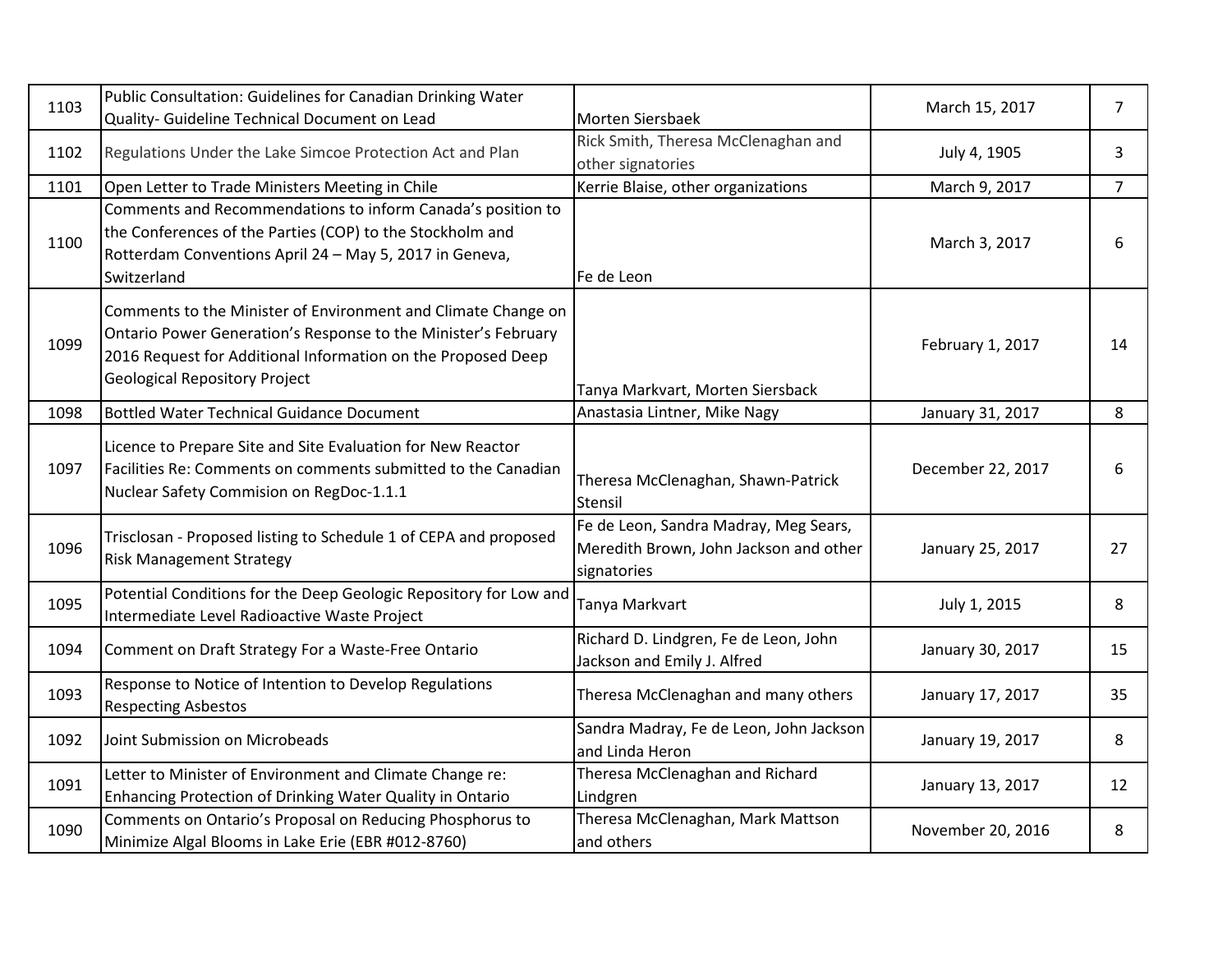| 1103 | Public Consultation: Guidelines for Canadian Drinking Water Quality- Guideline Technical Document on Lead | Morten Siersbaek | March 15, 2017 | 7 |
|---|---|---|---|---|
| 1102 | Regulations Under the Lake Simcoe Protection Act and Plan | Rick Smith, Theresa McClenaghan and other signatories | July 4, 1905 | 3 |
| 1101 | Open Letter to Trade Ministers Meeting in Chile | Kerrie Blaise, other organizations | March 9, 2017 | 7 |
| 1100 | Comments and Recommendations to inform Canada's position to the Conferences of the Parties (COP) to the Stockholm and Rotterdam Conventions April 24 – May 5, 2017 in Geneva, Switzerland | Fe de Leon | March 3, 2017 | 6 |
| 1099 | Comments to the Minister of Environment and Climate Change on Ontario Power Generation's Response to the Minister's February 2016 Request for Additional Information on the Proposed Deep Geological Repository Project | Tanya Markvart, Morten Siersback | February 1, 2017 | 14 |
| 1098 | Bottled Water Technical Guidance Document | Anastasia Lintner, Mike Nagy | January 31, 2017 | 8 |
| 1097 | Licence to Prepare Site and Site Evaluation for New Reactor Facilities Re: Comments on comments submitted to the Canadian Nuclear Safety Commision on RegDoc-1.1.1 | Theresa McClenaghan, Shawn-Patrick Stensil | December 22, 2017 | 6 |
| 1096 | Trisclosan - Proposed listing to Schedule 1 of CEPA and proposed Risk Management Strategy | Fe de Leon, Sandra Madray, Meg Sears, Meredith Brown, John Jackson and other signatories | January 25, 2017 | 27 |
| 1095 | Potential Conditions for the Deep Geologic Repository for Low and Intermediate Level Radioactive Waste Project | Tanya Markvart | July 1, 2015 | 8 |
| 1094 | Comment on Draft Strategy For a Waste-Free Ontario | Richard D. Lindgren, Fe de Leon, John Jackson and Emily J. Alfred | January 30, 2017 | 15 |
| 1093 | Response to Notice of Intention to Develop Regulations Respecting Asbestos | Theresa McClenaghan and many others | January 17, 2017 | 35 |
| 1092 | Joint Submission on Microbeads | Sandra Madray, Fe de Leon, John Jackson and Linda Heron | January 19, 2017 | 8 |
| 1091 | Letter to Minister of Environment and Climate Change re: Enhancing Protection of Drinking Water Quality in Ontario | Theresa McClenaghan and Richard Lindgren | January 13, 2017 | 12 |
| 1090 | Comments on Ontario's Proposal on Reducing Phosphorus to Minimize Algal Blooms in Lake Erie (EBR #012-8760) | Theresa McClenaghan, Mark Mattson and others | November 20, 2016 | 8 |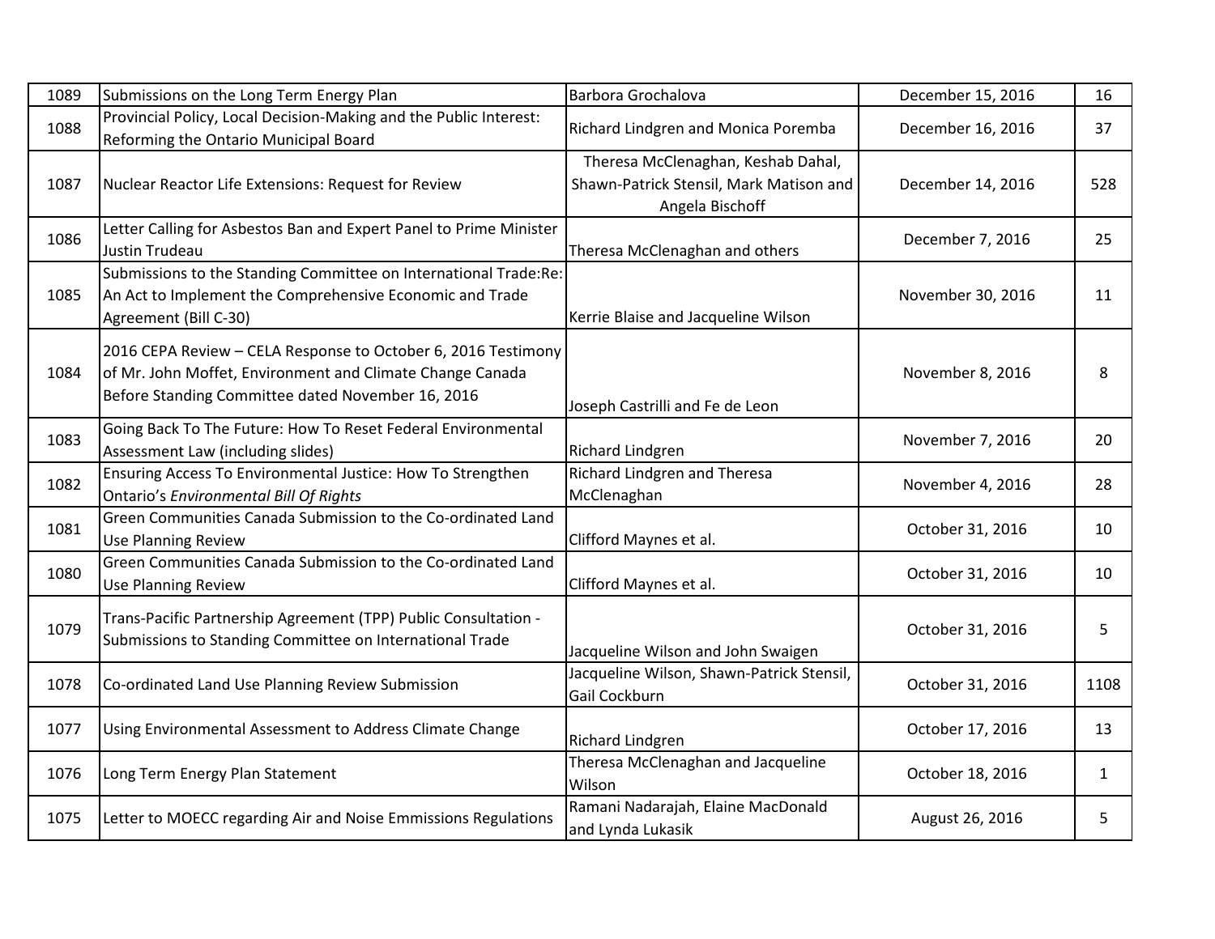| 1089 | Submissions on the Long Term Energy Plan | Barbora Grochalova | December 15, 2016 | 16 |
|---|---|---|---|---|
| 1088 | Provincial Policy, Local Decision-Making and the Public Interest: Reforming the Ontario Municipal Board | Richard Lindgren and Monica Poremba | December 16, 2016 | 37 |
| 1087 | Nuclear Reactor Life Extensions: Request for Review | Theresa McClenaghan, Keshab Dahal, Shawn-Patrick Stensil, Mark Matison and Angela Bischoff | December 14, 2016 | 528 |
| 1086 | Letter Calling for Asbestos Ban and Expert Panel to Prime Minister Justin Trudeau | Theresa McClenaghan and others | December 7, 2016 | 25 |
| 1085 | Submissions to the Standing Committee on International Trade:Re: An Act to Implement the Comprehensive Economic and Trade Agreement (Bill C-30) | Kerrie Blaise and Jacqueline Wilson | November 30, 2016 | 11 |
| 1084 | 2016 CEPA Review – CELA Response to October 6, 2016 Testimony of Mr. John Moffet, Environment and Climate Change Canada Before Standing Committee dated November 16, 2016 | Joseph Castrilli and Fe de Leon | November 8, 2016 | 8 |
| 1083 | Going Back To The Future: How To Reset Federal Environmental Assessment Law (including slides) | Richard Lindgren | November 7, 2016 | 20 |
| 1082 | Ensuring Access To Environmental Justice: How To Strengthen Ontario's *Environmental Bill Of Rights* | Richard Lindgren and Theresa McClenaghan | November 4, 2016 | 28 |
| 1081 | Green Communities Canada Submission to the Co-ordinated Land Use Planning Review | Clifford Maynes et al. | October 31, 2016 | 10 |
| 1080 | Green Communities Canada Submission to the Co-ordinated Land Use Planning Review | Clifford Maynes et al. | October 31, 2016 | 10 |
| 1079 | Trans-Pacific Partnership Agreement (TPP) Public Consultation - Submissions to Standing Committee on International Trade | Jacqueline Wilson and John Swaigen | October 31, 2016 | 5 |
| 1078 | Co-ordinated Land Use Planning Review Submission | Jacqueline Wilson, Shawn-Patrick Stensil, Gail Cockburn | October 31, 2016 | 1108 |
| 1077 | Using Environmental Assessment to Address Climate Change | Richard Lindgren | October 17, 2016 | 13 |
| 1076 | Long Term Energy Plan Statement | Theresa McClenaghan and Jacqueline Wilson | October 18, 2016 | 1 |
| 1075 | Letter to MOECC regarding Air and Noise Emmissions Regulations | Ramani Nadarajah, Elaine MacDonald and Lynda Lukasik | August 26, 2016 | 5 |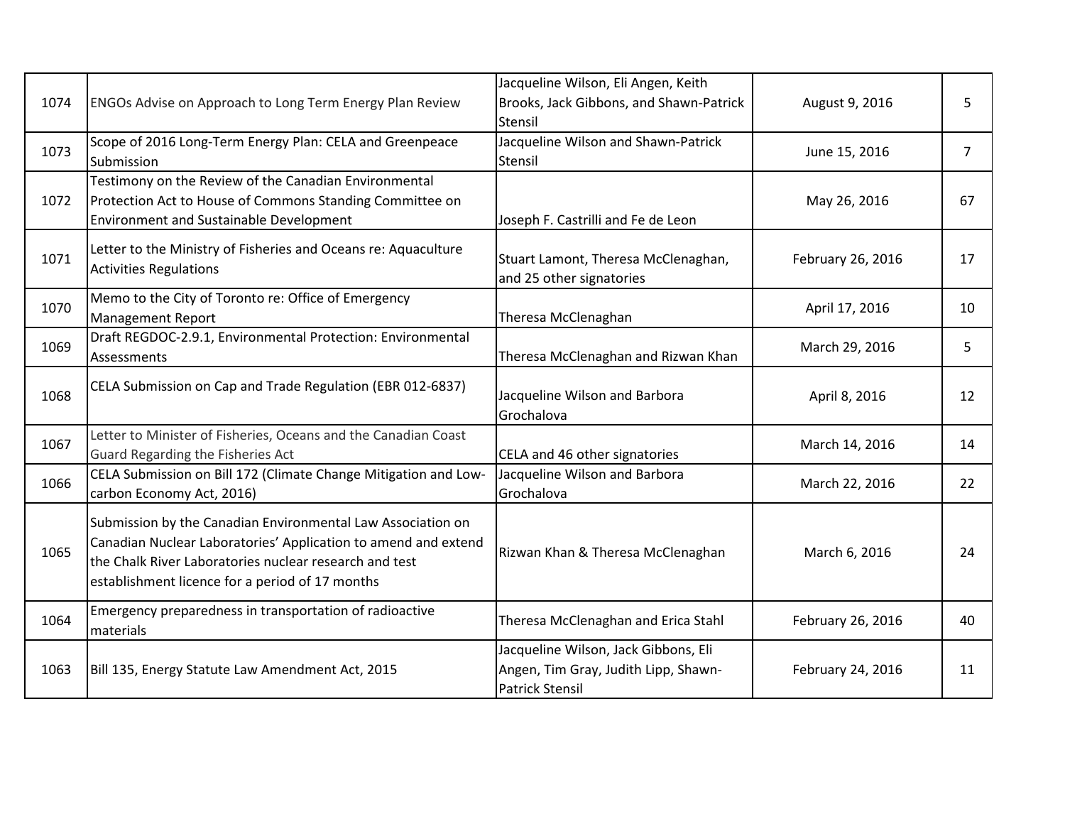| | | | | |
|---|---|---|---|---|
| 1074 | ENGOs Advise on Approach to Long Term Energy Plan Review | Jacqueline Wilson, Eli Angen, Keith Brooks, Jack Gibbons, and Shawn-Patrick Stensil | August 9, 2016 | 5 |
| 1073 | Scope of 2016 Long-Term Energy Plan: CELA and Greenpeace Submission | Jacqueline Wilson and Shawn-Patrick Stensil | June 15, 2016 | 7 |
| 1072 | Testimony on the Review of the Canadian Environmental Protection Act to House of Commons Standing Committee on Environment and Sustainable Development | Joseph F. Castrilli and Fe de Leon | May 26, 2016 | 67 |
| 1071 | Letter to the Ministry of Fisheries and Oceans re: Aquaculture Activities Regulations | Stuart Lamont, Theresa McClenaghan, and 25 other signatories | February 26, 2016 | 17 |
| 1070 | Memo to the City of Toronto re: Office of Emergency Management Report | Theresa McClenaghan | April 17, 2016 | 10 |
| 1069 | Draft REGDOC-2.9.1, Environmental Protection: Environmental Assessments | Theresa McClenaghan and Rizwan Khan | March 29, 2016 | 5 |
| 1068 | CELA Submission on Cap and Trade Regulation (EBR 012-6837) | Jacqueline Wilson and Barbora Grochalova | April 8, 2016 | 12 |
| 1067 | Letter to Minister of Fisheries, Oceans and the Canadian Coast Guard Regarding the Fisheries Act | CELA and 46 other signatories | March 14, 2016 | 14 |
| 1066 | CELA Submission on Bill 172 (Climate Change Mitigation and Low-carbon Economy Act, 2016) | Jacqueline Wilson and Barbora Grochalova | March 22, 2016 | 22 |
| 1065 | Submission by the Canadian Environmental Law Association on Canadian Nuclear Laboratories' Application to amend and extend the Chalk River Laboratories nuclear research and test establishment licence for a period of 17 months | Rizwan Khan & Theresa McClenaghan | March 6, 2016 | 24 |
| 1064 | Emergency preparedness in transportation of radioactive materials | Theresa McClenaghan and Erica Stahl | February 26, 2016 | 40 |
| 1063 | Bill 135, Energy Statute Law Amendment Act, 2015 | Jacqueline Wilson, Jack Gibbons, Eli Angen, Tim Gray, Judith Lipp, Shawn-Patrick Stensil | February 24, 2016 | 11 |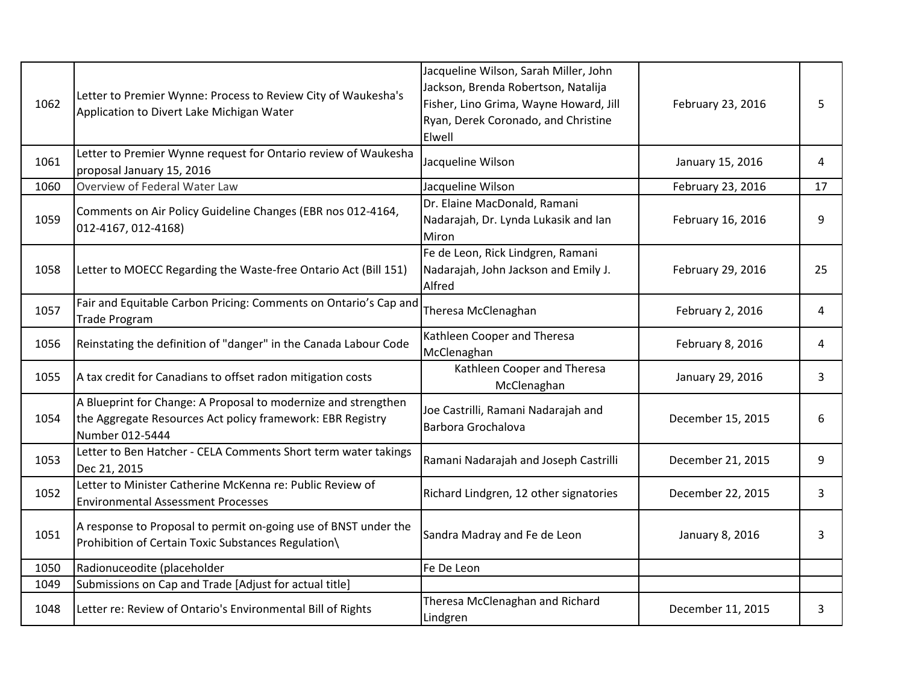| | | | | |
|---|---|---|---|---|
| 1062 | Letter to Premier Wynne: Process to Review City of Waukesha's Application to Divert Lake Michigan Water | Jacqueline Wilson, Sarah Miller, John Jackson, Brenda Robertson, Natalija Fisher, Lino Grima, Wayne Howard, Jill Ryan, Derek Coronado, and Christine Elwell | February 23, 2016 | 5 |
| 1061 | Letter to Premier Wynne request for Ontario review of Waukesha proposal January 15, 2016 | Jacqueline Wilson | January 15, 2016 | 4 |
| 1060 | Overview of Federal Water Law | Jacqueline Wilson | February 23, 2016 | 17 |
| 1059 | Comments on Air Policy Guideline Changes (EBR nos 012-4164, 012-4167, 012-4168) | Dr. Elaine MacDonald, Ramani Nadarajah, Dr. Lynda Lukasik and Ian Miron | February 16, 2016 | 9 |
| 1058 | Letter to MOECC Regarding the Waste-free Ontario Act (Bill 151) | Fe de Leon, Rick Lindgren, Ramani Nadarajah, John Jackson and Emily J. Alfred | February 29, 2016 | 25 |
| 1057 | Fair and Equitable Carbon Pricing: Comments on Ontario's Cap and Trade Program | Theresa McClenaghan | February 2, 2016 | 4 |
| 1056 | Reinstating the definition of "danger" in the Canada Labour Code | Kathleen Cooper and Theresa McClenaghan | February 8, 2016 | 4 |
| 1055 | A tax credit for Canadians to offset radon mitigation costs | Kathleen Cooper and Theresa McClenaghan | January 29, 2016 | 3 |
| 1054 | A Blueprint for Change: A Proposal to modernize and strengthen the Aggregate Resources Act policy framework: EBR Registry Number 012-5444 | Joe Castrilli, Ramani Nadarajah and Barbora Grochalova | December 15, 2015 | 6 |
| 1053 | Letter to Ben Hatcher - CELA Comments Short term water takings Dec 21, 2015 | Ramani Nadarajah and Joseph Castrilli | December 21, 2015 | 9 |
| 1052 | Letter to Minister Catherine McKenna re: Public Review of Environmental Assessment Processes | Richard Lindgren, 12 other signatories | December 22, 2015 | 3 |
| 1051 | A response to Proposal to permit on-going use of BNST under the Prohibition of Certain Toxic Substances Regulation\ | Sandra Madray and Fe de Leon | January 8, 2016 | 3 |
| 1050 | Radionuceodite (placeholder | Fe De Leon | | |
| 1049 | Submissions on Cap and Trade [Adjust for actual title] | | | |
| 1048 | Letter re: Review of Ontario's Environmental Bill of Rights | Theresa McClenaghan and Richard Lindgren | December 11, 2015 | 3 |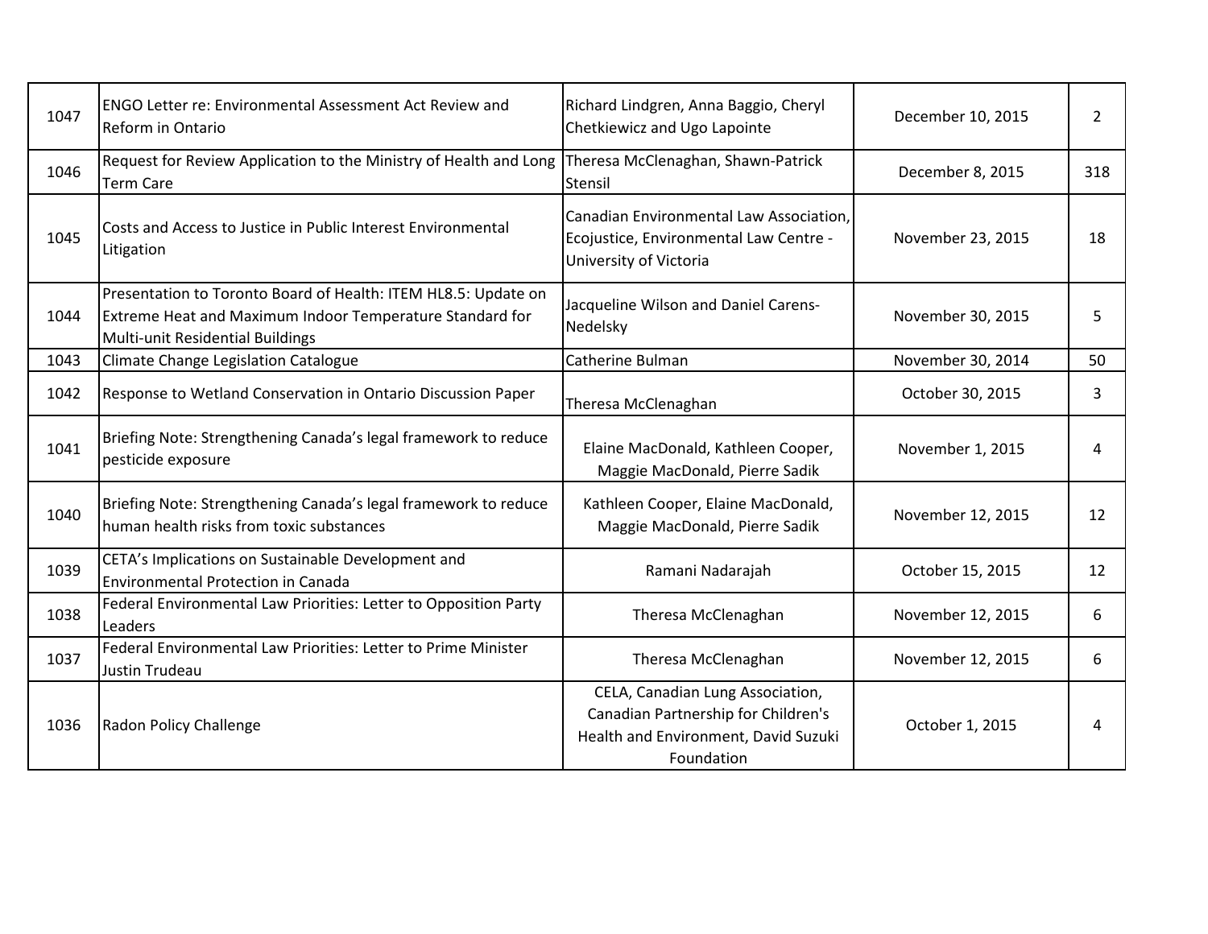| | | | | |
|---|---|---|---|---|
| 1047 | ENGO Letter re: Environmental Assessment Act Review and Reform in Ontario | Richard Lindgren, Anna Baggio, Cheryl Chetkiewicz and Ugo Lapointe | December 10, 2015 | 2 |
| 1046 | Request for Review Application to the Ministry of Health and Long Term Care | Theresa McClenaghan, Shawn-Patrick Stensil | December 8, 2015 | 318 |
| 1045 | Costs and Access to Justice in Public Interest Environmental Litigation | Canadian Environmental Law Association, Ecojustice, Environmental Law Centre - University of Victoria | November 23, 2015 | 18 |
| 1044 | Presentation to Toronto Board of Health: ITEM HL8.5: Update on Extreme Heat and Maximum Indoor Temperature Standard for Multi-unit Residential Buildings | Jacqueline Wilson and Daniel Carens-Nedelsky | November 30, 2015 | 5 |
| 1043 | Climate Change Legislation Catalogue | Catherine Bulman | November 30, 2014 | 50 |
| 1042 | Response to Wetland Conservation in Ontario Discussion Paper | Theresa McClenaghan | October 30, 2015 | 3 |
| 1041 | Briefing Note: Strengthening Canada's legal framework to reduce pesticide exposure | Elaine MacDonald, Kathleen Cooper, Maggie MacDonald, Pierre Sadik | November 1, 2015 | 4 |
| 1040 | Briefing Note: Strengthening Canada's legal framework to reduce human health risks from toxic substances | Kathleen Cooper, Elaine MacDonald, Maggie MacDonald, Pierre Sadik | November 12, 2015 | 12 |
| 1039 | CETA's Implications on Sustainable Development and Environmental Protection in Canada | Ramani Nadarajah | October 15, 2015 | 12 |
| 1038 | Federal Environmental Law Priorities: Letter to Opposition Party Leaders | Theresa McClenaghan | November 12, 2015 | 6 |
| 1037 | Federal Environmental Law Priorities: Letter to Prime Minister Justin Trudeau | Theresa McClenaghan | November 12, 2015 | 6 |
| 1036 | Radon Policy Challenge | CELA, Canadian Lung Association, Canadian Partnership for Children's Health and Environment, David Suzuki Foundation | October 1, 2015 | 4 |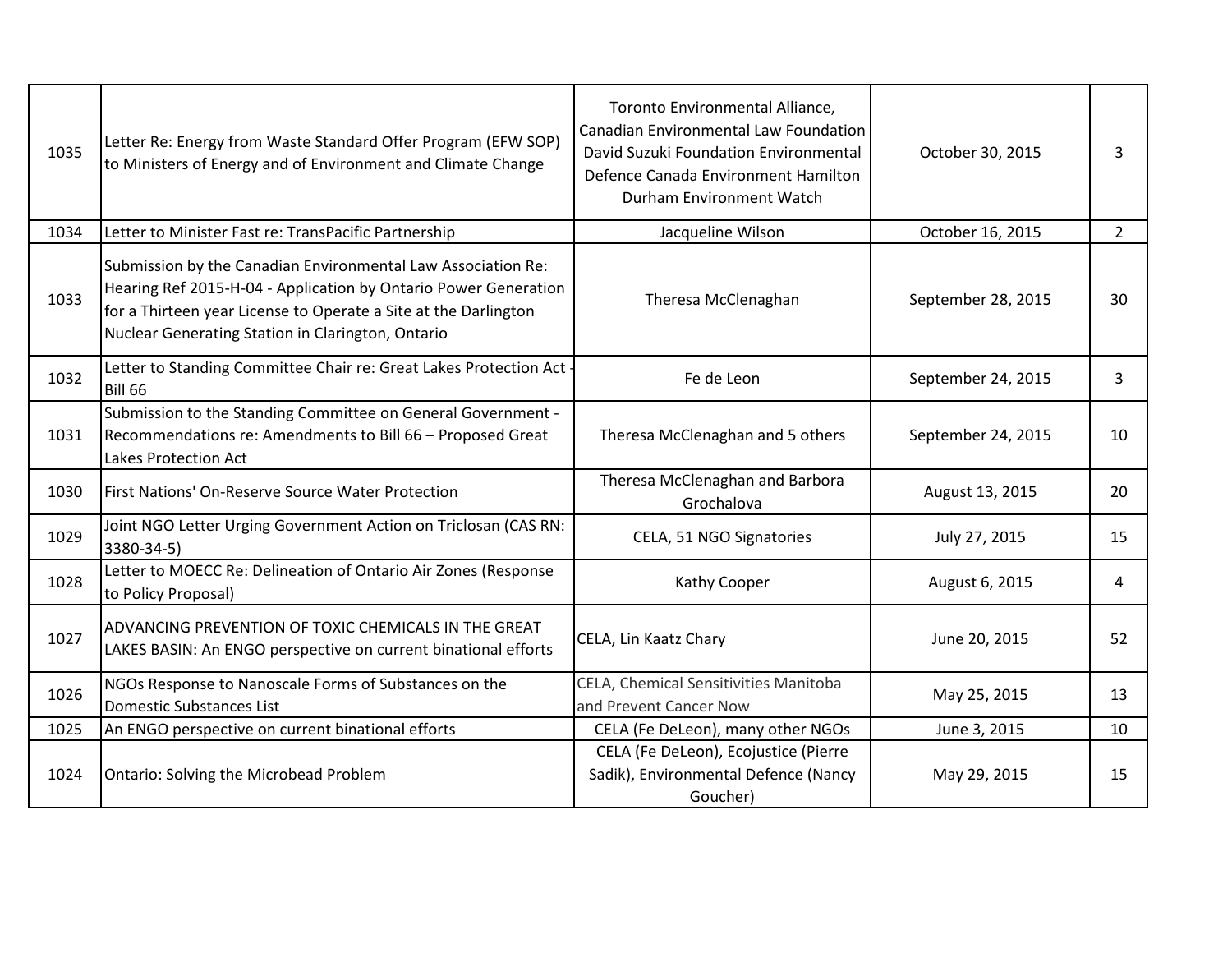| | | | | |
|---|---|---|---|---|
| 1035 | Letter Re: Energy from Waste Standard Offer Program (EFW SOP) to Ministers of Energy and of Environment and Climate Change | Toronto Environmental Alliance, Canadian Environmental Law Foundation David Suzuki Foundation Environmental Defence Canada Environment Hamilton Durham Environment Watch | October 30, 2015 | 3 |
| 1034 | Letter to Minister Fast re: TransPacific Partnership | Jacqueline Wilson | October 16, 2015 | 2 |
| 1033 | Submission by the Canadian Environmental Law Association Re: Hearing Ref 2015-H-04 - Application by Ontario Power Generation for a Thirteen year License to Operate a Site at the Darlington Nuclear Generating Station in Clarington, Ontario | Theresa McClenaghan | September 28, 2015 | 30 |
| 1032 | Letter to Standing Committee Chair re: Great Lakes Protection Act - Bill 66 | Fe de Leon | September 24, 2015 | 3 |
| 1031 | Submission to the Standing Committee on General Government - Recommendations re: Amendments to Bill 66 – Proposed Great Lakes Protection Act | Theresa McClenaghan and 5 others | September 24, 2015 | 10 |
| 1030 | First Nations' On-Reserve Source Water Protection | Theresa McClenaghan and Barbora Grochalova | August 13, 2015 | 20 |
| 1029 | Joint NGO Letter Urging Government Action on Triclosan (CAS RN: 3380-34-5) | CELA, 51 NGO Signatories | July 27, 2015 | 15 |
| 1028 | Letter to MOECC Re: Delineation of Ontario Air Zones (Response to Policy Proposal) | Kathy Cooper | August 6, 2015 | 4 |
| 1027 | ADVANCING PREVENTION OF TOXIC CHEMICALS IN THE GREAT LAKES BASIN: An ENGO perspective on current binational efforts | CELA, Lin Kaatz Chary | June 20, 2015 | 52 |
| 1026 | NGOs Response to Nanoscale Forms of Substances on the Domestic Substances List | CELA, Chemical Sensitivities Manitoba and Prevent Cancer Now | May 25, 2015 | 13 |
| 1025 | An ENGO perspective on current binational efforts | CELA (Fe DeLeon), many other NGOs | June 3, 2015 | 10 |
| 1024 | Ontario: Solving the Microbead Problem | CELA (Fe DeLeon), Ecojustice (Pierre Sadik), Environmental Defence (Nancy Goucher) | May 29, 2015 | 15 |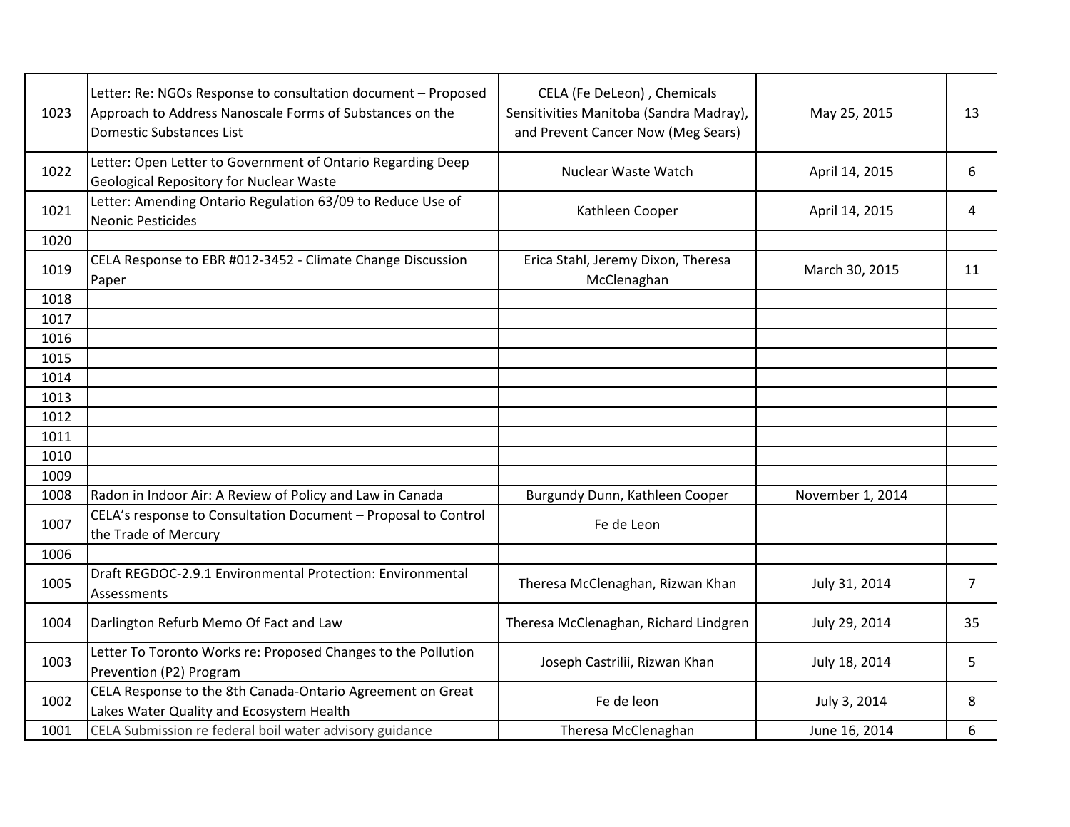| | | | | |
|---|---|---|---|---|
| 1023 | Letter: Re: NGOs Response to consultation document – Proposed Approach to Address Nanoscale Forms of Substances on the Domestic Substances List | CELA (Fe DeLeon) , Chemicals Sensitivities Manitoba (Sandra Madray), and Prevent Cancer Now (Meg Sears) | May 25, 2015 | 13 |
| 1022 | Letter: Open Letter to Government of Ontario Regarding Deep Geological Repository for Nuclear Waste | Nuclear Waste Watch | April 14, 2015 | 6 |
| 1021 | Letter: Amending Ontario Regulation 63/09 to Reduce Use of Neonic Pesticides | Kathleen Cooper | April 14, 2015 | 4 |
| 1020 | | | | |
| 1019 | CELA Response to EBR #012-3452 - Climate Change Discussion Paper | Erica Stahl, Jeremy Dixon, Theresa McClenaghan | March 30, 2015 | 11 |
| 1018 | | | | |
| 1017 | | | | |
| 1016 | | | | |
| 1015 | | | | |
| 1014 | | | | |
| 1013 | | | | |
| 1012 | | | | |
| 1011 | | | | |
| 1010 | | | | |
| 1009 | | | | |
| 1008 | Radon in Indoor Air: A Review of Policy and Law in Canada | Burgundy Dunn, Kathleen Cooper | November 1, 2014 | |
| 1007 | CELA's response to Consultation Document – Proposal to Control the Trade of Mercury | Fe de Leon | | |
| 1006 | | | | |
| 1005 | Draft REGDOC-2.9.1 Environmental Protection: Environmental Assessments | Theresa McClenaghan, Rizwan Khan | July 31, 2014 | 7 |
| 1004 | Darlington Refurb Memo Of Fact and Law | Theresa McClenaghan, Richard Lindgren | July 29, 2014 | 35 |
| 1003 | Letter To Toronto Works re: Proposed Changes to the Pollution Prevention (P2) Program | Joseph Castrilii, Rizwan Khan | July 18, 2014 | 5 |
| 1002 | CELA Response to the 8th Canada-Ontario Agreement on Great Lakes Water Quality and Ecosystem Health | Fe de leon | July 3, 2014 | 8 |
| 1001 | CELA Submission re federal boil water advisory guidance | Theresa McClenaghan | June 16, 2014 | 6 |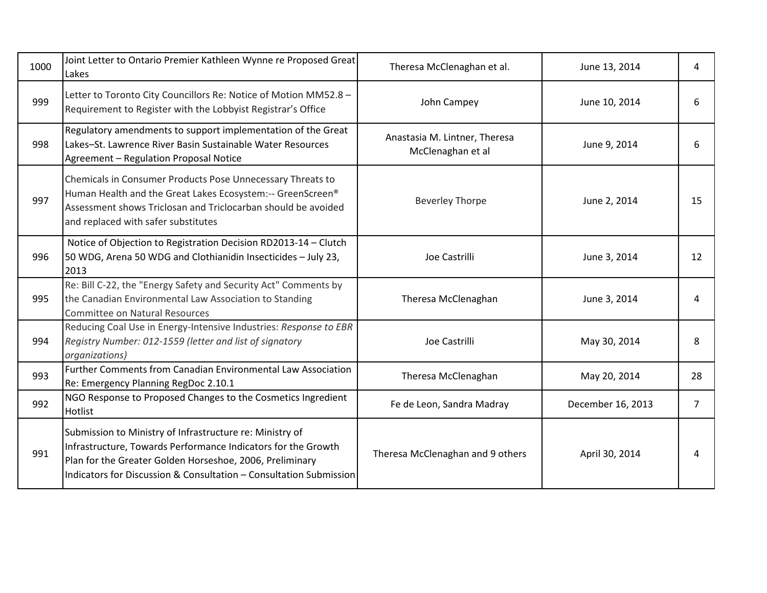| | | | | |
|---|---|---|---|---|
| 1000 | Joint Letter to Ontario Premier Kathleen Wynne re Proposed Great Lakes | Theresa McClenaghan et al. | June 13, 2014 | 4 |
| 999 | Letter to Toronto City Councillors Re: Notice of Motion MM52.8 – Requirement to Register with the Lobbyist Registrar's Office | John Campey | June 10, 2014 | 6 |
| 998 | Regulatory amendments to support implementation of the Great Lakes–St. Lawrence River Basin Sustainable Water Resources Agreement – Regulation Proposal Notice | Anastasia M. Lintner, Theresa McClenaghan et al | June 9, 2014 | 6 |
| 997 | Chemicals in Consumer Products Pose Unnecessary Threats to Human Health and the Great Lakes Ecosystem:-- GreenScreen® Assessment shows Triclosan and Triclocarban should be avoided and replaced with safer substitutes | Beverley Thorpe | June 2, 2014 | 15 |
| 996 | Notice of Objection to Registration Decision RD2013-14 – Clutch 50 WDG, Arena 50 WDG and Clothianidin Insecticides – July 23, 2013 | Joe Castrilli | June 3, 2014 | 12 |
| 995 | Re: Bill C-22, the "Energy Safety and Security Act" Comments by the Canadian Environmental Law Association to Standing Committee on Natural Resources | Theresa McClenaghan | June 3, 2014 | 4 |
| 994 | Reducing Coal Use in Energy-Intensive Industries: *Response to EBR Registry Number: 012-1559 (letter and list of signatory organizations)* | Joe Castrilli | May 30, 2014 | 8 |
| 993 | Further Comments from Canadian Environmental Law Association Re: Emergency Planning RegDoc 2.10.1 | Theresa McClenaghan | May 20, 2014 | 28 |
| 992 | NGO Response to Proposed Changes to the Cosmetics Ingredient Hotlist | Fe de Leon, Sandra Madray | December 16, 2013 | 7 |
| 991 | Submission to Ministry of Infrastructure re: Ministry of Infrastructure, Towards Performance Indicators for the Growth Plan for the Greater Golden Horseshoe, 2006, Preliminary Indicators for Discussion & Consultation – Consultation Submission | Theresa McClenaghan and 9 others | April 30, 2014 | 4 |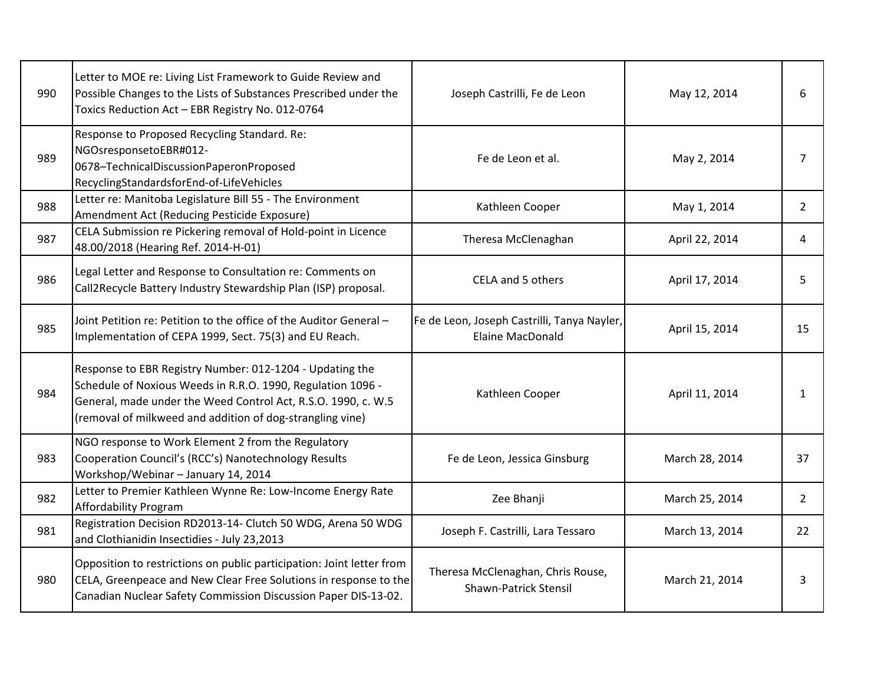| | | | | |
|---|---|---|---|---|
| 990 | Letter to MOE re: Living List Framework to Guide Review and Possible Changes to the Lists of Substances Prescribed under the Toxics Reduction Act – EBR Registry No. 012-0764 | Joseph Castrilli, Fe de Leon | May 12, 2014 | 6 |
| 989 | Response to Proposed Recycling Standard. Re: NGOsresponsetoEBR#012-0678–TechnicalDiscussionPaperonProposed RecyclingStandardsforEnd-of-LifeVehicles | Fe de Leon et al. | May 2, 2014 | 7 |
| 988 | Letter re: Manitoba Legislature Bill 55 - The Environment Amendment Act (Reducing Pesticide Exposure) | Kathleen Cooper | May 1, 2014 | 2 |
| 987 | CELA Submission re Pickering removal of Hold-point in Licence 48.00/2018 (Hearing Ref. 2014-H-01) | Theresa McClenaghan | April 22, 2014 | 4 |
| 986 | Legal Letter and Response to Consultation re: Comments on Call2Recycle Battery Industry Stewardship Plan (ISP) proposal. | CELA and 5 others | April 17, 2014 | 5 |
| 985 | Joint Petition re: Petition to the office of the Auditor General – Implementation of CEPA 1999, Sect. 75(3) and EU Reach. | Fe de Leon, Joseph Castrilli, Tanya Nayler, Elaine MacDonald | April 15, 2014 | 15 |
| 984 | Response to EBR Registry Number: 012-1204 - Updating the Schedule of Noxious Weeds in R.R.O. 1990, Regulation 1096 - General, made under the Weed Control Act, R.S.O. 1990, c. W.5 (removal of milkweed and addition of dog-strangling vine) | Kathleen Cooper | April 11, 2014 | 1 |
| 983 | NGO response to Work Element 2 from the Regulatory Cooperation Council's (RCC's) Nanotechnology Results Workshop/Webinar – January 14, 2014 | Fe de Leon, Jessica Ginsburg | March 28, 2014 | 37 |
| 982 | Letter to Premier Kathleen Wynne Re: Low-Income Energy Rate Affordability Program | Zee Bhanji | March 25, 2014 | 2 |
| 981 | Registration Decision RD2013-14- Clutch 50 WDG, Arena 50 WDG and Clothianidin Insectidies - July 23,2013 | Joseph F. Castrilli, Lara Tessaro | March 13, 2014 | 22 |
| 980 | Opposition to restrictions on public participation: Joint letter from CELA, Greenpeace and New Clear Free Solutions in response to the Canadian Nuclear Safety Commission Discussion Paper DIS-13-02. | Theresa McClenaghan, Chris Rouse, Shawn-Patrick Stensil | March 21, 2014 | 3 |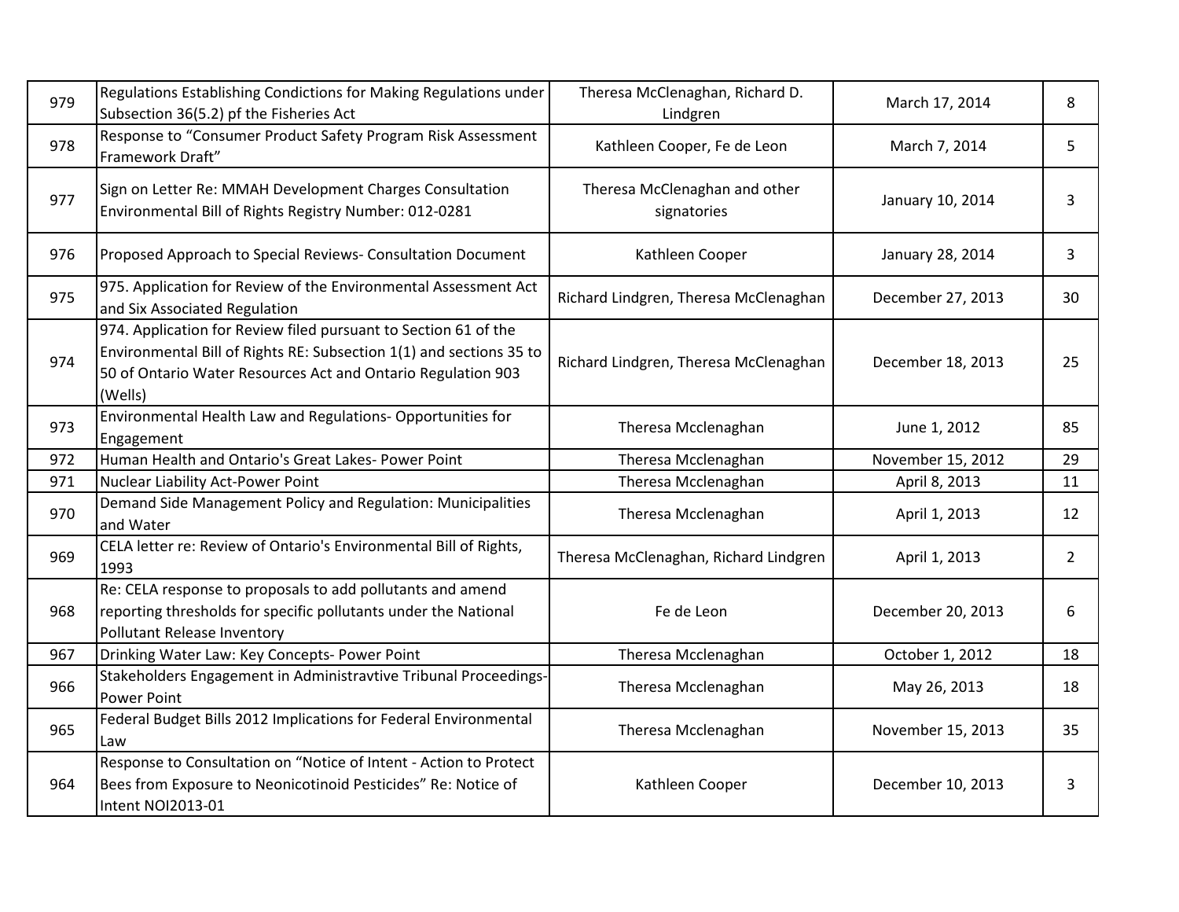| | | | | |
|---|---|---|---|---|
| 979 | Regulations Establishing Condictions for Making Regulations under Subsection 36(5.2) pf the Fisheries Act | Theresa McClenaghan, Richard D. Lindgren | March 17, 2014 | 8 |
| 978 | Response to “Consumer Product Safety Program Risk Assessment Framework Draft” | Kathleen Cooper, Fe de Leon | March 7, 2014 | 5 |
| 977 | Sign on Letter Re: MMAH Development Charges Consultation Environmental Bill of Rights Registry Number: 012-0281 | Theresa McClenaghan and other signatories | January 10, 2014 | 3 |
| 976 | Proposed Approach to Special Reviews- Consultation Document | Kathleen Cooper | January 28, 2014 | 3 |
| 975 | 975. Application for Review of the Environmental Assessment Act and Six Associated Regulation | Richard Lindgren, Theresa McClenaghan | December 27, 2013 | 30 |
| 974 | 974. Application for Review filed pursuant to Section 61 of the Environmental Bill of Rights RE: Subsection 1(1) and sections 35 to 50 of Ontario Water Resources Act and Ontario Regulation 903 (Wells) | Richard Lindgren, Theresa McClenaghan | December 18, 2013 | 25 |
| 973 | Environmental Health Law and Regulations- Opportunities for Engagement | Theresa Mcclenaghan | June 1, 2012 | 85 |
| 972 | Human Health and Ontario's Great Lakes- Power Point | Theresa Mcclenaghan | November 15, 2012 | 29 |
| 971 | Nuclear Liability Act-Power Point | Theresa Mcclenaghan | April 8, 2013 | 11 |
| 970 | Demand Side Management Policy and Regulation: Municipalities and Water | Theresa Mcclenaghan | April 1, 2013 | 12 |
| 969 | CELA letter re: Review of Ontario's Environmental Bill of Rights, 1993 | Theresa McClenaghan, Richard Lindgren | April 1, 2013 | 2 |
| 968 | Re: CELA response to proposals to add pollutants and amend reporting thresholds for specific pollutants under the National Pollutant Release Inventory | Fe de Leon | December 20, 2013 | 6 |
| 967 | Drinking Water Law: Key Concepts- Power Point | Theresa Mcclenaghan | October 1, 2012 | 18 |
| 966 | Stakeholders Engagement in Administravtive Tribunal Proceedings- Power Point | Theresa Mcclenaghan | May 26, 2013 | 18 |
| 965 | Federal Budget Bills 2012 Implications for Federal Environmental Law | Theresa Mcclenaghan | November 15, 2013 | 35 |
| 964 | Response to Consultation on “Notice of Intent - Action to Protect Bees from Exposure to Neonicotinoid Pesticides” Re: Notice of Intent NOI2013-01 | Kathleen Cooper | December 10, 2013 | 3 |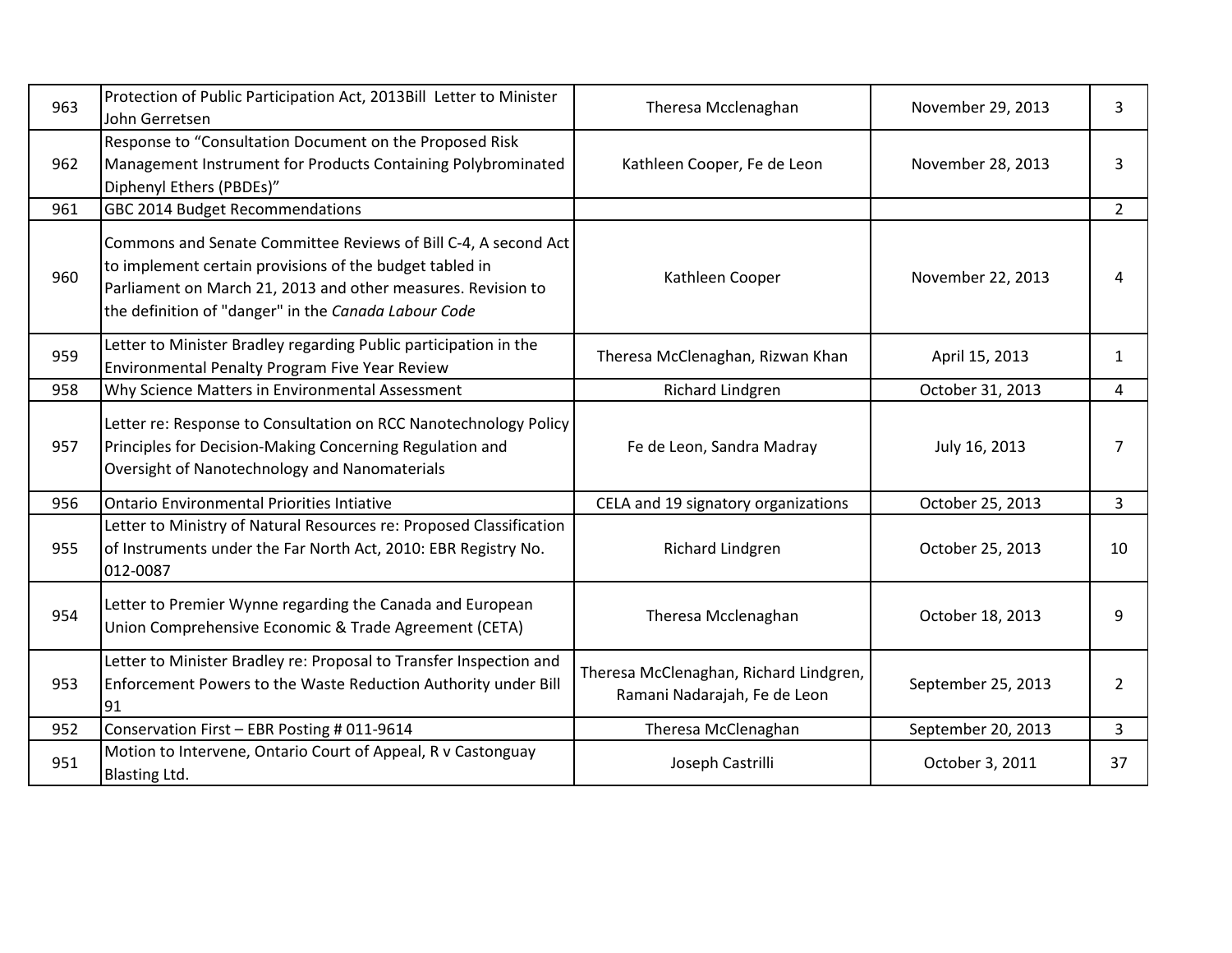| 963 | Protection of Public Participation Act, 2013Bill Letter to Minister John Gerretsen | Theresa Mcclenaghan | November 29, 2013 | 3 |
|---|---|---|---|---|
| 962 | Response to “Consultation Document on the Proposed Risk Management Instrument for Products Containing Polybrominated Diphenyl Ethers (PBDEs)” | Kathleen Cooper, Fe de Leon | November 28, 2013 | 3 |
| 961 | GBC 2014 Budget Recommendations | | | 2 |
| 960 | Commons and Senate Committee Reviews of Bill C-4, A second Act to implement certain provisions of the budget tabled in Parliament on March 21, 2013 and other measures. Revision to the definition of "danger" in the *Canada Labour Code* | Kathleen Cooper | November 22, 2013 | 4 |
| 959 | Letter to Minister Bradley regarding Public participation in the Environmental Penalty Program Five Year Review | Theresa McClenaghan, Rizwan Khan | April 15, 2013 | 1 |
| 958 | Why Science Matters in Environmental Assessment | Richard Lindgren | October 31, 2013 | 4 |
| 957 | Letter re: Response to Consultation on RCC Nanotechnology Policy Principles for Decision-Making Concerning Regulation and Oversight of Nanotechnology and Nanomaterials | Fe de Leon, Sandra Madray | July 16, 2013 | 7 |
| 956 | Ontario Environmental Priorities Intiative | CELA and 19 signatory organizations | October 25, 2013 | 3 |
| 955 | Letter to Ministry of Natural Resources re: Proposed Classification of Instruments under the Far North Act, 2010: EBR Registry No. 012-0087 | Richard Lindgren | October 25, 2013 | 10 |
| 954 | Letter to Premier Wynne regarding the Canada and European Union Comprehensive Economic & Trade Agreement (CETA) | Theresa Mcclenaghan | October 18, 2013 | 9 |
| 953 | Letter to Minister Bradley re: Proposal to Transfer Inspection and Enforcement Powers to the Waste Reduction Authority under Bill 91 | Theresa McClenaghan, Richard Lindgren, Ramani Nadarajah, Fe de Leon | September 25, 2013 | 2 |
| 952 | Conservation First – EBR Posting # 011-9614 | Theresa McClenaghan | September 20, 2013 | 3 |
| 951 | Motion to Intervene, Ontario Court of Appeal, R v Castonguay Blasting Ltd. | Joseph Castrilli | October 3, 2011 | 37 |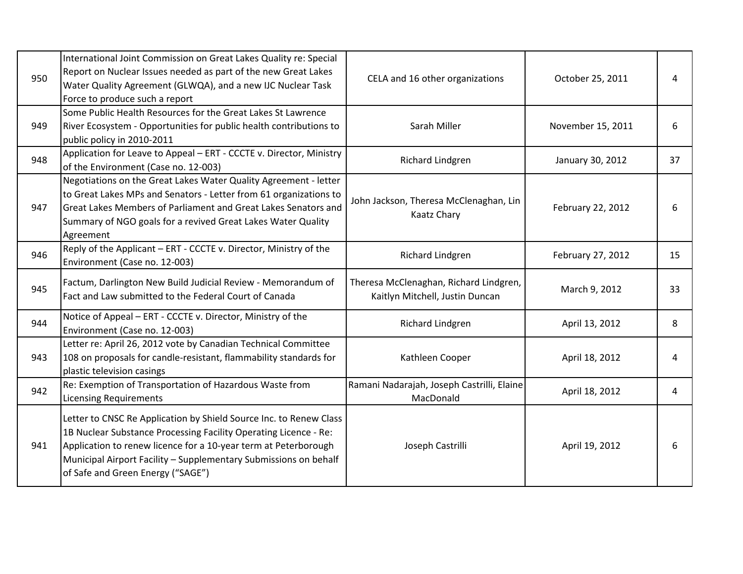| | | | | |
|---|---|---|---|---|
| 950 | International Joint Commission on Great Lakes Quality re: Special Report on Nuclear Issues needed as part of the new Great Lakes Water Quality Agreement (GLWQA), and a new IJC Nuclear Task Force to produce such a report | CELA and 16 other organizations | October 25, 2011 | 4 |
| 949 | Some Public Health Resources for the Great Lakes St Lawrence River Ecosystem - Opportunities for public health contributions to public policy in 2010-2011 | Sarah Miller | November 15, 2011 | 6 |
| 948 | Application for Leave to Appeal – ERT - CCCTE v. Director, Ministry of the Environment (Case no. 12-003) | Richard Lindgren | January 30, 2012 | 37 |
| 947 | Negotiations on the Great Lakes Water Quality Agreement - letter to Great Lakes MPs and Senators - Letter from 61 organizations to Great Lakes Members of Parliament and Great Lakes Senators and Summary of NGO goals for a revived Great Lakes Water Quality Agreement | John Jackson, Theresa McClenaghan, Lin Kaatz Chary | February 22, 2012 | 6 |
| 946 | Reply of the Applicant – ERT - CCCTE v. Director, Ministry of the Environment (Case no. 12-003) | Richard Lindgren | February 27, 2012 | 15 |
| 945 | Factum, Darlington New Build Judicial Review - Memorandum of Fact and Law submitted to the Federal Court of Canada | Theresa McClenaghan, Richard Lindgren, Kaitlyn Mitchell, Justin Duncan | March 9, 2012 | 33 |
| 944 | Notice of Appeal – ERT - CCCTE v. Director, Ministry of the Environment (Case no. 12-003) | Richard Lindgren | April 13, 2012 | 8 |
| 943 | Letter re: April 26, 2012 vote by Canadian Technical Committee 108 on proposals for candle-resistant, flammability standards for plastic television casings | Kathleen Cooper | April 18, 2012 | 4 |
| 942 | Re: Exemption of Transportation of Hazardous Waste from Licensing Requirements | Ramani Nadarajah, Joseph Castrilli, Elaine MacDonald | April 18, 2012 | 4 |
| 941 | Letter to CNSC Re Application by Shield Source Inc. to Renew Class 1B Nuclear Substance Processing Facility Operating Licence - Re: Application to renew licence for a 10-year term at Peterborough Municipal Airport Facility – Supplementary Submissions on behalf of Safe and Green Energy ("SAGE") | Joseph Castrilli | April 19, 2012 | 6 |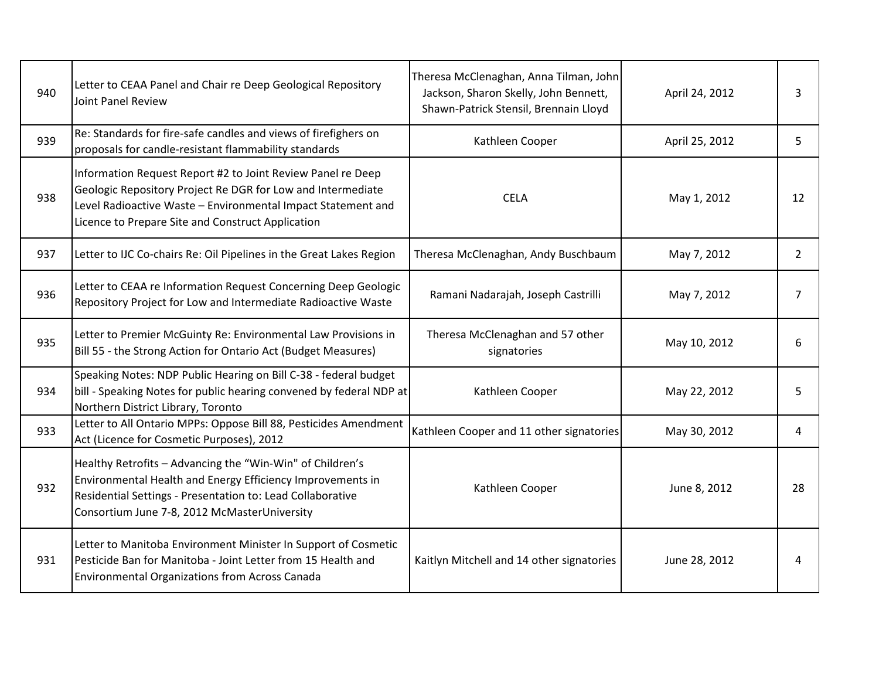| | | | | |
|---|---|---|---|---|
| 940 | Letter to CEAA Panel and Chair re Deep Geological Repository Joint Panel Review | Theresa McClenaghan, Anna Tilman, John Jackson, Sharon Skelly, John Bennett, Shawn-Patrick Stensil, Brennain Lloyd | April 24, 2012 | 3 |
| 939 | Re: Standards for fire-safe candles and views of firefighters on proposals for candle-resistant flammability standards | Kathleen Cooper | April 25, 2012 | 5 |
| 938 | Information Request Report #2 to Joint Review Panel re Deep Geologic Repository Project Re DGR for Low and Intermediate Level Radioactive Waste – Environmental Impact Statement and Licence to Prepare Site and Construct Application | CELA | May 1, 2012 | 12 |
| 937 | Letter to IJC Co-chairs Re: Oil Pipelines in the Great Lakes Region | Theresa McClenaghan, Andy Buschbaum | May 7, 2012 | 2 |
| 936 | Letter to CEAA re Information Request Concerning Deep Geologic Repository Project for Low and Intermediate Radioactive Waste | Ramani Nadarajah, Joseph Castrilli | May 7, 2012 | 7 |
| 935 | Letter to Premier McGuinty Re: Environmental Law Provisions in Bill 55 - the Strong Action for Ontario Act (Budget Measures) | Theresa McClenaghan and 57 other signatories | May 10, 2012 | 6 |
| 934 | Speaking Notes: NDP Public Hearing on Bill C-38 - federal budget bill - Speaking Notes for public hearing convened by federal NDP at Northern District Library, Toronto | Kathleen Cooper | May 22, 2012 | 5 |
| 933 | Letter to All Ontario MPPs: Oppose Bill 88, Pesticides Amendment Act (Licence for Cosmetic Purposes), 2012 | Kathleen Cooper and 11 other signatories | May 30, 2012 | 4 |
| 932 | Healthy Retrofits – Advancing the "Win-Win" of Children's Environmental Health and Energy Efficiency Improvements in Residential Settings - Presentation to: Lead Collaborative Consortium June 7-8, 2012 McMasterUniversity | Kathleen Cooper | June 8, 2012 | 28 |
| 931 | Letter to Manitoba Environment Minister In Support of Cosmetic Pesticide Ban for Manitoba - Joint Letter from 15 Health and Environmental Organizations from Across Canada | Kaitlyn Mitchell and 14 other signatories | June 28, 2012 | 4 |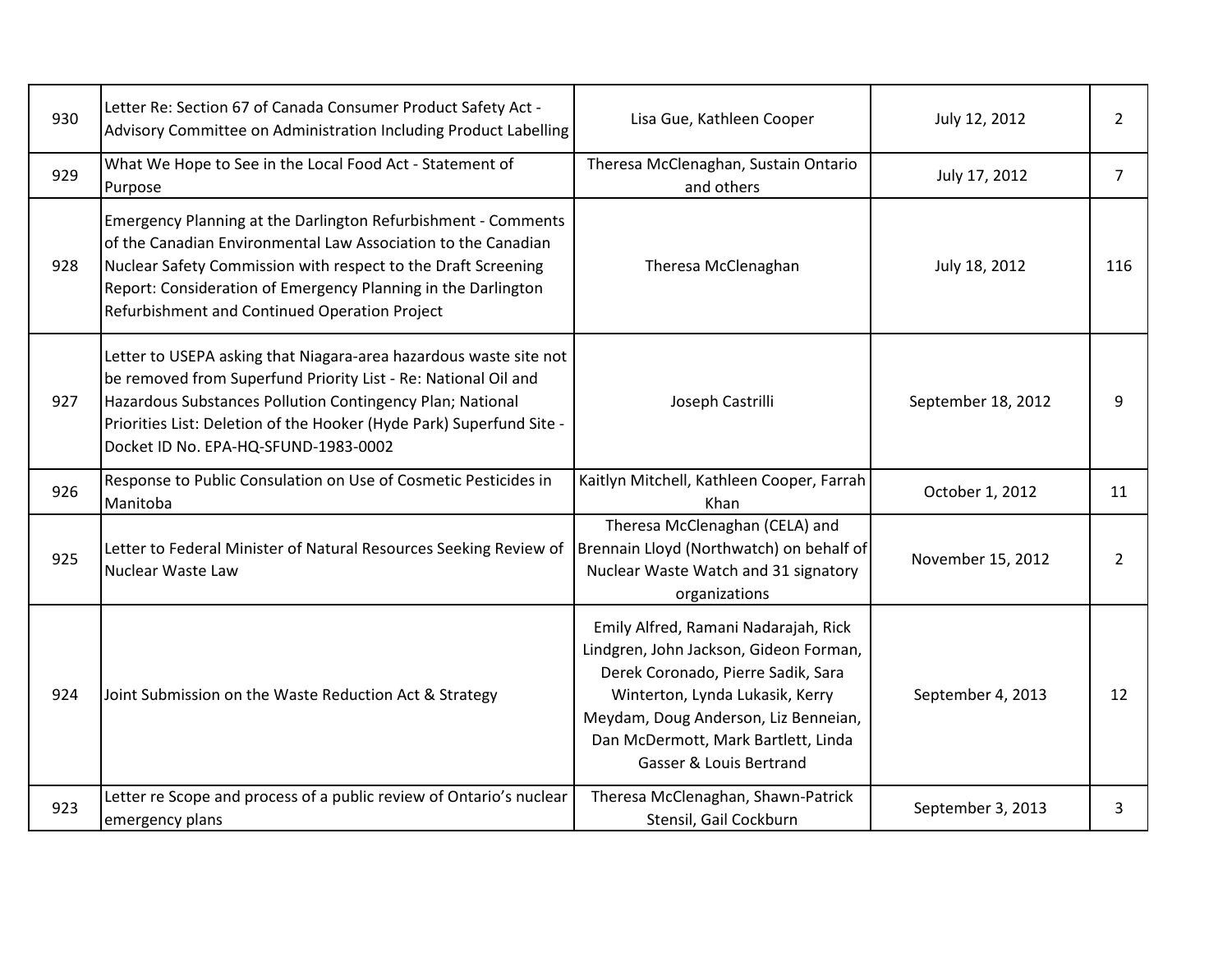| | | | | |
|---|---|---|---|---|
| 930 | Letter Re: Section 67 of Canada Consumer Product Safety Act - Advisory Committee on Administration Including Product Labelling | Lisa Gue, Kathleen Cooper | July 12, 2012 | 2 |
| 929 | What We Hope to See in the Local Food Act - Statement of Purpose | Theresa McClenaghan, Sustain Ontario and others | July 17, 2012 | 7 |
| 928 | Emergency Planning at the Darlington Refurbishment - Comments of the Canadian Environmental Law Association to the Canadian Nuclear Safety Commission with respect to the Draft Screening Report: Consideration of Emergency Planning in the Darlington Refurbishment and Continued Operation Project | Theresa McClenaghan | July 18, 2012 | 116 |
| 927 | Letter to USEPA asking that Niagara-area hazardous waste site not be removed from Superfund Priority List - Re: National Oil and Hazardous Substances Pollution Contingency Plan; National Priorities List: Deletion of the Hooker (Hyde Park) Superfund Site - Docket ID No. EPA-HQ-SFUND-1983-0002 | Joseph Castrilli | September 18, 2012 | 9 |
| 926 | Response to Public Consulation on Use of Cosmetic Pesticides in Manitoba | Kaitlyn Mitchell, Kathleen Cooper, Farrah Khan | October 1, 2012 | 11 |
| 925 | Letter to Federal Minister of Natural Resources Seeking Review of Nuclear Waste Law | Theresa McClenaghan (CELA) and Brennain Lloyd (Northwatch) on behalf of Nuclear Waste Watch and 31 signatory organizations | November 15, 2012 | 2 |
| 924 | Joint Submission on the Waste Reduction Act & Strategy | Emily Alfred, Ramani Nadarajah, Rick Lindgren, John Jackson, Gideon Forman, Derek Coronado, Pierre Sadik, Sara Winterton, Lynda Lukasik, Kerry Meydam, Doug Anderson, Liz Benneian, Dan McDermott, Mark Bartlett, Linda Gasser & Louis Bertrand | September 4, 2013 | 12 |
| 923 | Letter re Scope and process of a public review of Ontario's nuclear emergency plans | Theresa McClenaghan, Shawn-Patrick Stensil, Gail Cockburn | September 3, 2013 | 3 |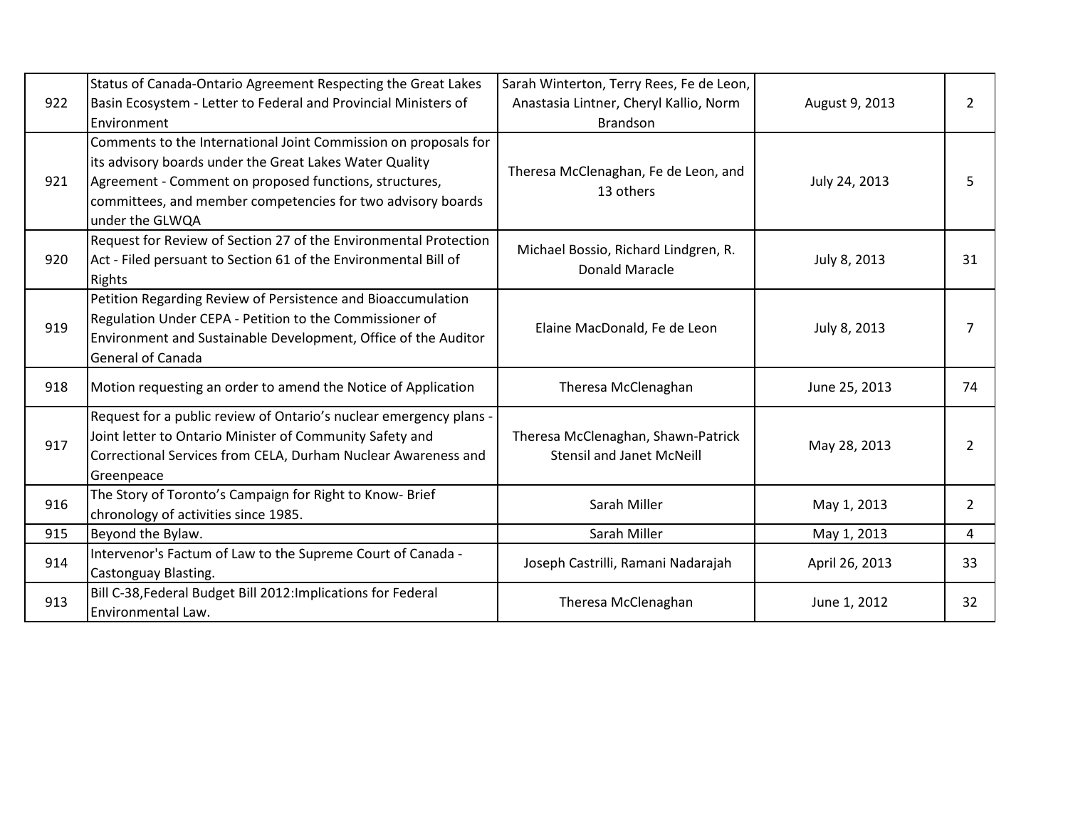| | | | | |
|---|---|---|---|---|
| 922 | Status of Canada-Ontario Agreement Respecting the Great Lakes Basin Ecosystem - Letter to Federal and Provincial Ministers of Environment | Sarah Winterton, Terry Rees, Fe de Leon, Anastasia Lintner, Cheryl Kallio, Norm Brandson | August 9, 2013 | 2 |
| 921 | Comments to the International Joint Commission on proposals for its advisory boards under the Great Lakes Water Quality Agreement - Comment on proposed functions, structures, committees, and member competencies for two advisory boards under the GLWQA | Theresa McClenaghan, Fe de Leon, and 13 others | July 24, 2013 | 5 |
| 920 | Request for Review of Section 27 of the Environmental Protection Act - Filed persuant to Section 61 of the Environmental Bill of Rights | Michael Bossio, Richard Lindgren, R. Donald Maracle | July 8, 2013 | 31 |
| 919 | Petition Regarding Review of Persistence and Bioaccumulation Regulation Under CEPA - Petition to the Commissioner of Environment and Sustainable Development, Office of the Auditor General of Canada | Elaine MacDonald, Fe de Leon | July 8, 2013 | 7 |
| 918 | Motion requesting an order to amend the Notice of Application | Theresa McClenaghan | June 25, 2013 | 74 |
| 917 | Request for a public review of Ontario's nuclear emergency plans - Joint letter to Ontario Minister of Community Safety and Correctional Services from CELA, Durham Nuclear Awareness and Greenpeace | Theresa McClenaghan, Shawn-Patrick Stensil and Janet McNeill | May 28, 2013 | 2 |
| 916 | The Story of Toronto's Campaign for Right to Know- Brief chronology of activities since 1985. | Sarah Miller | May 1, 2013 | 2 |
| 915 | Beyond the Bylaw. | Sarah Miller | May 1, 2013 | 4 |
| 914 | Intervenor's Factum of Law to the Supreme Court of Canada - Castonguay Blasting. | Joseph Castrilli, Ramani Nadarajah | April 26, 2013 | 33 |
| 913 | Bill C-38,Federal Budget Bill 2012:Implications for Federal Environmental Law. | Theresa McClenaghan | June 1, 2012 | 32 |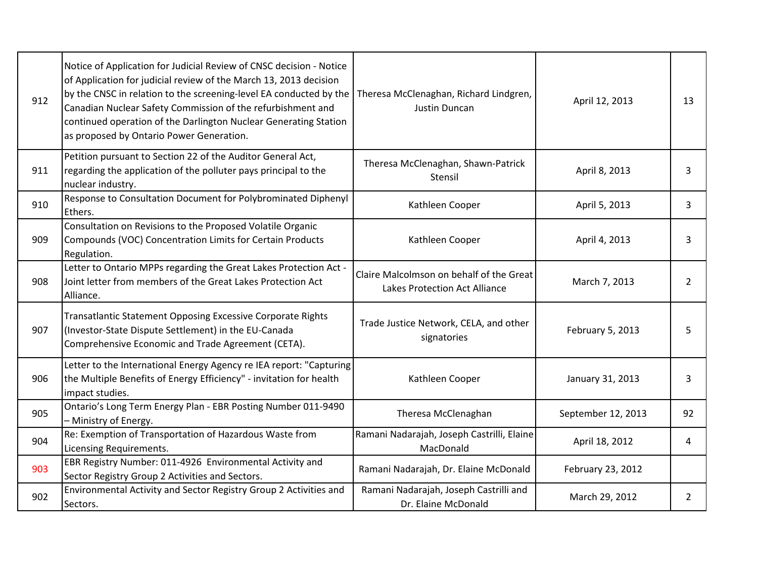| 912 | Notice of Application for Judicial Review of CNSC decision - Notice of Application for judicial review of the March 13, 2013 decision by the CNSC in relation to the screening-level EA conducted by the Canadian Nuclear Safety Commission of the refurbishment and continued operation of the Darlington Nuclear Generating Station as proposed by Ontario Power Generation. | Theresa McClenaghan, Richard Lindgren, Justin Duncan | April 12, 2013 | 13 |
|---|---|---|---|---|
| 911 | Petition pursuant to Section 22 of the Auditor General Act, regarding the application of the polluter pays principal to the nuclear industry. | Theresa McClenaghan, Shawn-Patrick Stensil | April 8, 2013 | 3 |
| 910 | Response to Consultation Document for Polybrominated Diphenyl Ethers. | Kathleen Cooper | April 5, 2013 | 3 |
| 909 | Consultation on Revisions to the Proposed Volatile Organic Compounds (VOC) Concentration Limits for Certain Products Regulation. | Kathleen Cooper | April 4, 2013 | 3 |
| 908 | Letter to Ontario MPPs regarding the Great Lakes Protection Act - Joint letter from members of the Great Lakes Protection Act Alliance. | Claire Malcolmson on behalf of the Great Lakes Protection Act Alliance | March 7, 2013 | 2 |
| 907 | Transatlantic Statement Opposing Excessive Corporate Rights (Investor-State Dispute Settlement) in the EU-Canada Comprehensive Economic and Trade Agreement (CETA). | Trade Justice Network, CELA, and other signatories | February 5, 2013 | 5 |
| 906 | Letter to the International Energy Agency re IEA report: "Capturing the Multiple Benefits of Energy Efficiency" - invitation for health impact studies. | Kathleen Cooper | January 31, 2013 | 3 |
| 905 | Ontario's Long Term Energy Plan - EBR Posting Number 011-9490 – Ministry of Energy. | Theresa McClenaghan | September 12, 2013 | 92 |
| 904 | Re: Exemption of Transportation of Hazardous Waste from Licensing Requirements. | Ramani Nadarajah, Joseph Castrilli, Elaine MacDonald | April 18, 2012 | 4 |
| 903 | EBR Registry Number: 011-4926 Environmental Activity and Sector Registry Group 2 Activities and Sectors. | Ramani Nadarajah, Dr. Elaine McDonald | February 23, 2012 | |
| 902 | Environmental Activity and Sector Registry Group 2 Activities and Sectors. | Ramani Nadarajah, Joseph Castrilli and Dr. Elaine McDonald | March 29, 2012 | 2 |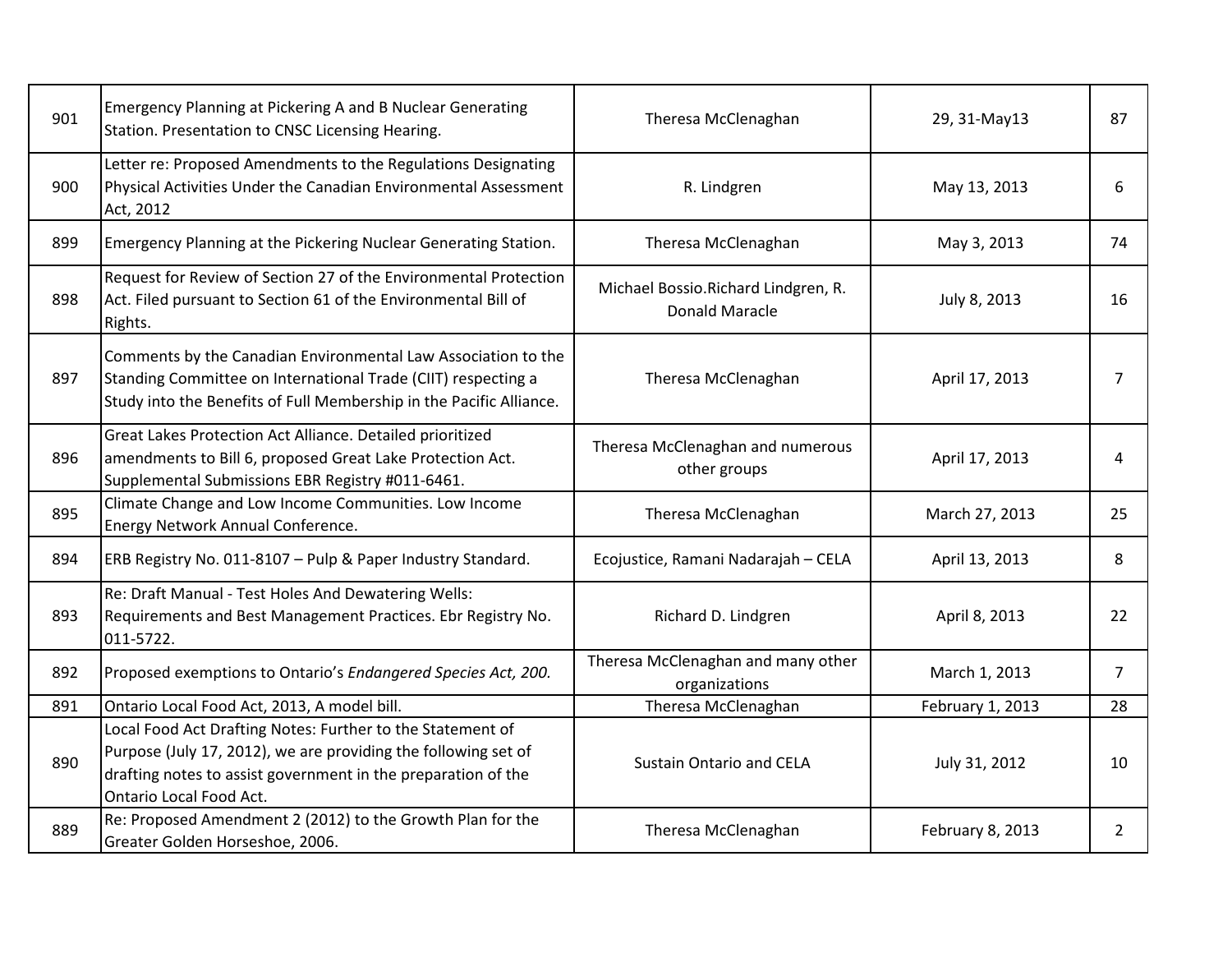| | | | | |
|---|---|---|---|---|
| 901 | Emergency Planning at Pickering A and B Nuclear Generating Station. Presentation to CNSC Licensing Hearing. | Theresa McClenaghan | 29, 31-May13 | 87 |
| 900 | Letter re: Proposed Amendments to the Regulations Designating Physical Activities Under the Canadian Environmental Assessment Act, 2012 | R. Lindgren | May 13, 2013 | 6 |
| 899 | Emergency Planning at the Pickering Nuclear Generating Station. | Theresa McClenaghan | May 3, 2013 | 74 |
| 898 | Request for Review of Section 27 of the Environmental Protection Act. Filed pursuant to Section 61 of the Environmental Bill of Rights. | Michael Bossio.Richard Lindgren, R. Donald Maracle | July 8, 2013 | 16 |
| 897 | Comments by the Canadian Environmental Law Association to the Standing Committee on International Trade (CIIT) respecting a Study into the Benefits of Full Membership in the Pacific Alliance. | Theresa McClenaghan | April 17, 2013 | 7 |
| 896 | Great Lakes Protection Act Alliance. Detailed prioritized amendments to Bill 6, proposed Great Lake Protection Act. Supplemental Submissions EBR Registry #011-6461. | Theresa McClenaghan and numerous other groups | April 17, 2013 | 4 |
| 895 | Climate Change and Low Income Communities. Low Income Energy Network Annual Conference. | Theresa McClenaghan | March 27, 2013 | 25 |
| 894 | ERB Registry No. 011-8107 – Pulp & Paper Industry Standard. | Ecojustice, Ramani Nadarajah – CELA | April 13, 2013 | 8 |
| 893 | Re: Draft Manual - Test Holes And Dewatering Wells: Requirements and Best Management Practices. Ebr Registry No. 011-5722. | Richard D. Lindgren | April 8, 2013 | 22 |
| 892 | Proposed exemptions to Ontario's *Endangered Species Act, 200.* | Theresa McClenaghan and many other organizations | March 1, 2013 | 7 |
| 891 | Ontario Local Food Act, 2013, A model bill. | Theresa McClenaghan | February 1, 2013 | 28 |
| 890 | Local Food Act Drafting Notes: Further to the Statement of Purpose (July 17, 2012), we are providing the following set of drafting notes to assist government in the preparation of the Ontario Local Food Act. | Sustain Ontario and CELA | July 31, 2012 | 10 |
| 889 | Re: Proposed Amendment 2 (2012) to the Growth Plan for the Greater Golden Horseshoe, 2006. | Theresa McClenaghan | February 8, 2013 | 2 |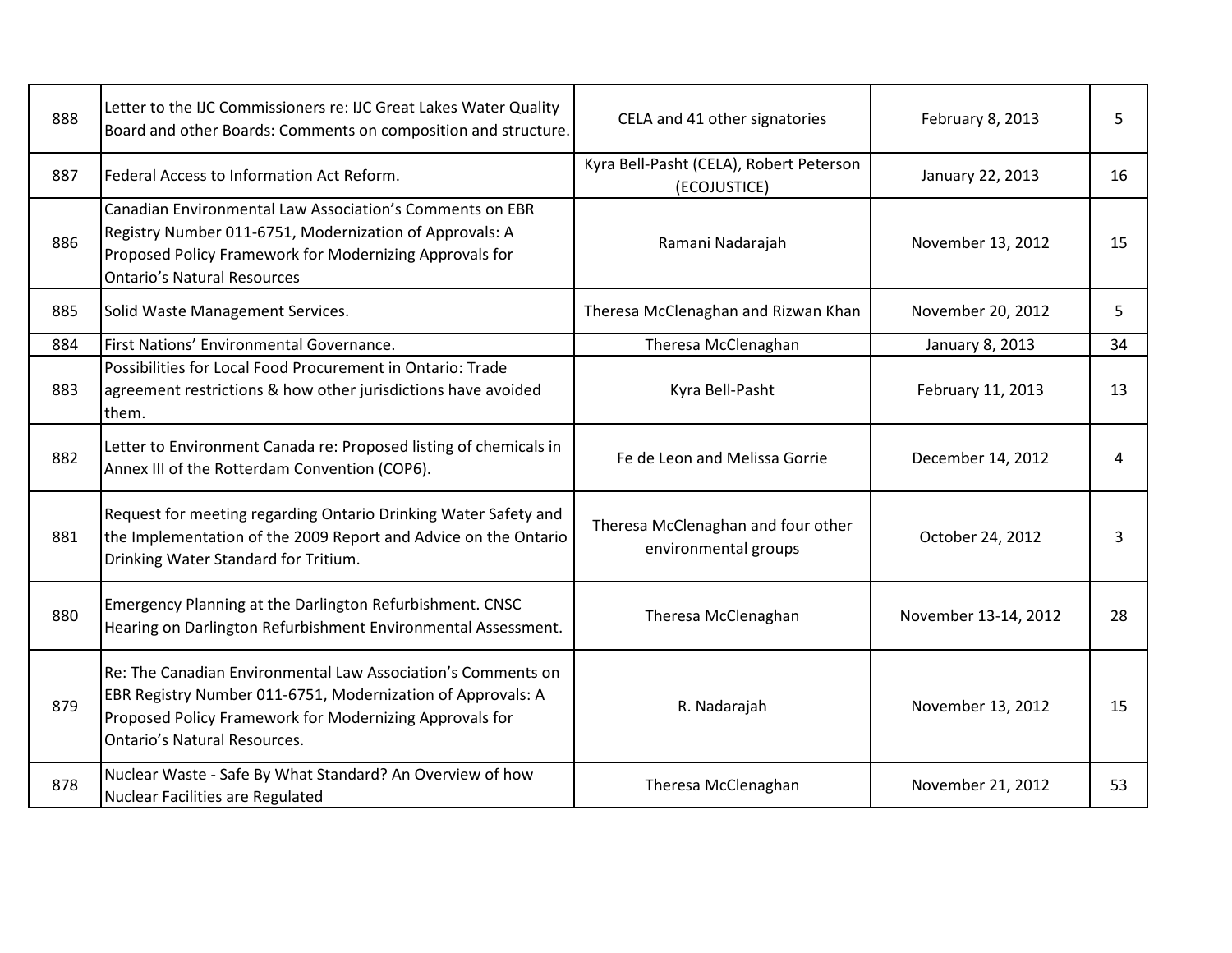| | | | | |
|---|---|---|---|---|
| 888 | Letter to the IJC Commissioners re: IJC Great Lakes Water Quality Board and other Boards: Comments on composition and structure. | CELA and 41 other signatories | February 8, 2013 | 5 |
| 887 | Federal Access to Information Act Reform. | Kyra Bell-Pasht (CELA), Robert Peterson (ECOJUSTICE) | January 22, 2013 | 16 |
| 886 | Canadian Environmental Law Association's Comments on EBR Registry Number 011-6751, Modernization of Approvals: A Proposed Policy Framework for Modernizing Approvals for Ontario's Natural Resources | Ramani Nadarajah | November 13, 2012 | 15 |
| 885 | Solid Waste Management Services. | Theresa McClenaghan and Rizwan Khan | November 20, 2012 | 5 |
| 884 | First Nations' Environmental Governance. | Theresa McClenaghan | January 8, 2013 | 34 |
| 883 | Possibilities for Local Food Procurement in Ontario: Trade agreement restrictions & how other jurisdictions have avoided them. | Kyra Bell-Pasht | February 11, 2013 | 13 |
| 882 | Letter to Environment Canada re: Proposed listing of chemicals in Annex III of the Rotterdam Convention (COP6). | Fe de Leon and Melissa Gorrie | December 14, 2012 | 4 |
| 881 | Request for meeting regarding Ontario Drinking Water Safety and the Implementation of the 2009 Report and Advice on the Ontario Drinking Water Standard for Tritium. | Theresa McClenaghan and four other environmental groups | October 24, 2012 | 3 |
| 880 | Emergency Planning at the Darlington Refurbishment. CNSC Hearing on Darlington Refurbishment Environmental Assessment. | Theresa McClenaghan | November 13-14, 2012 | 28 |
| 879 | Re: The Canadian Environmental Law Association's Comments on EBR Registry Number 011-6751, Modernization of Approvals: A Proposed Policy Framework for Modernizing Approvals for Ontario's Natural Resources. | R. Nadarajah | November 13, 2012 | 15 |
| 878 | Nuclear Waste - Safe By What Standard? An Overview of how Nuclear Facilities are Regulated | Theresa McClenaghan | November 21, 2012 | 53 |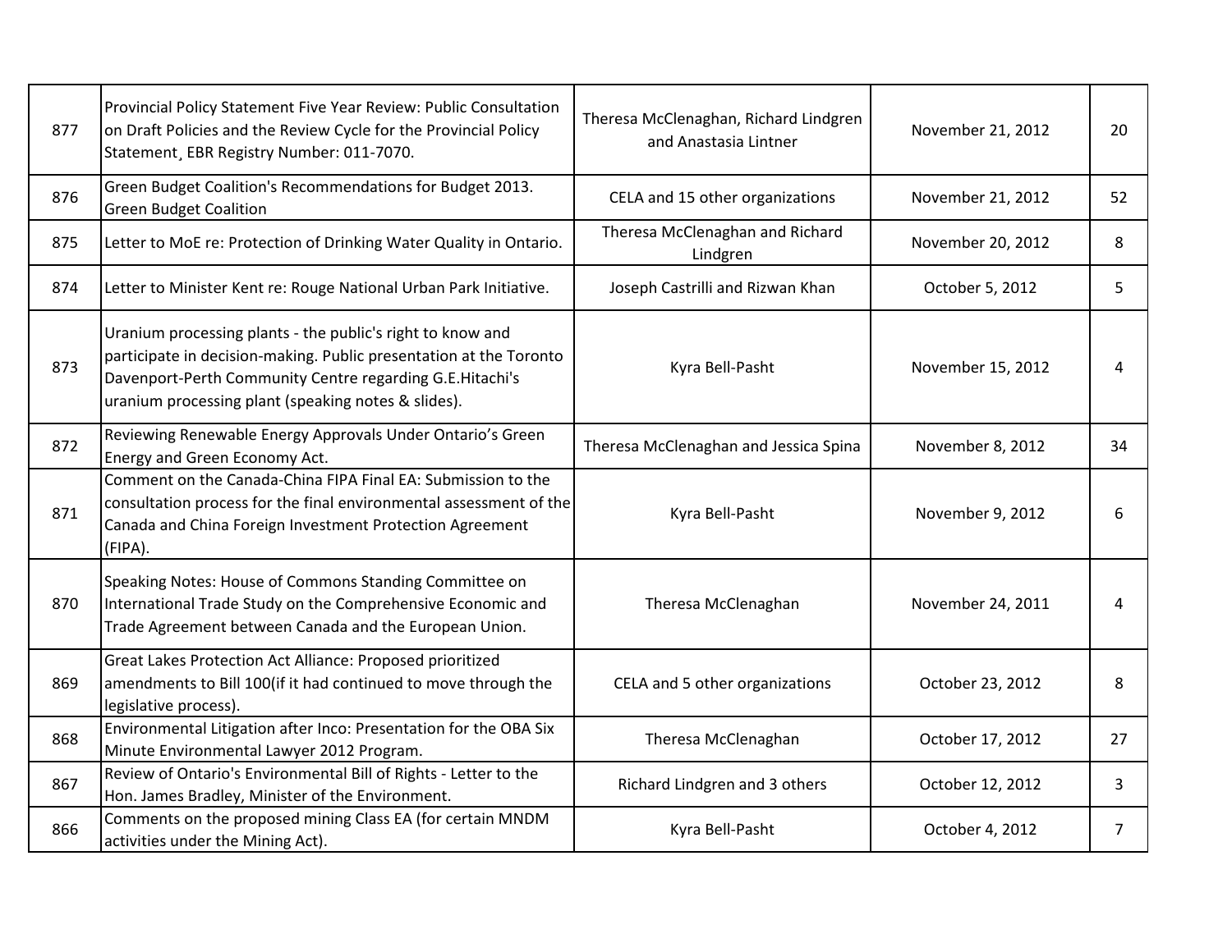| | | | | |
|---|---|---|---|---|
| 877 | Provincial Policy Statement Five Year Review: Public Consultation on Draft Policies and the Review Cycle for the Provincial Policy Statement¸ EBR Registry Number: 011-7070. | Theresa McClenaghan, Richard Lindgren and Anastasia Lintner | November 21, 2012 | 20 |
| 876 | Green Budget Coalition's Recommendations for Budget 2013. Green Budget Coalition | CELA and 15 other organizations | November 21, 2012 | 52 |
| 875 | Letter to MoE re: Protection of Drinking Water Quality in Ontario. | Theresa McClenaghan and Richard Lindgren | November 20, 2012 | 8 |
| 874 | Letter to Minister Kent re: Rouge National Urban Park Initiative. | Joseph Castrilli and Rizwan Khan | October 5, 2012 | 5 |
| 873 | Uranium processing plants - the public's right to know and participate in decision-making. Public presentation at the Toronto Davenport-Perth Community Centre regarding G.E.Hitachi's uranium processing plant (speaking notes & slides). | Kyra Bell-Pasht | November 15, 2012 | 4 |
| 872 | Reviewing Renewable Energy Approvals Under Ontario's Green Energy and Green Economy Act. | Theresa McClenaghan and Jessica Spina | November 8, 2012 | 34 |
| 871 | Comment on the Canada-China FIPA Final EA: Submission to the consultation process for the final environmental assessment of the Canada and China Foreign Investment Protection Agreement (FIPA). | Kyra Bell-Pasht | November 9, 2012 | 6 |
| 870 | Speaking Notes: House of Commons Standing Committee on International Trade Study on the Comprehensive Economic and Trade Agreement between Canada and the European Union. | Theresa McClenaghan | November 24, 2011 | 4 |
| 869 | Great Lakes Protection Act Alliance: Proposed prioritized amendments to Bill 100(if it had continued to move through the legislative process). | CELA and 5 other organizations | October 23, 2012 | 8 |
| 868 | Environmental Litigation after Inco: Presentation for the OBA Six Minute Environmental Lawyer 2012 Program. | Theresa McClenaghan | October 17, 2012 | 27 |
| 867 | Review of Ontario's Environmental Bill of Rights - Letter to the Hon. James Bradley, Minister of the Environment. | Richard Lindgren and 3 others | October 12, 2012 | 3 |
| 866 | Comments on the proposed mining Class EA (for certain MNDM activities under the Mining Act). | Kyra Bell-Pasht | October 4, 2012 | 7 |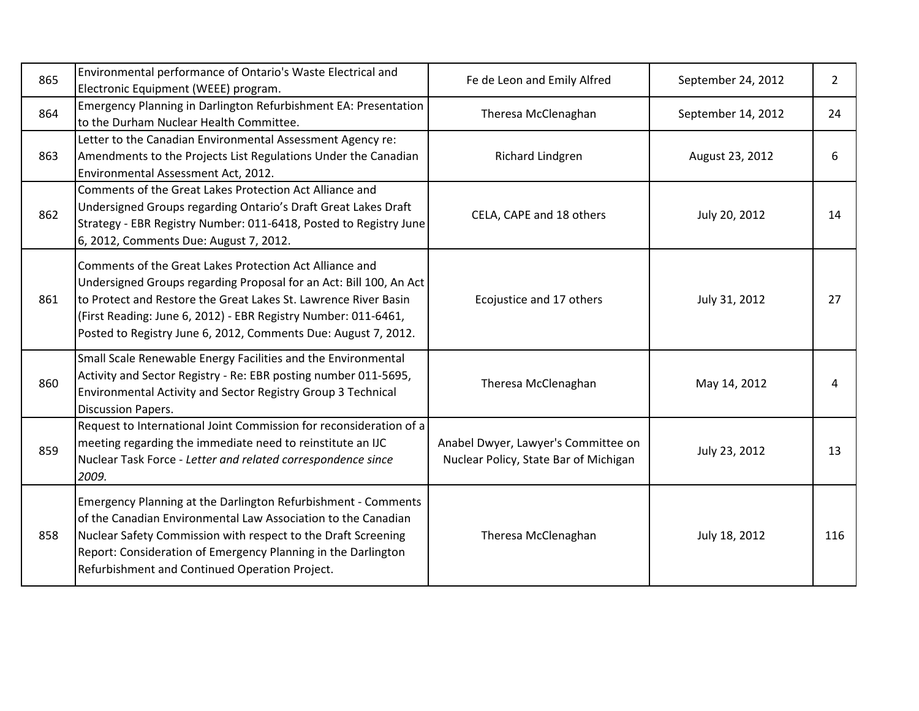| | | | | |
|---|---|---|---|---|
| 865 | Environmental performance of Ontario's Waste Electrical and Electronic Equipment (WEEE) program. | Fe de Leon and Emily Alfred | September 24, 2012 | 2 |
| 864 | Emergency Planning in Darlington Refurbishment EA: Presentation to the Durham Nuclear Health Committee. | Theresa McClenaghan | September 14, 2012 | 24 |
| 863 | Letter to the Canadian Environmental Assessment Agency re: Amendments to the Projects List Regulations Under the Canadian Environmental Assessment Act, 2012. | Richard Lindgren | August 23, 2012 | 6 |
| 862 | Comments of the Great Lakes Protection Act Alliance and Undersigned Groups regarding Ontario's Draft Great Lakes Draft Strategy - EBR Registry Number: 011-6418, Posted to Registry June 6, 2012, Comments Due: August 7, 2012. | CELA, CAPE and 18 others | July 20, 2012 | 14 |
| 861 | Comments of the Great Lakes Protection Act Alliance and Undersigned Groups regarding Proposal for an Act: Bill 100, An Act to Protect and Restore the Great Lakes St. Lawrence River Basin (First Reading: June 6, 2012) - EBR Registry Number: 011-6461, Posted to Registry June 6, 2012, Comments Due: August 7, 2012. | Ecojustice and 17 others | July 31, 2012 | 27 |
| 860 | Small Scale Renewable Energy Facilities and the Environmental Activity and Sector Registry - Re: EBR posting number 011-5695, Environmental Activity and Sector Registry Group 3 Technical Discussion Papers. | Theresa McClenaghan | May 14, 2012 | 4 |
| 859 | Request to International Joint Commission for reconsideration of a meeting regarding the immediate need to reinstitute an IJC Nuclear Task Force - *Letter and related correspondence since 2009.* | Anabel Dwyer, Lawyer's Committee on Nuclear Policy, State Bar of Michigan | July 23, 2012 | 13 |
| 858 | Emergency Planning at the Darlington Refurbishment - Comments of the Canadian Environmental Law Association to the Canadian Nuclear Safety Commission with respect to the Draft Screening Report: Consideration of Emergency Planning in the Darlington Refurbishment and Continued Operation Project. | Theresa McClenaghan | July 18, 2012 | 116 |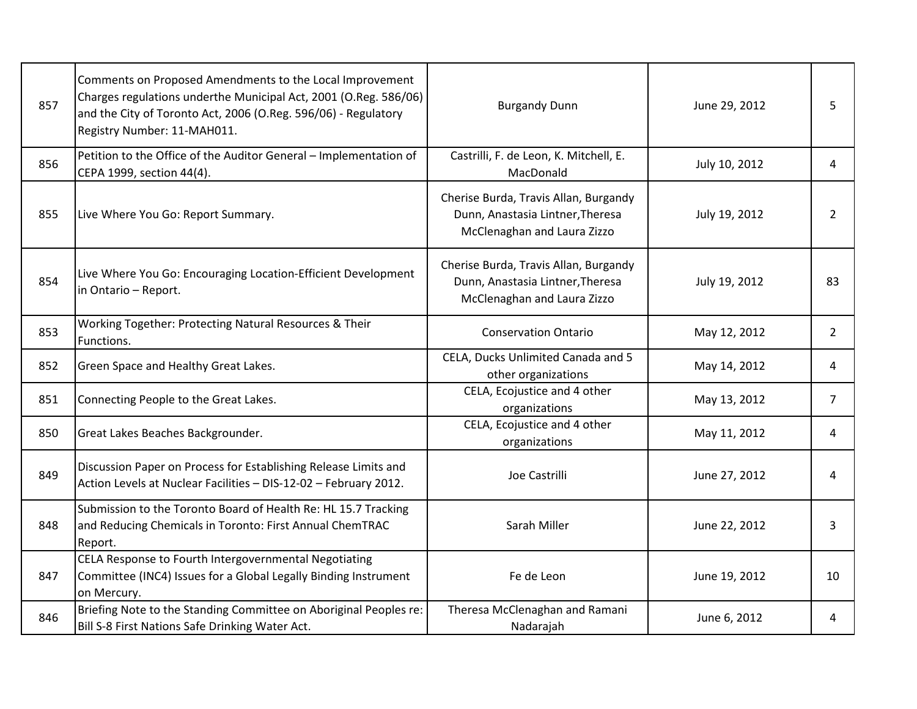| | | | | |
|---|---|---|---|---|
| 857 | Comments on Proposed Amendments to the Local Improvement Charges regulations underthe Municipal Act, 2001 (O.Reg. 586/06) and the City of Toronto Act, 2006 (O.Reg. 596/06) - Regulatory Registry Number: 11-MAH011. | Burgandy Dunn | June 29, 2012 | 5 |
| 856 | Petition to the Office of the Auditor General – Implementation of CEPA 1999, section 44(4). | Castrilli, F. de Leon, K. Mitchell, E. MacDonald | July 10, 2012 | 4 |
| 855 | Live Where You Go: Report Summary. | Cherise Burda, Travis Allan, Burgandy Dunn, Anastasia Lintner,Theresa McClenaghan and Laura Zizzo | July 19, 2012 | 2 |
| 854 | Live Where You Go: Encouraging Location-Efficient Development in Ontario – Report. | Cherise Burda, Travis Allan, Burgandy Dunn, Anastasia Lintner,Theresa McClenaghan and Laura Zizzo | July 19, 2012 | 83 |
| 853 | Working Together: Protecting Natural Resources & Their Functions. | Conservation Ontario | May 12, 2012 | 2 |
| 852 | Green Space and Healthy Great Lakes. | CELA, Ducks Unlimited Canada and 5 other organizations | May 14, 2012 | 4 |
| 851 | Connecting People to the Great Lakes. | CELA, Ecojustice and 4 other organizations | May 13, 2012 | 7 |
| 850 | Great Lakes Beaches Backgrounder. | CELA, Ecojustice and 4 other organizations | May 11, 2012 | 4 |
| 849 | Discussion Paper on Process for Establishing Release Limits and Action Levels at Nuclear Facilities – DIS-12-02 – February 2012. | Joe Castrilli | June 27, 2012 | 4 |
| 848 | Submission to the Toronto Board of Health Re: HL 15.7 Tracking and Reducing Chemicals in Toronto: First Annual ChemTRAC Report. | Sarah Miller | June 22, 2012 | 3 |
| 847 | CELA Response to Fourth Intergovernmental Negotiating Committee (INC4) Issues for a Global Legally Binding Instrument on Mercury. | Fe de Leon | June 19, 2012 | 10 |
| 846 | Briefing Note to the Standing Committee on Aboriginal Peoples re: Bill S-8 First Nations Safe Drinking Water Act. | Theresa McClenaghan and Ramani Nadarajah | June 6, 2012 | 4 |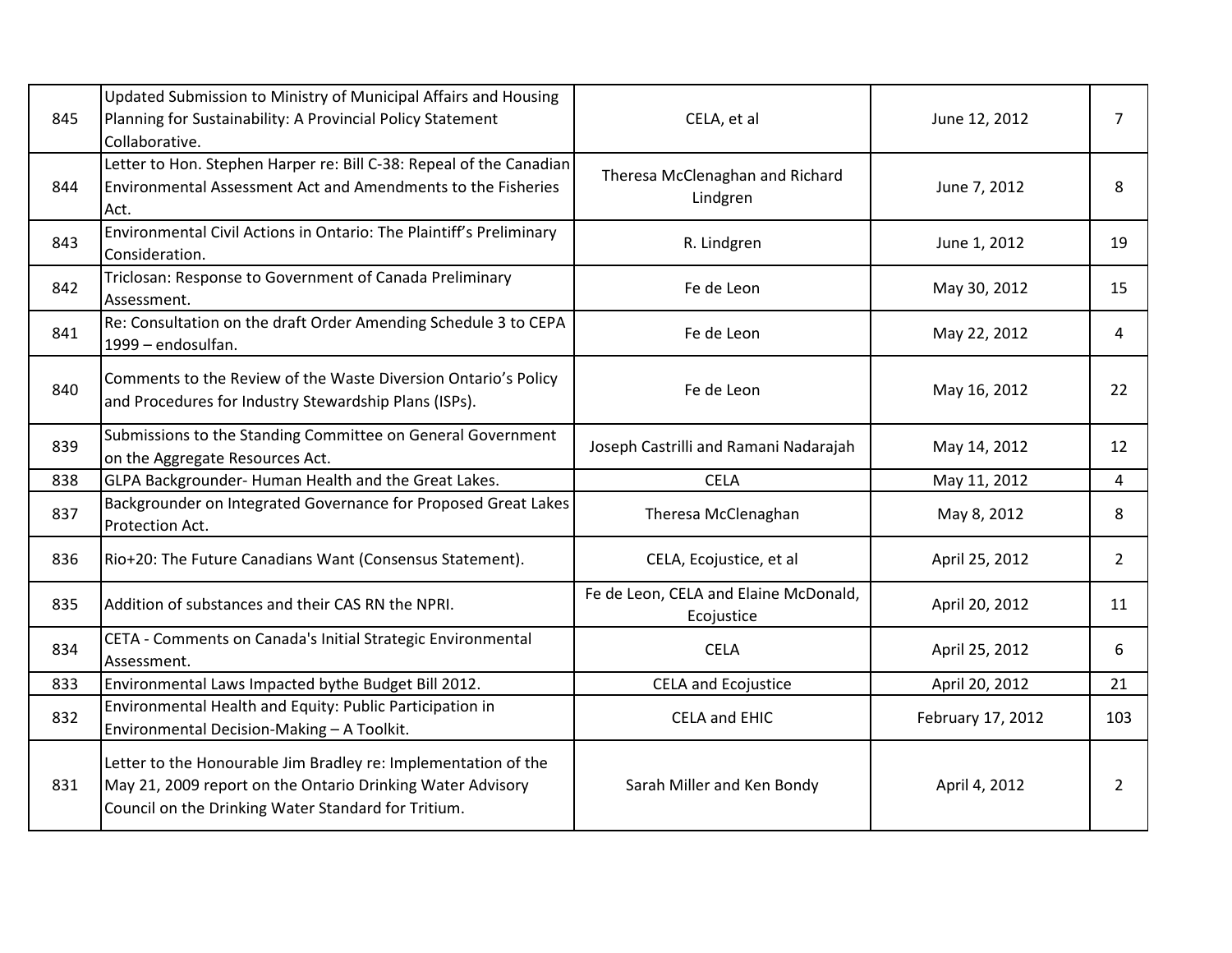| | | | | |
|---|---|---|---|---|
| 845 | Updated Submission to Ministry of Municipal Affairs and Housing Planning for Sustainability: A Provincial Policy Statement Collaborative. | CELA, et al | June 12, 2012 | 7 |
| 844 | Letter to Hon. Stephen Harper re: Bill C-38: Repeal of the Canadian Environmental Assessment Act and Amendments to the Fisheries Act. | Theresa McClenaghan and Richard Lindgren | June 7, 2012 | 8 |
| 843 | Environmental Civil Actions in Ontario: The Plaintiff's Preliminary Consideration. | R. Lindgren | June 1, 2012 | 19 |
| 842 | Triclosan: Response to Government of Canada Preliminary Assessment. | Fe de Leon | May 30, 2012 | 15 |
| 841 | Re: Consultation on the draft Order Amending Schedule 3 to CEPA 1999 – endosulfan. | Fe de Leon | May 22, 2012 | 4 |
| 840 | Comments to the Review of the Waste Diversion Ontario's Policy and Procedures for Industry Stewardship Plans (ISPs). | Fe de Leon | May 16, 2012 | 22 |
| 839 | Submissions to the Standing Committee on General Government on the Aggregate Resources Act. | Joseph Castrilli and Ramani Nadarajah | May 14, 2012 | 12 |
| 838 | GLPA Backgrounder- Human Health and the Great Lakes. | CELA | May 11, 2012 | 4 |
| 837 | Backgrounder on Integrated Governance for Proposed Great Lakes Protection Act. | Theresa McClenaghan | May 8, 2012 | 8 |
| 836 | Rio+20: The Future Canadians Want (Consensus Statement). | CELA, Ecojustice, et al | April 25, 2012 | 2 |
| 835 | Addition of substances and their CAS RN the NPRI. | Fe de Leon, CELA and Elaine McDonald, Ecojustice | April 20, 2012 | 11 |
| 834 | CETA - Comments on Canada's Initial Strategic Environmental Assessment. | CELA | April 25, 2012 | 6 |
| 833 | Environmental Laws Impacted bythe Budget Bill 2012. | CELA and Ecojustice | April 20, 2012 | 21 |
| 832 | Environmental Health and Equity: Public Participation in Environmental Decision-Making – A Toolkit. | CELA and EHIC | February 17, 2012 | 103 |
| 831 | Letter to the Honourable Jim Bradley re: Implementation of the May 21, 2009 report on the Ontario Drinking Water Advisory Council on the Drinking Water Standard for Tritium. | Sarah Miller and Ken Bondy | April 4, 2012 | 2 |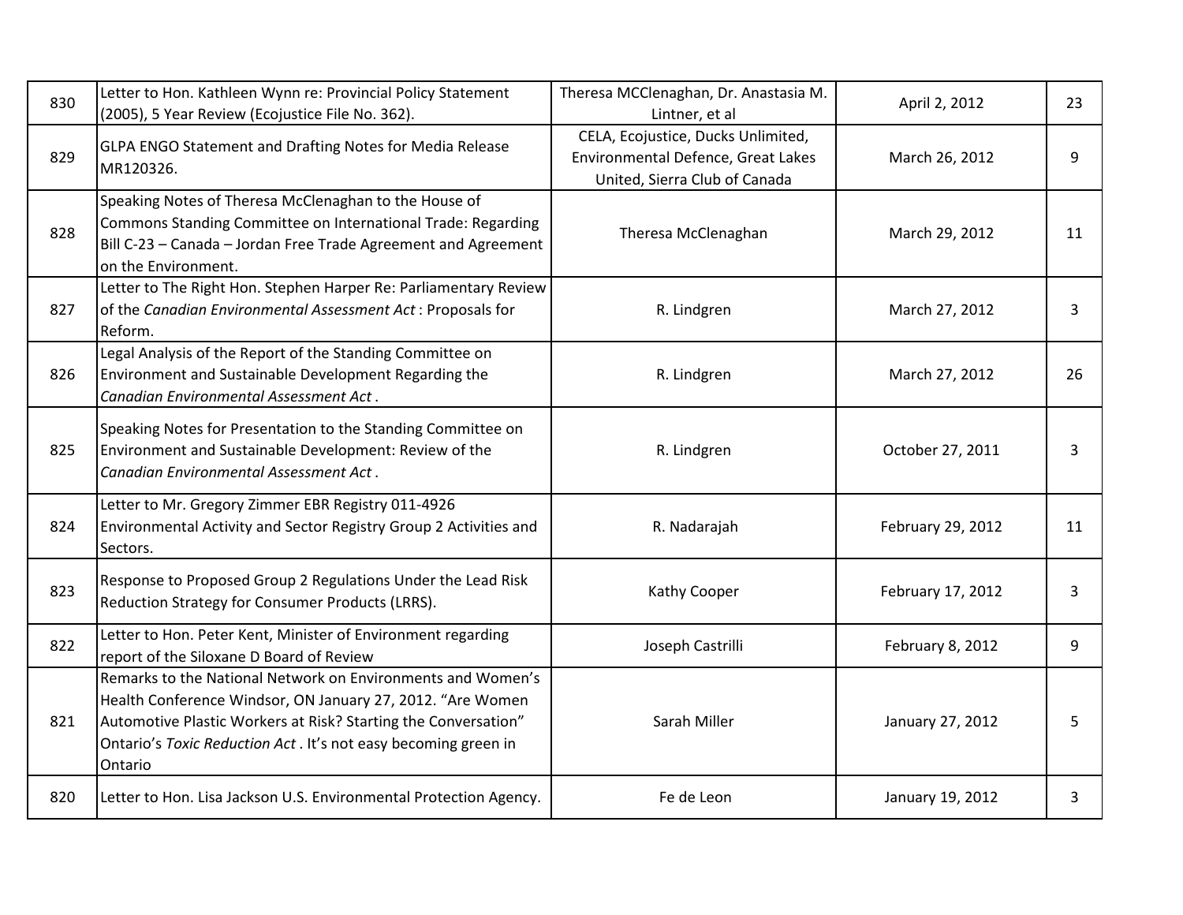| | | | | |
|---|---|---|---|---|
| 830 | Letter to Hon. Kathleen Wynn re: Provincial Policy Statement (2005), 5 Year Review (Ecojustice File No. 362). | Theresa MCClenaghan, Dr. Anastasia M. Lintner, et al | April 2, 2012 | 23 |
| 829 | GLPA ENGO Statement and Drafting Notes for Media Release MR120326. | CELA, Ecojustice, Ducks Unlimited, Environmental Defence, Great Lakes United, Sierra Club of Canada | March 26, 2012 | 9 |
| 828 | Speaking Notes of Theresa McClenaghan to the House of Commons Standing Committee on International Trade: Regarding Bill C-23 – Canada – Jordan Free Trade Agreement and Agreement on the Environment. | Theresa McClenaghan | March 29, 2012 | 11 |
| 827 | Letter to The Right Hon. Stephen Harper Re: Parliamentary Review of the *Canadian Environmental Assessment Act* : Proposals for Reform. | R. Lindgren | March 27, 2012 | 3 |
| 826 | Legal Analysis of the Report of the Standing Committee on Environment and Sustainable Development Regarding the *Canadian Environmental Assessment Act* . | R. Lindgren | March 27, 2012 | 26 |
| 825 | Speaking Notes for Presentation to the Standing Committee on Environment and Sustainable Development: Review of the *Canadian Environmental Assessment Act* . | R. Lindgren | October 27, 2011 | 3 |
| 824 | Letter to Mr. Gregory Zimmer EBR Registry 011-4926 Environmental Activity and Sector Registry Group 2 Activities and Sectors. | R. Nadarajah | February 29, 2012 | 11 |
| 823 | Response to Proposed Group 2 Regulations Under the Lead Risk Reduction Strategy for Consumer Products (LRRS). | Kathy Cooper | February 17, 2012 | 3 |
| 822 | Letter to Hon. Peter Kent, Minister of Environment regarding report of the Siloxane D Board of Review | Joseph Castrilli | February 8, 2012 | 9 |
| 821 | Remarks to the National Network on Environments and Women's Health Conference Windsor, ON January 27, 2012. "Are Women Automotive Plastic Workers at Risk? Starting the Conversation" Ontario's *Toxic Reduction Act* . It's not easy becoming green in Ontario | Sarah Miller | January 27, 2012 | 5 |
| 820 | Letter to Hon. Lisa Jackson U.S. Environmental Protection Agency. | Fe de Leon | January 19, 2012 | 3 |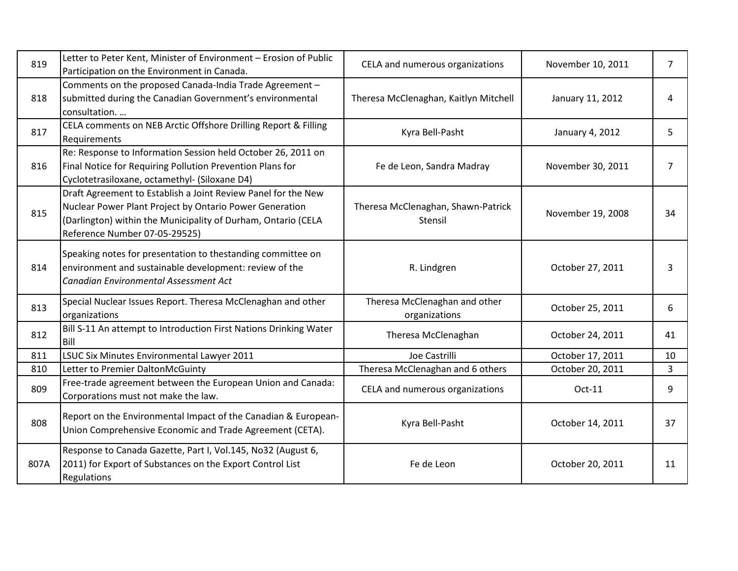| 819 | Letter to Peter Kent, Minister of Environment – Erosion of Public Participation on the Environment in Canada. | CELA and numerous organizations | November 10, 2011 | 7 |
|---|---|---|---|---|
| 818 | Comments on the proposed Canada-India Trade Agreement – submitted during the Canadian Government's environmental consultation. … | Theresa McClenaghan, Kaitlyn Mitchell | January 11, 2012 | 4 |
| 817 | CELA comments on NEB Arctic Offshore Drilling Report & Filling Requirements | Kyra Bell-Pasht | January 4, 2012 | 5 |
| 816 | Re: Response to Information Session held October 26, 2011 on Final Notice for Requiring Pollution Prevention Plans for Cyclotetrasiloxane, octamethyl- (Siloxane D4) | Fe de Leon, Sandra Madray | November 30, 2011 | 7 |
| 815 | Draft Agreement to Establish a Joint Review Panel for the New Nuclear Power Plant Project by Ontario Power Generation (Darlington) within the Municipality of Durham, Ontario (CELA Reference Number 07-05-29525) | Theresa McClenaghan, Shawn-Patrick Stensil | November 19, 2008 | 34 |
| 814 | Speaking notes for presentation to thestanding committee on environment and sustainable development: review of the *Canadian Environmental Assessment Act* | R. Lindgren | October 27, 2011 | 3 |
| 813 | Special Nuclear Issues Report. Theresa McClenaghan and other organizations | Theresa McClenaghan and other organizations | October 25, 2011 | 6 |
| 812 | Bill S-11 An attempt to Introduction First Nations Drinking Water Bill | Theresa McClenaghan | October 24, 2011 | 41 |
| 811 | LSUC Six Minutes Environmental Lawyer 2011 | Joe Castrilli | October 17, 2011 | 10 |
| 810 | Letter to Premier DaltonMcGuinty | Theresa McClenaghan and 6 others | October 20, 2011 | 3 |
| 809 | Free-trade agreement between the European Union and Canada: Corporations must not make the law. | CELA and numerous organizations | Oct-11 | 9 |
| 808 | Report on the Environmental Impact of the Canadian & European-Union Comprehensive Economic and Trade Agreement (CETA). | Kyra Bell-Pasht | October 14, 2011 | 37 |
| 807A | Response to Canada Gazette, Part I, Vol.145, No32 (August 6, 2011) for Export of Substances on the Export Control List Regulations | Fe de Leon | October 20, 2011 | 11 |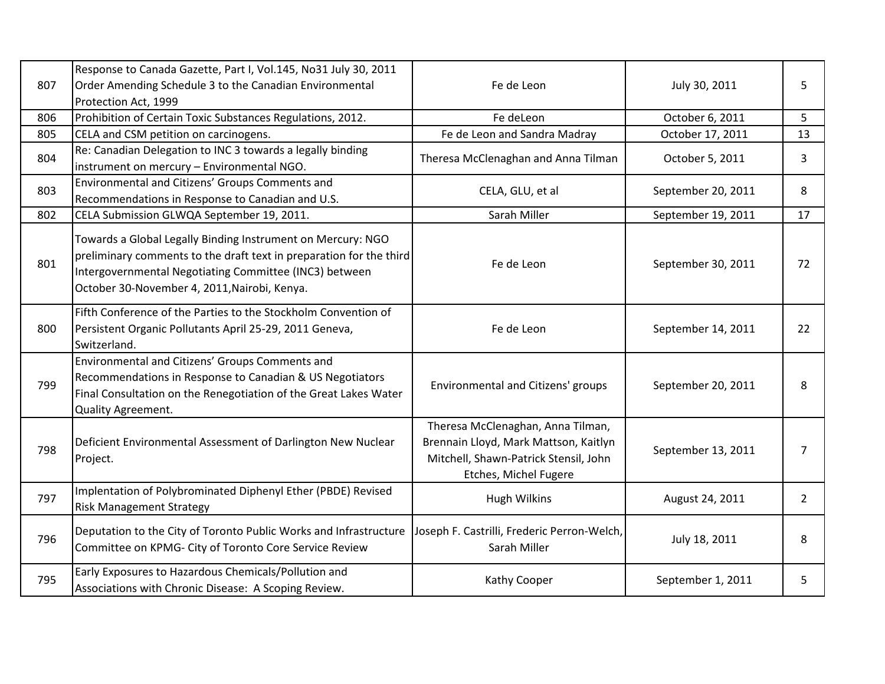| 807 | Response to Canada Gazette, Part I, Vol.145, No31 July 30, 2011 Order Amending Schedule 3 to the Canadian Environmental Protection Act, 1999 | Fe de Leon | July 30, 2011 | 5 |
|---|---|---|---|---|
| 806 | Prohibition of Certain Toxic Substances Regulations, 2012. | Fe deLeon | October 6, 2011 | 5 |
| 805 | CELA and CSM petition on carcinogens. | Fe de Leon and Sandra Madray | October 17, 2011 | 13 |
| 804 | Re: Canadian Delegation to INC 3 towards a legally binding instrument on mercury – Environmental NGO. | Theresa McClenaghan and Anna Tilman | October 5, 2011 | 3 |
| 803 | Environmental and Citizens' Groups Comments and Recommendations in Response to Canadian and U.S. | CELA, GLU, et al | September 20, 2011 | 8 |
| 802 | CELA Submission GLWQA September 19, 2011. | Sarah Miller | September 19, 2011 | 17 |
| 801 | Towards a Global Legally Binding Instrument on Mercury: NGO preliminary comments to the draft text in preparation for the third Intergovernmental Negotiating Committee (INC3) between October 30-November 4, 2011,Nairobi, Kenya. | Fe de Leon | September 30, 2011 | 72 |
| 800 | Fifth Conference of the Parties to the Stockholm Convention of Persistent Organic Pollutants April 25-29, 2011 Geneva, Switzerland. | Fe de Leon | September 14, 2011 | 22 |
| 799 | Environmental and Citizens' Groups Comments and Recommendations in Response to Canadian & US Negotiators Final Consultation on the Renegotiation of the Great Lakes Water Quality Agreement. | Environmental and Citizens' groups | September 20, 2011 | 8 |
| 798 | Deficient Environmental Assessment of Darlington New Nuclear Project. | Theresa McClenaghan, Anna Tilman, Brennain Lloyd, Mark Mattson, Kaitlyn Mitchell, Shawn-Patrick Stensil, John Etches, Michel Fugere | September 13, 2011 | 7 |
| 797 | Implentation of Polybrominated Diphenyl Ether (PBDE) Revised Risk Management Strategy | Hugh Wilkins | August 24, 2011 | 2 |
| 796 | Deputation to the City of Toronto Public Works and Infrastructure Committee on KPMG- City of Toronto Core Service Review | Joseph F. Castrilli, Frederic Perron-Welch, Sarah Miller | July 18, 2011 | 8 |
| 795 | Early Exposures to Hazardous Chemicals/Pollution and Associations with Chronic Disease: A Scoping Review. | Kathy Cooper | September 1, 2011 | 5 |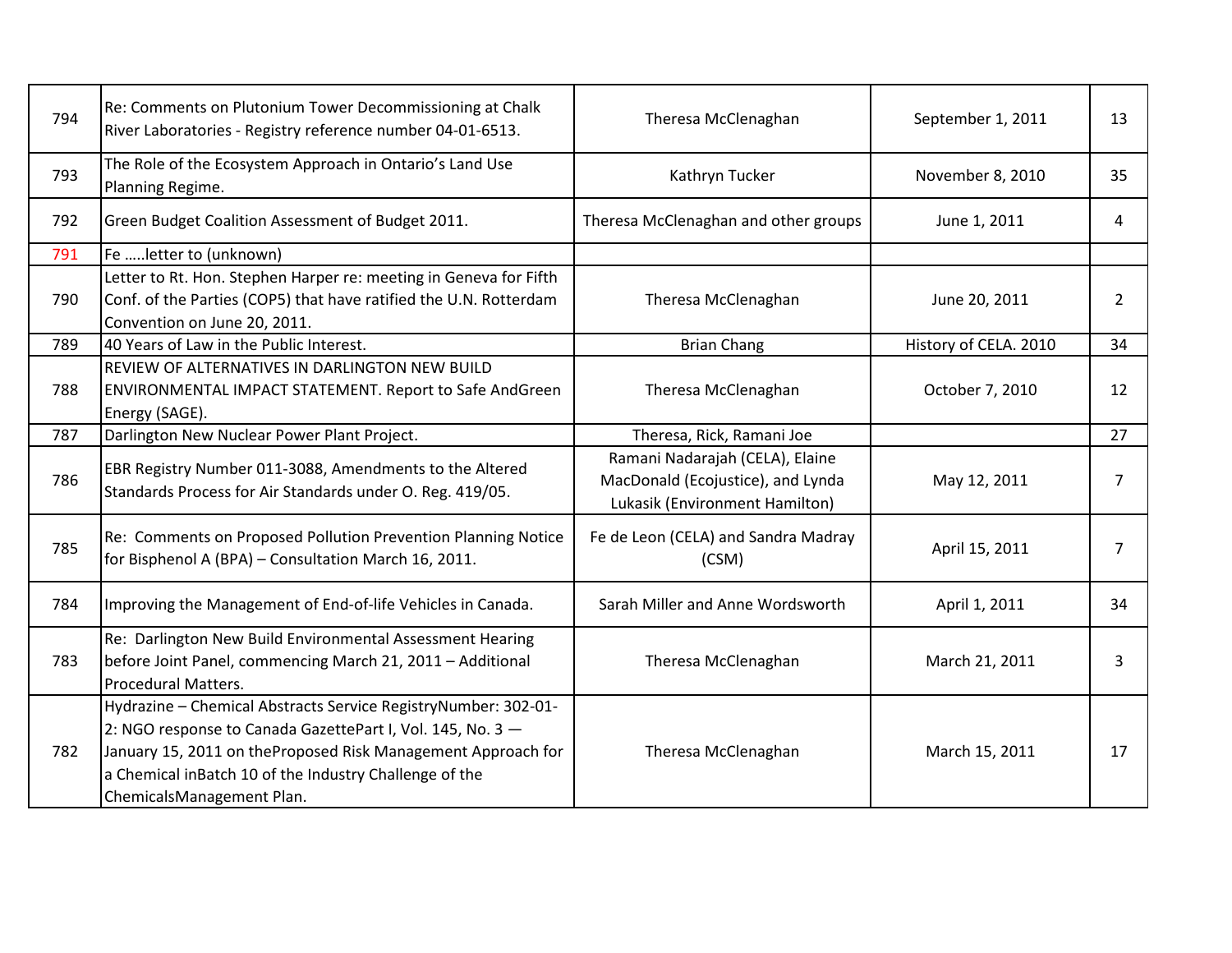| | | | | |
|---|---|---|---|---|
| 794 | Re: Comments on Plutonium Tower Decommissioning at Chalk River Laboratories - Registry reference number 04-01-6513. | Theresa McClenaghan | September 1, 2011 | 13 |
| 793 | The Role of the Ecosystem Approach in Ontario's Land Use Planning Regime. | Kathryn Tucker | November 8, 2010 | 35 |
| 792 | Green Budget Coalition Assessment of Budget 2011. | Theresa McClenaghan and other groups | June 1, 2011 | 4 |
| 791 | Fe .....letter to (unknown) | | | |
| 790 | Letter to Rt. Hon. Stephen Harper re: meeting in Geneva for Fifth Conf. of the Parties (COP5) that have ratified the U.N. Rotterdam Convention on June 20, 2011. | Theresa McClenaghan | June 20, 2011 | 2 |
| 789 | 40 Years of Law in the Public Interest. | Brian Chang | History of CELA. 2010 | 34 |
| 788 | REVIEW OF ALTERNATIVES IN DARLINGTON NEW BUILD ENVIRONMENTAL IMPACT STATEMENT. Report to Safe AndGreen Energy (SAGE). | Theresa McClenaghan | October 7, 2010 | 12 |
| 787 | Darlington New Nuclear Power Plant Project. | Theresa, Rick, Ramani Joe | | 27 |
| 786 | EBR Registry Number 011-3088, Amendments to the Altered Standards Process for Air Standards under O. Reg. 419/05. | Ramani Nadarajah (CELA), Elaine MacDonald (Ecojustice), and Lynda Lukasik (Environment Hamilton) | May 12, 2011 | 7 |
| 785 | Re: Comments on Proposed Pollution Prevention Planning Notice for Bisphenol A (BPA) – Consultation March 16, 2011. | Fe de Leon (CELA) and Sandra Madray (CSM) | April 15, 2011 | 7 |
| 784 | Improving the Management of End-of-life Vehicles in Canada. | Sarah Miller and Anne Wordsworth | April 1, 2011 | 34 |
| 783 | Re: Darlington New Build Environmental Assessment Hearing before Joint Panel, commencing March 21, 2011 – Additional Procedural Matters. | Theresa McClenaghan | March 21, 2011 | 3 |
| 782 | Hydrazine – Chemical Abstracts Service RegistryNumber: 302-01-2: NGO response to Canada GazettePart I, Vol. 145, No. 3 — January 15, 2011 on theProposed Risk Management Approach for a Chemical inBatch 10 of the Industry Challenge of the ChemicalsManagement Plan. | Theresa McClenaghan | March 15, 2011 | 17 |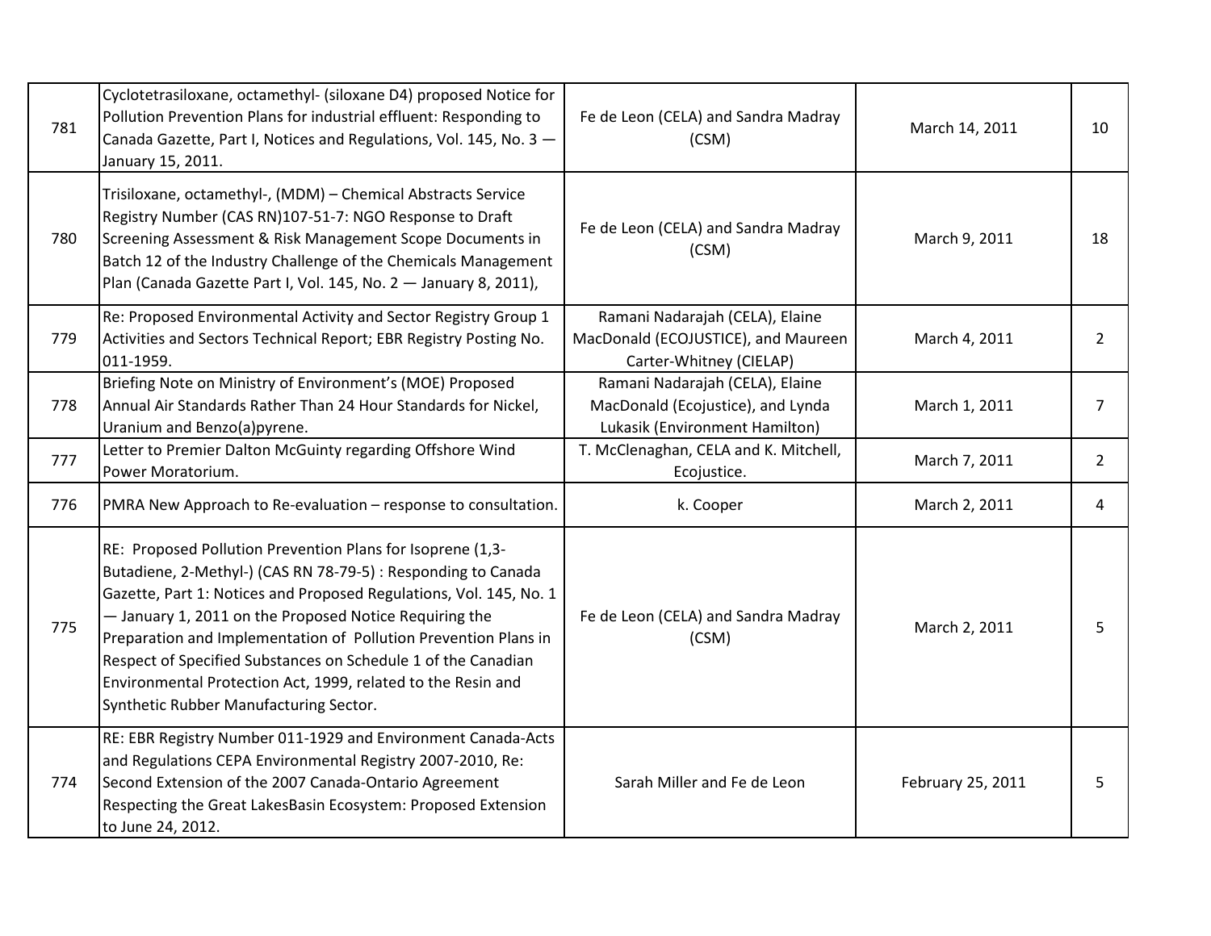| | | | | |
|---|---|---|---|---|
| 781 | Cyclotetrasiloxane, octamethyl- (siloxane D4) proposed Notice for Pollution Prevention Plans for industrial effluent: Responding to Canada Gazette, Part I, Notices and Regulations, Vol. 145, No. 3 — January 15, 2011. | Fe de Leon (CELA) and Sandra Madray (CSM) | March 14, 2011 | 10 |
| 780 | Trisiloxane, octamethyl-, (MDM) – Chemical Abstracts Service Registry Number (CAS RN)107-51-7: NGO Response to Draft Screening Assessment & Risk Management Scope Documents in Batch 12 of the Industry Challenge of the Chemicals Management Plan (Canada Gazette Part I, Vol. 145, No. 2 — January 8, 2011), | Fe de Leon (CELA) and Sandra Madray (CSM) | March 9, 2011 | 18 |
| 779 | Re: Proposed Environmental Activity and Sector Registry Group 1 Activities and Sectors Technical Report; EBR Registry Posting No. 011-1959. | Ramani Nadarajah (CELA), Elaine MacDonald (ECOJUSTICE), and Maureen Carter-Whitney (CIELAP) | March 4, 2011 | 2 |
| 778 | Briefing Note on Ministry of Environment's (MOE) Proposed Annual Air Standards Rather Than 24 Hour Standards for Nickel, Uranium and Benzo(a)pyrene. | Ramani Nadarajah (CELA), Elaine MacDonald (Ecojustice), and Lynda Lukasik (Environment Hamilton) | March 1, 2011 | 7 |
| 777 | Letter to Premier Dalton McGuinty regarding Offshore Wind Power Moratorium. | T. McClenaghan, CELA and K. Mitchell, Ecojustice. | March 7, 2011 | 2 |
| 776 | PMRA New Approach to Re-evaluation – response to consultation. | k. Cooper | March 2, 2011 | 4 |
| 775 | RE: Proposed Pollution Prevention Plans for Isoprene (1,3-Butadiene, 2-Methyl-) (CAS RN 78-79-5) : Responding to Canada Gazette, Part 1: Notices and Proposed Regulations, Vol. 145, No. 1 — January 1, 2011 on the Proposed Notice Requiring the Preparation and Implementation of Pollution Prevention Plans in Respect of Specified Substances on Schedule 1 of the Canadian Environmental Protection Act, 1999, related to the Resin and Synthetic Rubber Manufacturing Sector. | Fe de Leon (CELA) and Sandra Madray (CSM) | March 2, 2011 | 5 |
| 774 | RE: EBR Registry Number 011-1929 and Environment Canada-Acts and Regulations CEPA Environmental Registry 2007-2010, Re: Second Extension of the 2007 Canada-Ontario Agreement Respecting the Great LakesBasin Ecosystem: Proposed Extension to June 24, 2012. | Sarah Miller and Fe de Leon | February 25, 2011 | 5 |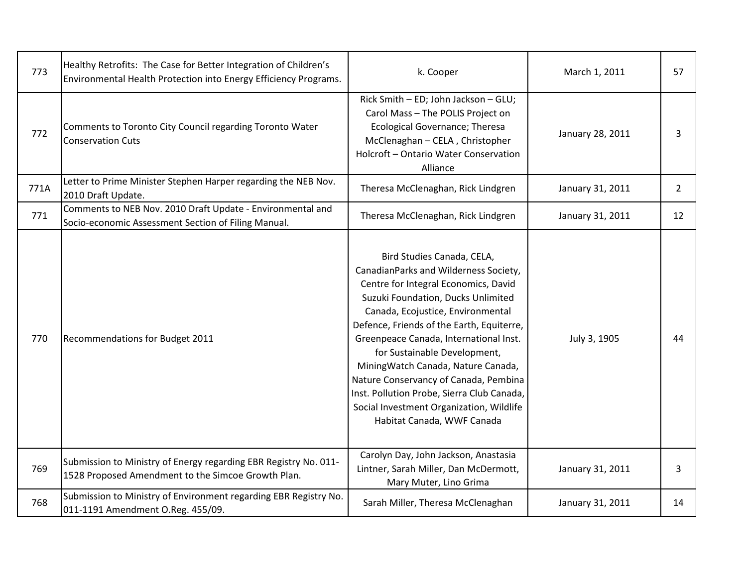| 773 | Healthy Retrofits: The Case for Better Integration of Children's Environmental Health Protection into Energy Efficiency Programs. | k. Cooper | March 1, 2011 | 57 |
|---|---|---|---|---|
| 772 | Comments to Toronto City Council regarding Toronto Water Conservation Cuts | Rick Smith – ED; John Jackson – GLU; Carol Mass – The POLIS Project on Ecological Governance; Theresa McClenaghan – CELA , Christopher Holcroft – Ontario Water Conservation Alliance | January 28, 2011 | 3 |
| 771A | Letter to Prime Minister Stephen Harper regarding the NEB Nov. 2010 Draft Update. | Theresa McClenaghan, Rick Lindgren | January 31, 2011 | 2 |
| 771 | Comments to NEB Nov. 2010 Draft Update - Environmental and Socio-economic Assessment Section of Filing Manual. | Theresa McClenaghan, Rick Lindgren | January 31, 2011 | 12 |
| 770 | Recommendations for Budget 2011 | Bird Studies Canada, CELA, CanadianParks and Wilderness Society, Centre for Integral Economics, David Suzuki Foundation, Ducks Unlimited Canada, Ecojustice, Environmental Defence, Friends of the Earth, Equiterre, Greenpeace Canada, International Inst. for Sustainable Development, MiningWatch Canada, Nature Canada, Nature Conservancy of Canada, Pembina Inst. Pollution Probe, Sierra Club Canada, Social Investment Organization, Wildlife Habitat Canada, WWF Canada | July 3, 1905 | 44 |
| 769 | Submission to Ministry of Energy regarding EBR Registry No. 011-1528 Proposed Amendment to the Simcoe Growth Plan. | Carolyn Day, John Jackson, Anastasia Lintner, Sarah Miller, Dan McDermott, Mary Muter, Lino Grima | January 31, 2011 | 3 |
| 768 | Submission to Ministry of Environment regarding EBR Registry No. 011-1191 Amendment O.Reg. 455/09. | Sarah Miller, Theresa McClenaghan | January 31, 2011 | 14 |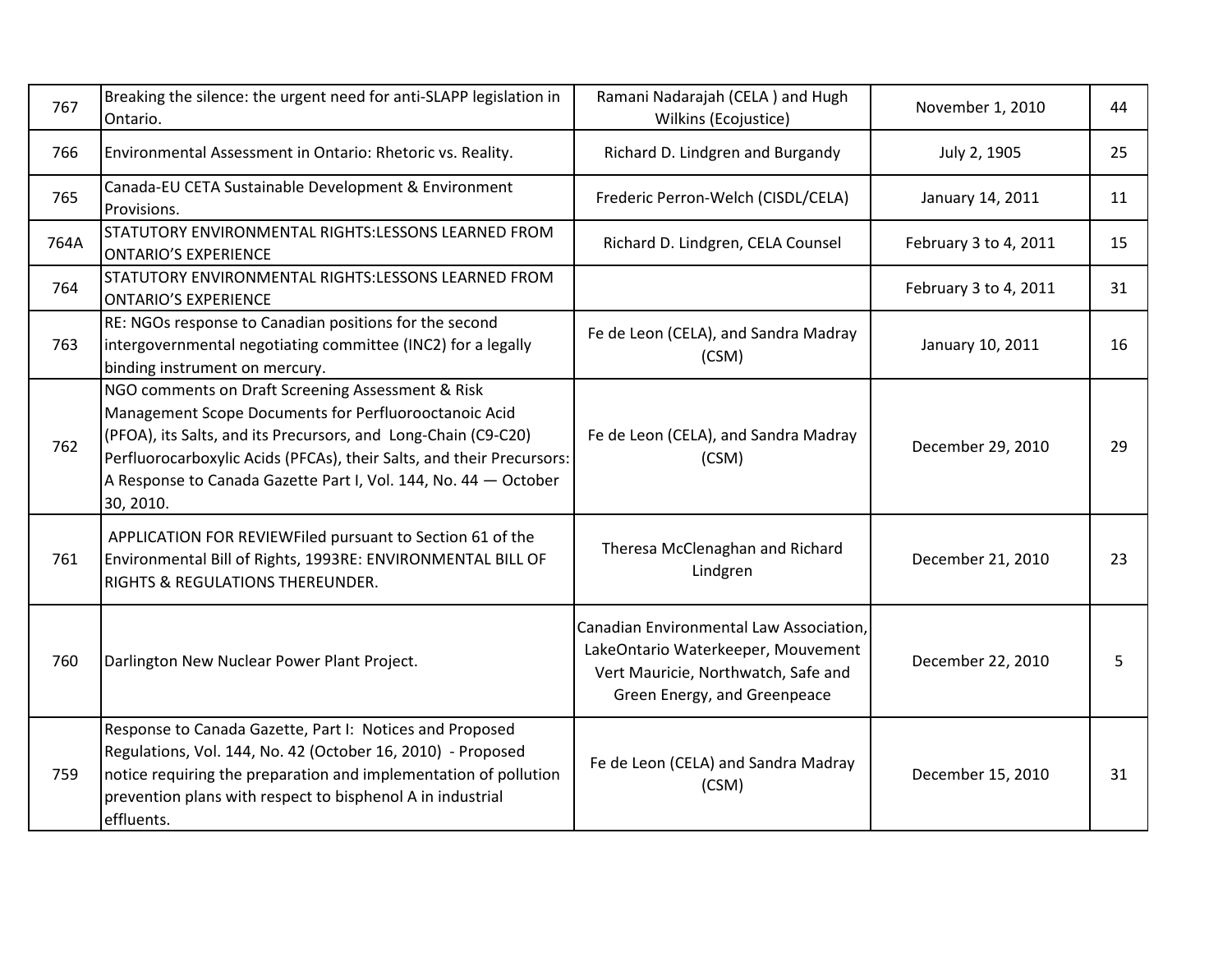| 767 | Breaking the silence: the urgent need for anti-SLAPP legislation in Ontario. | Ramani Nadarajah (CELA ) and Hugh Wilkins (Ecojustice) | November 1, 2010 | 44 |
|---|---|---|---|---|
| 766 | Environmental Assessment in Ontario: Rhetoric vs. Reality. | Richard D. Lindgren and Burgandy | July 2, 1905 | 25 |
| 765 | Canada-EU CETA Sustainable Development & Environment Provisions. | Frederic Perron-Welch (CISDL/CELA) | January 14, 2011 | 11 |
| 764A | STATUTORY ENVIRONMENTAL RIGHTS:LESSONS LEARNED FROM ONTARIO'S EXPERIENCE | Richard D. Lindgren, CELA Counsel | February 3 to 4, 2011 | 15 |
| 764 | STATUTORY ENVIRONMENTAL RIGHTS:LESSONS LEARNED FROM ONTARIO'S EXPERIENCE | | February 3 to 4, 2011 | 31 |
| 763 | RE: NGOs response to Canadian positions for the second intergovernmental negotiating committee (INC2) for a legally binding instrument on mercury. | Fe de Leon (CELA), and Sandra Madray (CSM) | January 10, 2011 | 16 |
| 762 | NGO comments on Draft Screening Assessment & Risk Management Scope Documents for Perfluorooctanoic Acid (PFOA), its Salts, and its Precursors, and Long-Chain (C9-C20) Perfluorocarboxylic Acids (PFCAs), their Salts, and their Precursors: A Response to Canada Gazette Part I, Vol. 144, No. 44 — October 30, 2010. | Fe de Leon (CELA), and Sandra Madray (CSM) | December 29, 2010 | 29 |
| 761 | APPLICATION FOR REVIEWFiled pursuant to Section 61 of the Environmental Bill of Rights, 1993RE: ENVIRONMENTAL BILL OF RIGHTS & REGULATIONS THEREUNDER. | Theresa McClenaghan and Richard Lindgren | December 21, 2010 | 23 |
| 760 | Darlington New Nuclear Power Plant Project. | Canadian Environmental Law Association, LakeOntario Waterkeeper, Mouvement Vert Mauricie, Northwatch, Safe and Green Energy, and Greenpeace | December 22, 2010 | 5 |
| 759 | Response to Canada Gazette, Part I: Notices and Proposed Regulations, Vol. 144, No. 42 (October 16, 2010) - Proposed notice requiring the preparation and implementation of pollution prevention plans with respect to bisphenol A in industrial effluents. | Fe de Leon (CELA) and Sandra Madray (CSM) | December 15, 2010 | 31 |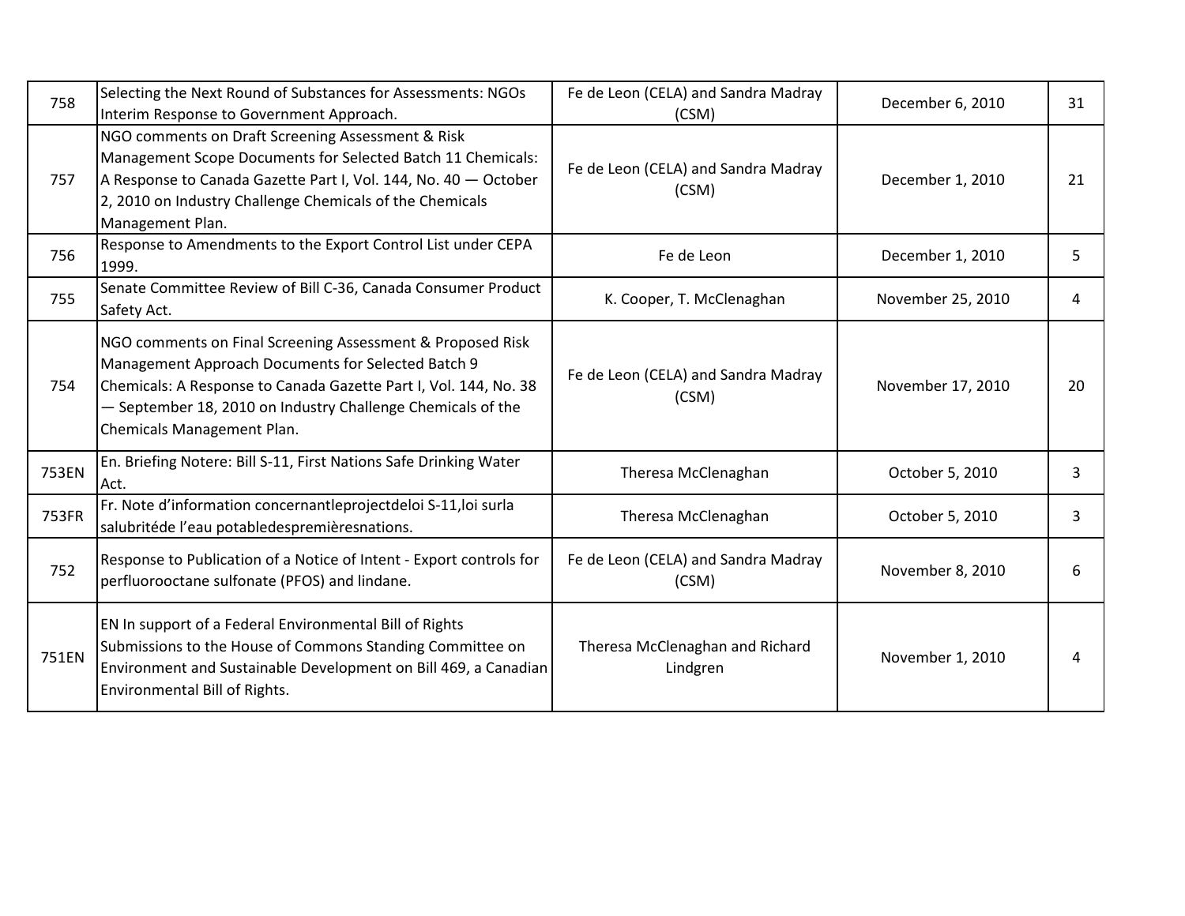| | | | | |
|---|---|---|---|---|
| 758 | Selecting the Next Round of Substances for Assessments: NGOs Interim Response to Government Approach. | Fe de Leon (CELA) and Sandra Madray (CSM) | December 6, 2010 | 31 |
| 757 | NGO comments on Draft Screening Assessment & Risk Management Scope Documents for Selected Batch 11 Chemicals: A Response to Canada Gazette Part I, Vol. 144, No. 40 — October 2, 2010 on Industry Challenge Chemicals of the Chemicals Management Plan. | Fe de Leon (CELA) and Sandra Madray (CSM) | December 1, 2010 | 21 |
| 756 | Response to Amendments to the Export Control List under CEPA 1999. | Fe de Leon | December 1, 2010 | 5 |
| 755 | Senate Committee Review of Bill C-36, Canada Consumer Product Safety Act. | K. Cooper, T. McClenaghan | November 25, 2010 | 4 |
| 754 | NGO comments on Final Screening Assessment & Proposed Risk Management Approach Documents for Selected Batch 9 Chemicals: A Response to Canada Gazette Part I, Vol. 144, No. 38 — September 18, 2010 on Industry Challenge Chemicals of the Chemicals Management Plan. | Fe de Leon (CELA) and Sandra Madray (CSM) | November 17, 2010 | 20 |
| 753EN | En. Briefing Notere: Bill S-11, First Nations Safe Drinking Water Act. | Theresa McClenaghan | October 5, 2010 | 3 |
| 753FR | Fr. Note d'information concernantleprojectdeloi S-11,loi surla salubritéde l'eau potabledespremièresnations. | Theresa McClenaghan | October 5, 2010 | 3 |
| 752 | Response to Publication of a Notice of Intent - Export controls for perfluorooctane sulfonate (PFOS) and lindane. | Fe de Leon (CELA) and Sandra Madray (CSM) | November 8, 2010 | 6 |
| 751EN | EN In support of a Federal Environmental Bill of Rights Submissions to the House of Commons Standing Committee on Environment and Sustainable Development on Bill 469, a Canadian Environmental Bill of Rights. | Theresa McClenaghan and Richard Lindgren | November 1, 2010 | 4 |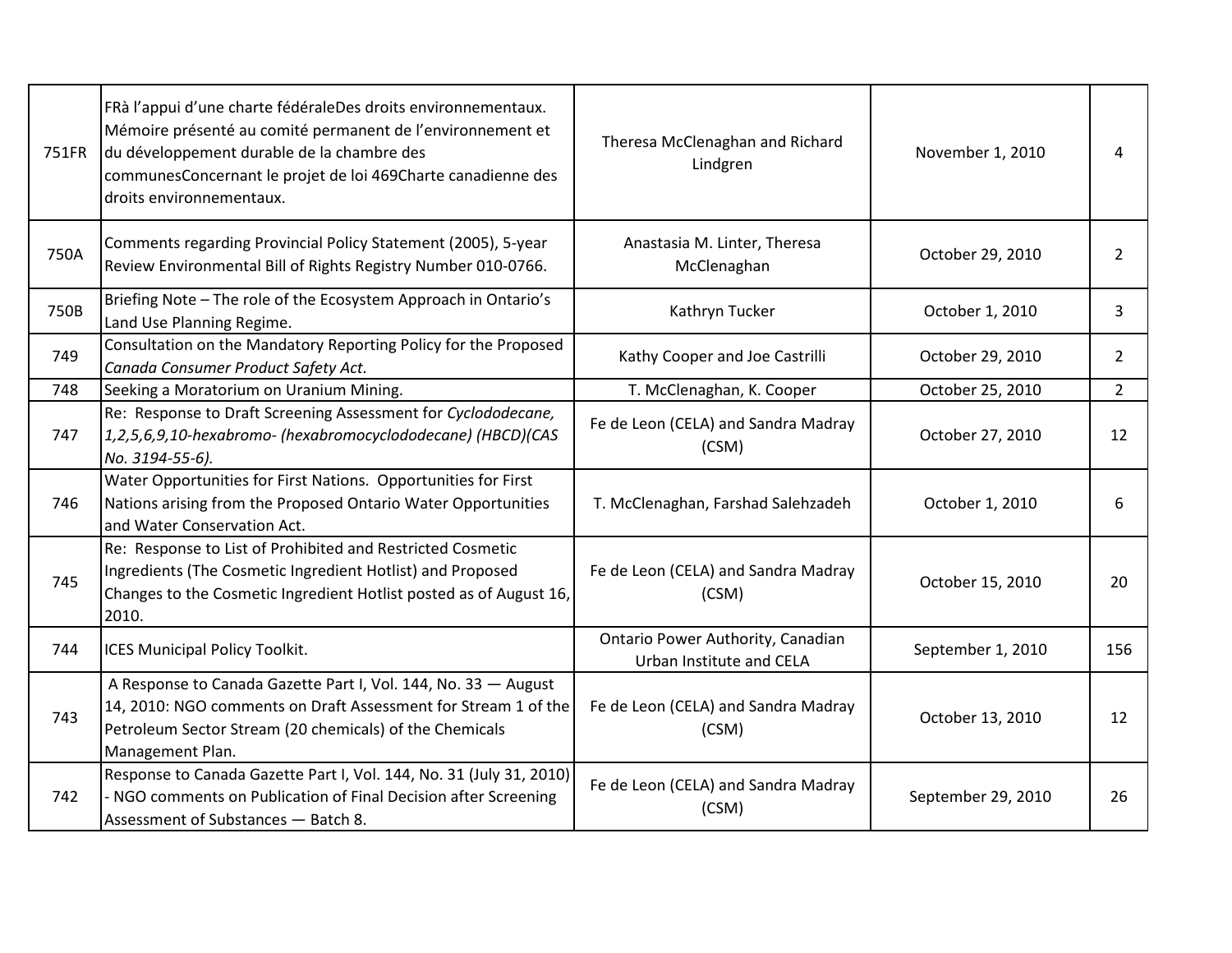| | | | | |
|---|---|---|---|---|
| 751FR | FRà l'appui d'une charte fédéraleDes droits environnementaux. Mémoire présenté au comité permanent de l'environnement et du développement durable de la chambre des communesConcernant le projet de loi 469Charte canadienne des droits environnementaux. | Theresa McClenaghan and Richard Lindgren | November 1, 2010 | 4 |
| 750A | Comments regarding Provincial Policy Statement (2005), 5-year Review Environmental Bill of Rights Registry Number 010-0766. | Anastasia M. Linter, Theresa McClenaghan | October 29, 2010 | 2 |
| 750B | Briefing Note – The role of the Ecosystem Approach in Ontario's Land Use Planning Regime. | Kathryn Tucker | October 1, 2010 | 3 |
| 749 | Consultation on the Mandatory Reporting Policy for the Proposed *Canada Consumer Product Safety Act.* | Kathy Cooper and Joe Castrilli | October 29, 2010 | 2 |
| 748 | Seeking a Moratorium on Uranium Mining. | T. McClenaghan, K. Cooper | October 25, 2010 | 2 |
| 747 | Re: Response to Draft Screening Assessment for *Cyclododecane, 1,2,5,6,9,10-hexabromo- (hexabromocyclododecane) (HBCD)(CAS No. 3194-55-6).* | Fe de Leon (CELA) and Sandra Madray (CSM) | October 27, 2010 | 12 |
| 746 | Water Opportunities for First Nations. Opportunities for First Nations arising from the Proposed Ontario Water Opportunities and Water Conservation Act. | T. McClenaghan, Farshad Salehzadeh | October 1, 2010 | 6 |
| 745 | Re: Response to List of Prohibited and Restricted Cosmetic Ingredients (The Cosmetic Ingredient Hotlist) and Proposed Changes to the Cosmetic Ingredient Hotlist posted as of August 16, 2010. | Fe de Leon (CELA) and Sandra Madray (CSM) | October 15, 2010 | 20 |
| 744 | ICES Municipal Policy Toolkit. | Ontario Power Authority, Canadian Urban Institute and CELA | September 1, 2010 | 156 |
| 743 | A Response to Canada Gazette Part I, Vol. 144, No. 33 — August 14, 2010: NGO comments on Draft Assessment for Stream 1 of the Petroleum Sector Stream (20 chemicals) of the Chemicals Management Plan. | Fe de Leon (CELA) and Sandra Madray (CSM) | October 13, 2010 | 12 |
| 742 | Response to Canada Gazette Part I, Vol. 144, No. 31 (July 31, 2010) - NGO comments on Publication of Final Decision after Screening Assessment of Substances — Batch 8. | Fe de Leon (CELA) and Sandra Madray (CSM) | September 29, 2010 | 26 |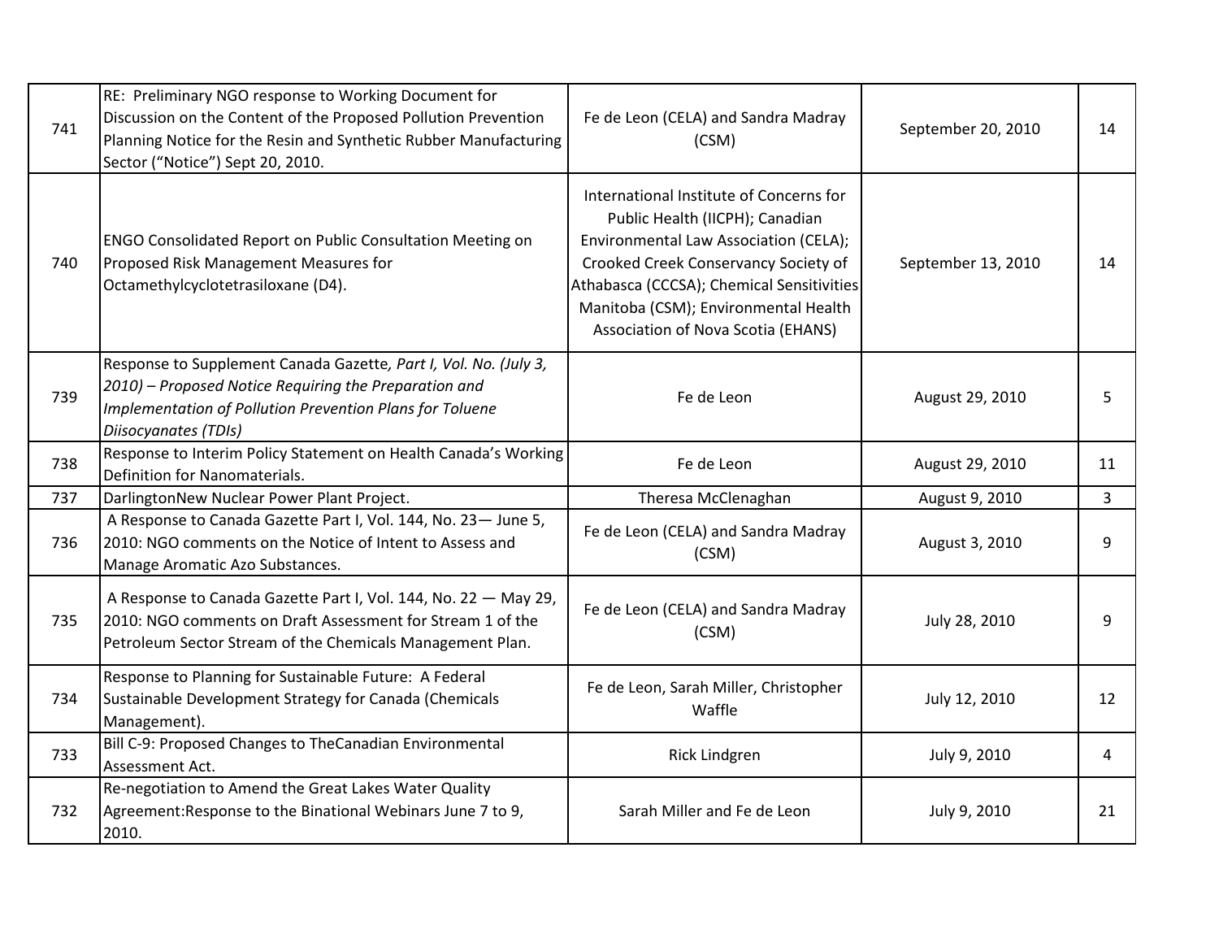| | | | | |
|---|---|---|---|---|
| 741 | RE: Preliminary NGO response to Working Document for Discussion on the Content of the Proposed Pollution Prevention Planning Notice for the Resin and Synthetic Rubber Manufacturing Sector ("Notice") Sept 20, 2010. | Fe de Leon (CELA) and Sandra Madray (CSM) | September 20, 2010 | 14 |
| 740 | ENGO Consolidated Report on Public Consultation Meeting on Proposed Risk Management Measures for Octamethylcyclotetrasiloxane (D4). | International Institute of Concerns for Public Health (IICPH); Canadian Environmental Law Association (CELA); Crooked Creek Conservancy Society of Athabasca (CCCSA); Chemical Sensitivities Manitoba (CSM); Environmental Health Association of Nova Scotia (EHANS) | September 13, 2010 | 14 |
| 739 | Response to Supplement Canada Gazette*, Part I, Vol. No. (July 3, 2010) – Proposed Notice Requiring the Preparation and Implementation of Pollution Prevention Plans for Toluene Diisocyanates (TDIs)* | Fe de Leon | August 29, 2010 | 5 |
| 738 | Response to Interim Policy Statement on Health Canada's Working Definition for Nanomaterials. | Fe de Leon | August 29, 2010 | 11 |
| 737 | DarlingtonNew Nuclear Power Plant Project. | Theresa McClenaghan | August 9, 2010 | 3 |
| 736 | A Response to Canada Gazette Part I, Vol. 144, No. 23— June 5, 2010: NGO comments on the Notice of Intent to Assess and Manage Aromatic Azo Substances. | Fe de Leon (CELA) and Sandra Madray (CSM) | August 3, 2010 | 9 |
| 735 | A Response to Canada Gazette Part I, Vol. 144, No. 22 — May 29, 2010: NGO comments on Draft Assessment for Stream 1 of the Petroleum Sector Stream of the Chemicals Management Plan. | Fe de Leon (CELA) and Sandra Madray (CSM) | July 28, 2010 | 9 |
| 734 | Response to Planning for Sustainable Future: A Federal Sustainable Development Strategy for Canada (Chemicals Management). | Fe de Leon, Sarah Miller, Christopher Waffle | July 12, 2010 | 12 |
| 733 | Bill C-9: Proposed Changes to TheCanadian Environmental Assessment Act. | Rick Lindgren | July 9, 2010 | 4 |
| 732 | Re-negotiation to Amend the Great Lakes Water Quality Agreement:Response to the Binational Webinars June 7 to 9, 2010. | Sarah Miller and Fe de Leon | July 9, 2010 | 21 |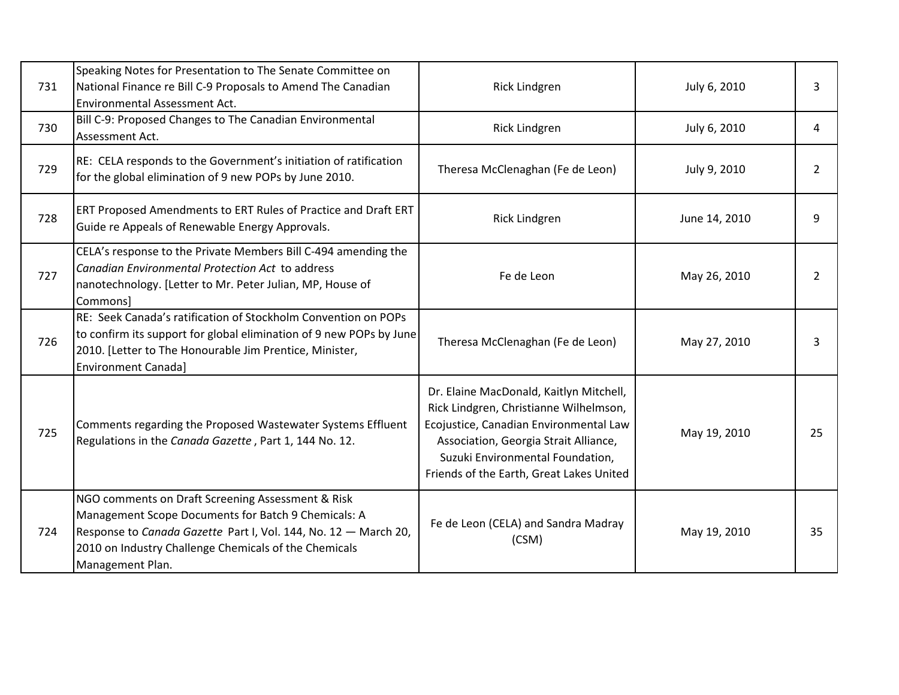| 731 | Speaking Notes for Presentation to The Senate Committee on National Finance re Bill C-9 Proposals to Amend The Canadian Environmental Assessment Act. | Rick Lindgren | July 6, 2010 | 3 |
|---|---|---|---|---|
| 730 | Bill C-9: Proposed Changes to The Canadian Environmental Assessment Act. | Rick Lindgren | July 6, 2010 | 4 |
| 729 | RE: CELA responds to the Government's initiation of ratification for the global elimination of 9 new POPs by June 2010. | Theresa McClenaghan (Fe de Leon) | July 9, 2010 | 2 |
| 728 | ERT Proposed Amendments to ERT Rules of Practice and Draft ERT Guide re Appeals of Renewable Energy Approvals. | Rick Lindgren | June 14, 2010 | 9 |
| 727 | CELA's response to the Private Members Bill C-494 amending the *Canadian Environmental Protection Act* to address nanotechnology. [Letter to Mr. Peter Julian, MP, House of Commons] | Fe de Leon | May 26, 2010 | 2 |
| 726 | RE: Seek Canada's ratification of Stockholm Convention on POPs to confirm its support for global elimination of 9 new POPs by June 2010. [Letter to The Honourable Jim Prentice, Minister, Environment Canada] | Theresa McClenaghan (Fe de Leon) | May 27, 2010 | 3 |
| 725 | Comments regarding the Proposed Wastewater Systems Effluent Regulations in the *Canada Gazette*, Part 1, 144 No. 12. | Dr. Elaine MacDonald, Kaitlyn Mitchell, Rick Lindgren, Christianne Wilhelmson, Ecojustice, Canadian Environmental Law Association, Georgia Strait Alliance, Suzuki Environmental Foundation, Friends of the Earth, Great Lakes United | May 19, 2010 | 25 |
| 724 | NGO comments on Draft Screening Assessment & Risk Management Scope Documents for Batch 9 Chemicals: A Response to *Canada Gazette* Part I, Vol. 144, No. 12 — March 20, 2010 on Industry Challenge Chemicals of the Chemicals Management Plan. | Fe de Leon (CELA) and Sandra Madray (CSM) | May 19, 2010 | 35 |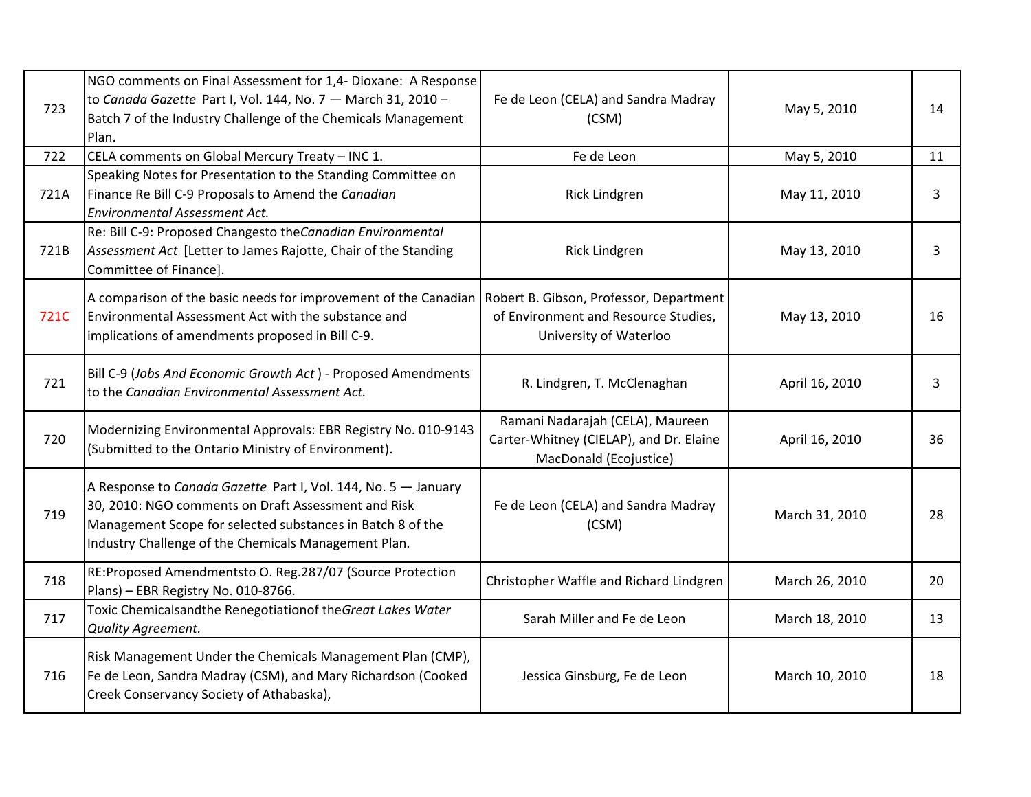| | | | | |
|---|---|---|---|---|
| 723 | NGO comments on Final Assessment for 1,4- Dioxane: A Response to *Canada Gazette* Part I, Vol. 144, No. 7 — March 31, 2010 – Batch 7 of the Industry Challenge of the Chemicals Management Plan. | Fe de Leon (CELA) and Sandra Madray (CSM) | May 5, 2010 | 14 |
| 722 | CELA comments on Global Mercury Treaty – INC 1. | Fe de Leon | May 5, 2010 | 11 |
| 721A | Speaking Notes for Presentation to the Standing Committee on Finance Re Bill C-9 Proposals to Amend the *Canadian Environmental Assessment Act.* | Rick Lindgren | May 11, 2010 | 3 |
| 721B | Re: Bill C-9: Proposed Changesto the*Canadian Environmental Assessment Act* [Letter to James Rajotte, Chair of the Standing Committee of Finance]. | Rick Lindgren | May 13, 2010 | 3 |
| 721C | A comparison of the basic needs for improvement of the Canadian Environmental Assessment Act with the substance and implications of amendments proposed in Bill C-9. | Robert B. Gibson, Professor, Department of Environment and Resource Studies, University of Waterloo | May 13, 2010 | 16 |
| 721 | Bill C-9 (*Jobs And Economic Growth Act* ) - Proposed Amendments to the *Canadian Environmental Assessment Act.* | R. Lindgren, T. McClenaghan | April 16, 2010 | 3 |
| 720 | Modernizing Environmental Approvals: EBR Registry No. 010-9143 (Submitted to the Ontario Ministry of Environment). | Ramani Nadarajah (CELA), Maureen Carter-Whitney (CIELAP), and Dr. Elaine MacDonald (Ecojustice) | April 16, 2010 | 36 |
| 719 | A Response to *Canada Gazette* Part I, Vol. 144, No. 5 — January 30, 2010: NGO comments on Draft Assessment and Risk Management Scope for selected substances in Batch 8 of the Industry Challenge of the Chemicals Management Plan. | Fe de Leon (CELA) and Sandra Madray (CSM) | March 31, 2010 | 28 |
| 718 | RE:Proposed Amendmentsto O. Reg.287/07 (Source Protection Plans) – EBR Registry No. 010-8766. | Christopher Waffle and Richard Lindgren | March 26, 2010 | 20 |
| 717 | Toxic Chemicalsandthe Renegotiationof the*Great Lakes Water Quality Agreement.* | Sarah Miller and Fe de Leon | March 18, 2010 | 13 |
| 716 | Risk Management Under the Chemicals Management Plan (CMP), Fe de Leon, Sandra Madray (CSM), and Mary Richardson (Cooked Creek Conservancy Society of Athabaska), | Jessica Ginsburg, Fe de Leon | March 10, 2010 | 18 |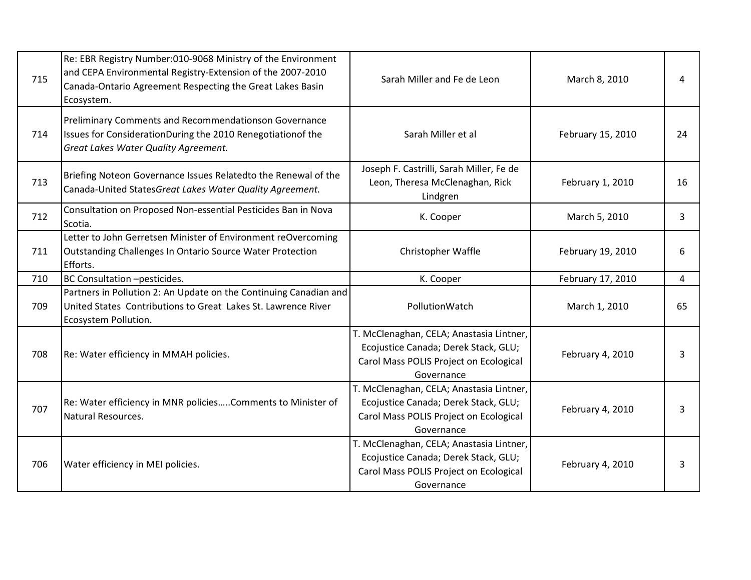| 715 | Re: EBR Registry Number:010-9068 Ministry of the Environment and CEPA Environmental Registry-Extension of the 2007-2010 Canada-Ontario Agreement Respecting the Great Lakes Basin Ecosystem. | Sarah Miller and Fe de Leon | March 8, 2010 | 4 |
|---|---|---|---|---|
| 714 | Preliminary Comments and Recommendationson Governance Issues for ConsiderationDuring the 2010 Renegotiationof the *Great Lakes Water Quality Agreement.* | Sarah Miller et al | February 15, 2010 | 24 |
| 713 | Briefing Noteon Governance Issues Relatedto the Renewal of the Canada-United States*Great Lakes Water Quality Agreement.* | Joseph F. Castrilli, Sarah Miller, Fe de Leon, Theresa McClenaghan, Rick Lindgren | February 1, 2010 | 16 |
| 712 | Consultation on Proposed Non-essential Pesticides Ban in Nova Scotia. | K. Cooper | March 5, 2010 | 3 |
| 711 | Letter to John Gerretsen Minister of Environment reOvercoming Outstanding Challenges In Ontario Source Water Protection Efforts. | Christopher Waffle | February 19, 2010 | 6 |
| 710 | BC Consultation –pesticides. | K. Cooper | February 17, 2010 | 4 |
| 709 | Partners in Pollution 2: An Update on the Continuing Canadian and United States Contributions to Great Lakes St. Lawrence River Ecosystem Pollution. | PollutionWatch | March 1, 2010 | 65 |
| 708 | Re: Water efficiency in MMAH policies. | T. McClenaghan, CELA; Anastasia Lintner, Ecojustice Canada; Derek Stack, GLU; Carol Mass POLIS Project on Ecological Governance | February 4, 2010 | 3 |
| 707 | Re: Water efficiency in MNR policies…..Comments to Minister of Natural Resources. | T. McClenaghan, CELA; Anastasia Lintner, Ecojustice Canada; Derek Stack, GLU; Carol Mass POLIS Project on Ecological Governance | February 4, 2010 | 3 |
| 706 | Water efficiency in MEI policies. | T. McClenaghan, CELA; Anastasia Lintner, Ecojustice Canada; Derek Stack, GLU; Carol Mass POLIS Project on Ecological Governance | February 4, 2010 | 3 |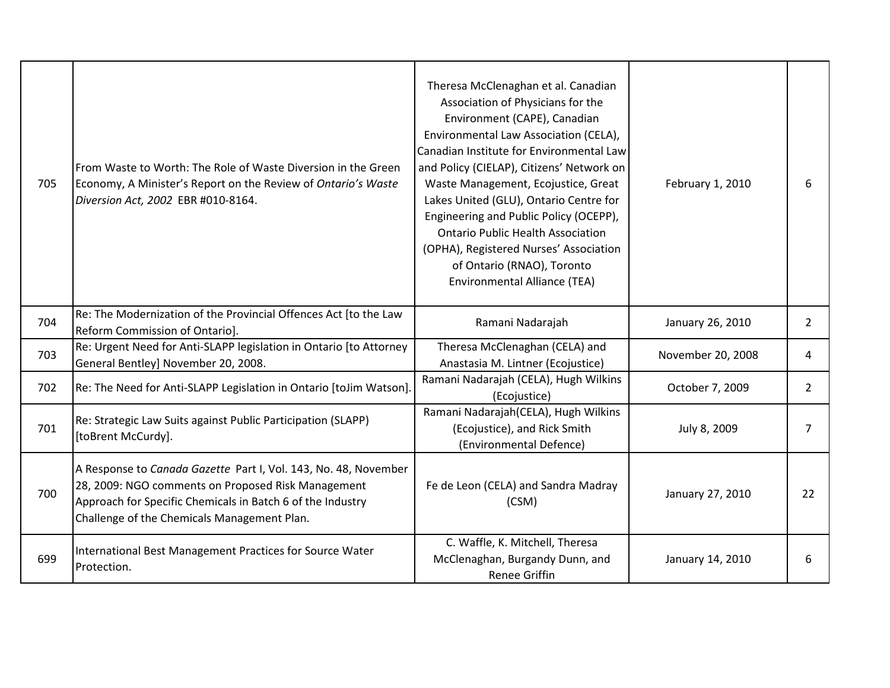| | | | | |
|---|---|---|---|---|
| 705 | From Waste to Worth: The Role of Waste Diversion in the Green Economy, A Minister's Report on the Review of *Ontario's Waste Diversion Act, 2002* EBR #010-8164. | Theresa McClenaghan et al. Canadian Association of Physicians for the Environment (CAPE), Canadian Environmental Law Association (CELA), Canadian Institute for Environmental Law and Policy (CIELAP), Citizens' Network on Waste Management, Ecojustice, Great Lakes United (GLU), Ontario Centre for Engineering and Public Policy (OCEPP), Ontario Public Health Association (OPHA), Registered Nurses' Association of Ontario (RNAO), Toronto Environmental Alliance (TEA) | February 1, 2010 | 6 |
| 704 | Re: The Modernization of the Provincial Offences Act [to the Law Reform Commission of Ontario]. | Ramani Nadarajah | January 26, 2010 | 2 |
| 703 | Re: Urgent Need for Anti-SLAPP legislation in Ontario [to Attorney General Bentley] November 20, 2008. | Theresa McClenaghan (CELA) and Anastasia M. Lintner (Ecojustice) | November 20, 2008 | 4 |
| 702 | Re: The Need for Anti-SLAPP Legislation in Ontario [toJim Watson]. | Ramani Nadarajah (CELA), Hugh Wilkins (Ecojustice) | October 7, 2009 | 2 |
| 701 | Re: Strategic Law Suits against Public Participation (SLAPP) [toBrent McCurdy]. | Ramani Nadarajah(CELA), Hugh Wilkins (Ecojustice), and Rick Smith (Environmental Defence) | July 8, 2009 | 7 |
| 700 | A Response to *Canada Gazette* Part I, Vol. 143, No. 48, November 28, 2009: NGO comments on Proposed Risk Management Approach for Specific Chemicals in Batch 6 of the Industry Challenge of the Chemicals Management Plan. | Fe de Leon (CELA) and Sandra Madray (CSM) | January 27, 2010 | 22 |
| 699 | International Best Management Practices for Source Water Protection. | C. Waffle, K. Mitchell, Theresa McClenaghan, Burgandy Dunn, and Renee Griffin | January 14, 2010 | 6 |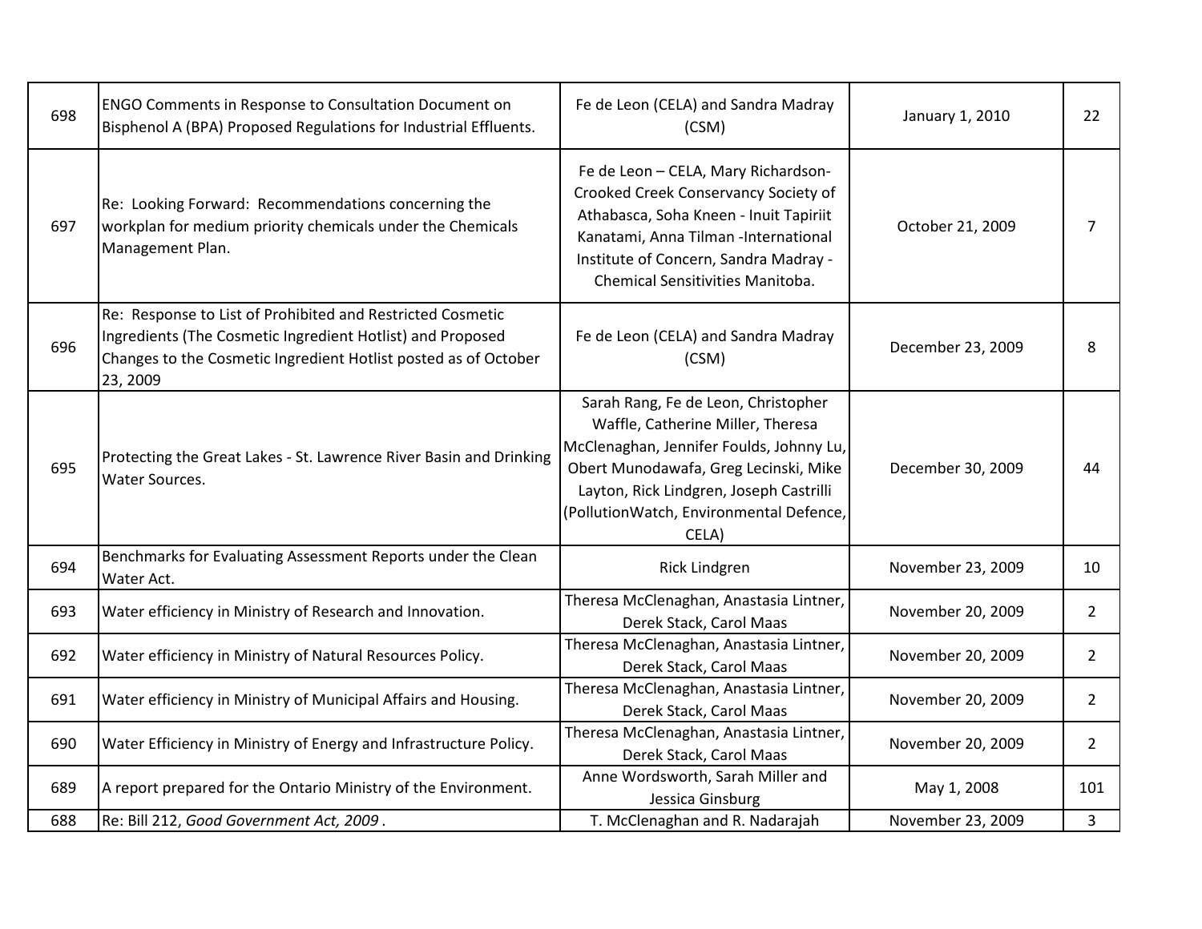| | | | | |
|---|---|---|---|---|
| 698 | ENGO Comments in Response to Consultation Document on Bisphenol A (BPA) Proposed Regulations for Industrial Effluents. | Fe de Leon (CELA) and Sandra Madray (CSM) | January 1, 2010 | 22 |
| 697 | Re: Looking Forward: Recommendations concerning the workplan for medium priority chemicals under the Chemicals Management Plan. | Fe de Leon – CELA, Mary Richardson-Crooked Creek Conservancy Society of Athabasca, Soha Kneen - Inuit Tapiriit Kanatami, Anna Tilman -International Institute of Concern, Sandra Madray - Chemical Sensitivities Manitoba. | October 21, 2009 | 7 |
| 696 | Re: Response to List of Prohibited and Restricted Cosmetic Ingredients (The Cosmetic Ingredient Hotlist) and Proposed Changes to the Cosmetic Ingredient Hotlist posted as of October 23, 2009 | Fe de Leon (CELA) and Sandra Madray (CSM) | December 23, 2009 | 8 |
| 695 | Protecting the Great Lakes - St. Lawrence River Basin and Drinking Water Sources. | Sarah Rang, Fe de Leon, Christopher Waffle, Catherine Miller, Theresa McClenaghan, Jennifer Foulds, Johnny Lu, Obert Munodawafa, Greg Lecinski, Mike Layton, Rick Lindgren, Joseph Castrilli (PollutionWatch, Environmental Defence, CELA) | December 30, 2009 | 44 |
| 694 | Benchmarks for Evaluating Assessment Reports under the Clean Water Act. | Rick Lindgren | November 23, 2009 | 10 |
| 693 | Water efficiency in Ministry of Research and Innovation. | Theresa McClenaghan, Anastasia Lintner, Derek Stack, Carol Maas | November 20, 2009 | 2 |
| 692 | Water efficiency in Ministry of Natural Resources Policy. | Theresa McClenaghan, Anastasia Lintner, Derek Stack, Carol Maas | November 20, 2009 | 2 |
| 691 | Water efficiency in Ministry of Municipal Affairs and Housing. | Theresa McClenaghan, Anastasia Lintner, Derek Stack, Carol Maas | November 20, 2009 | 2 |
| 690 | Water Efficiency in Ministry of Energy and Infrastructure Policy. | Theresa McClenaghan, Anastasia Lintner, Derek Stack, Carol Maas | November 20, 2009 | 2 |
| 689 | A report prepared for the Ontario Ministry of the Environment. | Anne Wordsworth, Sarah Miller and Jessica Ginsburg | May 1, 2008 | 101 |
| 688 | Re: Bill 212, *Good Government Act, 2009* . | T. McClenaghan and R. Nadarajah | November 23, 2009 | 3 |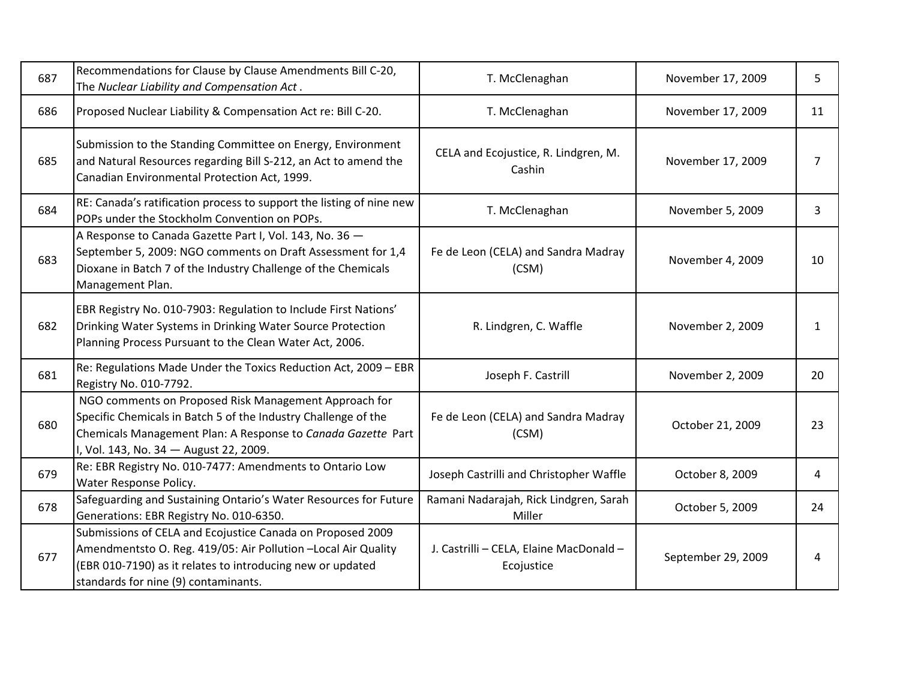| | | | | |
|---|---|---|---|---|
| 687 | Recommendations for Clause by Clause Amendments Bill C-20, The *Nuclear Liability and Compensation Act* . | T. McClenaghan | November 17, 2009 | 5 |
| 686 | Proposed Nuclear Liability & Compensation Act re: Bill C-20. | T. McClenaghan | November 17, 2009 | 11 |
| 685 | Submission to the Standing Committee on Energy, Environment and Natural Resources regarding Bill S-212, an Act to amend the Canadian Environmental Protection Act, 1999. | CELA and Ecojustice, R. Lindgren, M. Cashin | November 17, 2009 | 7 |
| 684 | RE: Canada's ratification process to support the listing of nine new POPs under the Stockholm Convention on POPs. | T. McClenaghan | November 5, 2009 | 3 |
| 683 | A Response to Canada Gazette Part I, Vol. 143, No. 36 — September 5, 2009: NGO comments on Draft Assessment for 1,4 Dioxane in Batch 7 of the Industry Challenge of the Chemicals Management Plan. | Fe de Leon (CELA) and Sandra Madray (CSM) | November 4, 2009 | 10 |
| 682 | EBR Registry No. 010-7903: Regulation to Include First Nations' Drinking Water Systems in Drinking Water Source Protection Planning Process Pursuant to the Clean Water Act, 2006. | R. Lindgren, C. Waffle | November 2, 2009 | 1 |
| 681 | Re: Regulations Made Under the Toxics Reduction Act, 2009 – EBR Registry No. 010-7792. | Joseph F. Castrill | November 2, 2009 | 20 |
| 680 | NGO comments on Proposed Risk Management Approach for Specific Chemicals in Batch 5 of the Industry Challenge of the Chemicals Management Plan: A Response to *Canada Gazette* Part I, Vol. 143, No. 34 — August 22, 2009. | Fe de Leon (CELA) and Sandra Madray (CSM) | October 21, 2009 | 23 |
| 679 | Re: EBR Registry No. 010-7477: Amendments to Ontario Low Water Response Policy. | Joseph Castrilli and Christopher Waffle | October 8, 2009 | 4 |
| 678 | Safeguarding and Sustaining Ontario's Water Resources for Future Generations: EBR Registry No. 010-6350. | Ramani Nadarajah, Rick Lindgren, Sarah Miller | October 5, 2009 | 24 |
| 677 | Submissions of CELA and Ecojustice Canada on Proposed 2009 Amendmentsto O. Reg. 419/05: Air Pollution –Local Air Quality (EBR 010-7190) as it relates to introducing new or updated standards for nine (9) contaminants. | J. Castrilli – CELA, Elaine MacDonald – Ecojustice | September 29, 2009 | 4 |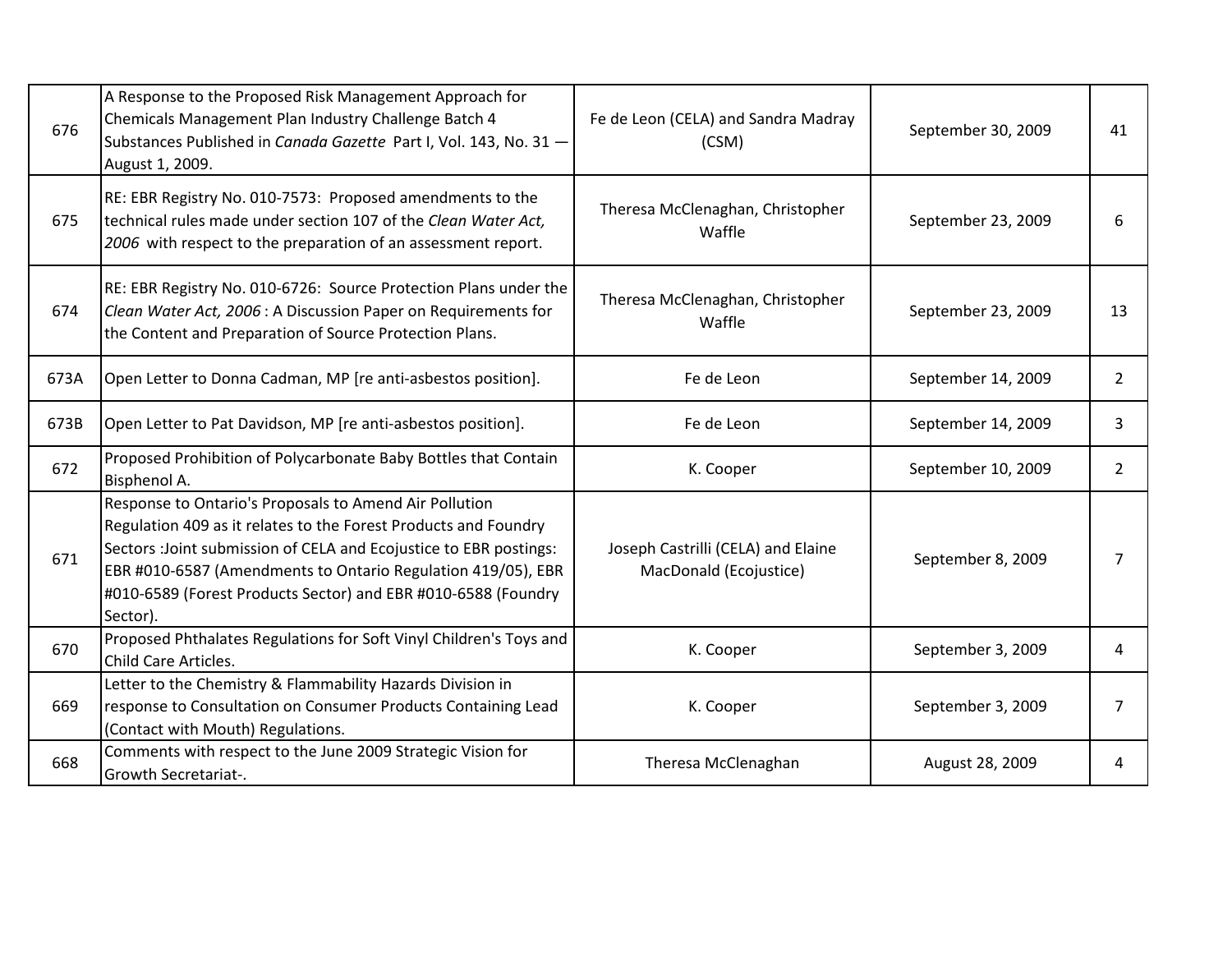| | | | | |
|---|---|---|---|---|
| 676 | A Response to the Proposed Risk Management Approach for Chemicals Management Plan Industry Challenge Batch 4 Substances Published in *Canada Gazette* Part I, Vol. 143, No. 31 — August 1, 2009. | Fe de Leon (CELA) and Sandra Madray (CSM) | September 30, 2009 | 41 |
| 675 | RE: EBR Registry No. 010-7573: Proposed amendments to the technical rules made under section 107 of the *Clean Water Act, 2006* with respect to the preparation of an assessment report. | Theresa McClenaghan, Christopher Waffle | September 23, 2009 | 6 |
| 674 | RE: EBR Registry No. 010-6726: Source Protection Plans under the *Clean Water Act, 2006* : A Discussion Paper on Requirements for the Content and Preparation of Source Protection Plans. | Theresa McClenaghan, Christopher Waffle | September 23, 2009 | 13 |
| 673A | Open Letter to Donna Cadman, MP [re anti-asbestos position]. | Fe de Leon | September 14, 2009 | 2 |
| 673B | Open Letter to Pat Davidson, MP [re anti-asbestos position]. | Fe de Leon | September 14, 2009 | 3 |
| 672 | Proposed Prohibition of Polycarbonate Baby Bottles that Contain Bisphenol A. | K. Cooper | September 10, 2009 | 2 |
| 671 | Response to Ontario's Proposals to Amend Air Pollution Regulation 409 as it relates to the Forest Products and Foundry Sectors :Joint submission of CELA and Ecojustice to EBR postings: EBR #010-6587 (Amendments to Ontario Regulation 419/05), EBR #010-6589 (Forest Products Sector) and EBR #010-6588 (Foundry Sector). | Joseph Castrilli (CELA) and Elaine MacDonald (Ecojustice) | September 8, 2009 | 7 |
| 670 | Proposed Phthalates Regulations for Soft Vinyl Children's Toys and Child Care Articles. | K. Cooper | September 3, 2009 | 4 |
| 669 | Letter to the Chemistry & Flammability Hazards Division in response to Consultation on Consumer Products Containing Lead (Contact with Mouth) Regulations. | K. Cooper | September 3, 2009 | 7 |
| 668 | Comments with respect to the June 2009 Strategic Vision for Growth Secretariat-. | Theresa McClenaghan | August 28, 2009 | 4 |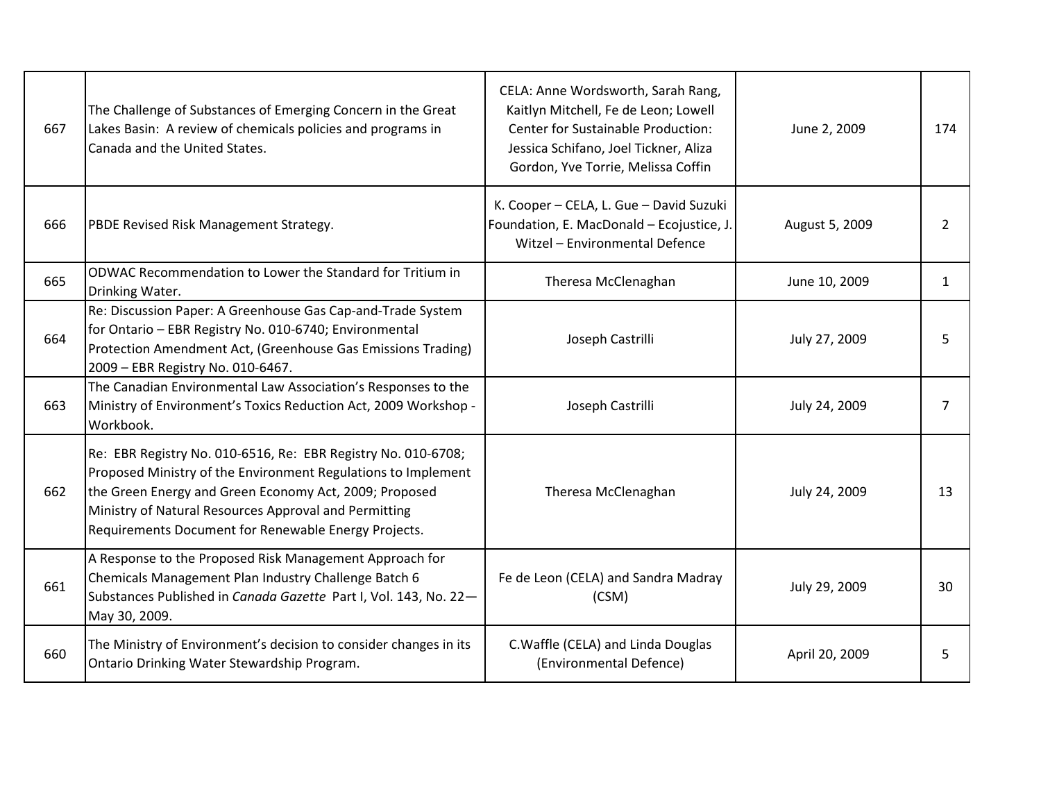| | | | | |
|---|---|---|---|---|
| 667 | The Challenge of Substances of Emerging Concern in the Great Lakes Basin: A review of chemicals policies and programs in Canada and the United States. | CELA: Anne Wordsworth, Sarah Rang, Kaitlyn Mitchell, Fe de Leon; Lowell Center for Sustainable Production: Jessica Schifano, Joel Tickner, Aliza Gordon, Yve Torrie, Melissa Coffin | June 2, 2009 | 174 |
| 666 | PBDE Revised Risk Management Strategy. | K. Cooper – CELA, L. Gue – David Suzuki Foundation, E. MacDonald – Ecojustice, J. Witzel – Environmental Defence | August 5, 2009 | 2 |
| 665 | ODWAC Recommendation to Lower the Standard for Tritium in Drinking Water. | Theresa McClenaghan | June 10, 2009 | 1 |
| 664 | Re: Discussion Paper: A Greenhouse Gas Cap-and-Trade System for Ontario – EBR Registry No. 010-6740; Environmental Protection Amendment Act, (Greenhouse Gas Emissions Trading) 2009 – EBR Registry No. 010-6467. | Joseph Castrilli | July 27, 2009 | 5 |
| 663 | The Canadian Environmental Law Association's Responses to the Ministry of Environment's Toxics Reduction Act, 2009 Workshop - Workbook. | Joseph Castrilli | July 24, 2009 | 7 |
| 662 | Re: EBR Registry No. 010-6516, Re: EBR Registry No. 010-6708; Proposed Ministry of the Environment Regulations to Implement the Green Energy and Green Economy Act, 2009; Proposed Ministry of Natural Resources Approval and Permitting Requirements Document for Renewable Energy Projects. | Theresa McClenaghan | July 24, 2009 | 13 |
| 661 | A Response to the Proposed Risk Management Approach for Chemicals Management Plan Industry Challenge Batch 6 Substances Published in *Canada Gazette* Part I, Vol. 143, No. 22—May 30, 2009. | Fe de Leon (CELA) and Sandra Madray (CSM) | July 29, 2009 | 30 |
| 660 | The Ministry of Environment's decision to consider changes in its Ontario Drinking Water Stewardship Program. | C.Waffle (CELA) and Linda Douglas (Environmental Defence) | April 20, 2009 | 5 |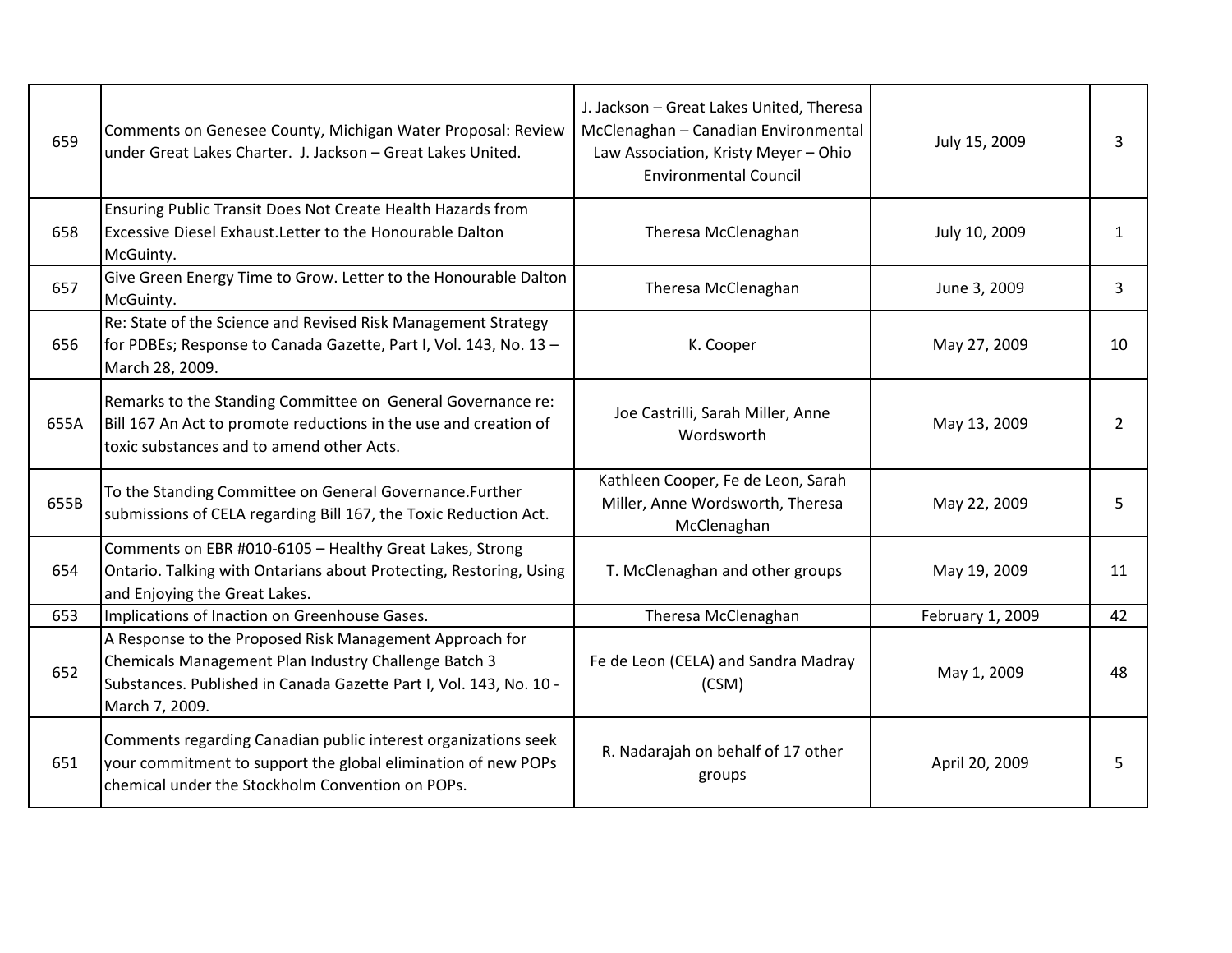| | | | | |
|---|---|---|---|---|
| 659 | Comments on Genesee County, Michigan Water Proposal: Review under Great Lakes Charter. J. Jackson – Great Lakes United. | J. Jackson – Great Lakes United, Theresa McClenaghan – Canadian Environmental Law Association, Kristy Meyer – Ohio Environmental Council | July 15, 2009 | 3 |
| 658 | Ensuring Public Transit Does Not Create Health Hazards from Excessive Diesel Exhaust.Letter to the Honourable Dalton McGuinty. | Theresa McClenaghan | July 10, 2009 | 1 |
| 657 | Give Green Energy Time to Grow. Letter to the Honourable Dalton McGuinty. | Theresa McClenaghan | June 3, 2009 | 3 |
| 656 | Re: State of the Science and Revised Risk Management Strategy for PDBEs; Response to Canada Gazette, Part I, Vol. 143, No. 13 – March 28, 2009. | K. Cooper | May 27, 2009 | 10 |
| 655A | Remarks to the Standing Committee on General Governance re: Bill 167 An Act to promote reductions in the use and creation of toxic substances and to amend other Acts. | Joe Castrilli, Sarah Miller, Anne Wordsworth | May 13, 2009 | 2 |
| 655B | To the Standing Committee on General Governance.Further submissions of CELA regarding Bill 167, the Toxic Reduction Act. | Kathleen Cooper, Fe de Leon, Sarah Miller, Anne Wordsworth, Theresa McClenaghan | May 22, 2009 | 5 |
| 654 | Comments on EBR #010-6105 – Healthy Great Lakes, Strong Ontario. Talking with Ontarians about Protecting, Restoring, Using and Enjoying the Great Lakes. | T. McClenaghan and other groups | May 19, 2009 | 11 |
| 653 | Implications of Inaction on Greenhouse Gases. | Theresa McClenaghan | February 1, 2009 | 42 |
| 652 | A Response to the Proposed Risk Management Approach for Chemicals Management Plan Industry Challenge Batch 3 Substances. Published in Canada Gazette Part I, Vol. 143, No. 10 - March 7, 2009. | Fe de Leon (CELA) and Sandra Madray (CSM) | May 1, 2009 | 48 |
| 651 | Comments regarding Canadian public interest organizations seek your commitment to support the global elimination of new POPs chemical under the Stockholm Convention on POPs. | R. Nadarajah on behalf of 17 other groups | April 20, 2009 | 5 |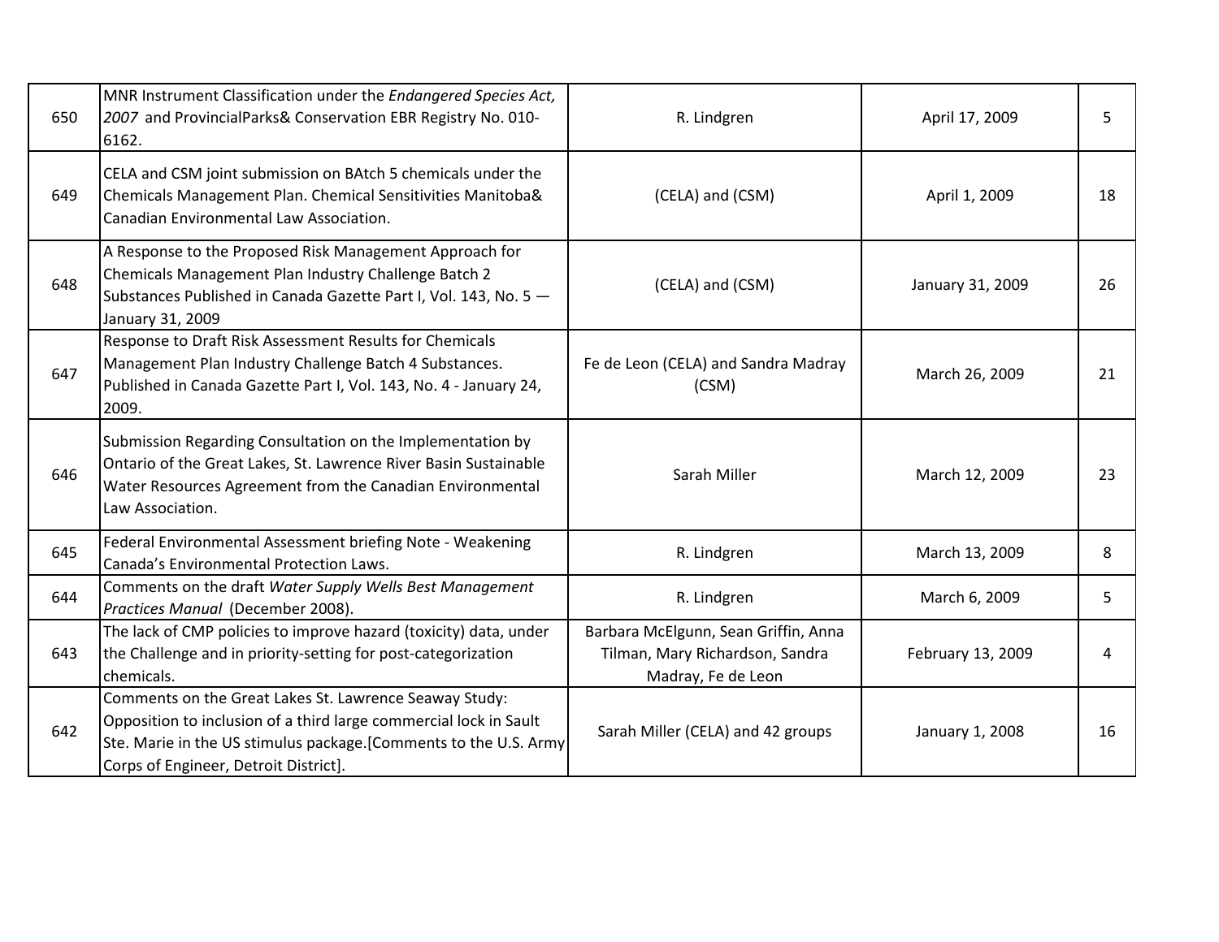| | | | | |
|---|---|---|---|---|
| 650 | MNR Instrument Classification under the *Endangered Species Act, 2007* and ProvincialParks& Conservation EBR Registry No. 010-6162. | R. Lindgren | April 17, 2009 | 5 |
| 649 | CELA and CSM joint submission on BAtch 5 chemicals under the Chemicals Management Plan. Chemical Sensitivities Manitoba& Canadian Environmental Law Association. | (CELA) and (CSM) | April 1, 2009 | 18 |
| 648 | A Response to the Proposed Risk Management Approach for Chemicals Management Plan Industry Challenge Batch 2 Substances Published in Canada Gazette Part I, Vol. 143, No. 5 — January 31, 2009 | (CELA) and (CSM) | January 31, 2009 | 26 |
| 647 | Response to Draft Risk Assessment Results for Chemicals Management Plan Industry Challenge Batch 4 Substances. Published in Canada Gazette Part I, Vol. 143, No. 4 - January 24, 2009. | Fe de Leon (CELA) and Sandra Madray (CSM) | March 26, 2009 | 21 |
| 646 | Submission Regarding Consultation on the Implementation by Ontario of the Great Lakes, St. Lawrence River Basin Sustainable Water Resources Agreement from the Canadian Environmental Law Association. | Sarah Miller | March 12, 2009 | 23 |
| 645 | Federal Environmental Assessment briefing Note - Weakening Canada's Environmental Protection Laws. | R. Lindgren | March 13, 2009 | 8 |
| 644 | Comments on the draft *Water Supply Wells Best Management Practices Manual* (December 2008). | R. Lindgren | March 6, 2009 | 5 |
| 643 | The lack of CMP policies to improve hazard (toxicity) data, under the Challenge and in priority-setting for post-categorization chemicals. | Barbara McElgunn, Sean Griffin, Anna Tilman, Mary Richardson, Sandra Madray, Fe de Leon | February 13, 2009 | 4 |
| 642 | Comments on the Great Lakes St. Lawrence Seaway Study: Opposition to inclusion of a third large commercial lock in Sault Ste. Marie in the US stimulus package.[Comments to the U.S. Army Corps of Engineer, Detroit District]. | Sarah Miller (CELA) and 42 groups | January 1, 2008 | 16 |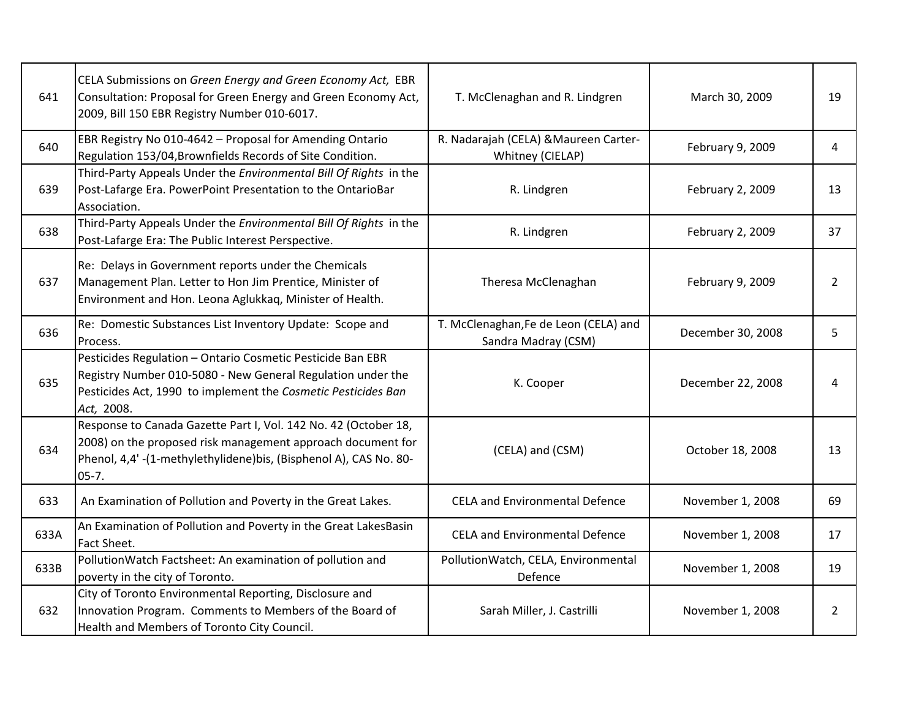| | | | | |
|---|---|---|---|---|
| 641 | CELA Submissions on *Green Energy and Green Economy Act,* EBR Consultation: Proposal for Green Energy and Green Economy Act, 2009, Bill 150 EBR Registry Number 010-6017. | T. McClenaghan and R. Lindgren | March 30, 2009 | 19 |
| 640 | EBR Registry No 010-4642 – Proposal for Amending Ontario Regulation 153/04,Brownfields Records of Site Condition. | R. Nadarajah (CELA) &Maureen Carter-Whitney (CIELAP) | February 9, 2009 | 4 |
| 639 | Third-Party Appeals Under the *Environmental Bill Of Rights* in the Post-Lafarge Era. PowerPoint Presentation to the OntarioBar Association. | R. Lindgren | February 2, 2009 | 13 |
| 638 | Third-Party Appeals Under the *Environmental Bill Of Rights* in the Post-Lafarge Era: The Public Interest Perspective. | R. Lindgren | February 2, 2009 | 37 |
| 637 | Re: Delays in Government reports under the Chemicals Management Plan. Letter to Hon Jim Prentice, Minister of Environment and Hon. Leona Aglukkaq, Minister of Health. | Theresa McClenaghan | February 9, 2009 | 2 |
| 636 | Re: Domestic Substances List Inventory Update: Scope and Process. | T. McClenaghan,Fe de Leon (CELA) and Sandra Madray (CSM) | December 30, 2008 | 5 |
| 635 | Pesticides Regulation – Ontario Cosmetic Pesticide Ban EBR Registry Number 010-5080 - New General Regulation under the Pesticides Act, 1990 to implement the *Cosmetic Pesticides Ban Act,* 2008. | K. Cooper | December 22, 2008 | 4 |
| 634 | Response to Canada Gazette Part I, Vol. 142 No. 42 (October 18, 2008) on the proposed risk management approach document for Phenol, 4,4' -(1-methylethylidene)bis, (Bisphenol A), CAS No. 80-05-7. | (CELA) and (CSM) | October 18, 2008 | 13 |
| 633 | An Examination of Pollution and Poverty in the Great Lakes. | CELA and Environmental Defence | November 1, 2008 | 69 |
| 633A | An Examination of Pollution and Poverty in the Great LakesBasin Fact Sheet. | CELA and Environmental Defence | November 1, 2008 | 17 |
| 633B | PollutionWatch Factsheet: An examination of pollution and poverty in the city of Toronto. | PollutionWatch, CELA, Environmental Defence | November 1, 2008 | 19 |
| 632 | City of Toronto Environmental Reporting, Disclosure and Innovation Program. Comments to Members of the Board of Health and Members of Toronto City Council. | Sarah Miller, J. Castrilli | November 1, 2008 | 2 |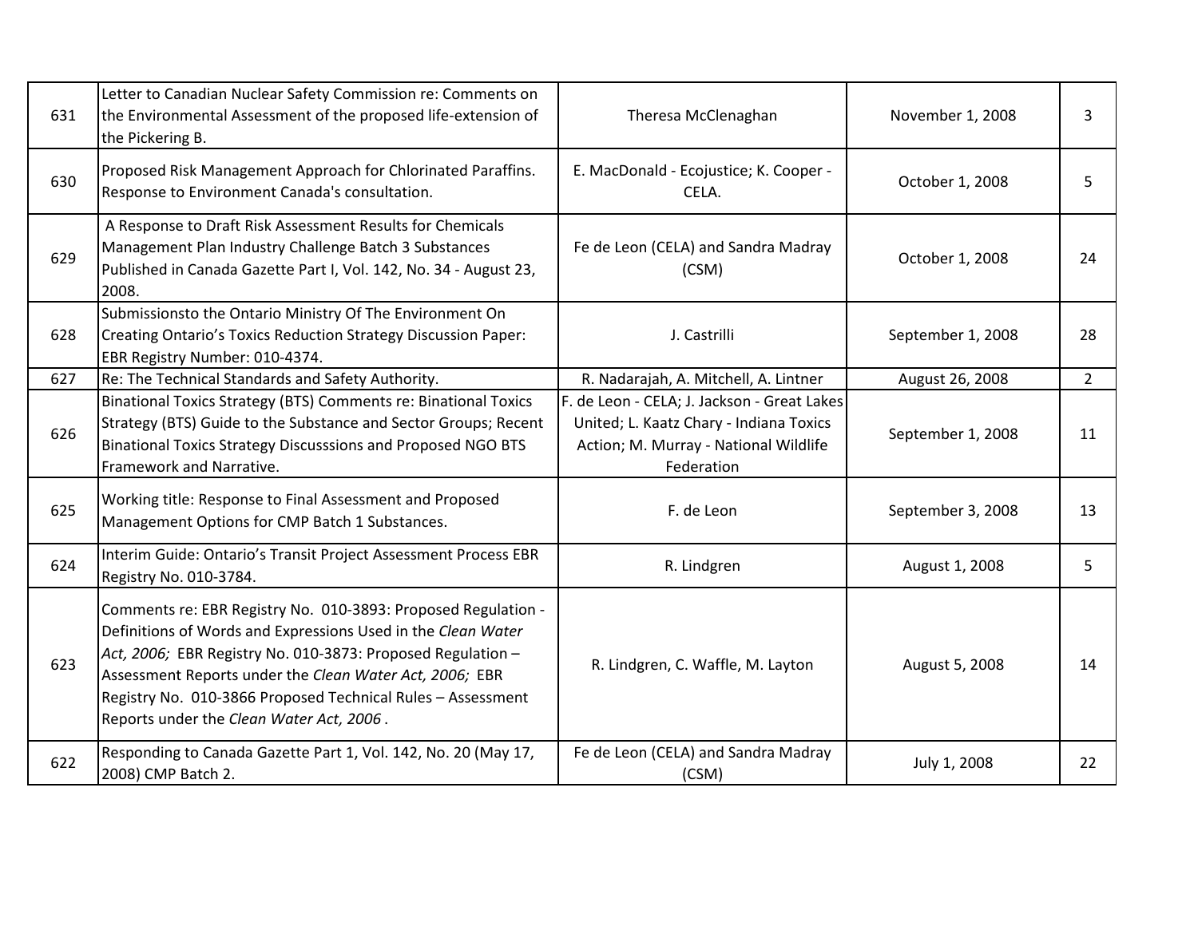| | | | | |
|---|---|---|---|---|
| 631 | Letter to Canadian Nuclear Safety Commission re: Comments on the Environmental Assessment of the proposed life-extension of the Pickering B. | Theresa McClenaghan | November 1, 2008 | 3 |
| 630 | Proposed Risk Management Approach for Chlorinated Paraffins. Response to Environment Canada's consultation. | E. MacDonald - Ecojustice; K. Cooper - CELA. | October 1, 2008 | 5 |
| 629 | A Response to Draft Risk Assessment Results for Chemicals Management Plan Industry Challenge Batch 3 Substances Published in Canada Gazette Part I, Vol. 142, No. 34 - August 23, 2008. | Fe de Leon (CELA) and Sandra Madray (CSM) | October 1, 2008 | 24 |
| 628 | Submissionsto the Ontario Ministry Of The Environment On Creating Ontario’s Toxics Reduction Strategy Discussion Paper: EBR Registry Number: 010-4374. | J. Castrilli | September 1, 2008 | 28 |
| 627 | Re: The Technical Standards and Safety Authority. | R. Nadarajah, A. Mitchell, A. Lintner | August 26, 2008 | 2 |
| 626 | Binational Toxics Strategy (BTS) Comments re: Binational Toxics Strategy (BTS) Guide to the Substance and Sector Groups; Recent Binational Toxics Strategy Discusssions and Proposed NGO BTS Framework and Narrative. | F. de Leon - CELA; J. Jackson - Great Lakes United; L. Kaatz Chary - Indiana Toxics Action; M. Murray - National Wildlife Federation | September 1, 2008 | 11 |
| 625 | Working title: Response to Final Assessment and Proposed Management Options for CMP Batch 1 Substances. | F. de Leon | September 3, 2008 | 13 |
| 624 | Interim Guide: Ontario’s Transit Project Assessment Process EBR Registry No. 010-3784. | R. Lindgren | August 1, 2008 | 5 |
| 623 | Comments re: EBR Registry No. 010-3893: Proposed Regulation - Definitions of Words and Expressions Used in the *Clean Water Act, 2006;* EBR Registry No. 010-3873: Proposed Regulation – Assessment Reports under the *Clean Water Act, 2006;* EBR Registry No. 010-3866 Proposed Technical Rules – Assessment Reports under the *Clean Water Act, 2006* . | R. Lindgren, C. Waffle, M. Layton | August 5, 2008 | 14 |
| 622 | Responding to Canada Gazette Part 1, Vol. 142, No. 20 (May 17, 2008) CMP Batch 2. | Fe de Leon (CELA) and Sandra Madray (CSM) | July 1, 2008 | 22 |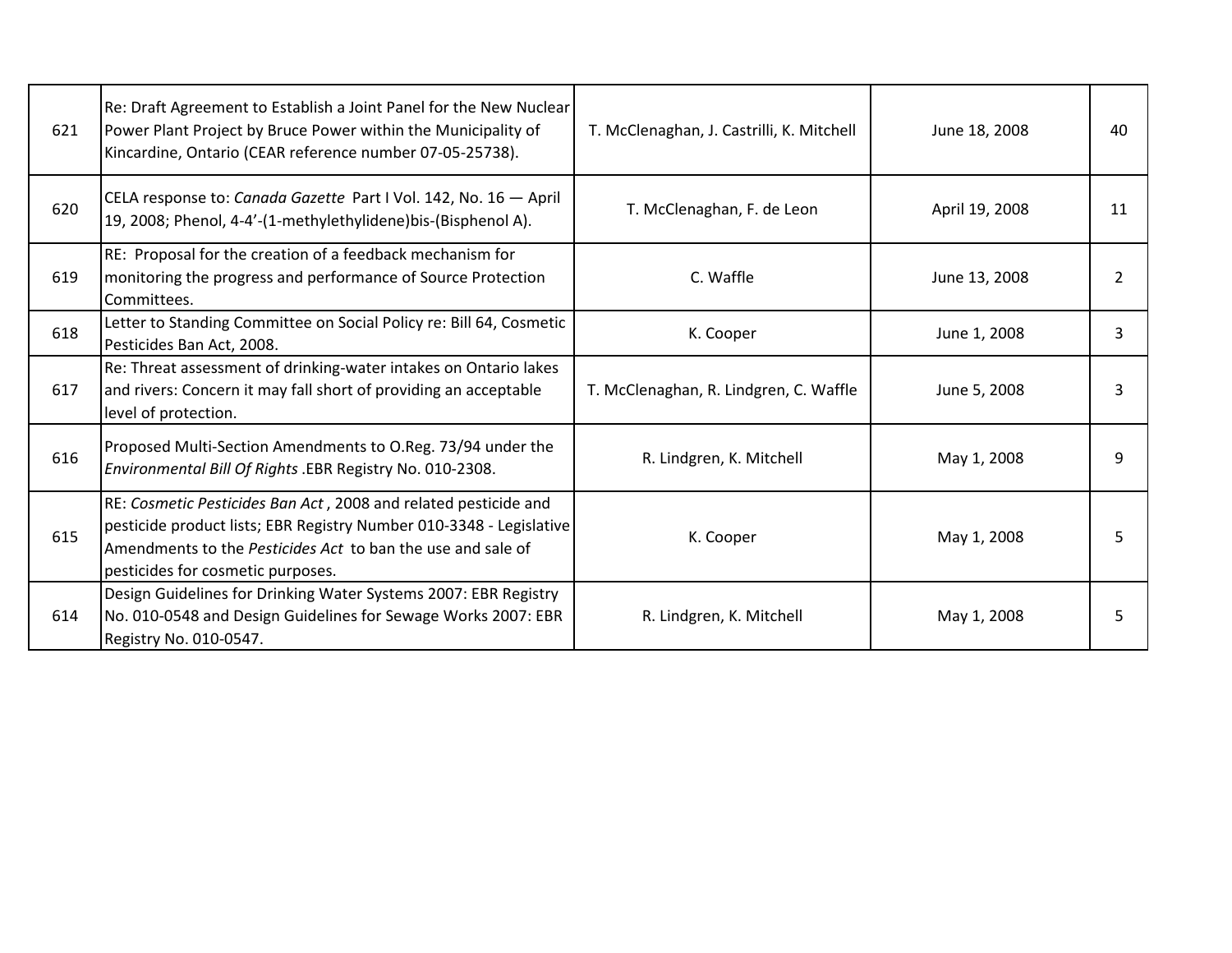| | | | | |
|---|---|---|---|---|
| 621 | Re: Draft Agreement to Establish a Joint Panel for the New Nuclear Power Plant Project by Bruce Power within the Municipality of Kincardine, Ontario (CEAR reference number 07-05-25738). | T. McClenaghan, J. Castrilli, K. Mitchell | June 18, 2008 | 40 |
| 620 | CELA response to: *Canada Gazette* Part I Vol. 142, No. 16 — April 19, 2008; Phenol, 4-4'-(1-methylethylidene)bis-(Bisphenol A). | T. McClenaghan, F. de Leon | April 19, 2008 | 11 |
| 619 | RE: Proposal for the creation of a feedback mechanism for monitoring the progress and performance of Source Protection Committees. | C. Waffle | June 13, 2008 | 2 |
| 618 | Letter to Standing Committee on Social Policy re: Bill 64, Cosmetic Pesticides Ban Act, 2008. | K. Cooper | June 1, 2008 | 3 |
| 617 | Re: Threat assessment of drinking-water intakes on Ontario lakes and rivers: Concern it may fall short of providing an acceptable level of protection. | T. McClenaghan, R. Lindgren, C. Waffle | June 5, 2008 | 3 |
| 616 | Proposed Multi-Section Amendments to O.Reg. 73/94 under the *Environmental Bill Of Rights* .EBR Registry No. 010-2308. | R. Lindgren, K. Mitchell | May 1, 2008 | 9 |
| 615 | RE: *Cosmetic Pesticides Ban Act* , 2008 and related pesticide and pesticide product lists; EBR Registry Number 010-3348 - Legislative Amendments to the *Pesticides Act* to ban the use and sale of pesticides for cosmetic purposes. | K. Cooper | May 1, 2008 | 5 |
| 614 | Design Guidelines for Drinking Water Systems 2007: EBR Registry No. 010-0548 and Design Guidelines for Sewage Works 2007: EBR Registry No. 010-0547. | R. Lindgren, K. Mitchell | May 1, 2008 | 5 |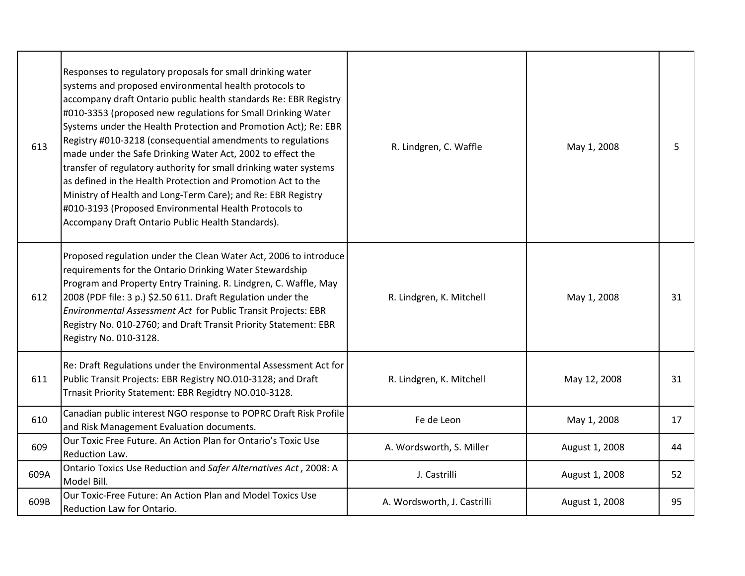| | | | | |
|---|---|---|---|---|
| 613 | Responses to regulatory proposals for small drinking water systems and proposed environmental health protocols to accompany draft Ontario public health standards Re: EBR Registry #010-3353 (proposed new regulations for Small Drinking Water Systems under the Health Protection and Promotion Act); Re: EBR Registry #010-3218 (consequential amendments to regulations made under the Safe Drinking Water Act, 2002 to effect the transfer of regulatory authority for small drinking water systems as defined in the Health Protection and Promotion Act to the Ministry of Health and Long-Term Care); and Re: EBR Registry #010-3193 (Proposed Environmental Health Protocols to Accompany Draft Ontario Public Health Standards). | R. Lindgren, C. Waffle | May 1, 2008 | 5 |
| 612 | Proposed regulation under the Clean Water Act, 2006 to introduce requirements for the Ontario Drinking Water Stewardship Program and Property Entry Training. R. Lindgren, C. Waffle, May 2008 (PDF file: 3 p.) $2.50 611. Draft Regulation under the *Environmental Assessment Act* for Public Transit Projects: EBR Registry No. 010-2760; and Draft Transit Priority Statement: EBR Registry No. 010-3128. | R. Lindgren, K. Mitchell | May 1, 2008 | 31 |
| 611 | Re: Draft Regulations under the Environmental Assessment Act for Public Transit Projects: EBR Registry NO.010-3128; and Draft Trnasit Priority Statement: EBR Regidtry NO.010-3128. | R. Lindgren, K. Mitchell | May 12, 2008 | 31 |
| 610 | Canadian public interest NGO response to POPRC Draft Risk Profile and Risk Management Evaluation documents. | Fe de Leon | May 1, 2008 | 17 |
| 609 | Our Toxic Free Future. An Action Plan for Ontario's Toxic Use Reduction Law. | A. Wordsworth, S. Miller | August 1, 2008 | 44 |
| 609A | Ontario Toxics Use Reduction and *Safer Alternatives Act*, 2008: A Model Bill. | J. Castrilli | August 1, 2008 | 52 |
| 609B | Our Toxic-Free Future: An Action Plan and Model Toxics Use Reduction Law for Ontario. | A. Wordsworth, J. Castrilli | August 1, 2008 | 95 |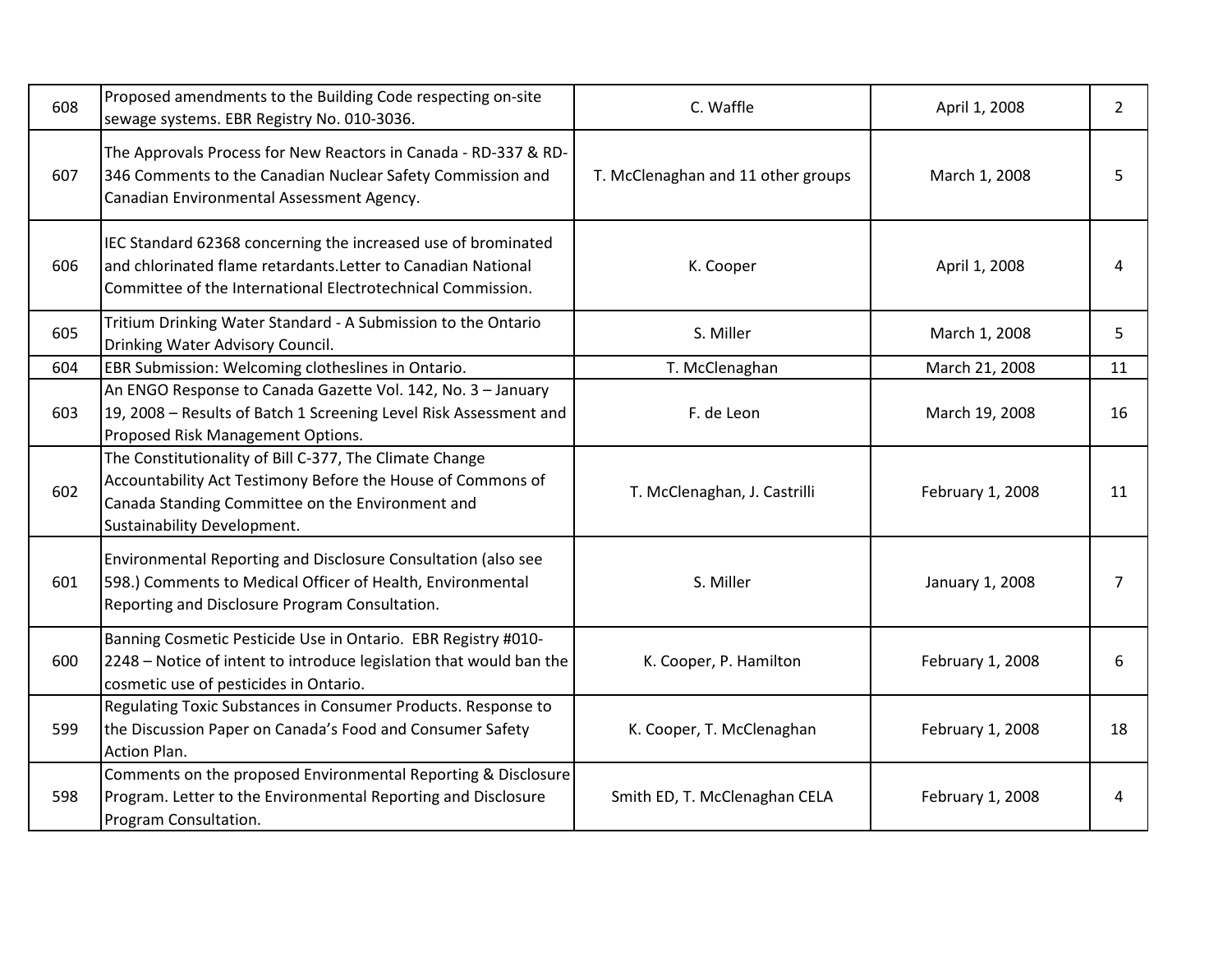| 608 | Proposed amendments to the Building Code respecting on-site sewage systems. EBR Registry No. 010-3036. | C. Waffle | April 1, 2008 | 2 |
|---|---|---|---|---|
| 607 | The Approvals Process for New Reactors in Canada - RD-337 & RD-346 Comments to the Canadian Nuclear Safety Commission and Canadian Environmental Assessment Agency. | T. McClenaghan and 11 other groups | March 1, 2008 | 5 |
| 606 | IEC Standard 62368 concerning the increased use of brominated and chlorinated flame retardants.Letter to Canadian National Committee of the International Electrotechnical Commission. | K. Cooper | April 1, 2008 | 4 |
| 605 | Tritium Drinking Water Standard - A Submission to the Ontario Drinking Water Advisory Council. | S. Miller | March 1, 2008 | 5 |
| 604 | EBR Submission: Welcoming clotheslines in Ontario. | T. McClenaghan | March 21, 2008 | 11 |
| 603 | An ENGO Response to Canada Gazette Vol. 142, No. 3 – January 19, 2008 – Results of Batch 1 Screening Level Risk Assessment and Proposed Risk Management Options. | F. de Leon | March 19, 2008 | 16 |
| 602 | The Constitutionality of Bill C-377, The Climate Change Accountability Act Testimony Before the House of Commons of Canada Standing Committee on the Environment and Sustainability Development. | T. McClenaghan, J. Castrilli | February 1, 2008 | 11 |
| 601 | Environmental Reporting and Disclosure Consultation (also see 598.) Comments to Medical Officer of Health, Environmental Reporting and Disclosure Program Consultation. | S. Miller | January 1, 2008 | 7 |
| 600 | Banning Cosmetic Pesticide Use in Ontario. EBR Registry #010-2248 – Notice of intent to introduce legislation that would ban the cosmetic use of pesticides in Ontario. | K. Cooper, P. Hamilton | February 1, 2008 | 6 |
| 599 | Regulating Toxic Substances in Consumer Products. Response to the Discussion Paper on Canada's Food and Consumer Safety Action Plan. | K. Cooper, T. McClenaghan | February 1, 2008 | 18 |
| 598 | Comments on the proposed Environmental Reporting & Disclosure Program. Letter to the Environmental Reporting and Disclosure Program Consultation. | Smith ED, T. McClenaghan CELA | February 1, 2008 | 4 |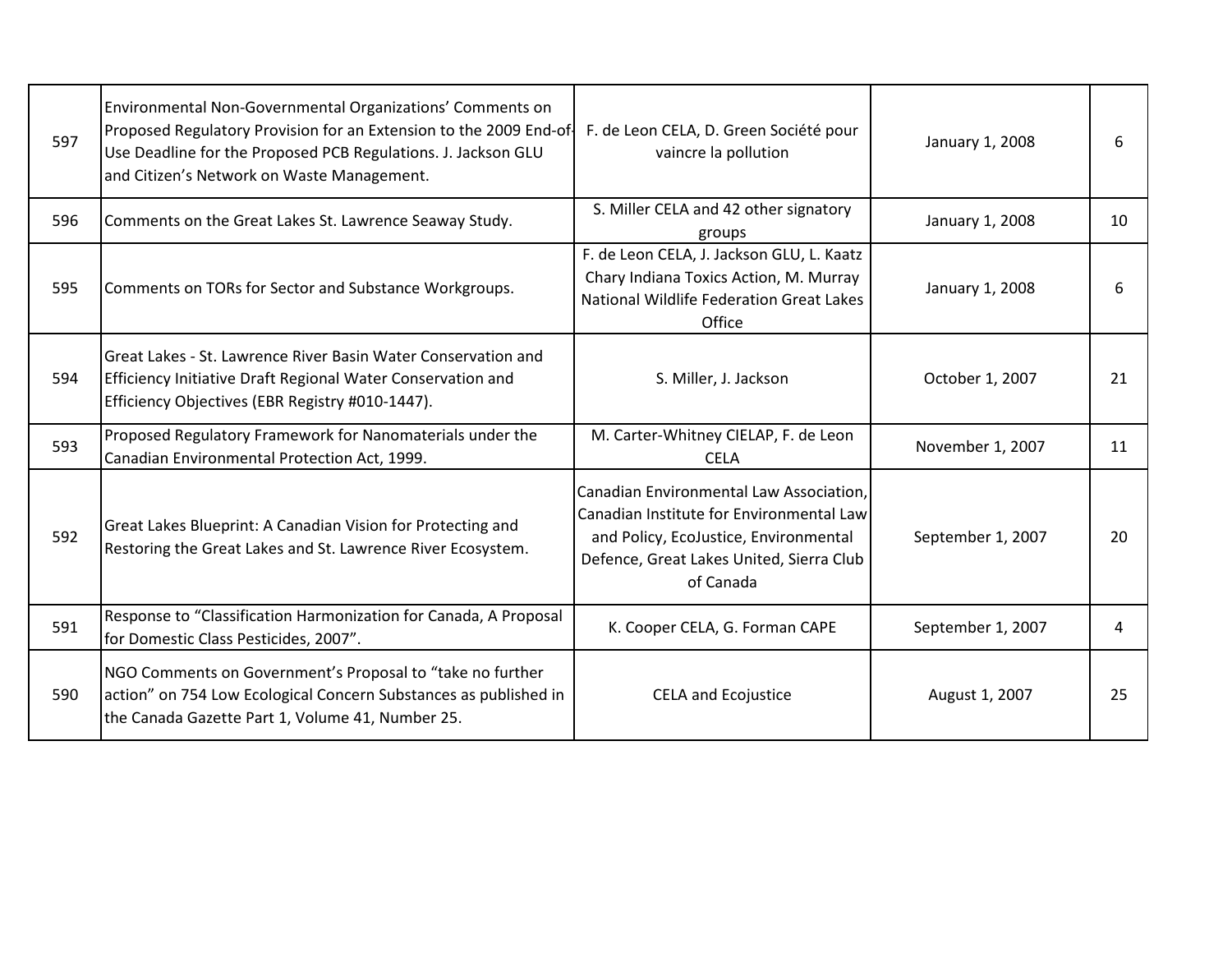| | | | | |
|---|---|---|---|---|
| 597 | Environmental Non-Governmental Organizations' Comments on Proposed Regulatory Provision for an Extension to the 2009 End-of-Use Deadline for the Proposed PCB Regulations. J. Jackson GLU and Citizen's Network on Waste Management. | F. de Leon CELA, D. Green Société pour vaincre la pollution | January 1, 2008 | 6 |
| 596 | Comments on the Great Lakes St. Lawrence Seaway Study. | S. Miller CELA and 42 other signatory groups | January 1, 2008 | 10 |
| 595 | Comments on TORs for Sector and Substance Workgroups. | F. de Leon CELA, J. Jackson GLU, L. Kaatz Chary Indiana Toxics Action, M. Murray National Wildlife Federation Great Lakes Office | January 1, 2008 | 6 |
| 594 | Great Lakes - St. Lawrence River Basin Water Conservation and Efficiency Initiative Draft Regional Water Conservation and Efficiency Objectives (EBR Registry #010-1447). | S. Miller, J. Jackson | October 1, 2007 | 21 |
| 593 | Proposed Regulatory Framework for Nanomaterials under the Canadian Environmental Protection Act, 1999. | M. Carter-Whitney CIELAP, F. de Leon CELA | November 1, 2007 | 11 |
| 592 | Great Lakes Blueprint: A Canadian Vision for Protecting and Restoring the Great Lakes and St. Lawrence River Ecosystem. | Canadian Environmental Law Association, Canadian Institute for Environmental Law and Policy, EcoJustice, Environmental Defence, Great Lakes United, Sierra Club of Canada | September 1, 2007 | 20 |
| 591 | Response to "Classification Harmonization for Canada, A Proposal for Domestic Class Pesticides, 2007". | K. Cooper CELA, G. Forman CAPE | September 1, 2007 | 4 |
| 590 | NGO Comments on Government's Proposal to "take no further action" on 754 Low Ecological Concern Substances as published in the Canada Gazette Part 1, Volume 41, Number 25. | CELA and Ecojustice | August 1, 2007 | 25 |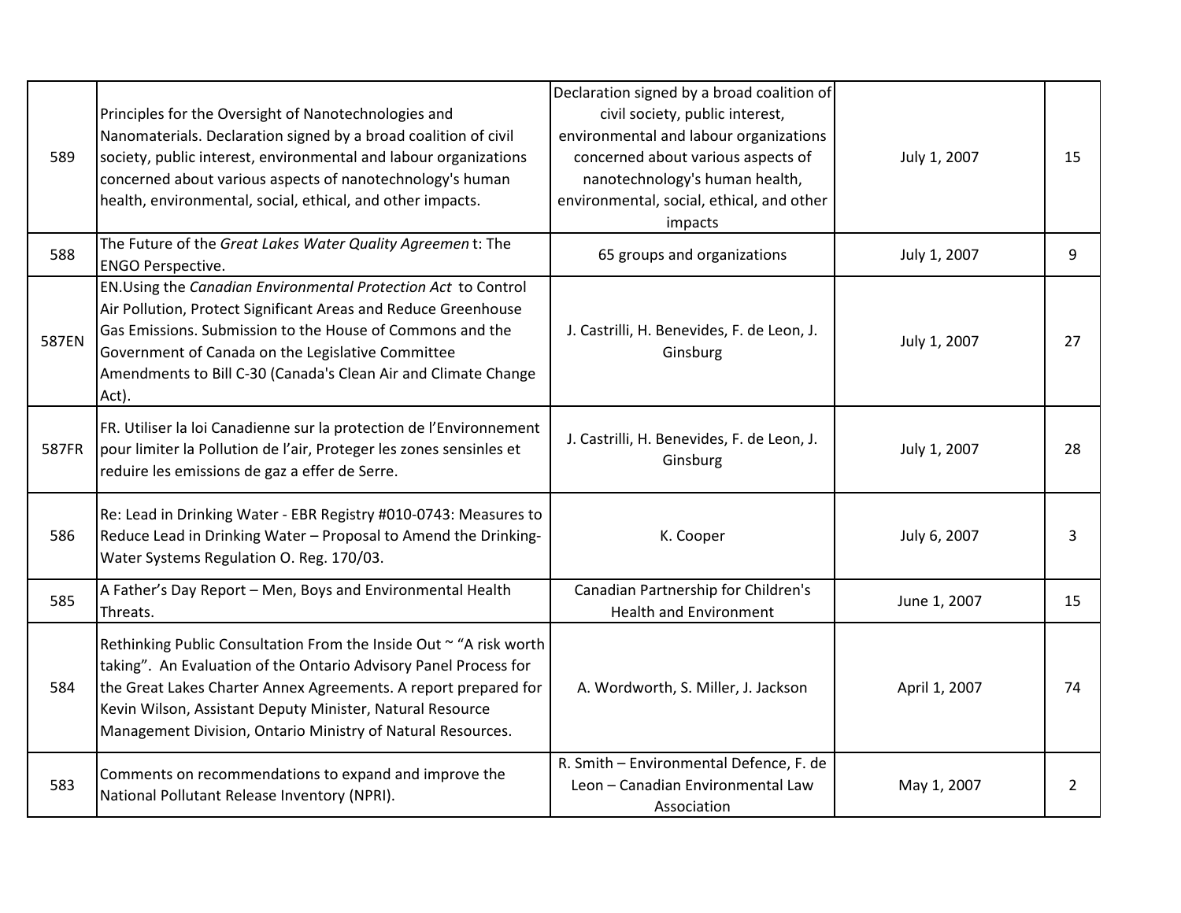| | | | | |
|---|---|---|---|---|
| 589 | Principles for the Oversight of Nanotechnologies and Nanomaterials. Declaration signed by a broad coalition of civil society, public interest, environmental and labour organizations concerned about various aspects of nanotechnology's human health, environmental, social, ethical, and other impacts. | Declaration signed by a broad coalition of civil society, public interest, environmental and labour organizations concerned about various aspects of nanotechnology's human health, environmental, social, ethical, and other impacts | July 1, 2007 | 15 |
| 588 | The Future of the *Great Lakes Water Quality Agreemen* t: The ENGO Perspective. | 65 groups and organizations | July 1, 2007 | 9 |
| 587EN | EN.Using the *Canadian Environmental Protection Act* to Control Air Pollution, Protect Significant Areas and Reduce Greenhouse Gas Emissions. Submission to the House of Commons and the Government of Canada on the Legislative Committee Amendments to Bill C-30 (Canada's Clean Air and Climate Change Act). | J. Castrilli, H. Benevides, F. de Leon, J. Ginsburg | July 1, 2007 | 27 |
| 587FR | FR. Utiliser la loi Canadienne sur la protection de l'Environnement pour limiter la Pollution de l'air, Proteger les zones sensinles et reduire les emissions de gaz a effer de Serre. | J. Castrilli, H. Benevides, F. de Leon, J. Ginsburg | July 1, 2007 | 28 |
| 586 | Re: Lead in Drinking Water - EBR Registry #010-0743: Measures to Reduce Lead in Drinking Water – Proposal to Amend the Drinking-Water Systems Regulation O. Reg. 170/03. | K. Cooper | July 6, 2007 | 3 |
| 585 | A Father's Day Report – Men, Boys and Environmental Health Threats. | Canadian Partnership for Children's Health and Environment | June 1, 2007 | 15 |
| 584 | Rethinking Public Consultation From the Inside Out ~ "A risk worth taking". An Evaluation of the Ontario Advisory Panel Process for the Great Lakes Charter Annex Agreements. A report prepared for Kevin Wilson, Assistant Deputy Minister, Natural Resource Management Division, Ontario Ministry of Natural Resources. | A. Wordworth, S. Miller, J. Jackson | April 1, 2007 | 74 |
| 583 | Comments on recommendations to expand and improve the National Pollutant Release Inventory (NPRI). | R. Smith – Environmental Defence, F. de Leon – Canadian Environmental Law Association | May 1, 2007 | 2 |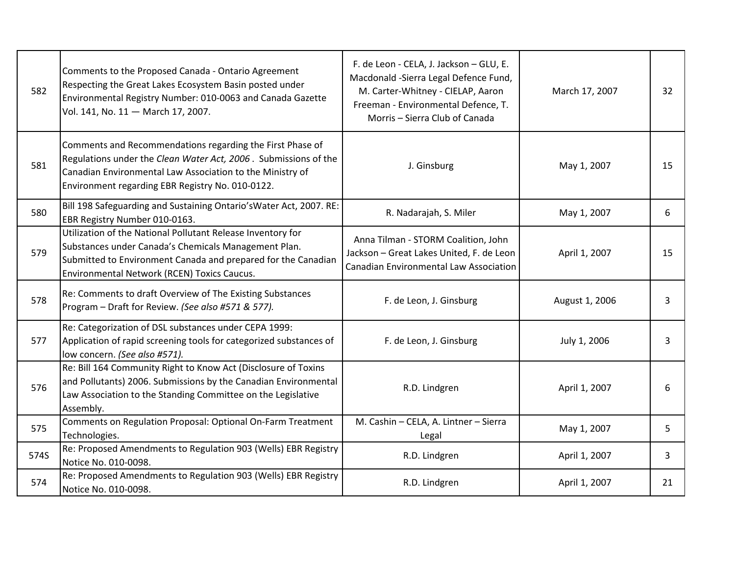| | | | | |
|---|---|---|---|---|
| 582 | Comments to the Proposed Canada - Ontario Agreement Respecting the Great Lakes Ecosystem Basin posted under Environmental Registry Number: 010-0063 and Canada Gazette Vol. 141, No. 11 — March 17, 2007. | F. de Leon - CELA, J. Jackson – GLU, E. Macdonald -Sierra Legal Defence Fund, M. Carter-Whitney - CIELAP, Aaron Freeman - Environmental Defence, T. Morris – Sierra Club of Canada | March 17, 2007 | 32 |
| 581 | Comments and Recommendations regarding the First Phase of Regulations under the *Clean Water Act, 2006* . Submissions of the Canadian Environmental Law Association to the Ministry of Environment regarding EBR Registry No. 010-0122. | J. Ginsburg | May 1, 2007 | 15 |
| 580 | Bill 198 Safeguarding and Sustaining Ontario'sWater Act, 2007. RE: EBR Registry Number 010-0163. | R. Nadarajah, S. Miler | May 1, 2007 | 6 |
| 579 | Utilization of the National Pollutant Release Inventory for Substances under Canada's Chemicals Management Plan. Submitted to Environment Canada and prepared for the Canadian Environmental Network (RCEN) Toxics Caucus. | Anna Tilman - STORM Coalition, John Jackson – Great Lakes United, F. de Leon Canadian Environmental Law Association | April 1, 2007 | 15 |
| 578 | Re: Comments to draft Overview of The Existing Substances Program – Draft for Review. *(See also #571 & 577).* | F. de Leon, J. Ginsburg | August 1, 2006 | 3 |
| 577 | Re: Categorization of DSL substances under CEPA 1999: Application of rapid screening tools for categorized substances of low concern. *(See also #571).* | F. de Leon, J. Ginsburg | July 1, 2006 | 3 |
| 576 | Re: Bill 164 Community Right to Know Act (Disclosure of Toxins and Pollutants) 2006. Submissions by the Canadian Environmental Law Association to the Standing Committee on the Legislative Assembly. | R.D. Lindgren | April 1, 2007 | 6 |
| 575 | Comments on Regulation Proposal: Optional On-Farm Treatment Technologies. | M. Cashin – CELA, A. Lintner – Sierra Legal | May 1, 2007 | 5 |
| 574S | Re: Proposed Amendments to Regulation 903 (Wells) EBR Registry Notice No. 010-0098. | R.D. Lindgren | April 1, 2007 | 3 |
| 574 | Re: Proposed Amendments to Regulation 903 (Wells) EBR Registry Notice No. 010-0098. | R.D. Lindgren | April 1, 2007 | 21 |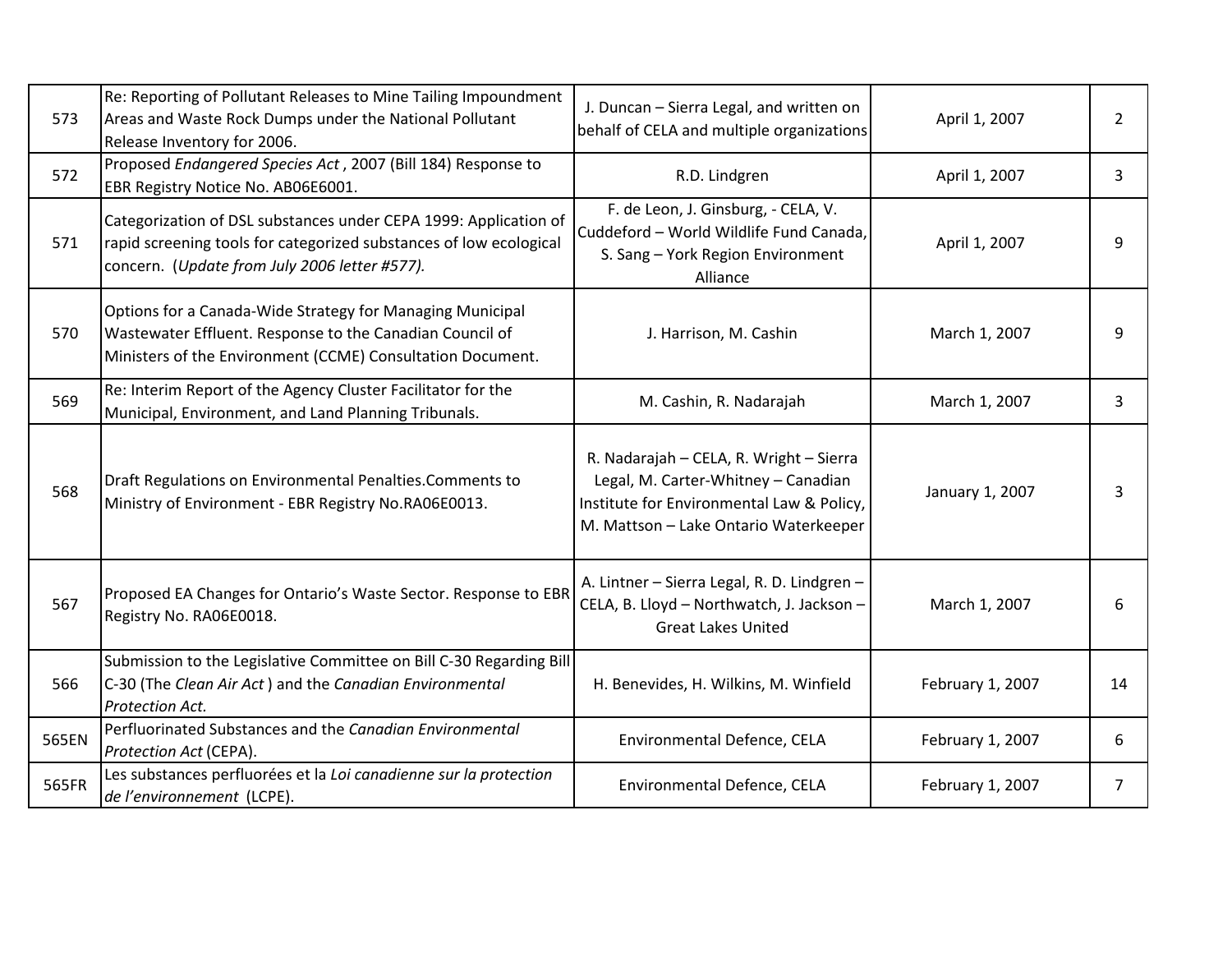| | | | | |
|---|---|---|---|---|
| 573 | Re: Reporting of Pollutant Releases to Mine Tailing Impoundment Areas and Waste Rock Dumps under the National Pollutant Release Inventory for 2006. | J. Duncan – Sierra Legal, and written on behalf of CELA and multiple organizations | April 1, 2007 | 2 |
| 572 | Proposed *Endangered Species Act* , 2007 (Bill 184) Response to EBR Registry Notice No. AB06E6001. | R.D. Lindgren | April 1, 2007 | 3 |
| 571 | Categorization of DSL substances under CEPA 1999: Application of rapid screening tools for categorized substances of low ecological concern. (*Update from July 2006 letter #577).* | F. de Leon, J. Ginsburg, - CELA, V. Cuddeford – World Wildlife Fund Canada, S. Sang – York Region Environment Alliance | April 1, 2007 | 9 |
| 570 | Options for a Canada-Wide Strategy for Managing Municipal Wastewater Effluent. Response to the Canadian Council of Ministers of the Environment (CCME) Consultation Document. | J. Harrison, M. Cashin | March 1, 2007 | 9 |
| 569 | Re: Interim Report of the Agency Cluster Facilitator for the Municipal, Environment, and Land Planning Tribunals. | M. Cashin, R. Nadarajah | March 1, 2007 | 3 |
| 568 | Draft Regulations on Environmental Penalties.Comments to Ministry of Environment - EBR Registry No.RA06E0013. | R. Nadarajah – CELA, R. Wright – Sierra Legal, M. Carter-Whitney – Canadian Institute for Environmental Law & Policy, M. Mattson – Lake Ontario Waterkeeper | January 1, 2007 | 3 |
| 567 | Proposed EA Changes for Ontario's Waste Sector. Response to EBR Registry No. RA06E0018. | A. Lintner – Sierra Legal, R. D. Lindgren – CELA, B. Lloyd – Northwatch, J. Jackson – Great Lakes United | March 1, 2007 | 6 |
| 566 | Submission to the Legislative Committee on Bill C-30 Regarding Bill C-30 (The *Clean Air Act* ) and the *Canadian Environmental Protection Act.* | H. Benevides, H. Wilkins, M. Winfield | February 1, 2007 | 14 |
| 565EN | Perfluorinated Substances and the *Canadian Environmental Protection Act* (CEPA). | Environmental Defence, CELA | February 1, 2007 | 6 |
| 565FR | Les substances perfluorées et la *Loi canadienne sur la protection de l'environnement* (LCPE). | Environmental Defence, CELA | February 1, 2007 | 7 |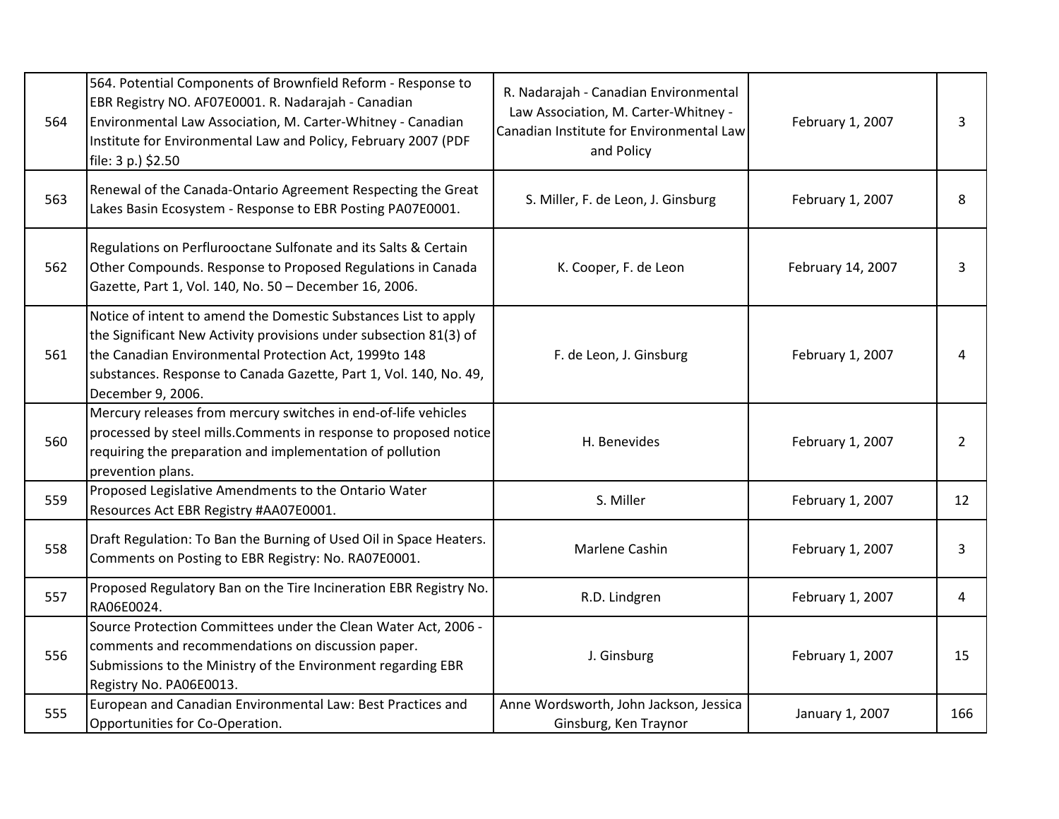| | | | | |
|---|---|---|---|---|
| 564 | 564. Potential Components of Brownfield Reform - Response to EBR Registry NO. AF07E0001. R. Nadarajah - Canadian Environmental Law Association, M. Carter-Whitney - Canadian Institute for Environmental Law and Policy, February 2007 (PDF file: 3 p.) $2.50 | R. Nadarajah - Canadian Environmental Law Association, M. Carter-Whitney - Canadian Institute for Environmental Law and Policy | February 1, 2007 | 3 |
| 563 | Renewal of the Canada-Ontario Agreement Respecting the Great Lakes Basin Ecosystem - Response to EBR Posting PA07E0001. | S. Miller, F. de Leon, J. Ginsburg | February 1, 2007 | 8 |
| 562 | Regulations on Perflurooctane Sulfonate and its Salts & Certain Other Compounds. Response to Proposed Regulations in Canada Gazette, Part 1, Vol. 140, No. 50 – December 16, 2006. | K. Cooper, F. de Leon | February 14, 2007 | 3 |
| 561 | Notice of intent to amend the Domestic Substances List to apply the Significant New Activity provisions under subsection 81(3) of the Canadian Environmental Protection Act, 1999to 148 substances. Response to Canada Gazette, Part 1, Vol. 140, No. 49, December 9, 2006. | F. de Leon, J. Ginsburg | February 1, 2007 | 4 |
| 560 | Mercury releases from mercury switches in end-of-life vehicles processed by steel mills.Comments in response to proposed notice requiring the preparation and implementation of pollution prevention plans. | H. Benevides | February 1, 2007 | 2 |
| 559 | Proposed Legislative Amendments to the Ontario Water Resources Act EBR Registry #AA07E0001. | S. Miller | February 1, 2007 | 12 |
| 558 | Draft Regulation: To Ban the Burning of Used Oil in Space Heaters. Comments on Posting to EBR Registry: No. RA07E0001. | Marlene Cashin | February 1, 2007 | 3 |
| 557 | Proposed Regulatory Ban on the Tire Incineration EBR Registry No. RA06E0024. | R.D. Lindgren | February 1, 2007 | 4 |
| 556 | Source Protection Committees under the Clean Water Act, 2006 - comments and recommendations on discussion paper. Submissions to the Ministry of the Environment regarding EBR Registry No. PA06E0013. | J. Ginsburg | February 1, 2007 | 15 |
| 555 | European and Canadian Environmental Law: Best Practices and Opportunities for Co-Operation. | Anne Wordsworth, John Jackson, Jessica Ginsburg, Ken Traynor | January 1, 2007 | 166 |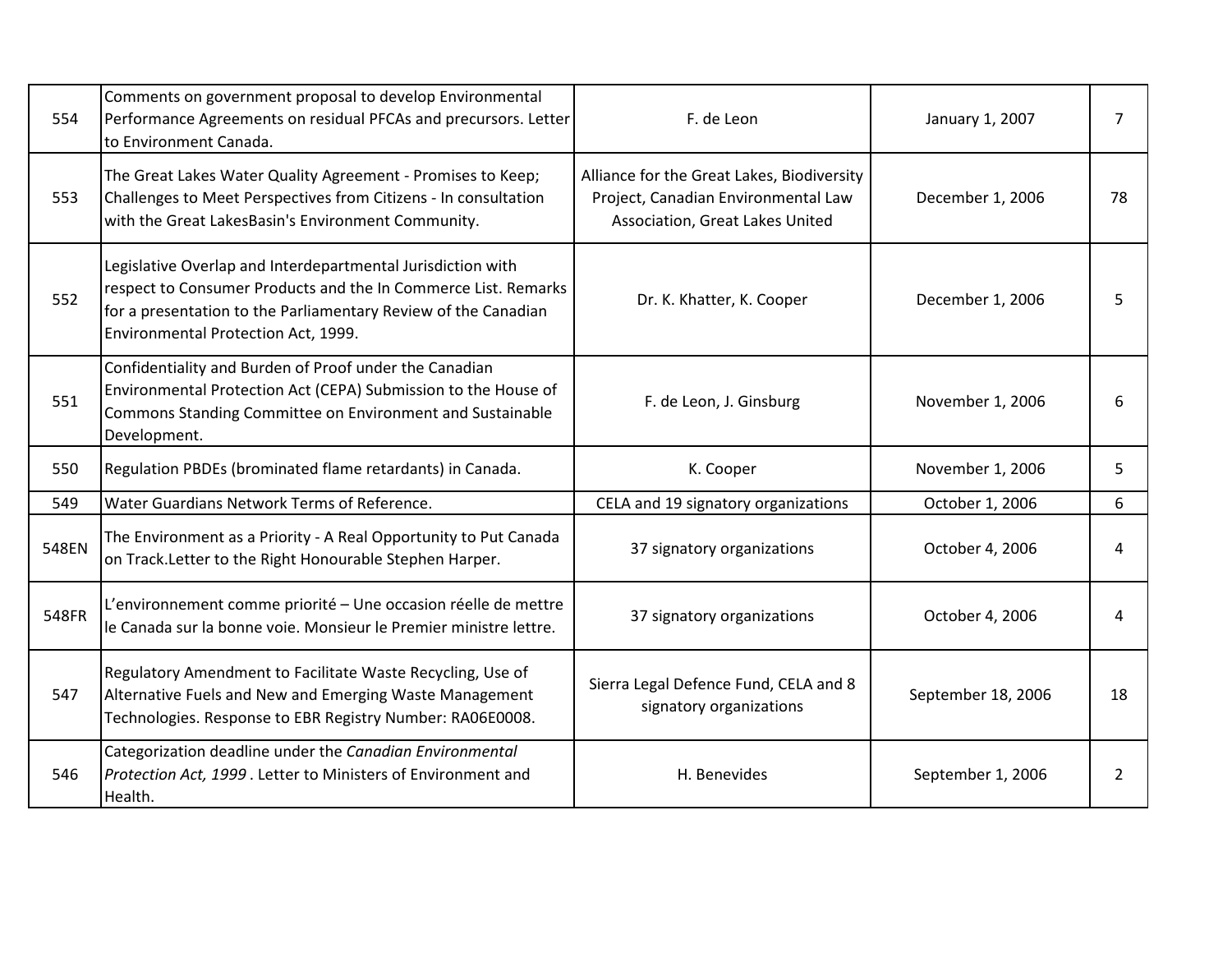| | | | | |
|---|---|---|---|---|
| 554 | Comments on government proposal to develop Environmental Performance Agreements on residual PFCAs and precursors. Letter to Environment Canada. | F. de Leon | January 1, 2007 | 7 |
| 553 | The Great Lakes Water Quality Agreement - Promises to Keep; Challenges to Meet Perspectives from Citizens - In consultation with the Great LakesBasin's Environment Community. | Alliance for the Great Lakes, Biodiversity Project, Canadian Environmental Law Association, Great Lakes United | December 1, 2006 | 78 |
| 552 | Legislative Overlap and Interdepartmental Jurisdiction with respect to Consumer Products and the In Commerce List. Remarks for a presentation to the Parliamentary Review of the Canadian Environmental Protection Act, 1999. | Dr. K. Khatter, K. Cooper | December 1, 2006 | 5 |
| 551 | Confidentiality and Burden of Proof under the Canadian Environmental Protection Act (CEPA) Submission to the House of Commons Standing Committee on Environment and Sustainable Development. | F. de Leon, J. Ginsburg | November 1, 2006 | 6 |
| 550 | Regulation PBDEs (brominated flame retardants) in Canada. | K. Cooper | November 1, 2006 | 5 |
| 549 | Water Guardians Network Terms of Reference. | CELA and 19 signatory organizations | October 1, 2006 | 6 |
| 548EN | The Environment as a Priority - A Real Opportunity to Put Canada on Track.Letter to the Right Honourable Stephen Harper. | 37 signatory organizations | October 4, 2006 | 4 |
| 548FR | L'environnement comme priorité – Une occasion réelle de mettre le Canada sur la bonne voie. Monsieur le Premier ministre lettre. | 37 signatory organizations | October 4, 2006 | 4 |
| 547 | Regulatory Amendment to Facilitate Waste Recycling, Use of Alternative Fuels and New and Emerging Waste Management Technologies. Response to EBR Registry Number: RA06E0008. | Sierra Legal Defence Fund, CELA and 8 signatory organizations | September 18, 2006 | 18 |
| 546 | Categorization deadline under the *Canadian Environmental Protection Act, 1999* . Letter to Ministers of Environment and Health. | H. Benevides | September 1, 2006 | 2 |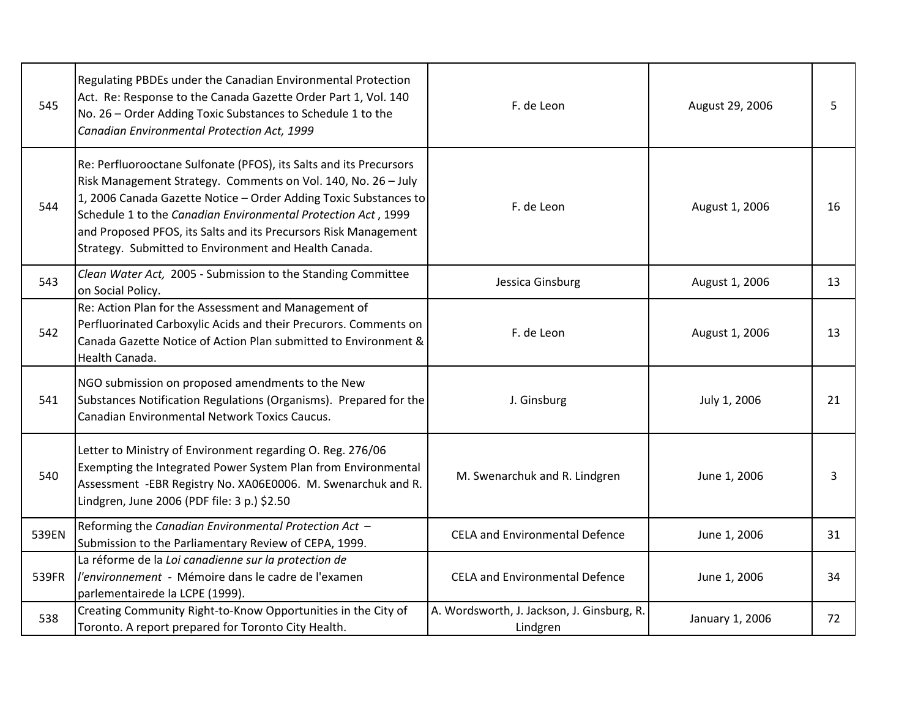| | | | | |
|---|---|---|---|---|
| 545 | Regulating PBDEs under the Canadian Environmental Protection Act. Re: Response to the Canada Gazette Order Part 1, Vol. 140 No. 26 – Order Adding Toxic Substances to Schedule 1 to the *Canadian Environmental Protection Act, 1999* | F. de Leon | August 29, 2006 | 5 |
| 544 | Re: Perfluorooctane Sulfonate (PFOS), its Salts and its Precursors Risk Management Strategy. Comments on Vol. 140, No. 26 – July 1, 2006 Canada Gazette Notice – Order Adding Toxic Substances to Schedule 1 to the *Canadian Environmental Protection Act* , 1999 and Proposed PFOS, its Salts and its Precursors Risk Management Strategy. Submitted to Environment and Health Canada. | F. de Leon | August 1, 2006 | 16 |
| 543 | *Clean Water Act,* 2005 - Submission to the Standing Committee on Social Policy. | Jessica Ginsburg | August 1, 2006 | 13 |
| 542 | Re: Action Plan for the Assessment and Management of Perfluorinated Carboxylic Acids and their Precurors. Comments on Canada Gazette Notice of Action Plan submitted to Environment & Health Canada. | F. de Leon | August 1, 2006 | 13 |
| 541 | NGO submission on proposed amendments to the New Substances Notification Regulations (Organisms). Prepared for the Canadian Environmental Network Toxics Caucus. | J. Ginsburg | July 1, 2006 | 21 |
| 540 | Letter to Ministry of Environment regarding O. Reg. 276/06 Exempting the Integrated Power System Plan from Environmental Assessment -EBR Registry No. XA06E0006. M. Swenarchuk and R. Lindgren, June 2006 (PDF file: 3 p.) $2.50 | M. Swenarchuk and R. Lindgren | June 1, 2006 | 3 |
| 539EN | Reforming the *Canadian Environmental Protection Act* – Submission to the Parliamentary Review of CEPA, 1999. | CELA and Environmental Defence | June 1, 2006 | 31 |
| 539FR | La réforme de la *Loi canadienne sur la protection de l'environnement* - Mémoire dans le cadre de l'examen parlementairede la LCPE (1999). | CELA and Environmental Defence | June 1, 2006 | 34 |
| 538 | Creating Community Right-to-Know Opportunities in the City of Toronto. A report prepared for Toronto City Health. | A. Wordsworth, J. Jackson, J. Ginsburg, R. Lindgren | January 1, 2006 | 72 |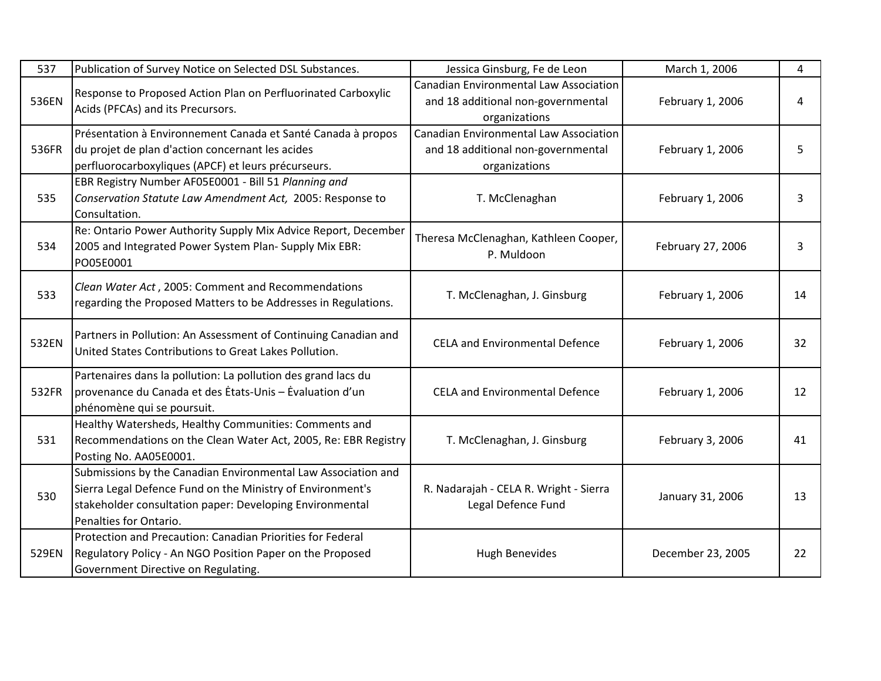| 537 | Publication of Survey Notice on Selected DSL Substances. | Jessica Ginsburg, Fe de Leon | March 1, 2006 | 4 |
|---|---|---|---|---|
| 536EN | Response to Proposed Action Plan on Perfluorinated Carboxylic Acids (PFCAs) and its Precursors. | Canadian Environmental Law Association and 18 additional non-governmental organizations | February 1, 2006 | 4 |
| 536FR | Présentation à Environnement Canada et Santé Canada à propos du projet de plan d'action concernant les acides perfluorocarboxyliques (APCF) et leurs précurseurs. | Canadian Environmental Law Association and 18 additional non-governmental organizations | February 1, 2006 | 5 |
| 535 | EBR Registry Number AF05E0001 - Bill 51 *Planning and Conservation Statute Law Amendment Act,* 2005: Response to Consultation. | T. McClenaghan | February 1, 2006 | 3 |
| 534 | Re: Ontario Power Authority Supply Mix Advice Report, December 2005 and Integrated Power System Plan- Supply Mix EBR: PO05E0001 | Theresa McClenaghan, Kathleen Cooper, P. Muldoon | February 27, 2006 | 3 |
| 533 | *Clean Water Act* , 2005: Comment and Recommendations regarding the Proposed Matters to be Addresses in Regulations. | T. McClenaghan, J. Ginsburg | February 1, 2006 | 14 |
| 532EN | Partners in Pollution: An Assessment of Continuing Canadian and United States Contributions to Great Lakes Pollution. | CELA and Environmental Defence | February 1, 2006 | 32 |
| 532FR | Partenaires dans la pollution: La pollution des grand lacs du provenance du Canada et des États-Unis – Évaluation d'un phénomène qui se poursuit. | CELA and Environmental Defence | February 1, 2006 | 12 |
| 531 | Healthy Watersheds, Healthy Communities: Comments and Recommendations on the Clean Water Act, 2005, Re: EBR Registry Posting No. AA05E0001. | T. McClenaghan, J. Ginsburg | February 3, 2006 | 41 |
| 530 | Submissions by the Canadian Environmental Law Association and Sierra Legal Defence Fund on the Ministry of Environment's stakeholder consultation paper: Developing Environmental Penalties for Ontario. | R. Nadarajah - CELA R. Wright - Sierra Legal Defence Fund | January 31, 2006 | 13 |
| 529EN | Protection and Precaution: Canadian Priorities for Federal Regulatory Policy - An NGO Position Paper on the Proposed Government Directive on Regulating. | Hugh Benevides | December 23, 2005 | 22 |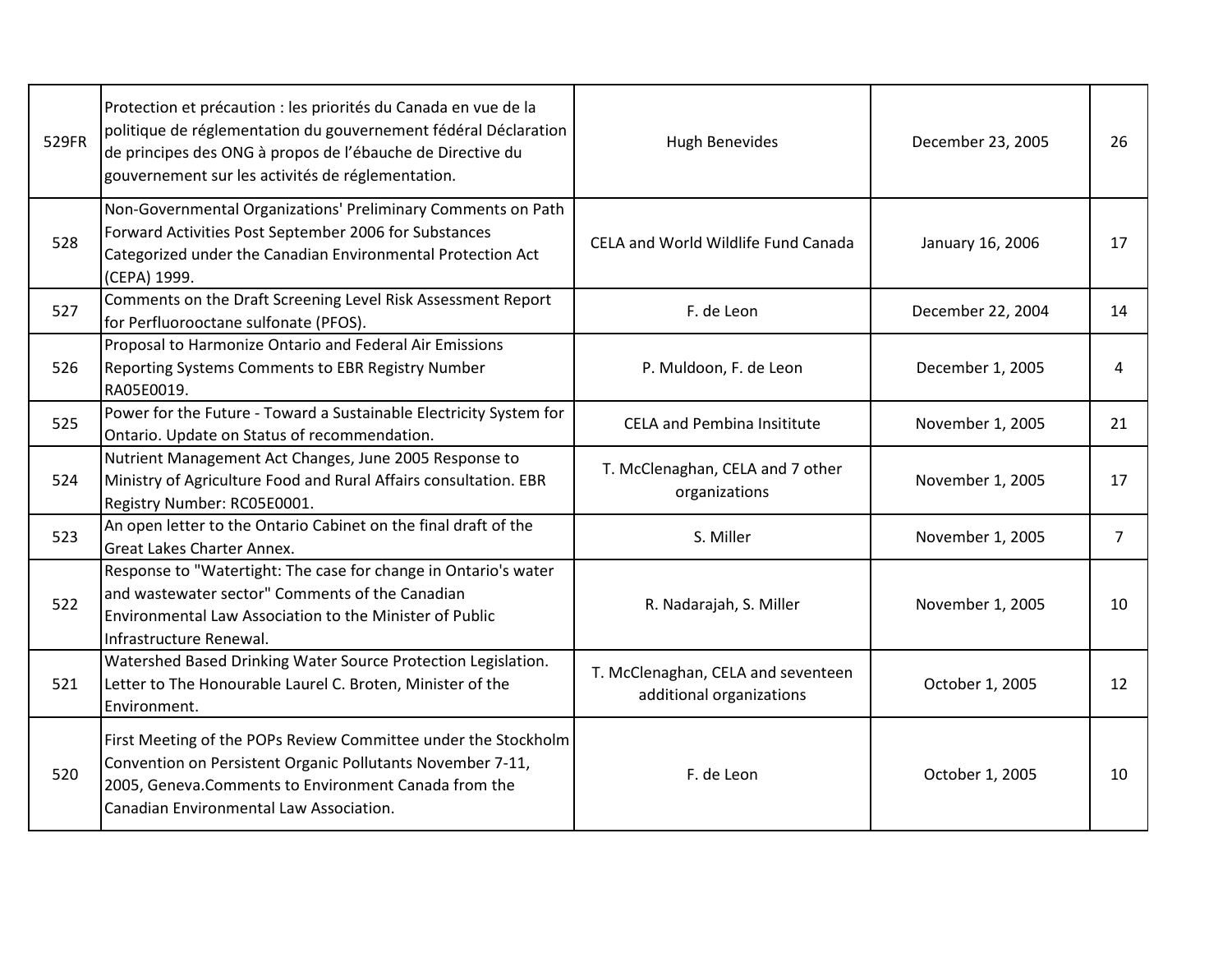| | | | | |
|---|---|---|---|---|
| 529FR | Protection et précaution : les priorités du Canada en vue de la politique de réglementation du gouvernement fédéral Déclaration de principes des ONG à propos de l'ébauche de Directive du gouvernement sur les activités de réglementation. | Hugh Benevides | December 23, 2005 | 26 |
| 528 | Non-Governmental Organizations' Preliminary Comments on Path Forward Activities Post September 2006 for Substances Categorized under the Canadian Environmental Protection Act (CEPA) 1999. | CELA and World Wildlife Fund Canada | January 16, 2006 | 17 |
| 527 | Comments on the Draft Screening Level Risk Assessment Report for Perfluorooctane sulfonate (PFOS). | F. de Leon | December 22, 2004 | 14 |
| 526 | Proposal to Harmonize Ontario and Federal Air Emissions Reporting Systems Comments to EBR Registry Number RA05E0019. | P. Muldoon, F. de Leon | December 1, 2005 | 4 |
| 525 | Power for the Future - Toward a Sustainable Electricity System for Ontario. Update on Status of recommendation. | CELA and Pembina Insititute | November 1, 2005 | 21 |
| 524 | Nutrient Management Act Changes, June 2005 Response to Ministry of Agriculture Food and Rural Affairs consultation. EBR Registry Number: RC05E0001. | T. McClenaghan, CELA and 7 other organizations | November 1, 2005 | 17 |
| 523 | An open letter to the Ontario Cabinet on the final draft of the Great Lakes Charter Annex. | S. Miller | November 1, 2005 | 7 |
| 522 | Response to "Watertight: The case for change in Ontario's water and wastewater sector" Comments of the Canadian Environmental Law Association to the Minister of Public Infrastructure Renewal. | R. Nadarajah, S. Miller | November 1, 2005 | 10 |
| 521 | Watershed Based Drinking Water Source Protection Legislation. Letter to The Honourable Laurel C. Broten, Minister of the Environment. | T. McClenaghan, CELA and seventeen additional organizations | October 1, 2005 | 12 |
| 520 | First Meeting of the POPs Review Committee under the Stockholm Convention on Persistent Organic Pollutants November 7-11, 2005, Geneva.Comments to Environment Canada from the Canadian Environmental Law Association. | F. de Leon | October 1, 2005 | 10 |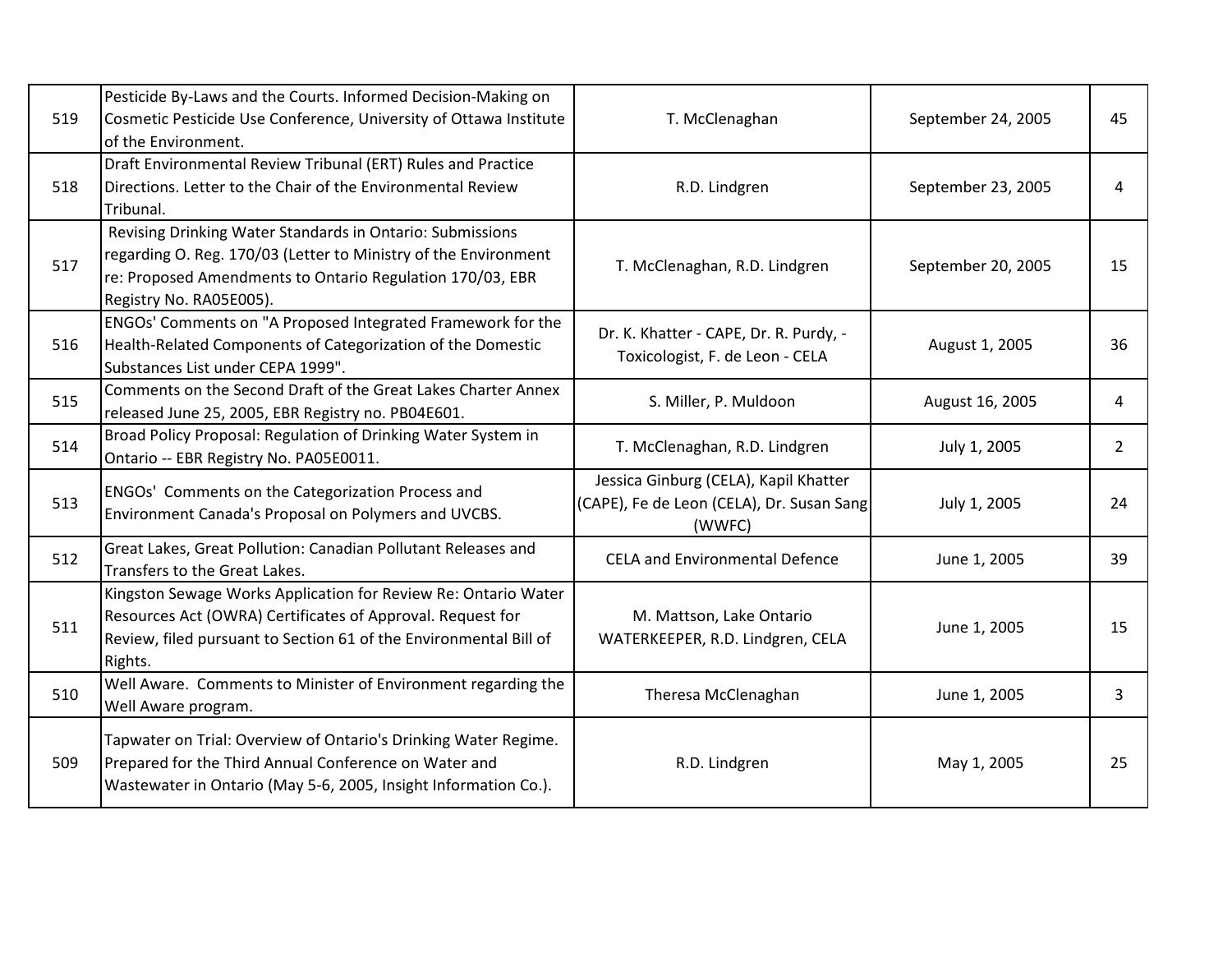| | | | | |
|---|---|---|---|---|
| 519 | Pesticide By-Laws and the Courts. Informed Decision-Making on Cosmetic Pesticide Use Conference, University of Ottawa Institute of the Environment. | T. McClenaghan | September 24, 2005 | 45 |
| 518 | Draft Environmental Review Tribunal (ERT) Rules and Practice Directions. Letter to the Chair of the Environmental Review Tribunal. | R.D. Lindgren | September 23, 2005 | 4 |
| 517 | Revising Drinking Water Standards in Ontario: Submissions regarding O. Reg. 170/03 (Letter to Ministry of the Environment re: Proposed Amendments to Ontario Regulation 170/03, EBR Registry No. RA05E005). | T. McClenaghan, R.D. Lindgren | September 20, 2005 | 15 |
| 516 | ENGOs' Comments on "A Proposed Integrated Framework for the Health-Related Components of Categorization of the Domestic Substances List under CEPA 1999". | Dr. K. Khatter - CAPE, Dr. R. Purdy, - Toxicologist, F. de Leon - CELA | August 1, 2005 | 36 |
| 515 | Comments on the Second Draft of the Great Lakes Charter Annex released June 25, 2005, EBR Registry no. PB04E601. | S. Miller, P. Muldoon | August 16, 2005 | 4 |
| 514 | Broad Policy Proposal: Regulation of Drinking Water System in Ontario -- EBR Registry No. PA05E0011. | T. McClenaghan, R.D. Lindgren | July 1, 2005 | 2 |
| 513 | ENGOs' Comments on the Categorization Process and Environment Canada's Proposal on Polymers and UVCBS. | Jessica Ginburg (CELA), Kapil Khatter (CAPE), Fe de Leon (CELA), Dr. Susan Sang (WWFC) | July 1, 2005 | 24 |
| 512 | Great Lakes, Great Pollution: Canadian Pollutant Releases and Transfers to the Great Lakes. | CELA and Environmental Defence | June 1, 2005 | 39 |
| 511 | Kingston Sewage Works Application for Review Re: Ontario Water Resources Act (OWRA) Certificates of Approval. Request for Review, filed pursuant to Section 61 of the Environmental Bill of Rights. | M. Mattson, Lake Ontario WATERKEEPER, R.D. Lindgren, CELA | June 1, 2005 | 15 |
| 510 | Well Aware. Comments to Minister of Environment regarding the Well Aware program. | Theresa McClenaghan | June 1, 2005 | 3 |
| 509 | Tapwater on Trial: Overview of Ontario's Drinking Water Regime. Prepared for the Third Annual Conference on Water and Wastewater in Ontario (May 5-6, 2005, Insight Information Co.). | R.D. Lindgren | May 1, 2005 | 25 |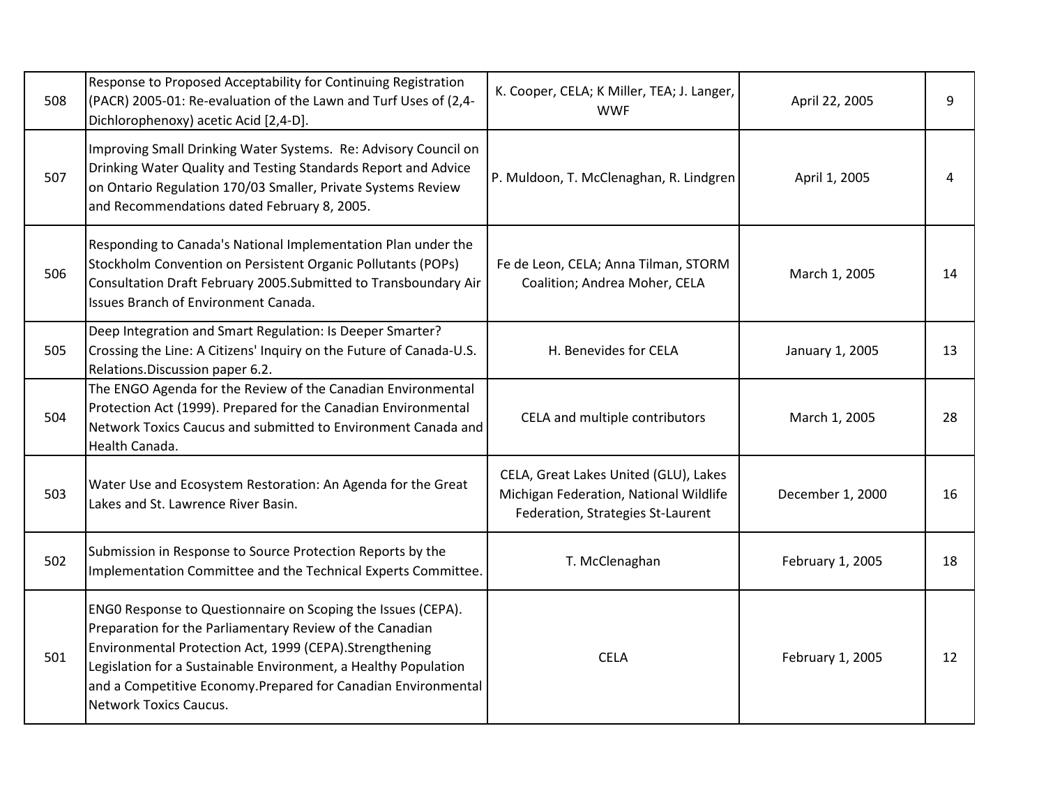| | | | | |
|---|---|---|---|---|
| 508 | Response to Proposed Acceptability for Continuing Registration (PACR) 2005-01: Re-evaluation of the Lawn and Turf Uses of (2,4-Dichlorophenoxy) acetic Acid [2,4-D]. | K. Cooper, CELA; K Miller, TEA; J. Langer, WWF | April 22, 2005 | 9 |
| 507 | Improving Small Drinking Water Systems. Re: Advisory Council on Drinking Water Quality and Testing Standards Report and Advice on Ontario Regulation 170/03 Smaller, Private Systems Review and Recommendations dated February 8, 2005. | P. Muldoon, T. McClenaghan, R. Lindgren | April 1, 2005 | 4 |
| 506 | Responding to Canada's National Implementation Plan under the Stockholm Convention on Persistent Organic Pollutants (POPs) Consultation Draft February 2005.Submitted to Transboundary Air Issues Branch of Environment Canada. | Fe de Leon, CELA; Anna Tilman, STORM Coalition; Andrea Moher, CELA | March 1, 2005 | 14 |
| 505 | Deep Integration and Smart Regulation: Is Deeper Smarter? Crossing the Line: A Citizens' Inquiry on the Future of Canada-U.S. Relations.Discussion paper 6.2. | H. Benevides for CELA | January 1, 2005 | 13 |
| 504 | The ENGO Agenda for the Review of the Canadian Environmental Protection Act (1999). Prepared for the Canadian Environmental Network Toxics Caucus and submitted to Environment Canada and Health Canada. | CELA and multiple contributors | March 1, 2005 | 28 |
| 503 | Water Use and Ecosystem Restoration: An Agenda for the Great Lakes and St. Lawrence River Basin. | CELA, Great Lakes United (GLU), Lakes Michigan Federation, National Wildlife Federation, Strategies St-Laurent | December 1, 2000 | 16 |
| 502 | Submission in Response to Source Protection Reports by the Implementation Committee and the Technical Experts Committee. | T. McClenaghan | February 1, 2005 | 18 |
| 501 | ENG0 Response to Questionnaire on Scoping the Issues (CEPA). Preparation for the Parliamentary Review of the Canadian Environmental Protection Act, 1999 (CEPA).Strengthening Legislation for a Sustainable Environment, a Healthy Population and a Competitive Economy.Prepared for Canadian Environmental Network Toxics Caucus. | CELA | February 1, 2005 | 12 |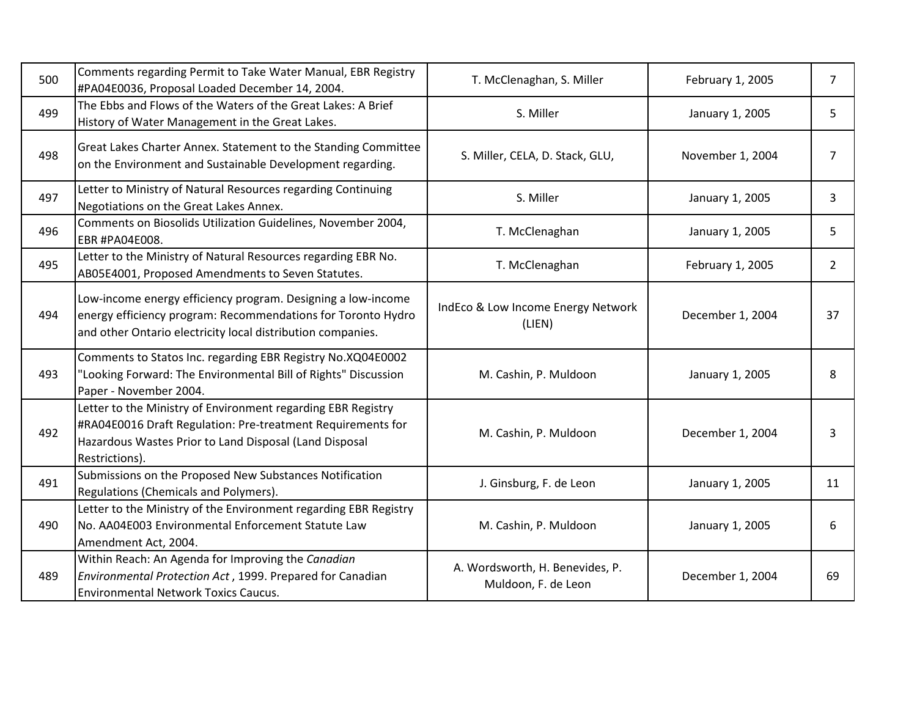| | | | | |
|---|---|---|---|---|
| 500 | Comments regarding Permit to Take Water Manual, EBR Registry #PA04E0036, Proposal Loaded December 14, 2004. | T. McClenaghan, S. Miller | February 1, 2005 | 7 |
| 499 | The Ebbs and Flows of the Waters of the Great Lakes: A Brief History of Water Management in the Great Lakes. | S. Miller | January 1, 2005 | 5 |
| 498 | Great Lakes Charter Annex. Statement to the Standing Committee on the Environment and Sustainable Development regarding. | S. Miller, CELA, D. Stack, GLU, | November 1, 2004 | 7 |
| 497 | Letter to Ministry of Natural Resources regarding Continuing Negotiations on the Great Lakes Annex. | S. Miller | January 1, 2005 | 3 |
| 496 | Comments on Biosolids Utilization Guidelines, November 2004, EBR #PA04E008. | T. McClenaghan | January 1, 2005 | 5 |
| 495 | Letter to the Ministry of Natural Resources regarding EBR No. AB05E4001, Proposed Amendments to Seven Statutes. | T. McClenaghan | February 1, 2005 | 2 |
| 494 | Low-income energy efficiency program. Designing a low-income energy efficiency program: Recommendations for Toronto Hydro and other Ontario electricity local distribution companies. | IndEco & Low Income Energy Network (LIEN) | December 1, 2004 | 37 |
| 493 | Comments to Statos Inc. regarding EBR Registry No.XQ04E0002 "Looking Forward: The Environmental Bill of Rights" Discussion Paper - November 2004. | M. Cashin, P. Muldoon | January 1, 2005 | 8 |
| 492 | Letter to the Ministry of Environment regarding EBR Registry #RA04E0016 Draft Regulation: Pre-treatment Requirements for Hazardous Wastes Prior to Land Disposal (Land Disposal Restrictions). | M. Cashin, P. Muldoon | December 1, 2004 | 3 |
| 491 | Submissions on the Proposed New Substances Notification Regulations (Chemicals and Polymers). | J. Ginsburg, F. de Leon | January 1, 2005 | 11 |
| 490 | Letter to the Ministry of the Environment regarding EBR Registry No. AA04E003 Environmental Enforcement Statute Law Amendment Act, 2004. | M. Cashin, P. Muldoon | January 1, 2005 | 6 |
| 489 | Within Reach: An Agenda for Improving the *Canadian Environmental Protection Act* , 1999. Prepared for Canadian Environmental Network Toxics Caucus. | A. Wordsworth, H. Benevides, P. Muldoon, F. de Leon | December 1, 2004 | 69 |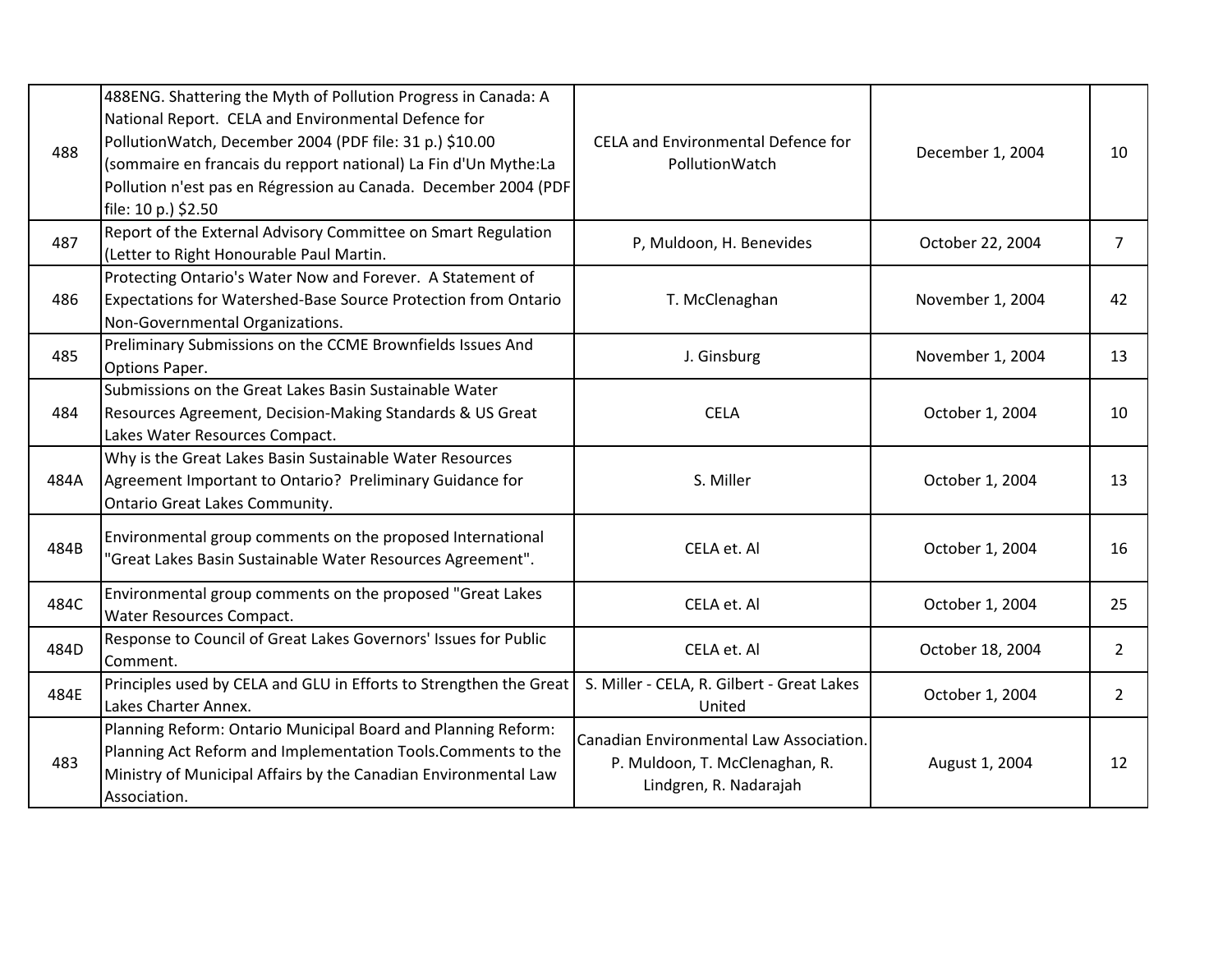| | | | | |
|---|---|---|---|---|
| 488 | 488ENG. Shattering the Myth of Pollution Progress in Canada: A National Report. CELA and Environmental Defence for PollutionWatch, December 2004 (PDF file: 31 p.) $10.00 (sommaire en francais du repport national) La Fin d'Un Mythe:La Pollution n'est pas en Régression au Canada. December 2004 (PDF file: 10 p.) $2.50 | CELA and Environmental Defence for PollutionWatch | December 1, 2004 | 10 |
| 487 | Report of the External Advisory Committee on Smart Regulation (Letter to Right Honourable Paul Martin. | P, Muldoon, H. Benevides | October 22, 2004 | 7 |
| 486 | Protecting Ontario's Water Now and Forever. A Statement of Expectations for Watershed-Base Source Protection from Ontario Non-Governmental Organizations. | T. McClenaghan | November 1, 2004 | 42 |
| 485 | Preliminary Submissions on the CCME Brownfields Issues And Options Paper. | J. Ginsburg | November 1, 2004 | 13 |
| 484 | Submissions on the Great Lakes Basin Sustainable Water Resources Agreement, Decision-Making Standards & US Great Lakes Water Resources Compact. | CELA | October 1, 2004 | 10 |
| 484A | Why is the Great Lakes Basin Sustainable Water Resources Agreement Important to Ontario? Preliminary Guidance for Ontario Great Lakes Community. | S. Miller | October 1, 2004 | 13 |
| 484B | Environmental group comments on the proposed International "Great Lakes Basin Sustainable Water Resources Agreement". | CELA et. Al | October 1, 2004 | 16 |
| 484C | Environmental group comments on the proposed "Great Lakes Water Resources Compact. | CELA et. Al | October 1, 2004 | 25 |
| 484D | Response to Council of Great Lakes Governors' Issues for Public Comment. | CELA et. Al | October 18, 2004 | 2 |
| 484E | Principles used by CELA and GLU in Efforts to Strengthen the Great Lakes Charter Annex. | S. Miller - CELA, R. Gilbert - Great Lakes United | October 1, 2004 | 2 |
| 483 | Planning Reform: Ontario Municipal Board and Planning Reform: Planning Act Reform and Implementation Tools.Comments to the Ministry of Municipal Affairs by the Canadian Environmental Law Association. | Canadian Environmental Law Association. P. Muldoon, T. McClenaghan, R. Lindgren, R. Nadarajah | August 1, 2004 | 12 |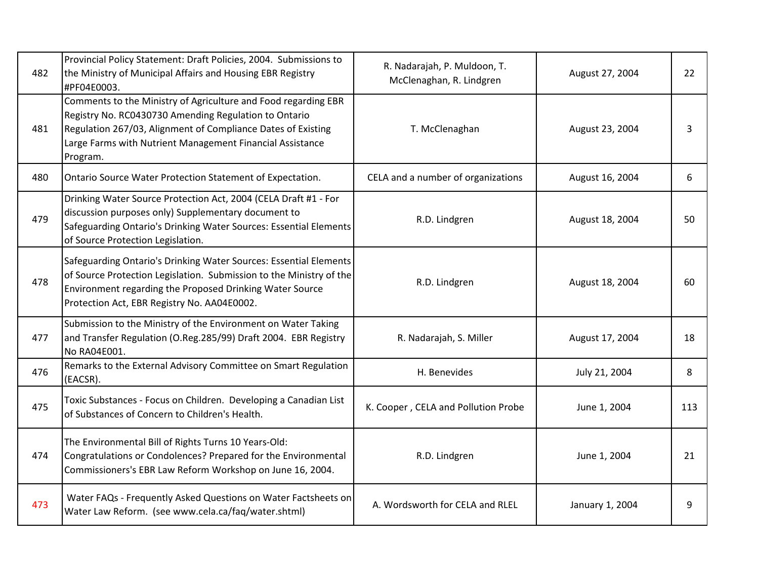| | | | | |
|---|---|---|---|---|
| 482 | Provincial Policy Statement: Draft Policies, 2004. Submissions to the Ministry of Municipal Affairs and Housing EBR Registry #PF04E0003. | R. Nadarajah, P. Muldoon, T. McClenaghan, R. Lindgren | August 27, 2004 | 22 |
| 481 | Comments to the Ministry of Agriculture and Food regarding EBR Registry No. RC0430730 Amending Regulation to Ontario Regulation 267/03, Alignment of Compliance Dates of Existing Large Farms with Nutrient Management Financial Assistance Program. | T. McClenaghan | August 23, 2004 | 3 |
| 480 | Ontario Source Water Protection Statement of Expectation. | CELA and a number of organizations | August 16, 2004 | 6 |
| 479 | Drinking Water Source Protection Act, 2004 (CELA Draft #1 - For discussion purposes only) Supplementary document to Safeguarding Ontario's Drinking Water Sources: Essential Elements of Source Protection Legislation. | R.D. Lindgren | August 18, 2004 | 50 |
| 478 | Safeguarding Ontario's Drinking Water Sources: Essential Elements of Source Protection Legislation. Submission to the Ministry of the Environment regarding the Proposed Drinking Water Source Protection Act, EBR Registry No. AA04E0002. | R.D. Lindgren | August 18, 2004 | 60 |
| 477 | Submission to the Ministry of the Environment on Water Taking and Transfer Regulation (O.Reg.285/99) Draft 2004. EBR Registry No RA04E001. | R. Nadarajah, S. Miller | August 17, 2004 | 18 |
| 476 | Remarks to the External Advisory Committee on Smart Regulation (EACSR). | H. Benevides | July 21, 2004 | 8 |
| 475 | Toxic Substances - Focus on Children. Developing a Canadian List of Substances of Concern to Children's Health. | K. Cooper , CELA and Pollution Probe | June 1, 2004 | 113 |
| 474 | The Environmental Bill of Rights Turns 10 Years-Old: Congratulations or Condolences? Prepared for the Environmental Commissioners's EBR Law Reform Workshop on June 16, 2004. | R.D. Lindgren | June 1, 2004 | 21 |
| 473 | Water FAQs - Frequently Asked Questions on Water Factsheets on Water Law Reform. (see www.cela.ca/faq/water.shtml) | A. Wordsworth for CELA and RLEL | January 1, 2004 | 9 |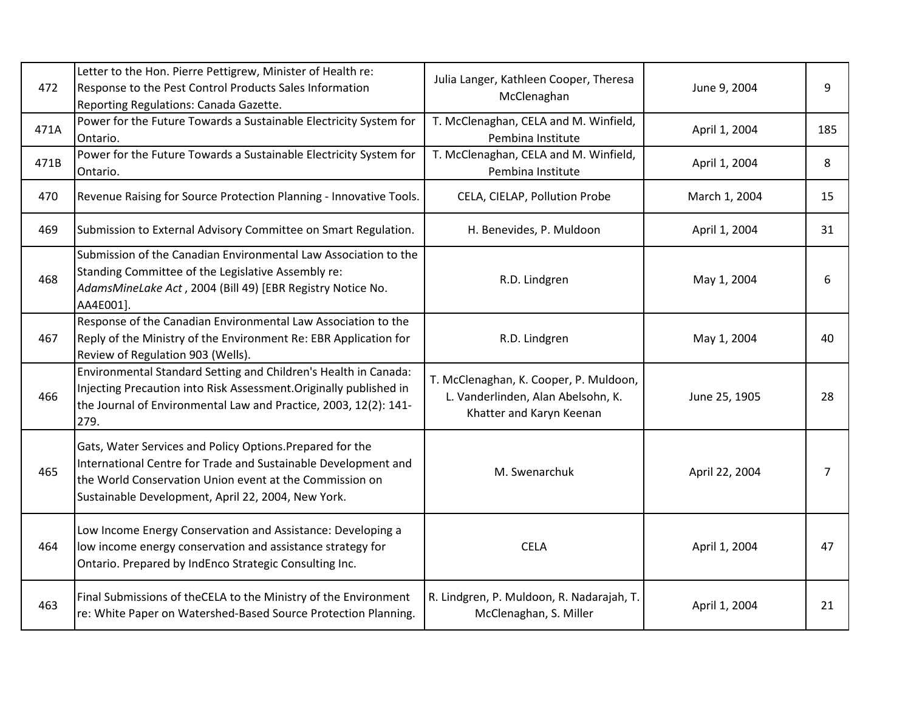| 472 | Letter to the Hon. Pierre Pettigrew, Minister of Health re: Response to the Pest Control Products Sales Information Reporting Regulations: Canada Gazette. | Julia Langer, Kathleen Cooper, Theresa McClenaghan | June 9, 2004 | 9 |
|---|---|---|---|---|
| 471A | Power for the Future Towards a Sustainable Electricity System for Ontario. | T. McClenaghan, CELA and M. Winfield, Pembina Institute | April 1, 2004 | 185 |
| 471B | Power for the Future Towards a Sustainable Electricity System for Ontario. | T. McClenaghan, CELA and M. Winfield, Pembina Institute | April 1, 2004 | 8 |
| 470 | Revenue Raising for Source Protection Planning - Innovative Tools. | CELA, CIELAP, Pollution Probe | March 1, 2004 | 15 |
| 469 | Submission to External Advisory Committee on Smart Regulation. | H. Benevides, P. Muldoon | April 1, 2004 | 31 |
| 468 | Submission of the Canadian Environmental Law Association to the Standing Committee of the Legislative Assembly re: *AdamsMineLake Act* , 2004 (Bill 49) [EBR Registry Notice No. AA4E001]. | R.D. Lindgren | May 1, 2004 | 6 |
| 467 | Response of the Canadian Environmental Law Association to the Reply of the Ministry of the Environment Re: EBR Application for Review of Regulation 903 (Wells). | R.D. Lindgren | May 1, 2004 | 40 |
| 466 | Environmental Standard Setting and Children's Health in Canada: Injecting Precaution into Risk Assessment.Originally published in the Journal of Environmental Law and Practice, 2003, 12(2): 141-279. | T. McClenaghan, K. Cooper, P. Muldoon, L. Vanderlinden, Alan Abelsohn, K. Khatter and Karyn Keenan | June 25, 1905 | 28 |
| 465 | Gats, Water Services and Policy Options.Prepared for the International Centre for Trade and Sustainable Development and the World Conservation Union event at the Commission on Sustainable Development, April 22, 2004, New York. | M. Swenarchuk | April 22, 2004 | 7 |
| 464 | Low Income Energy Conservation and Assistance: Developing a low income energy conservation and assistance strategy for Ontario. Prepared by IndEnco Strategic Consulting Inc. | CELA | April 1, 2004 | 47 |
| 463 | Final Submissions of theCELA to the Ministry of the Environment re: White Paper on Watershed-Based Source Protection Planning. | R. Lindgren, P. Muldoon, R. Nadarajah, T. McClenaghan, S. Miller | April 1, 2004 | 21 |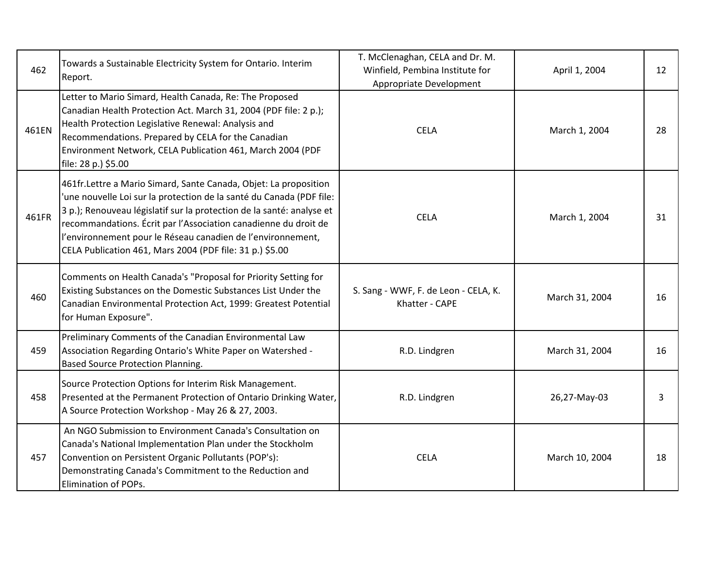| | | | | |
|---|---|---|---|---|
| 462 | Towards a Sustainable Electricity System for Ontario. Interim Report. | T. McClenaghan, CELA and Dr. M. Winfield, Pembina Institute for Appropriate Development | April 1, 2004 | 12 |
| 461EN | Letter to Mario Simard, Health Canada, Re: The Proposed Canadian Health Protection Act. March 31, 2004 (PDF file: 2 p.); Health Protection Legislative Renewal: Analysis and Recommendations. Prepared by CELA for the Canadian Environment Network, CELA Publication 461, March 2004 (PDF file: 28 p.) $5.00 | CELA | March 1, 2004 | 28 |
| 461FR | 461fr.Lettre a Mario Simard, Sante Canada, Objet: La proposition 'une nouvelle Loi sur la protection de la santé du Canada (PDF file: 3 p.); Renouveau législatif sur la protection de la santé: analyse et recommandations. Écrit par l'Association canadienne du droit de l'environnement pour le Réseau canadien de l'environnement, CELA Publication 461, Mars 2004 (PDF file: 31 p.) $5.00 | CELA | March 1, 2004 | 31 |
| 460 | Comments on Health Canada's "Proposal for Priority Setting for Existing Substances on the Domestic Substances List Under the Canadian Environmental Protection Act, 1999: Greatest Potential for Human Exposure". | S. Sang - WWF, F. de Leon - CELA, K. Khatter - CAPE | March 31, 2004 | 16 |
| 459 | Preliminary Comments of the Canadian Environmental Law Association Regarding Ontario's White Paper on Watershed - Based Source Protection Planning. | R.D. Lindgren | March 31, 2004 | 16 |
| 458 | Source Protection Options for Interim Risk Management. Presented at the Permanent Protection of Ontario Drinking Water, A Source Protection Workshop - May 26 & 27, 2003. | R.D. Lindgren | 26,27-May-03 | 3 |
| 457 | An NGO Submission to Environment Canada's Consultation on Canada's National Implementation Plan under the Stockholm Convention on Persistent Organic Pollutants (POP's): Demonstrating Canada's Commitment to the Reduction and Elimination of POPs. | CELA | March 10, 2004 | 18 |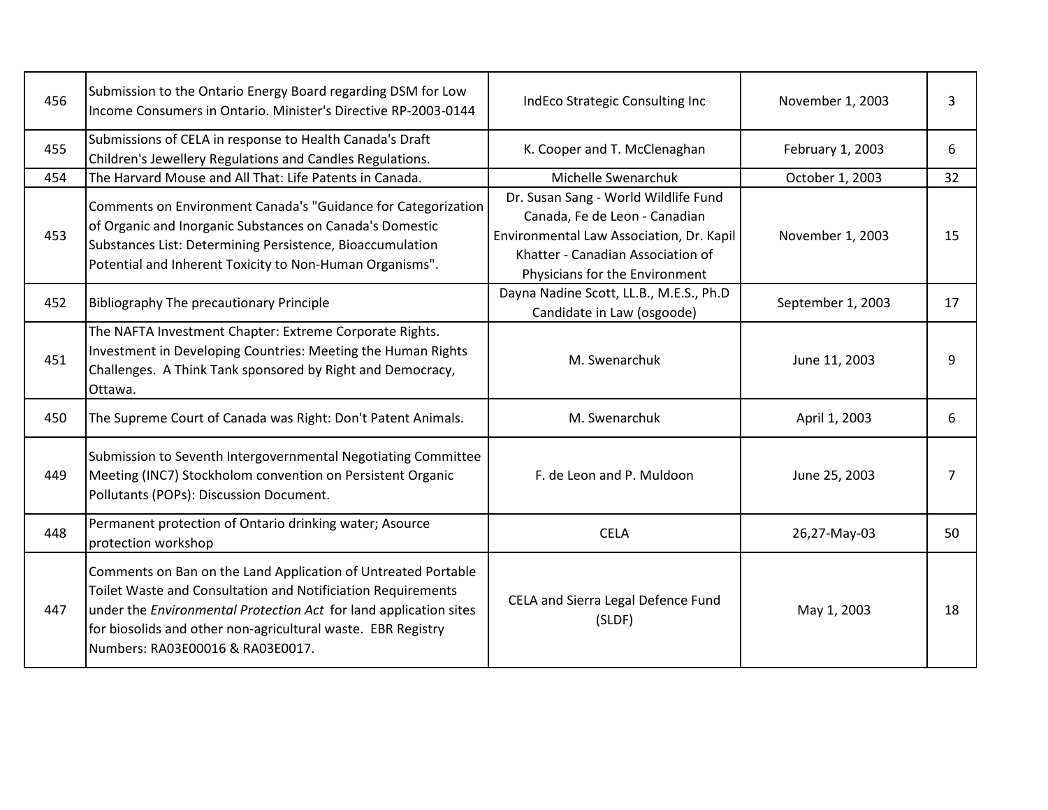| | | | | |
|---|---|---|---|---|
| 456 | Submission to the Ontario Energy Board regarding DSM for Low Income Consumers in Ontario. Minister's Directive RP-2003-0144 | IndEco Strategic Consulting Inc | November 1, 2003 | 3 |
| 455 | Submissions of CELA in response to Health Canada's Draft Children's Jewellery Regulations and Candles Regulations. | K. Cooper and T. McClenaghan | February 1, 2003 | 6 |
| 454 | The Harvard Mouse and All That: Life Patents in Canada. | Michelle Swenarchuk | October 1, 2003 | 32 |
| 453 | Comments on Environment Canada's "Guidance for Categorization of Organic and Inorganic Substances on Canada's Domestic Substances List: Determining Persistence, Bioaccumulation Potential and Inherent Toxicity to Non-Human Organisms". | Dr. Susan Sang - World Wildlife Fund Canada, Fe de Leon - Canadian Environmental Law Association, Dr. Kapil Khatter - Canadian Association of Physicians for the Environment | November 1, 2003 | 15 |
| 452 | Bibliography The precautionary Principle | Dayna Nadine Scott, LL.B., M.E.S., Ph.D Candidate in Law (osgoode) | September 1, 2003 | 17 |
| 451 | The NAFTA Investment Chapter: Extreme Corporate Rights. Investment in Developing Countries: Meeting the Human Rights Challenges. A Think Tank sponsored by Right and Democracy, Ottawa. | M. Swenarchuk | June 11, 2003 | 9 |
| 450 | The Supreme Court of Canada was Right: Don't Patent Animals. | M. Swenarchuk | April 1, 2003 | 6 |
| 449 | Submission to Seventh Intergovernmental Negotiating Committee Meeting (INC7) Stockholom convention on Persistent Organic Pollutants (POPs): Discussion Document. | F. de Leon and P. Muldoon | June 25, 2003 | 7 |
| 448 | Permanent protection of Ontario drinking water; Asource protection workshop | CELA | 26,27-May-03 | 50 |
| 447 | Comments on Ban on the Land Application of Untreated Portable Toilet Waste and Consultation and Notificiation Requirements under the *Environmental Protection Act* for land application sites for biosolids and other non-agricultural waste. EBR Registry Numbers: RA03E00016 & RA03E0017. | CELA and Sierra Legal Defence Fund (SLDF) | May 1, 2003 | 18 |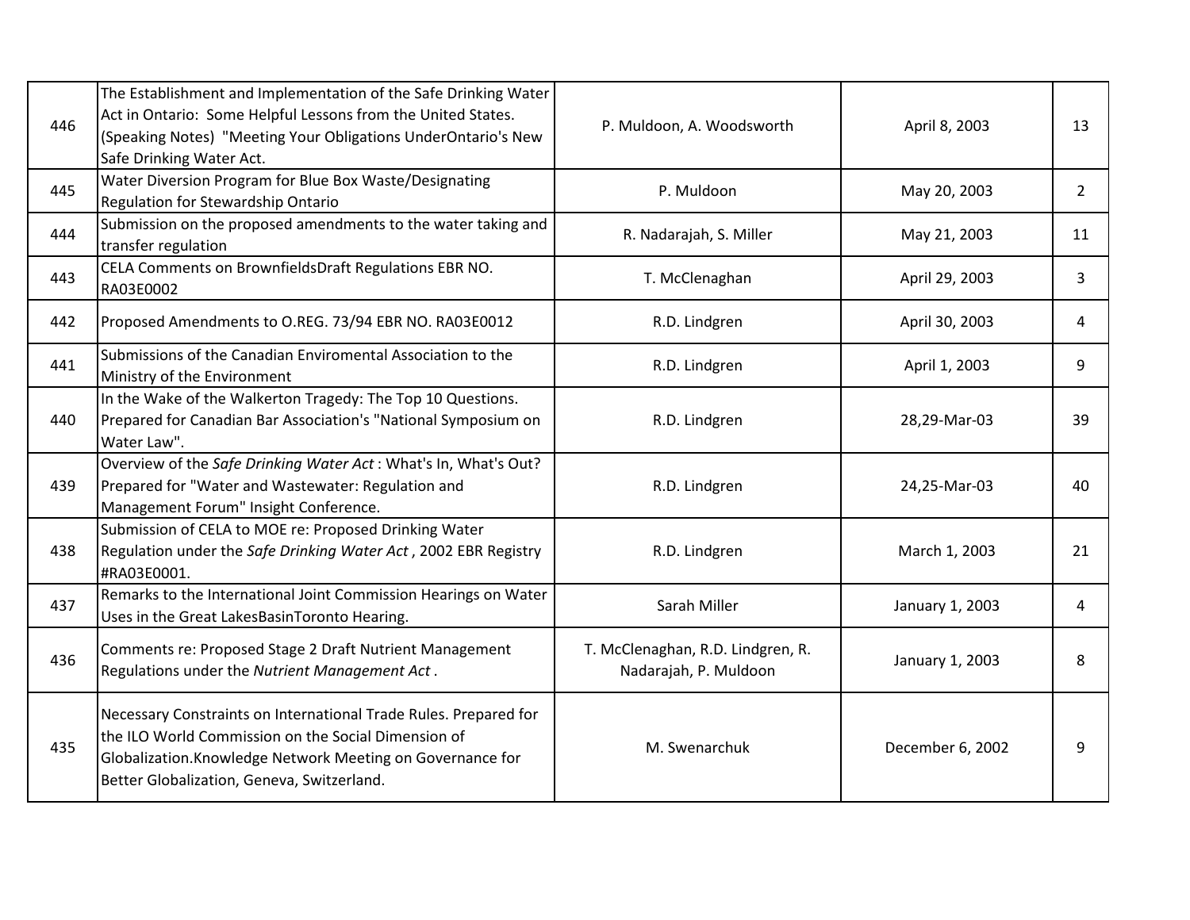| | | | | |
|---|---|---|---|---|
| 446 | The Establishment and Implementation of the Safe Drinking Water Act in Ontario: Some Helpful Lessons from the United States. (Speaking Notes) "Meeting Your Obligations UnderOntario's New Safe Drinking Water Act. | P. Muldoon, A. Woodsworth | April 8, 2003 | 13 |
| 445 | Water Diversion Program for Blue Box Waste/Designating Regulation for Stewardship Ontario | P. Muldoon | May 20, 2003 | 2 |
| 444 | Submission on the proposed amendments to the water taking and transfer regulation | R. Nadarajah, S. Miller | May 21, 2003 | 11 |
| 443 | CELA Comments on BrownfieldsDraft Regulations EBR NO. RA03E0002 | T. McClenaghan | April 29, 2003 | 3 |
| 442 | Proposed Amendments to O.REG. 73/94 EBR NO. RA03E0012 | R.D. Lindgren | April 30, 2003 | 4 |
| 441 | Submissions of the Canadian Enviromental Association to the Ministry of the Environment | R.D. Lindgren | April 1, 2003 | 9 |
| 440 | In the Wake of the Walkerton Tragedy: The Top 10 Questions. Prepared for Canadian Bar Association's "National Symposium on Water Law". | R.D. Lindgren | 28,29-Mar-03 | 39 |
| 439 | Overview of the *Safe Drinking Water Act* : What's In, What's Out? Prepared for "Water and Wastewater: Regulation and Management Forum" Insight Conference. | R.D. Lindgren | 24,25-Mar-03 | 40 |
| 438 | Submission of CELA to MOE re: Proposed Drinking Water Regulation under the *Safe Drinking Water Act* , 2002 EBR Registry #RA03E0001. | R.D. Lindgren | March 1, 2003 | 21 |
| 437 | Remarks to the International Joint Commission Hearings on Water Uses in the Great LakesBasinToronto Hearing. | Sarah Miller | January 1, 2003 | 4 |
| 436 | Comments re: Proposed Stage 2 Draft Nutrient Management Regulations under the *Nutrient Management Act* . | T. McClenaghan, R.D. Lindgren, R. Nadarajah, P. Muldoon | January 1, 2003 | 8 |
| 435 | Necessary Constraints on International Trade Rules. Prepared for the ILO World Commission on the Social Dimension of Globalization.Knowledge Network Meeting on Governance for Better Globalization, Geneva, Switzerland. | M. Swenarchuk | December 6, 2002 | 9 |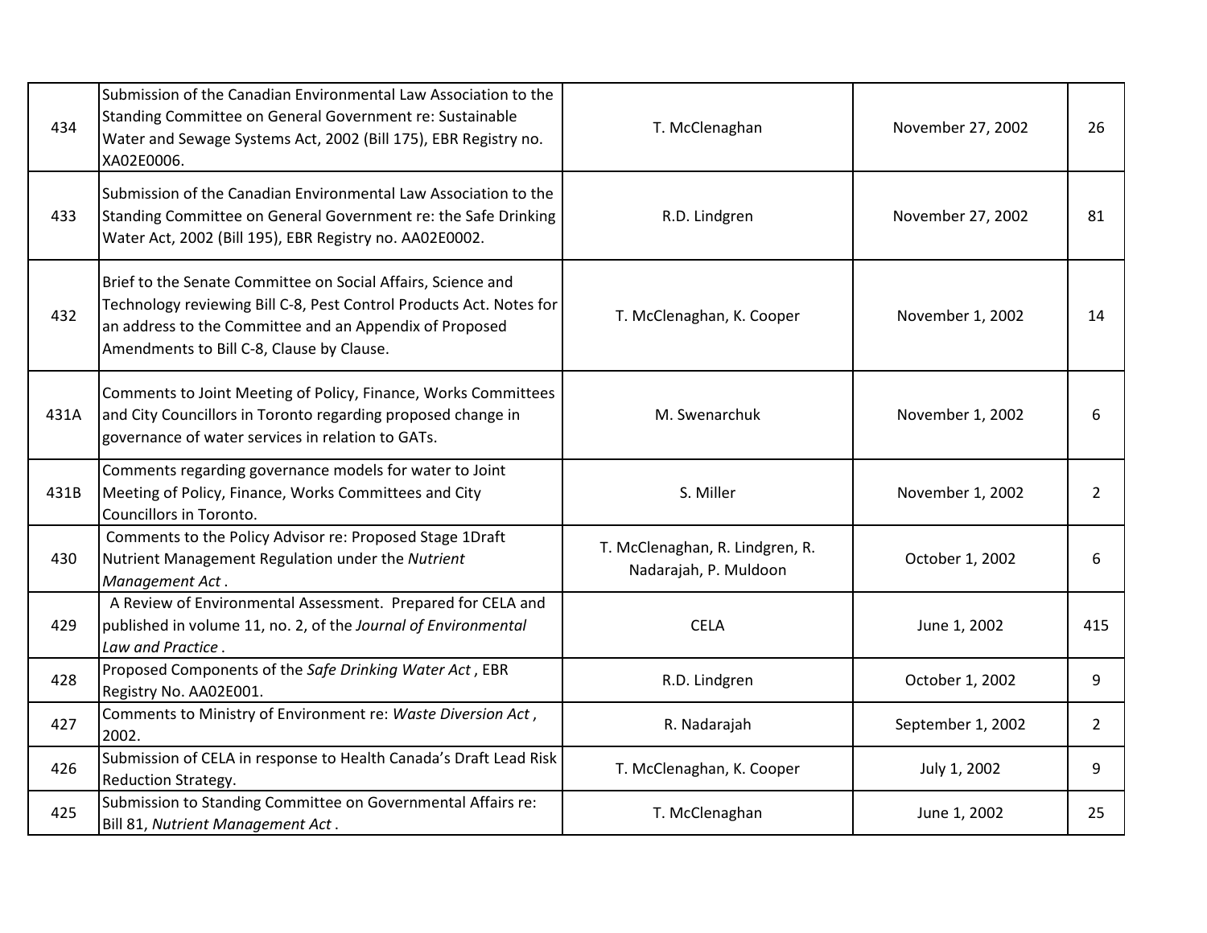| | | | | |
|---|---|---|---|---|
| 434 | Submission of the Canadian Environmental Law Association to the Standing Committee on General Government re: Sustainable Water and Sewage Systems Act, 2002 (Bill 175), EBR Registry no. XA02E0006. | T. McClenaghan | November 27, 2002 | 26 |
| 433 | Submission of the Canadian Environmental Law Association to the Standing Committee on General Government re: the Safe Drinking Water Act, 2002 (Bill 195), EBR Registry no. AA02E0002. | R.D. Lindgren | November 27, 2002 | 81 |
| 432 | Brief to the Senate Committee on Social Affairs, Science and Technology reviewing Bill C-8, Pest Control Products Act. Notes for an address to the Committee and an Appendix of Proposed Amendments to Bill C-8, Clause by Clause. | T. McClenaghan, K. Cooper | November 1, 2002 | 14 |
| 431A | Comments to Joint Meeting of Policy, Finance, Works Committees and City Councillors in Toronto regarding proposed change in governance of water services in relation to GATs. | M. Swenarchuk | November 1, 2002 | 6 |
| 431B | Comments regarding governance models for water to Joint Meeting of Policy, Finance, Works Committees and City Councillors in Toronto. | S. Miller | November 1, 2002 | 2 |
| 430 | Comments to the Policy Advisor re: Proposed Stage 1Draft Nutrient Management Regulation under the *Nutrient Management Act* . | T. McClenaghan, R. Lindgren, R. Nadarajah, P. Muldoon | October 1, 2002 | 6 |
| 429 | A Review of Environmental Assessment. Prepared for CELA and published in volume 11, no. 2, of the *Journal of Environmental Law and Practice* . | CELA | June 1, 2002 | 415 |
| 428 | Proposed Components of the *Safe Drinking Water Act* , EBR Registry No. AA02E001. | R.D. Lindgren | October 1, 2002 | 9 |
| 427 | Comments to Ministry of Environment re: *Waste Diversion Act* , 2002. | R. Nadarajah | September 1, 2002 | 2 |
| 426 | Submission of CELA in response to Health Canada's Draft Lead Risk Reduction Strategy. | T. McClenaghan, K. Cooper | July 1, 2002 | 9 |
| 425 | Submission to Standing Committee on Governmental Affairs re: Bill 81, *Nutrient Management Act* . | T. McClenaghan | June 1, 2002 | 25 |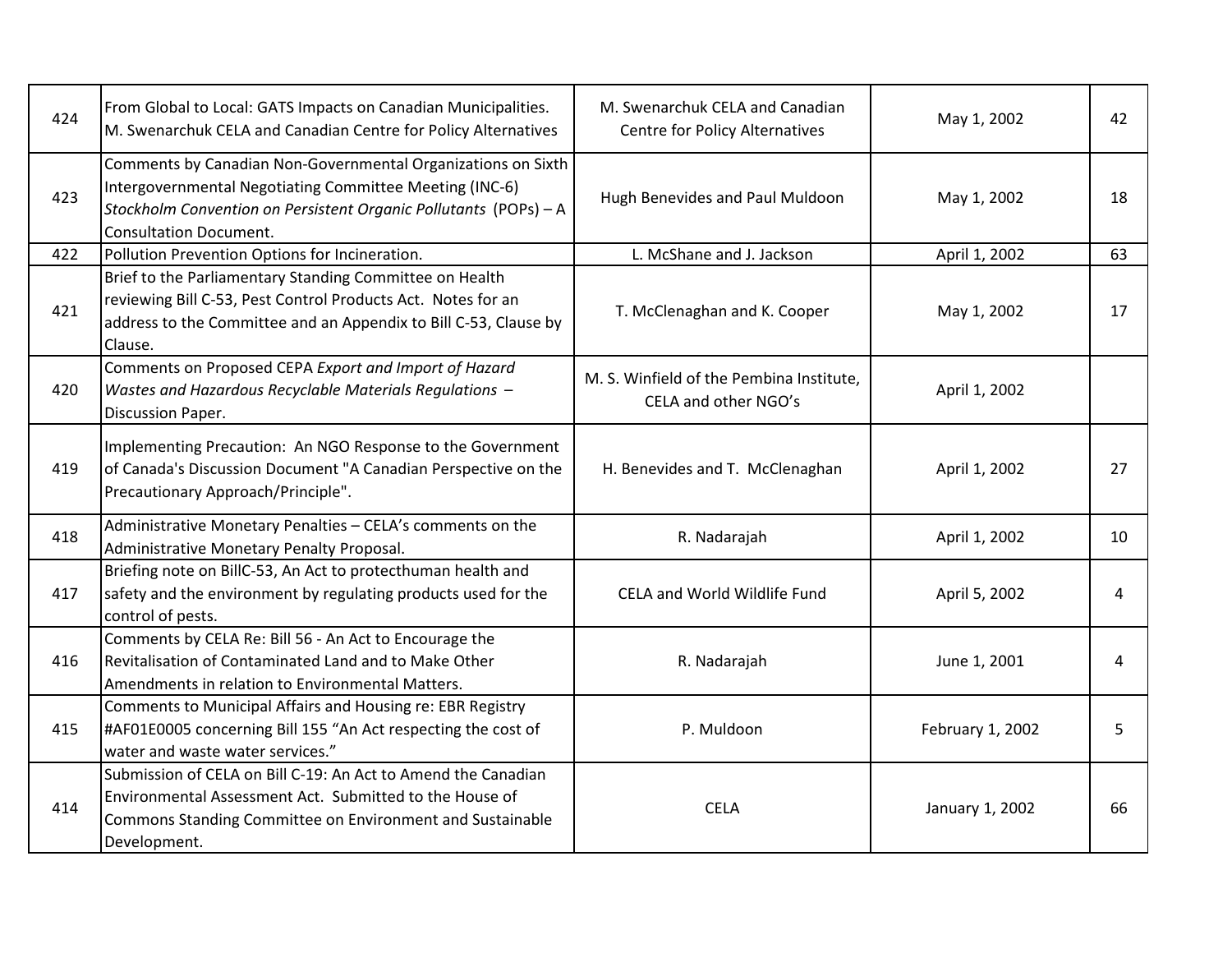| 424 | From Global to Local: GATS Impacts on Canadian Municipalities. M. Swenarchuk CELA and Canadian Centre for Policy Alternatives | M. Swenarchuk CELA and Canadian Centre for Policy Alternatives | May 1, 2002 | 42 |
|---|---|---|---|---|
| 423 | Comments by Canadian Non-Governmental Organizations on Sixth Intergovernmental Negotiating Committee Meeting (INC-6) *Stockholm Convention on Persistent Organic Pollutants* (POPs) – A Consultation Document. | Hugh Benevides and Paul Muldoon | May 1, 2002 | 18 |
| 422 | Pollution Prevention Options for Incineration. | L. McShane and J. Jackson | April 1, 2002 | 63 |
| 421 | Brief to the Parliamentary Standing Committee on Health reviewing Bill C-53, Pest Control Products Act. Notes for an address to the Committee and an Appendix to Bill C-53, Clause by Clause. | T. McClenaghan and K. Cooper | May 1, 2002 | 17 |
| 420 | Comments on Proposed CEPA *Export and Import of Hazard Wastes and Hazardous Recyclable Materials Regulations* – Discussion Paper. | M. S. Winfield of the Pembina Institute, CELA and other NGO's | April 1, 2002 | |
| 419 | Implementing Precaution: An NGO Response to the Government of Canada's Discussion Document "A Canadian Perspective on the Precautionary Approach/Principle". | H. Benevides and T. McClenaghan | April 1, 2002 | 27 |
| 418 | Administrative Monetary Penalties – CELA's comments on the Administrative Monetary Penalty Proposal. | R. Nadarajah | April 1, 2002 | 10 |
| 417 | Briefing note on BillC-53, An Act to protecthuman health and safety and the environment by regulating products used for the control of pests. | CELA and World Wildlife Fund | April 5, 2002 | 4 |
| 416 | Comments by CELA Re: Bill 56 - An Act to Encourage the Revitalisation of Contaminated Land and to Make Other Amendments in relation to Environmental Matters. | R. Nadarajah | June 1, 2001 | 4 |
| 415 | Comments to Municipal Affairs and Housing re: EBR Registry #AF01E0005 concerning Bill 155 "An Act respecting the cost of water and waste water services." | P. Muldoon | February 1, 2002 | 5 |
| 414 | Submission of CELA on Bill C-19: An Act to Amend the Canadian Environmental Assessment Act. Submitted to the House of Commons Standing Committee on Environment and Sustainable Development. | CELA | January 1, 2002 | 66 |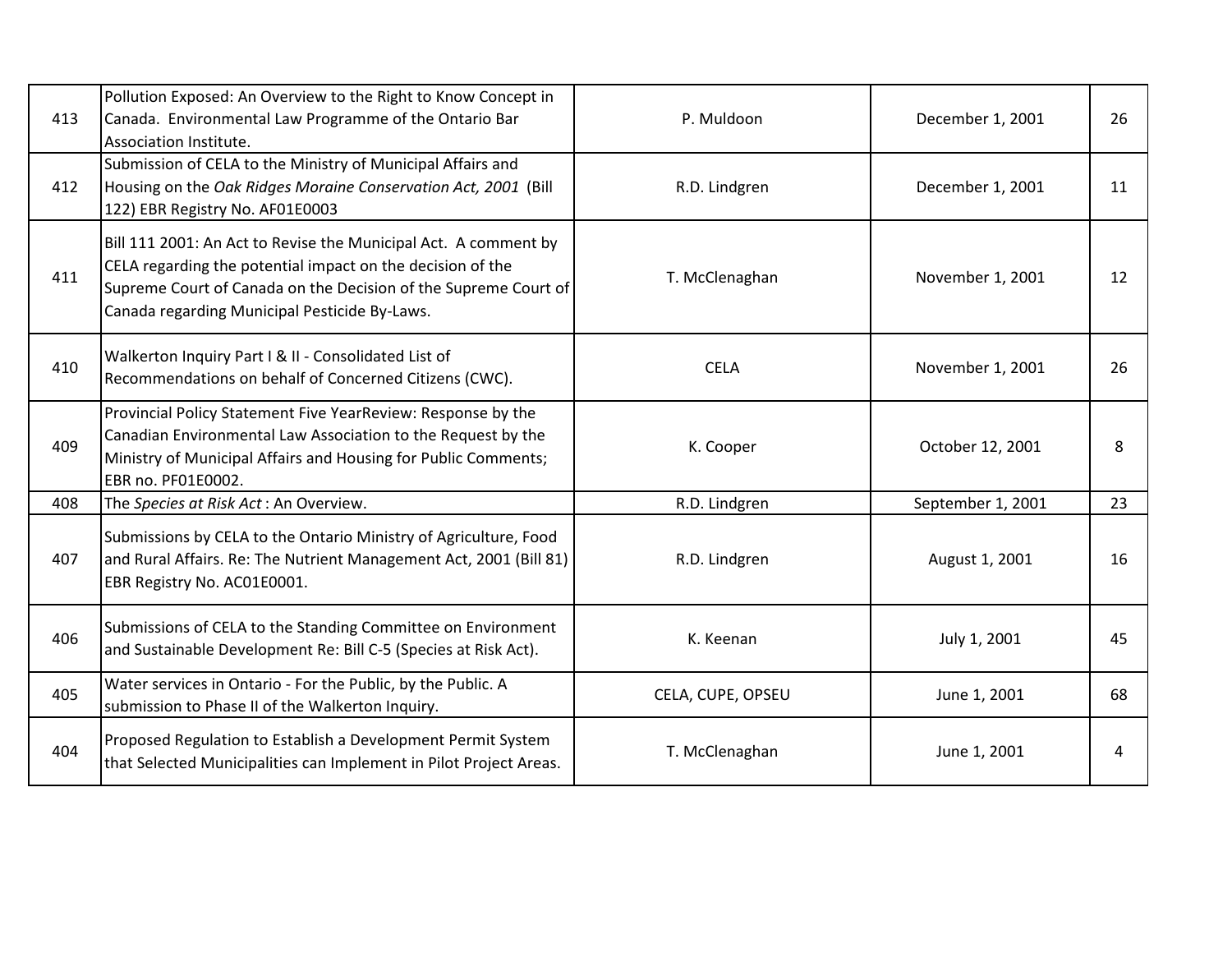| | | | | |
|---|---|---|---|---|
| 413 | Pollution Exposed: An Overview to the Right to Know Concept in Canada. Environmental Law Programme of the Ontario Bar Association Institute. | P. Muldoon | December 1, 2001 | 26 |
| 412 | Submission of CELA to the Ministry of Municipal Affairs and Housing on the *Oak Ridges Moraine Conservation Act, 2001* (Bill 122) EBR Registry No. AF01E0003 | R.D. Lindgren | December 1, 2001 | 11 |
| 411 | Bill 111 2001: An Act to Revise the Municipal Act. A comment by CELA regarding the potential impact on the decision of the Supreme Court of Canada on the Decision of the Supreme Court of Canada regarding Municipal Pesticide By-Laws. | T. McClenaghan | November 1, 2001 | 12 |
| 410 | Walkerton Inquiry Part I & II - Consolidated List of Recommendations on behalf of Concerned Citizens (CWC). | CELA | November 1, 2001 | 26 |
| 409 | Provincial Policy Statement Five YearReview: Response by the Canadian Environmental Law Association to the Request by the Ministry of Municipal Affairs and Housing for Public Comments; EBR no. PF01E0002. | K. Cooper | October 12, 2001 | 8 |
| 408 | The *Species at Risk Act* : An Overview. | R.D. Lindgren | September 1, 2001 | 23 |
| 407 | Submissions by CELA to the Ontario Ministry of Agriculture, Food and Rural Affairs. Re: The Nutrient Management Act, 2001 (Bill 81) EBR Registry No. AC01E0001. | R.D. Lindgren | August 1, 2001 | 16 |
| 406 | Submissions of CELA to the Standing Committee on Environment and Sustainable Development Re: Bill C-5 (Species at Risk Act). | K. Keenan | July 1, 2001 | 45 |
| 405 | Water services in Ontario - For the Public, by the Public. A submission to Phase II of the Walkerton Inquiry. | CELA, CUPE, OPSEU | June 1, 2001 | 68 |
| 404 | Proposed Regulation to Establish a Development Permit System that Selected Municipalities can Implement in Pilot Project Areas. | T. McClenaghan | June 1, 2001 | 4 |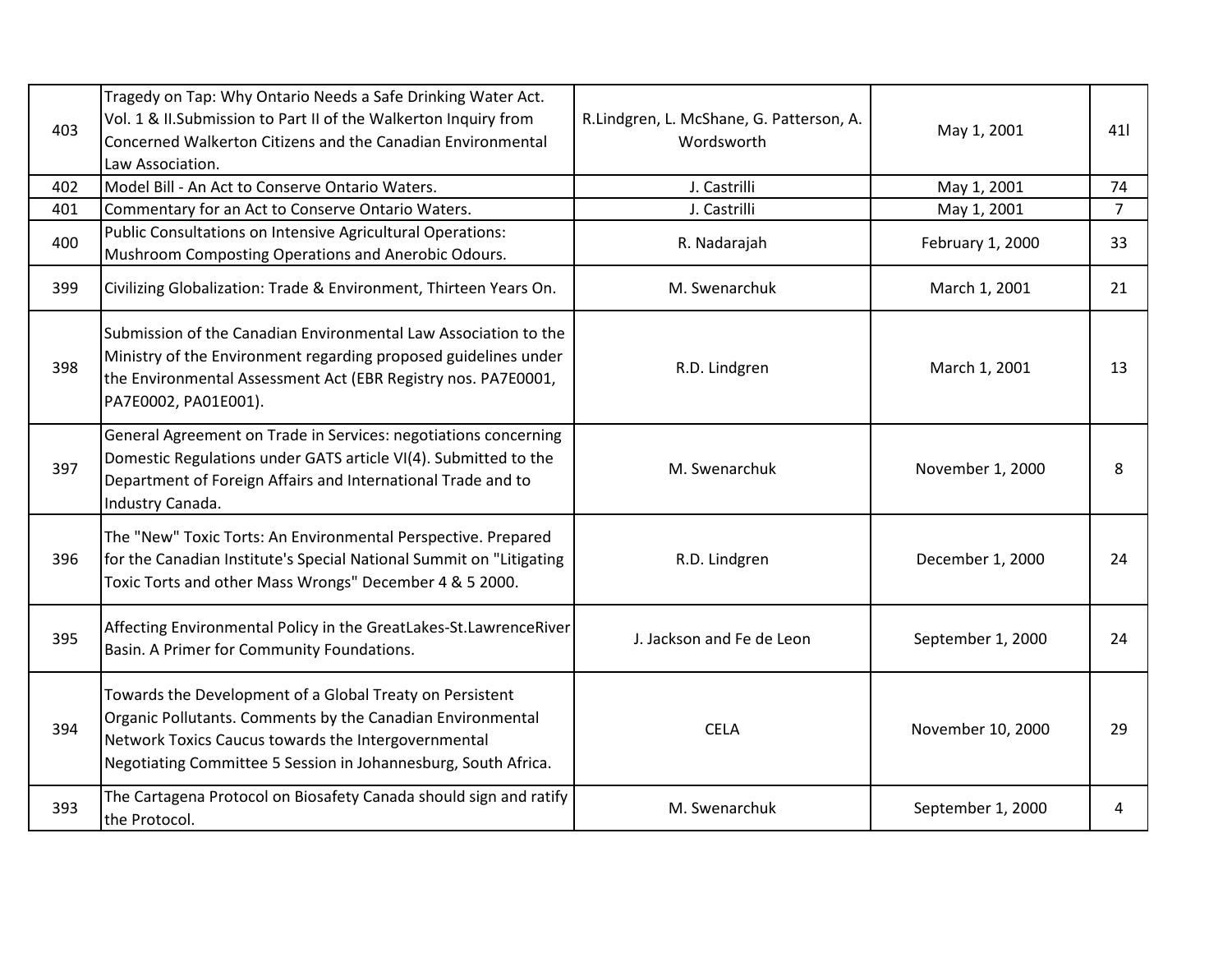| | | | | |
|---|---|---|---|---|
| 403 | Tragedy on Tap: Why Ontario Needs a Safe Drinking Water Act. Vol. 1 & II.Submission to Part II of the Walkerton Inquiry from Concerned Walkerton Citizens and the Canadian Environmental Law Association. | R.Lindgren, L. McShane, G. Patterson, A. Wordsworth | May 1, 2001 | 41l |
| 402 | Model Bill - An Act to Conserve Ontario Waters. | J. Castrilli | May 1, 2001 | 74 |
| 401 | Commentary for an Act to Conserve Ontario Waters. | J. Castrilli | May 1, 2001 | 7 |
| 400 | Public Consultations on Intensive Agricultural Operations: Mushroom Composting Operations and Anerobic Odours. | R. Nadarajah | February 1, 2000 | 33 |
| 399 | Civilizing Globalization: Trade & Environment, Thirteen Years On. | M. Swenarchuk | March 1, 2001 | 21 |
| 398 | Submission of the Canadian Environmental Law Association to the Ministry of the Environment regarding proposed guidelines under the Environmental Assessment Act (EBR Registry nos. PA7E0001, PA7E0002, PA01E001). | R.D. Lindgren | March 1, 2001 | 13 |
| 397 | General Agreement on Trade in Services: negotiations concerning Domestic Regulations under GATS article VI(4). Submitted to the Department of Foreign Affairs and International Trade and to Industry Canada. | M. Swenarchuk | November 1, 2000 | 8 |
| 396 | The "New" Toxic Torts: An Environmental Perspective. Prepared for the Canadian Institute's Special National Summit on "Litigating Toxic Torts and other Mass Wrongs" December 4 & 5 2000. | R.D. Lindgren | December 1, 2000 | 24 |
| 395 | Affecting Environmental Policy in the GreatLakes-St.LawrenceRiver Basin. A Primer for Community Foundations. | J. Jackson and Fe de Leon | September 1, 2000 | 24 |
| 394 | Towards the Development of a Global Treaty on Persistent Organic Pollutants. Comments by the Canadian Environmental Network Toxics Caucus towards the Intergovernmental Negotiating Committee 5 Session in Johannesburg, South Africa. | CELA | November 10, 2000 | 29 |
| 393 | The Cartagena Protocol on Biosafety Canada should sign and ratify the Protocol. | M. Swenarchuk | September 1, 2000 | 4 |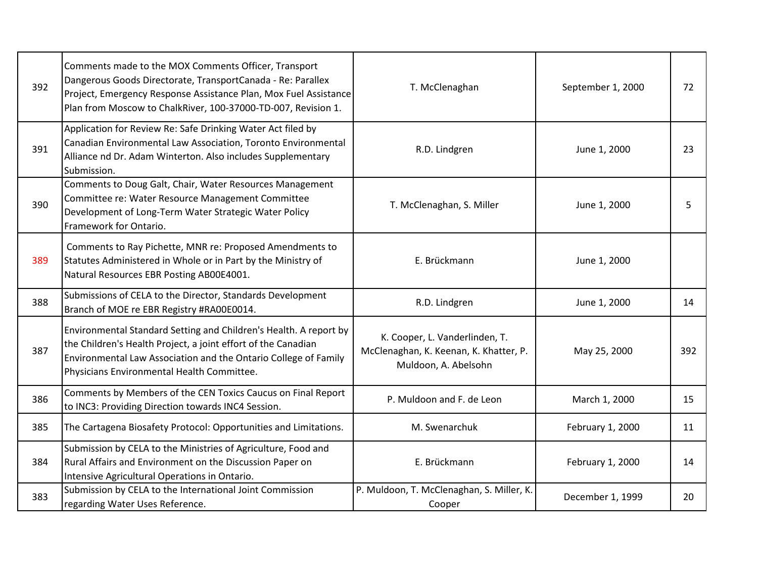| | | | | |
|---|---|---|---|---|
| 392 | Comments made to the MOX Comments Officer, Transport Dangerous Goods Directorate, TransportCanada - Re: Parallex Project, Emergency Response Assistance Plan, Mox Fuel Assistance Plan from Moscow to ChalkRiver, 100-37000-TD-007, Revision 1. | T. McClenaghan | September 1, 2000 | 72 |
| 391 | Application for Review Re: Safe Drinking Water Act filed by Canadian Environmental Law Association, Toronto Environmental Alliance nd Dr. Adam Winterton. Also includes Supplementary Submission. | R.D. Lindgren | June 1, 2000 | 23 |
| 390 | Comments to Doug Galt, Chair, Water Resources Management Committee re: Water Resource Management Committee Development of Long-Term Water Strategic Water Policy Framework for Ontario. | T. McClenaghan, S. Miller | June 1, 2000 | 5 |
| 389 | Comments to Ray Pichette, MNR re: Proposed Amendments to Statutes Administered in Whole or in Part by the Ministry of Natural Resources EBR Posting AB00E4001. | E. Brückmann | June 1, 2000 | |
| 388 | Submissions of CELA to the Director, Standards Development Branch of MOE re EBR Registry #RA00E0014. | R.D. Lindgren | June 1, 2000 | 14 |
| 387 | Environmental Standard Setting and Children's Health. A report by the Children's Health Project, a joint effort of the Canadian Environmental Law Association and the Ontario College of Family Physicians Environmental Health Committee. | K. Cooper, L. Vanderlinden, T. McClenaghan, K. Keenan, K. Khatter, P. Muldoon, A. Abelsohn | May 25, 2000 | 392 |
| 386 | Comments by Members of the CEN Toxics Caucus on Final Report to INC3: Providing Direction towards INC4 Session. | P. Muldoon and F. de Leon | March 1, 2000 | 15 |
| 385 | The Cartagena Biosafety Protocol: Opportunities and Limitations. | M. Swenarchuk | February 1, 2000 | 11 |
| 384 | Submission by CELA to the Ministries of Agriculture, Food and Rural Affairs and Environment on the Discussion Paper on Intensive Agricultural Operations in Ontario. | E. Brückmann | February 1, 2000 | 14 |
| 383 | Submission by CELA to the International Joint Commission regarding Water Uses Reference. | P. Muldoon, T. McClenaghan, S. Miller, K. Cooper | December 1, 1999 | 20 |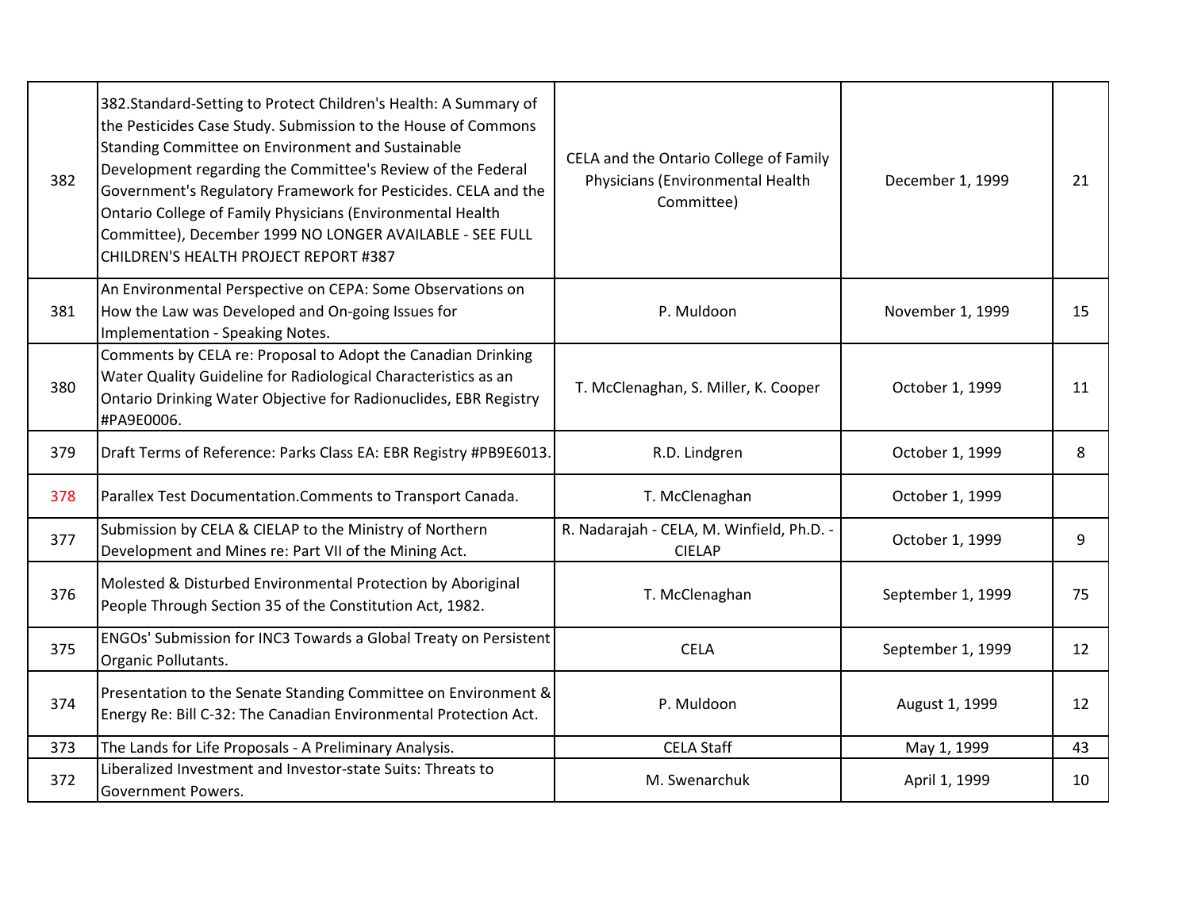| | | | | |
|---|---|---|---|---|
| 382 | 382.Standard-Setting to Protect Children's Health: A Summary of the Pesticides Case Study. Submission to the House of Commons Standing Committee on Environment and Sustainable Development regarding the Committee's Review of the Federal Government's Regulatory Framework for Pesticides. CELA and the Ontario College of Family Physicians (Environmental Health Committee), December 1999 NO LONGER AVAILABLE - SEE FULL CHILDREN'S HEALTH PROJECT REPORT #387 | CELA and the Ontario College of Family Physicians (Environmental Health Committee) | December 1, 1999 | 21 |
| 381 | An Environmental Perspective on CEPA: Some Observations on How the Law was Developed and On-going Issues for Implementation - Speaking Notes. | P. Muldoon | November 1, 1999 | 15 |
| 380 | Comments by CELA re: Proposal to Adopt the Canadian Drinking Water Quality Guideline for Radiological Characteristics as an Ontario Drinking Water Objective for Radionuclides, EBR Registry #PA9E0006. | T. McClenaghan, S. Miller, K. Cooper | October 1, 1999 | 11 |
| 379 | Draft Terms of Reference: Parks Class EA: EBR Registry #PB9E6013. | R.D. Lindgren | October 1, 1999 | 8 |
| 378 | Parallex Test Documentation.Comments to Transport Canada. | T. McClenaghan | October 1, 1999 | |
| 377 | Submission by CELA & CIELAP to the Ministry of Northern Development and Mines re: Part VII of the Mining Act. | R. Nadarajah - CELA, M. Winfield, Ph.D. - CIELAP | October 1, 1999 | 9 |
| 376 | Molested & Disturbed Environmental Protection by Aboriginal People Through Section 35 of the Constitution Act, 1982. | T. McClenaghan | September 1, 1999 | 75 |
| 375 | ENGOs' Submission for INC3 Towards a Global Treaty on Persistent Organic Pollutants. | CELA | September 1, 1999 | 12 |
| 374 | Presentation to the Senate Standing Committee on Environment & Energy Re: Bill C-32: The Canadian Environmental Protection Act. | P. Muldoon | August 1, 1999 | 12 |
| 373 | The Lands for Life Proposals - A Preliminary Analysis. | CELA Staff | May 1, 1999 | 43 |
| 372 | Liberalized Investment and Investor-state Suits: Threats to Government Powers. | M. Swenarchuk | April 1, 1999 | 10 |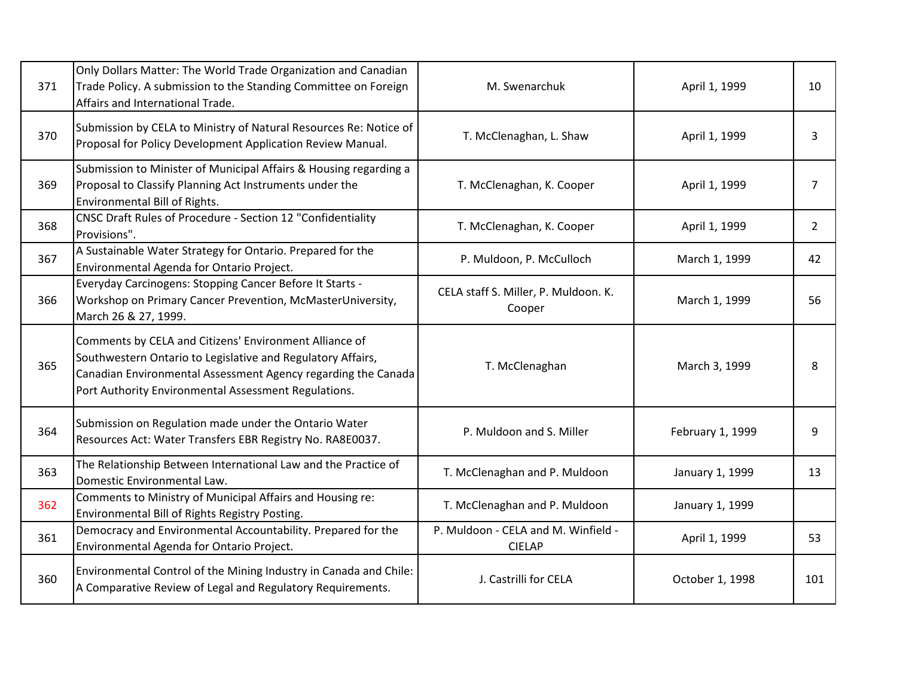| | | | | |
|---|---|---|---|---|
| 371 | Only Dollars Matter: The World Trade Organization and Canadian Trade Policy. A submission to the Standing Committee on Foreign Affairs and International Trade. | M. Swenarchuk | April 1, 1999 | 10 |
| 370 | Submission by CELA to Ministry of Natural Resources Re: Notice of Proposal for Policy Development Application Review Manual. | T. McClenaghan, L. Shaw | April 1, 1999 | 3 |
| 369 | Submission to Minister of Municipal Affairs & Housing regarding a Proposal to Classify Planning Act Instruments under the Environmental Bill of Rights. | T. McClenaghan, K. Cooper | April 1, 1999 | 7 |
| 368 | CNSC Draft Rules of Procedure - Section 12 "Confidentiality Provisions". | T. McClenaghan, K. Cooper | April 1, 1999 | 2 |
| 367 | A Sustainable Water Strategy for Ontario. Prepared for the Environmental Agenda for Ontario Project. | P. Muldoon, P. McCulloch | March 1, 1999 | 42 |
| 366 | Everyday Carcinogens: Stopping Cancer Before It Starts - Workshop on Primary Cancer Prevention, McMasterUniversity, March 26 & 27, 1999. | CELA staff S. Miller, P. Muldoon. K. Cooper | March 1, 1999 | 56 |
| 365 | Comments by CELA and Citizens' Environment Alliance of Southwestern Ontario to Legislative and Regulatory Affairs, Canadian Environmental Assessment Agency regarding the Canada Port Authority Environmental Assessment Regulations. | T. McClenaghan | March 3, 1999 | 8 |
| 364 | Submission on Regulation made under the Ontario Water Resources Act: Water Transfers EBR Registry No. RA8E0037. | P. Muldoon and S. Miller | February 1, 1999 | 9 |
| 363 | The Relationship Between International Law and the Practice of Domestic Environmental Law. | T. McClenaghan and P. Muldoon | January 1, 1999 | 13 |
| 362 | Comments to Ministry of Municipal Affairs and Housing re: Environmental Bill of Rights Registry Posting. | T. McClenaghan and P. Muldoon | January 1, 1999 | |
| 361 | Democracy and Environmental Accountability. Prepared for the Environmental Agenda for Ontario Project. | P. Muldoon - CELA and M. Winfield - CIELAP | April 1, 1999 | 53 |
| 360 | Environmental Control of the Mining Industry in Canada and Chile: A Comparative Review of Legal and Regulatory Requirements. | J. Castrilli for CELA | October 1, 1998 | 101 |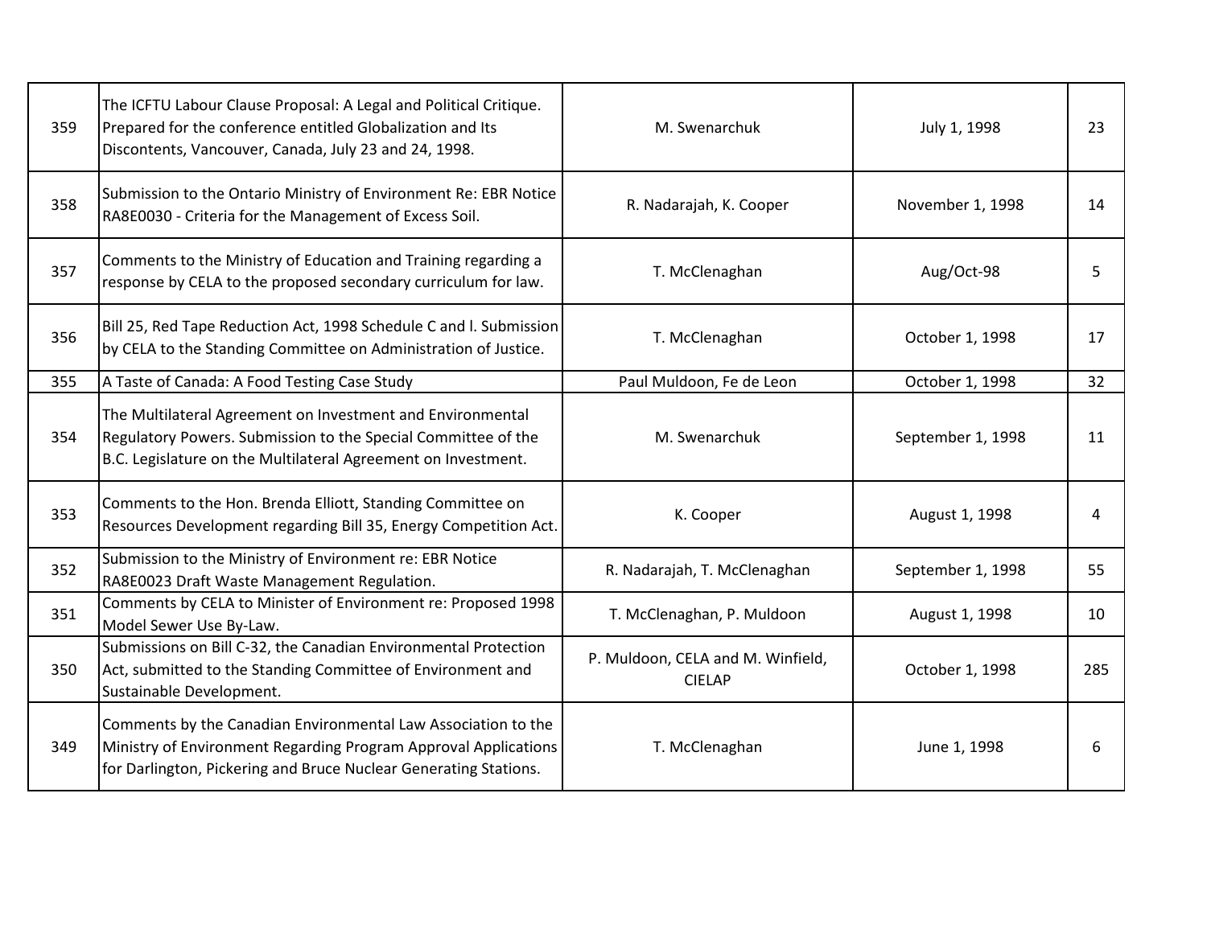| 359 | The ICFTU Labour Clause Proposal: A Legal and Political Critique. Prepared for the conference entitled Globalization and Its Discontents, Vancouver, Canada, July 23 and 24, 1998. | M. Swenarchuk | July 1, 1998 | 23 |
|---|---|---|---|---|
| 358 | Submission to the Ontario Ministry of Environment Re: EBR Notice RA8E0030 - Criteria for the Management of Excess Soil. | R. Nadarajah, K. Cooper | November 1, 1998 | 14 |
| 357 | Comments to the Ministry of Education and Training regarding a response by CELA to the proposed secondary curriculum for law. | T. McClenaghan | Aug/Oct-98 | 5 |
| 356 | Bill 25, Red Tape Reduction Act, 1998 Schedule C and l. Submission by CELA to the Standing Committee on Administration of Justice. | T. McClenaghan | October 1, 1998 | 17 |
| 355 | A Taste of Canada: A Food Testing Case Study | Paul Muldoon, Fe de Leon | October 1, 1998 | 32 |
| 354 | The Multilateral Agreement on Investment and Environmental Regulatory Powers. Submission to the Special Committee of the B.C. Legislature on the Multilateral Agreement on Investment. | M. Swenarchuk | September 1, 1998 | 11 |
| 353 | Comments to the Hon. Brenda Elliott, Standing Committee on Resources Development regarding Bill 35, Energy Competition Act. | K. Cooper | August 1, 1998 | 4 |
| 352 | Submission to the Ministry of Environment re: EBR Notice RA8E0023 Draft Waste Management Regulation. | R. Nadarajah, T. McClenaghan | September 1, 1998 | 55 |
| 351 | Comments by CELA to Minister of Environment re: Proposed 1998 Model Sewer Use By-Law. | T. McClenaghan, P. Muldoon | August 1, 1998 | 10 |
| 350 | Submissions on Bill C-32, the Canadian Environmental Protection Act, submitted to the Standing Committee of Environment and Sustainable Development. | P. Muldoon, CELA and M. Winfield, CIELAP | October 1, 1998 | 285 |
| 349 | Comments by the Canadian Environmental Law Association to the Ministry of Environment Regarding Program Approval Applications for Darlington, Pickering and Bruce Nuclear Generating Stations. | T. McClenaghan | June 1, 1998 | 6 |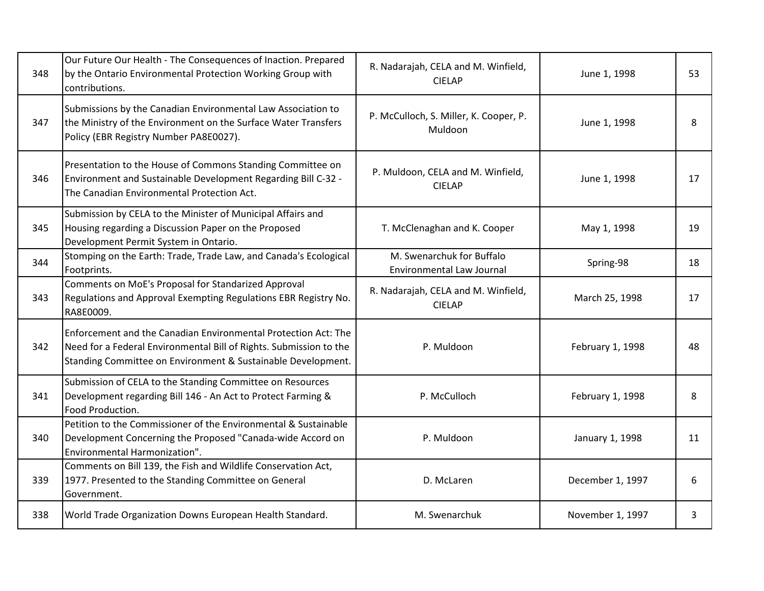| | | | | |
|---|---|---|---|---|
| 348 | Our Future Our Health - The Consequences of Inaction. Prepared by the Ontario Environmental Protection Working Group with contributions. | R. Nadarajah, CELA and M. Winfield, CIELAP | June 1, 1998 | 53 |
| 347 | Submissions by the Canadian Environmental Law Association to the Ministry of the Environment on the Surface Water Transfers Policy (EBR Registry Number PA8E0027). | P. McCulloch, S. Miller, K. Cooper, P. Muldoon | June 1, 1998 | 8 |
| 346 | Presentation to the House of Commons Standing Committee on Environment and Sustainable Development Regarding Bill C-32 - The Canadian Environmental Protection Act. | P. Muldoon, CELA and M. Winfield, CIELAP | June 1, 1998 | 17 |
| 345 | Submission by CELA to the Minister of Municipal Affairs and Housing regarding a Discussion Paper on the Proposed Development Permit System in Ontario. | T. McClenaghan and K. Cooper | May 1, 1998 | 19 |
| 344 | Stomping on the Earth: Trade, Trade Law, and Canada's Ecological Footprints. | M. Swenarchuk for Buffalo Environmental Law Journal | Spring-98 | 18 |
| 343 | Comments on MoE's Proposal for Standarized Approval Regulations and Approval Exempting Regulations EBR Registry No. RA8E0009. | R. Nadarajah, CELA and M. Winfield, CIELAP | March 25, 1998 | 17 |
| 342 | Enforcement and the Canadian Environmental Protection Act: The Need for a Federal Environmental Bill of Rights. Submission to the Standing Committee on Environment & Sustainable Development. | P. Muldoon | February 1, 1998 | 48 |
| 341 | Submission of CELA to the Standing Committee on Resources Development regarding Bill 146 - An Act to Protect Farming & Food Production. | P. McCulloch | February 1, 1998 | 8 |
| 340 | Petition to the Commissioner of the Environmental & Sustainable Development Concerning the Proposed "Canada-wide Accord on Environmental Harmonization". | P. Muldoon | January 1, 1998 | 11 |
| 339 | Comments on Bill 139, the Fish and Wildlife Conservation Act, 1977. Presented to the Standing Committee on General Government. | D. McLaren | December 1, 1997 | 6 |
| 338 | World Trade Organization Downs European Health Standard. | M. Swenarchuk | November 1, 1997 | 3 |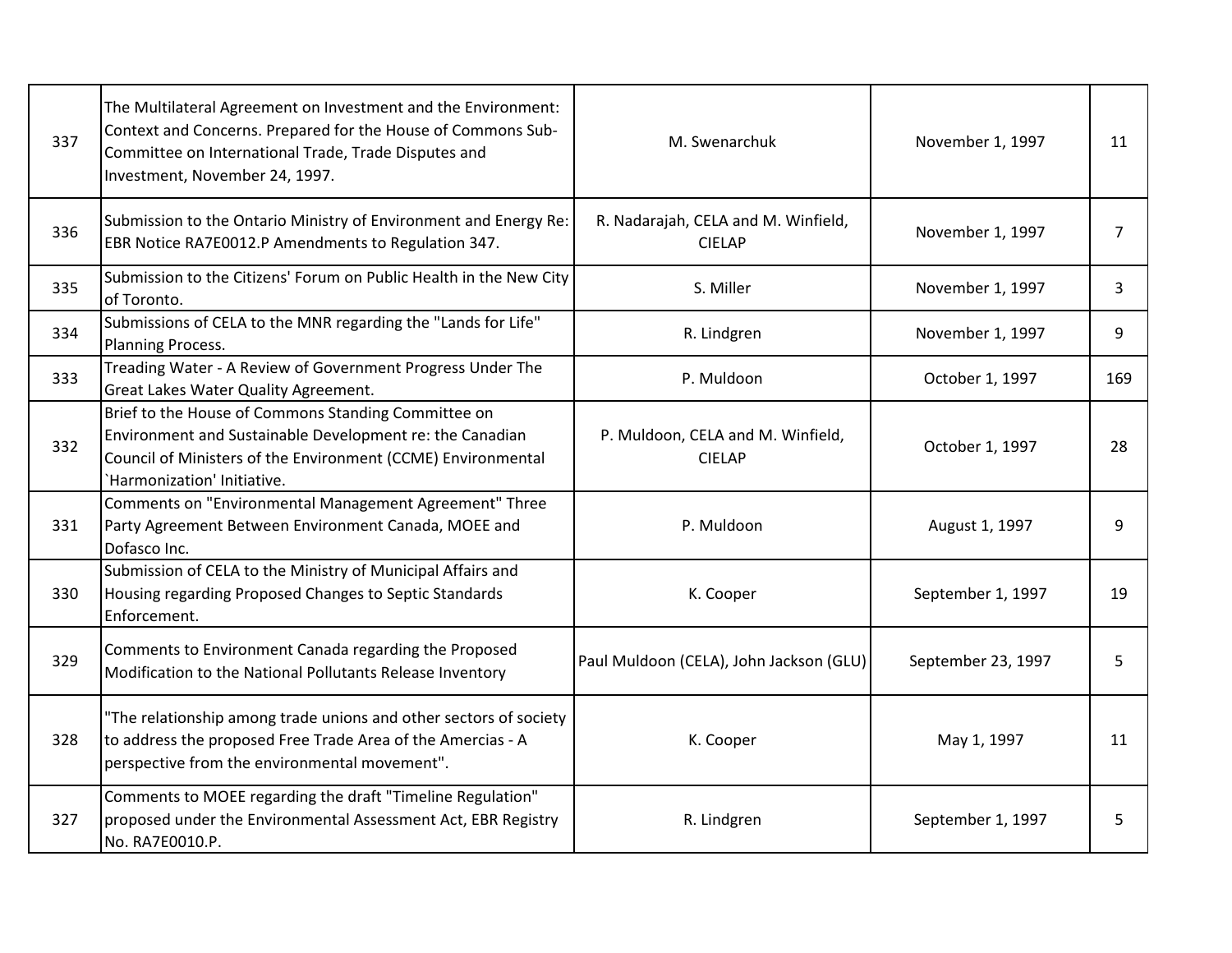| | | | | |
|---|---|---|---|---|
| 337 | The Multilateral Agreement on Investment and the Environment: Context and Concerns. Prepared for the House of Commons Sub-Committee on International Trade, Trade Disputes and Investment, November 24, 1997. | M. Swenarchuk | November 1, 1997 | 11 |
| 336 | Submission to the Ontario Ministry of Environment and Energy Re: EBR Notice RA7E0012.P Amendments to Regulation 347. | R. Nadarajah, CELA and M. Winfield, CIELAP | November 1, 1997 | 7 |
| 335 | Submission to the Citizens' Forum on Public Health in the New City of Toronto. | S. Miller | November 1, 1997 | 3 |
| 334 | Submissions of CELA to the MNR regarding the "Lands for Life" Planning Process. | R. Lindgren | November 1, 1997 | 9 |
| 333 | Treading Water - A Review of Government Progress Under The Great Lakes Water Quality Agreement. | P. Muldoon | October 1, 1997 | 169 |
| 332 | Brief to the House of Commons Standing Committee on Environment and Sustainable Development re: the Canadian Council of Ministers of the Environment (CCME) Environmental `Harmonization' Initiative. | P. Muldoon, CELA and M. Winfield, CIELAP | October 1, 1997 | 28 |
| 331 | Comments on "Environmental Management Agreement" Three Party Agreement Between Environment Canada, MOEE and Dofasco Inc. | P. Muldoon | August 1, 1997 | 9 |
| 330 | Submission of CELA to the Ministry of Municipal Affairs and Housing regarding Proposed Changes to Septic Standards Enforcement. | K. Cooper | September 1, 1997 | 19 |
| 329 | Comments to Environment Canada regarding the Proposed Modification to the National Pollutants Release Inventory | Paul Muldoon (CELA), John Jackson (GLU) | September 23, 1997 | 5 |
| 328 | "The relationship among trade unions and other sectors of society to address the proposed Free Trade Area of the Amercias - A perspective from the environmental movement". | K. Cooper | May 1, 1997 | 11 |
| 327 | Comments to MOEE regarding the draft "Timeline Regulation" proposed under the Environmental Assessment Act, EBR Registry No. RA7E0010.P. | R. Lindgren | September 1, 1997 | 5 |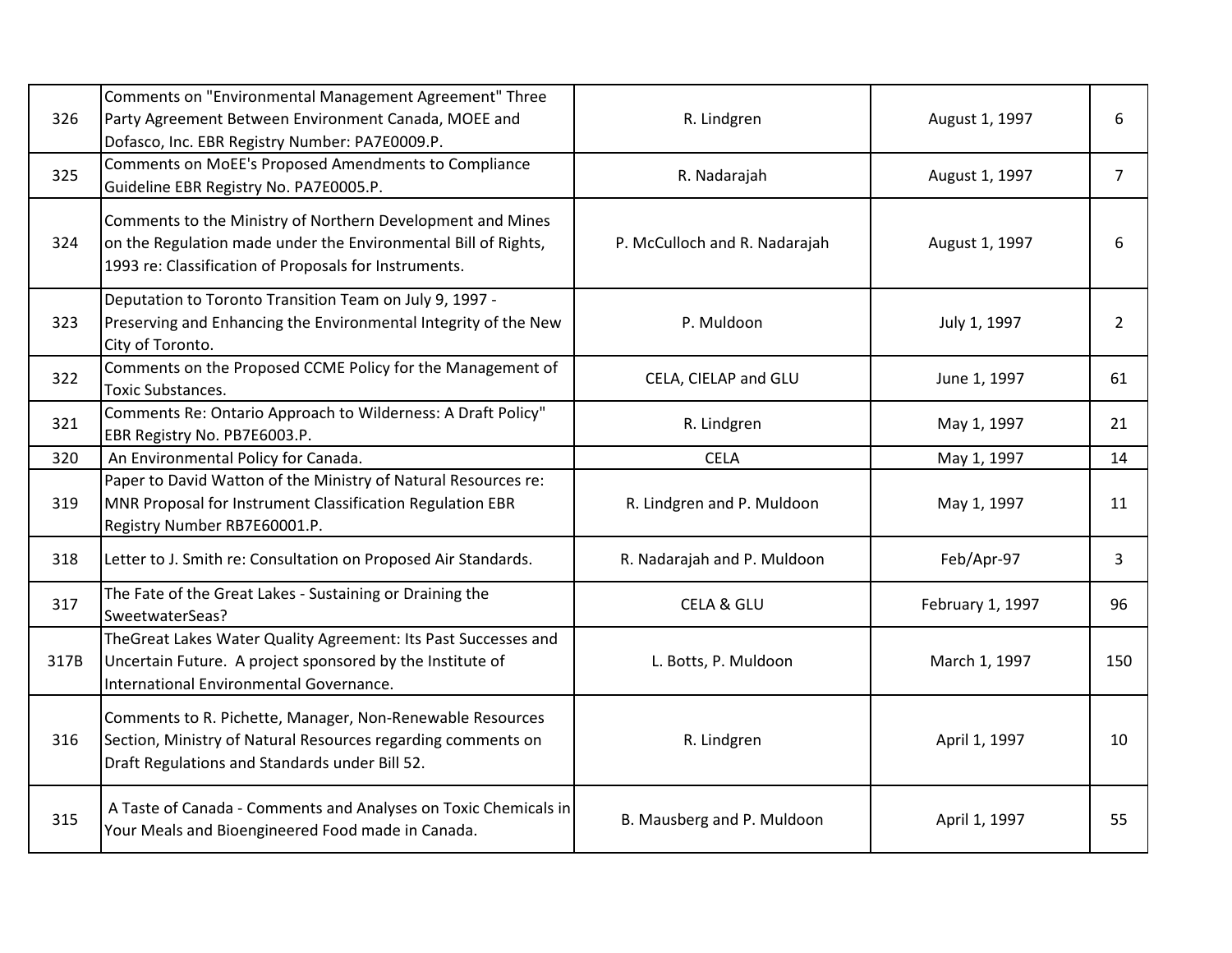| 326 | Comments on "Environmental Management Agreement" Three Party Agreement Between Environment Canada, MOEE and Dofasco, Inc. EBR Registry Number: PA7E0009.P. | R. Lindgren | August 1, 1997 | 6 |
|---|---|---|---|---|
| 325 | Comments on MoEE's Proposed Amendments to Compliance Guideline EBR Registry No. PA7E0005.P. | R. Nadarajah | August 1, 1997 | 7 |
| 324 | Comments to the Ministry of Northern Development and Mines on the Regulation made under the Environmental Bill of Rights, 1993 re: Classification of Proposals for Instruments. | P. McCulloch and R. Nadarajah | August 1, 1997 | 6 |
| 323 | Deputation to Toronto Transition Team on July 9, 1997 - Preserving and Enhancing the Environmental Integrity of the New City of Toronto. | P. Muldoon | July 1, 1997 | 2 |
| 322 | Comments on the Proposed CCME Policy for the Management of Toxic Substances. | CELA, CIELAP and GLU | June 1, 1997 | 61 |
| 321 | Comments Re: Ontario Approach to Wilderness: A Draft Policy" EBR Registry No. PB7E6003.P. | R. Lindgren | May 1, 1997 | 21 |
| 320 | An Environmental Policy for Canada. | CELA | May 1, 1997 | 14 |
| 319 | Paper to David Watton of the Ministry of Natural Resources re: MNR Proposal for Instrument Classification Regulation EBR Registry Number RB7E60001.P. | R. Lindgren and P. Muldoon | May 1, 1997 | 11 |
| 318 | Letter to J. Smith re: Consultation on Proposed Air Standards. | R. Nadarajah and P. Muldoon | Feb/Apr-97 | 3 |
| 317 | The Fate of the Great Lakes - Sustaining or Draining the SweetwaterSeas? | CELA & GLU | February 1, 1997 | 96 |
| 317B | TheGreat Lakes Water Quality Agreement: Its Past Successes and Uncertain Future. A project sponsored by the Institute of International Environmental Governance. | L. Botts, P. Muldoon | March 1, 1997 | 150 |
| 316 | Comments to R. Pichette, Manager, Non-Renewable Resources Section, Ministry of Natural Resources regarding comments on Draft Regulations and Standards under Bill 52. | R. Lindgren | April 1, 1997 | 10 |
| 315 | A Taste of Canada - Comments and Analyses on Toxic Chemicals in Your Meals and Bioengineered Food made in Canada. | B. Mausberg and P. Muldoon | April 1, 1997 | 55 |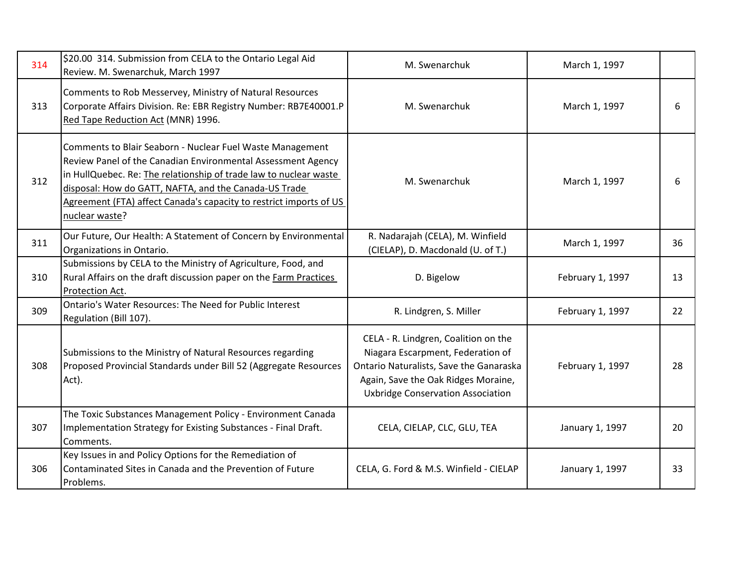| | | | | |
|---|---|---|---|---|
| 314 | $20.00 314. Submission from CELA to the Ontario Legal Aid Review. M. Swenarchuk, March 1997 | M. Swenarchuk | March 1, 1997 | |
| 313 | Comments to Rob Messervey, Ministry of Natural Resources Corporate Affairs Division. Re: EBR Registry Number: RB7E40001.P Red Tape Reduction Act (MNR) 1996. | M. Swenarchuk | March 1, 1997 | 6 |
| 312 | Comments to Blair Seaborn - Nuclear Fuel Waste Management Review Panel of the Canadian Environmental Assessment Agency in HullQuebec. Re: The relationship of trade law to nuclear waste disposal: How do GATT, NAFTA, and the Canada-US Trade Agreement (FTA) affect Canada's capacity to restrict imports of US nuclear waste? | M. Swenarchuk | March 1, 1997 | 6 |
| 311 | Our Future, Our Health: A Statement of Concern by Environmental Organizations in Ontario. | R. Nadarajah (CELA), M. Winfield (CIELAP), D. Macdonald (U. of T.) | March 1, 1997 | 36 |
| 310 | Submissions by CELA to the Ministry of Agriculture, Food, and Rural Affairs on the draft discussion paper on the Farm Practices Protection Act. | D. Bigelow | February 1, 1997 | 13 |
| 309 | Ontario's Water Resources: The Need for Public Interest Regulation (Bill 107). | R. Lindgren, S. Miller | February 1, 1997 | 22 |
| 308 | Submissions to the Ministry of Natural Resources regarding Proposed Provincial Standards under Bill 52 (Aggregate Resources Act). | CELA - R. Lindgren, Coalition on the Niagara Escarpment, Federation of Ontario Naturalists, Save the Ganaraska Again, Save the Oak Ridges Moraine, Uxbridge Conservation Association | February 1, 1997 | 28 |
| 307 | The Toxic Substances Management Policy - Environment Canada Implementation Strategy for Existing Substances - Final Draft. Comments. | CELA, CIELAP, CLC, GLU, TEA | January 1, 1997 | 20 |
| 306 | Key Issues in and Policy Options for the Remediation of Contaminated Sites in Canada and the Prevention of Future Problems. | CELA, G. Ford & M.S. Winfield - CIELAP | January 1, 1997 | 33 |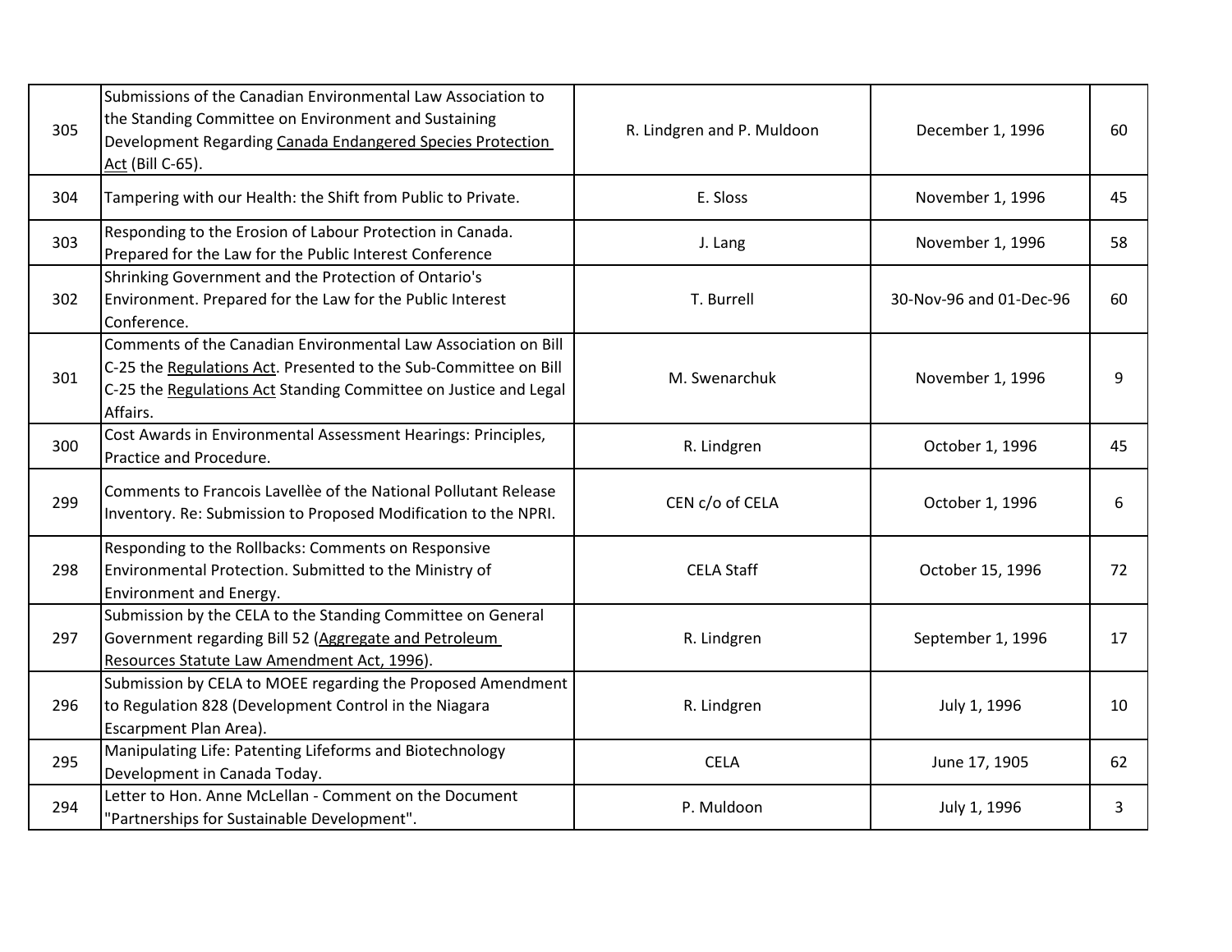| | | | | |
|---|---|---|---|---|
| 305 | Submissions of the Canadian Environmental Law Association to the Standing Committee on Environment and Sustaining Development Regarding Canada Endangered Species Protection Act (Bill C-65). | R. Lindgren and P. Muldoon | December 1, 1996 | 60 |
| 304 | Tampering with our Health: the Shift from Public to Private. | E. Sloss | November 1, 1996 | 45 |
| 303 | Responding to the Erosion of Labour Protection in Canada. Prepared for the Law for the Public Interest Conference | J. Lang | November 1, 1996 | 58 |
| 302 | Shrinking Government and the Protection of Ontario's Environment. Prepared for the Law for the Public Interest Conference. | T. Burrell | 30-Nov-96 and 01-Dec-96 | 60 |
| 301 | Comments of the Canadian Environmental Law Association on Bill C-25 the Regulations Act. Presented to the Sub-Committee on Bill C-25 the Regulations Act Standing Committee on Justice and Legal Affairs. | M. Swenarchuk | November 1, 1996 | 9 |
| 300 | Cost Awards in Environmental Assessment Hearings: Principles, Practice and Procedure. | R. Lindgren | October 1, 1996 | 45 |
| 299 | Comments to Francois Lavellèe of the National Pollutant Release Inventory. Re: Submission to Proposed Modification to the NPRI. | CEN c/o of CELA | October 1, 1996 | 6 |
| 298 | Responding to the Rollbacks: Comments on Responsive Environmental Protection. Submitted to the Ministry of Environment and Energy. | CELA Staff | October 15, 1996 | 72 |
| 297 | Submission by the CELA to the Standing Committee on General Government regarding Bill 52 (Aggregate and Petroleum Resources Statute Law Amendment Act, 1996). | R. Lindgren | September 1, 1996 | 17 |
| 296 | Submission by CELA to MOEE regarding the Proposed Amendment to Regulation 828 (Development Control in the Niagara Escarpment Plan Area). | R. Lindgren | July 1, 1996 | 10 |
| 295 | Manipulating Life: Patenting Lifeforms and Biotechnology Development in Canada Today. | CELA | June 17, 1905 | 62 |
| 294 | Letter to Hon. Anne McLellan - Comment on the Document "Partnerships for Sustainable Development". | P. Muldoon | July 1, 1996 | 3 |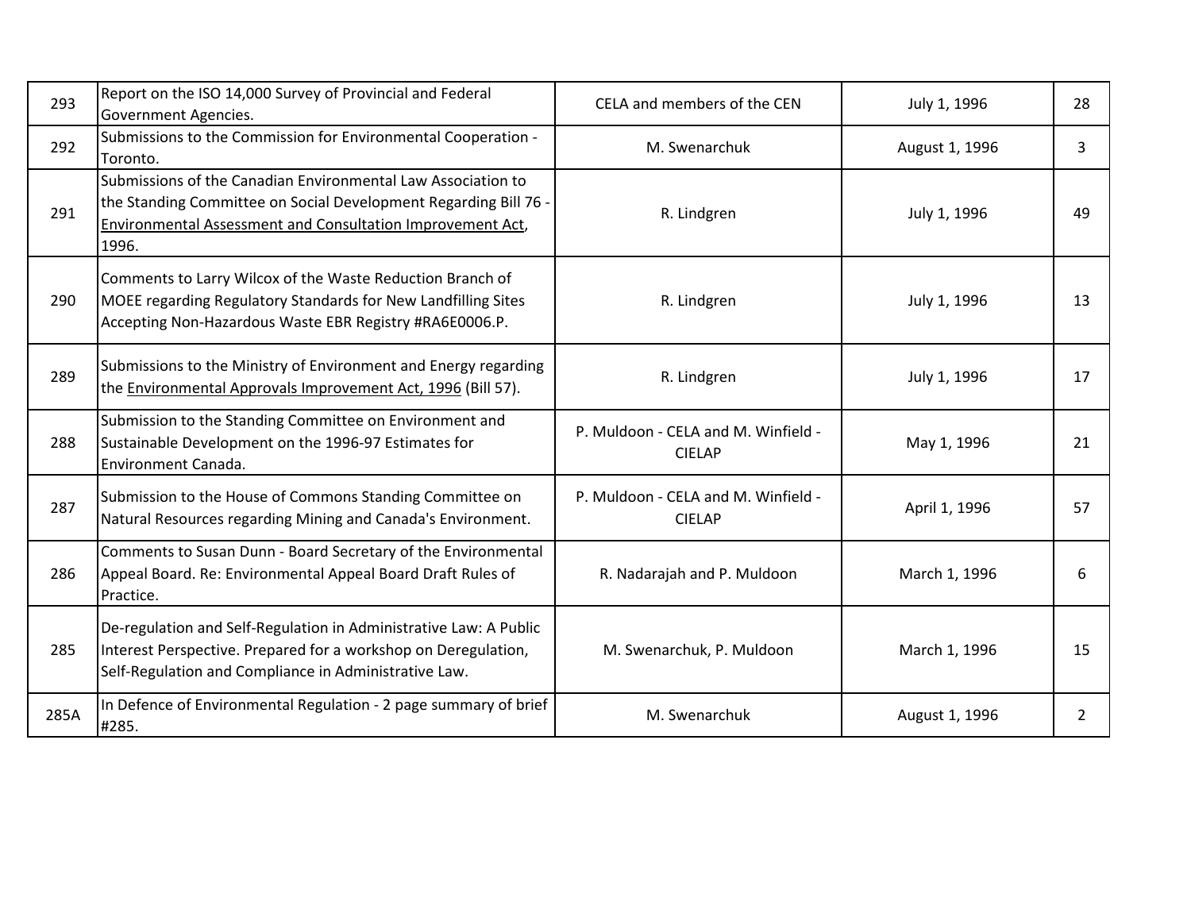| | | | | |
|---|---|---|---|---|
| 293 | Report on the ISO 14,000 Survey of Provincial and Federal Government Agencies. | CELA and members of the CEN | July 1, 1996 | 28 |
| 292 | Submissions to the Commission for Environmental Cooperation - Toronto. | M. Swenarchuk | August 1, 1996 | 3 |
| 291 | Submissions of the Canadian Environmental Law Association to the Standing Committee on Social Development Regarding Bill 76 - Environmental Assessment and Consultation Improvement Act, 1996. | R. Lindgren | July 1, 1996 | 49 |
| 290 | Comments to Larry Wilcox of the Waste Reduction Branch of MOEE regarding Regulatory Standards for New Landfilling Sites Accepting Non-Hazardous Waste EBR Registry #RA6E0006.P. | R. Lindgren | July 1, 1996 | 13 |
| 289 | Submissions to the Ministry of Environment and Energy regarding the Environmental Approvals Improvement Act, 1996 (Bill 57). | R. Lindgren | July 1, 1996 | 17 |
| 288 | Submission to the Standing Committee on Environment and Sustainable Development on the 1996-97 Estimates for Environment Canada. | P. Muldoon - CELA and M. Winfield - CIELAP | May 1, 1996 | 21 |
| 287 | Submission to the House of Commons Standing Committee on Natural Resources regarding Mining and Canada's Environment. | P. Muldoon - CELA and M. Winfield - CIELAP | April 1, 1996 | 57 |
| 286 | Comments to Susan Dunn - Board Secretary of the Environmental Appeal Board. Re: Environmental Appeal Board Draft Rules of Practice. | R. Nadarajah and P. Muldoon | March 1, 1996 | 6 |
| 285 | De-regulation and Self-Regulation in Administrative Law: A Public Interest Perspective. Prepared for a workshop on Deregulation, Self-Regulation and Compliance in Administrative Law. | M. Swenarchuk, P. Muldoon | March 1, 1996 | 15 |
| 285A | In Defence of Environmental Regulation - 2 page summary of brief #285. | M. Swenarchuk | August 1, 1996 | 2 |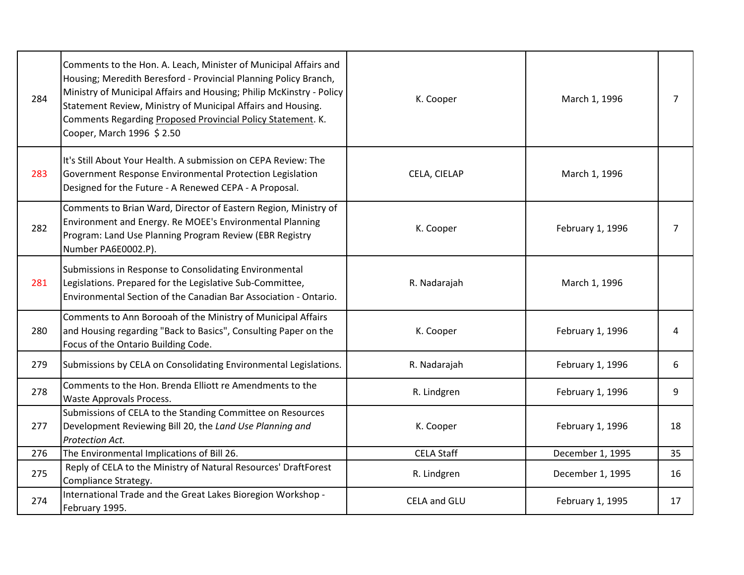| | | | | |
|---|---|---|---|---|
| 284 | Comments to the Hon. A. Leach, Minister of Municipal Affairs and Housing; Meredith Beresford - Provincial Planning Policy Branch, Ministry of Municipal Affairs and Housing; Philip McKinstry - Policy Statement Review, Ministry of Municipal Affairs and Housing. Comments Regarding Proposed Provincial Policy Statement. K. Cooper, March 1996 $ 2.50 | K. Cooper | March 1, 1996 | 7 |
| 283 | It's Still About Your Health. A submission on CEPA Review: The Government Response Environmental Protection Legislation Designed for the Future - A Renewed CEPA - A Proposal. | CELA, CIELAP | March 1, 1996 | |
| 282 | Comments to Brian Ward, Director of Eastern Region, Ministry of Environment and Energy. Re MOEE's Environmental Planning Program: Land Use Planning Program Review (EBR Registry Number PA6E0002.P). | K. Cooper | February 1, 1996 | 7 |
| 281 | Submissions in Response to Consolidating Environmental Legislations. Prepared for the Legislative Sub-Committee, Environmental Section of the Canadian Bar Association - Ontario. | R. Nadarajah | March 1, 1996 | |
| 280 | Comments to Ann Borooah of the Ministry of Municipal Affairs and Housing regarding "Back to Basics", Consulting Paper on the Focus of the Ontario Building Code. | K. Cooper | February 1, 1996 | 4 |
| 279 | Submissions by CELA on Consolidating Environmental Legislations. | R. Nadarajah | February 1, 1996 | 6 |
| 278 | Comments to the Hon. Brenda Elliott re Amendments to the Waste Approvals Process. | R. Lindgren | February 1, 1996 | 9 |
| 277 | Submissions of CELA to the Standing Committee on Resources Development Reviewing Bill 20, the *Land Use Planning and Protection Act.* | K. Cooper | February 1, 1996 | 18 |
| 276 | The Environmental Implications of Bill 26. | CELA Staff | December 1, 1995 | 35 |
| 275 | Reply of CELA to the Ministry of Natural Resources' DraftForest Compliance Strategy. | R. Lindgren | December 1, 1995 | 16 |
| 274 | International Trade and the Great Lakes Bioregion Workshop - February 1995. | CELA and GLU | February 1, 1995 | 17 |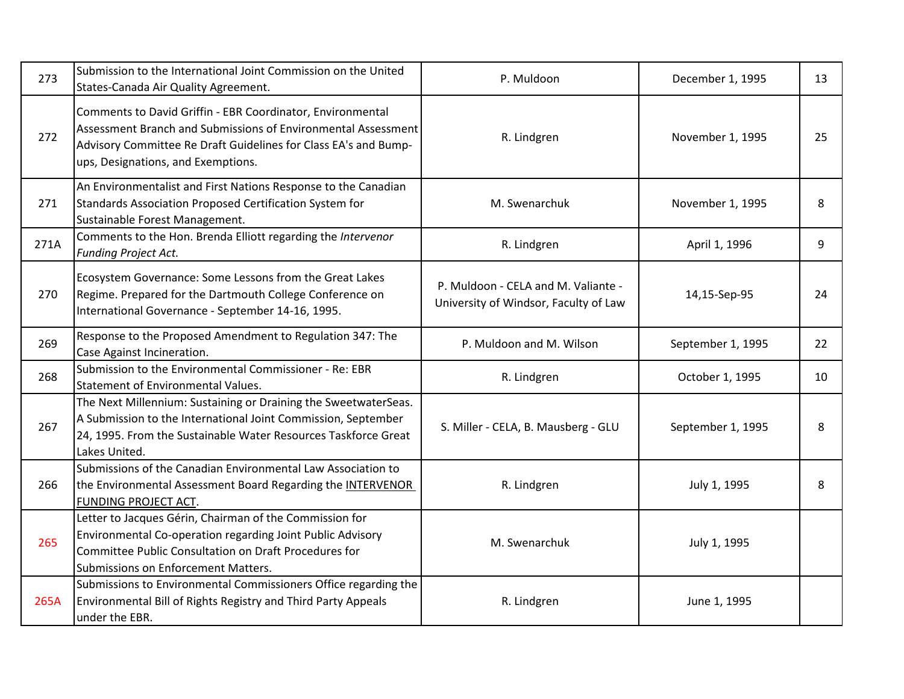| | | | | |
|---|---|---|---|---|
| 273 | Submission to the International Joint Commission on the United States-Canada Air Quality Agreement. | P. Muldoon | December 1, 1995 | 13 |
| 272 | Comments to David Griffin - EBR Coordinator, Environmental Assessment Branch and Submissions of Environmental Assessment Advisory Committee Re Draft Guidelines for Class EA's and Bump-ups, Designations, and Exemptions. | R. Lindgren | November 1, 1995 | 25 |
| 271 | An Environmentalist and First Nations Response to the Canadian Standards Association Proposed Certification System for Sustainable Forest Management. | M. Swenarchuk | November 1, 1995 | 8 |
| 271A | Comments to the Hon. Brenda Elliott regarding the *Intervenor Funding Project Act.* | R. Lindgren | April 1, 1996 | 9 |
| 270 | Ecosystem Governance: Some Lessons from the Great Lakes Regime. Prepared for the Dartmouth College Conference on International Governance - September 14-16, 1995. | P. Muldoon - CELA and M. Valiante - University of Windsor, Faculty of Law | 14,15-Sep-95 | 24 |
| 269 | Response to the Proposed Amendment to Regulation 347: The Case Against Incineration. | P. Muldoon and M. Wilson | September 1, 1995 | 22 |
| 268 | Submission to the Environmental Commissioner - Re: EBR Statement of Environmental Values. | R. Lindgren | October 1, 1995 | 10 |
| 267 | The Next Millennium: Sustaining or Draining the SweetwaterSeas. A Submission to the International Joint Commission, September 24, 1995. From the Sustainable Water Resources Taskforce Great Lakes United. | S. Miller - CELA, B. Mausberg - GLU | September 1, 1995 | 8 |
| 266 | Submissions of the Canadian Environmental Law Association to the Environmental Assessment Board Regarding the INTERVENOR FUNDING PROJECT ACT. | R. Lindgren | July 1, 1995 | 8 |
| 265 | Letter to Jacques Gérin, Chairman of the Commission for Environmental Co-operation regarding Joint Public Advisory Committee Public Consultation on Draft Procedures for Submissions on Enforcement Matters. | M. Swenarchuk | July 1, 1995 | |
| 265A | Submissions to Environmental Commissioners Office regarding the Environmental Bill of Rights Registry and Third Party Appeals under the EBR. | R. Lindgren | June 1, 1995 | |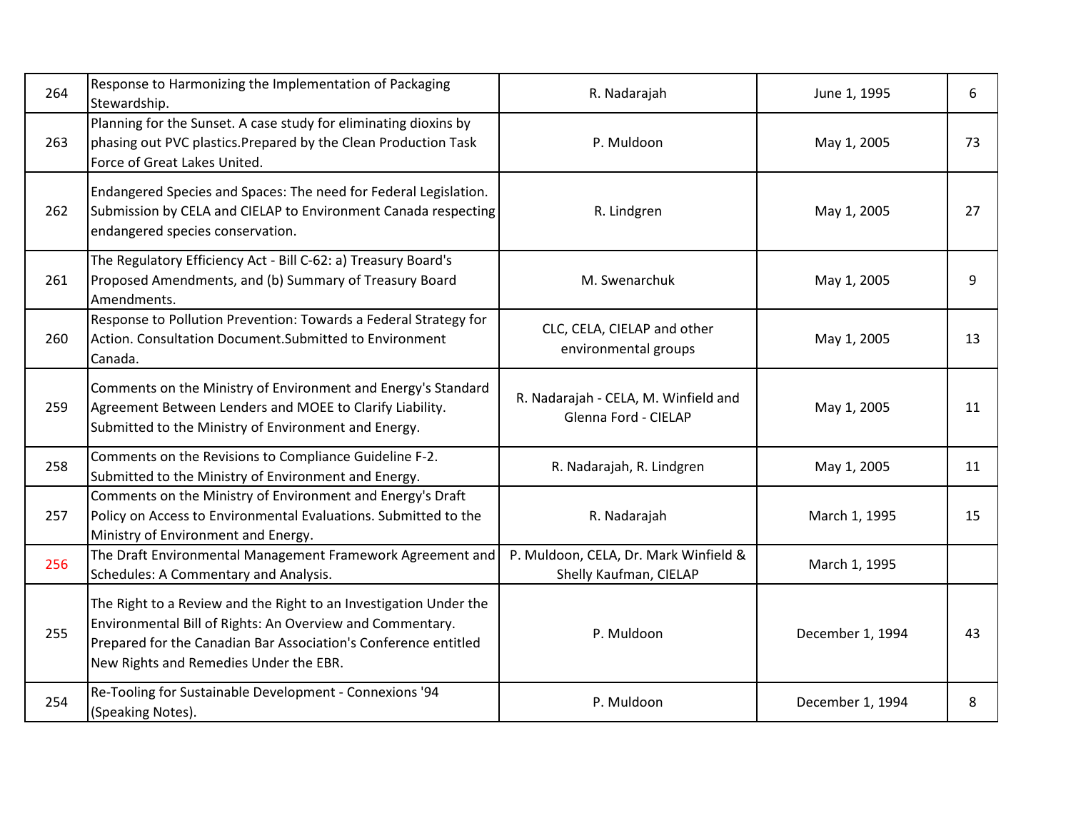| 264 | Response to Harmonizing the Implementation of Packaging Stewardship. | R. Nadarajah | June 1, 1995 | 6 |
|---|---|---|---|---|
| 263 | Planning for the Sunset. A case study for eliminating dioxins by phasing out PVC plastics.Prepared by the Clean Production Task Force of Great Lakes United. | P. Muldoon | May 1, 2005 | 73 |
| 262 | Endangered Species and Spaces: The need for Federal Legislation. Submission by CELA and CIELAP to Environment Canada respecting endangered species conservation. | R. Lindgren | May 1, 2005 | 27 |
| 261 | The Regulatory Efficiency Act - Bill C-62: a) Treasury Board's Proposed Amendments, and (b) Summary of Treasury Board Amendments. | M. Swenarchuk | May 1, 2005 | 9 |
| 260 | Response to Pollution Prevention: Towards a Federal Strategy for Action. Consultation Document.Submitted to Environment Canada. | CLC, CELA, CIELAP and other environmental groups | May 1, 2005 | 13 |
| 259 | Comments on the Ministry of Environment and Energy's Standard Agreement Between Lenders and MOEE to Clarify Liability. Submitted to the Ministry of Environment and Energy. | R. Nadarajah - CELA, M. Winfield and Glenna Ford - CIELAP | May 1, 2005 | 11 |
| 258 | Comments on the Revisions to Compliance Guideline F-2. Submitted to the Ministry of Environment and Energy. | R. Nadarajah, R. Lindgren | May 1, 2005 | 11 |
| 257 | Comments on the Ministry of Environment and Energy's Draft Policy on Access to Environmental Evaluations. Submitted to the Ministry of Environment and Energy. | R. Nadarajah | March 1, 1995 | 15 |
| 256 | The Draft Environmental Management Framework Agreement and Schedules: A Commentary and Analysis. | P. Muldoon, CELA, Dr. Mark Winfield & Shelly Kaufman, CIELAP | March 1, 1995 | |
| 255 | The Right to a Review and the Right to an Investigation Under the Environmental Bill of Rights: An Overview and Commentary. Prepared for the Canadian Bar Association's Conference entitled New Rights and Remedies Under the EBR. | P. Muldoon | December 1, 1994 | 43 |
| 254 | Re-Tooling for Sustainable Development - Connexions '94 (Speaking Notes). | P. Muldoon | December 1, 1994 | 8 |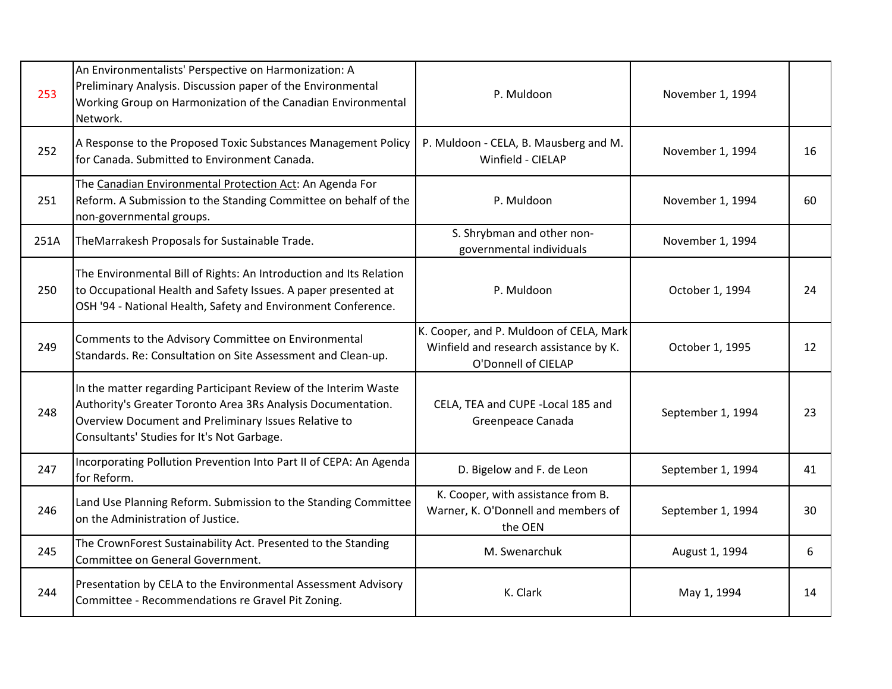| | | | | |
|---|---|---|---|---|
| 253 | An Environmentalists' Perspective on Harmonization: A Preliminary Analysis. Discussion paper of the Environmental Working Group on Harmonization of the Canadian Environmental Network. | P. Muldoon | November 1, 1994 | |
| 252 | A Response to the Proposed Toxic Substances Management Policy for Canada. Submitted to Environment Canada. | P. Muldoon - CELA, B. Mausberg and M. Winfield - CIELAP | November 1, 1994 | 16 |
| 251 | The Canadian Environmental Protection Act: An Agenda For Reform. A Submission to the Standing Committee on behalf of the non-governmental groups. | P. Muldoon | November 1, 1994 | 60 |
| 251A | TheMarrakesh Proposals for Sustainable Trade. | S. Shrybman and other non-governmental individuals | November 1, 1994 | |
| 250 | The Environmental Bill of Rights: An Introduction and Its Relation to Occupational Health and Safety Issues. A paper presented at OSH '94 - National Health, Safety and Environment Conference. | P. Muldoon | October 1, 1994 | 24 |
| 249 | Comments to the Advisory Committee on Environmental Standards. Re: Consultation on Site Assessment and Clean-up. | K. Cooper, and P. Muldoon of CELA, Mark Winfield and research assistance by K. O'Donnell of CIELAP | October 1, 1995 | 12 |
| 248 | In the matter regarding Participant Review of the Interim Waste Authority's Greater Toronto Area 3Rs Analysis Documentation. Overview Document and Preliminary Issues Relative to Consultants' Studies for It's Not Garbage. | CELA, TEA and CUPE -Local 185 and Greenpeace Canada | September 1, 1994 | 23 |
| 247 | Incorporating Pollution Prevention Into Part II of CEPA: An Agenda for Reform. | D. Bigelow and F. de Leon | September 1, 1994 | 41 |
| 246 | Land Use Planning Reform. Submission to the Standing Committee on the Administration of Justice. | K. Cooper, with assistance from B. Warner, K. O'Donnell and members of the OEN | September 1, 1994 | 30 |
| 245 | The CrownForest Sustainability Act. Presented to the Standing Committee on General Government. | M. Swenarchuk | August 1, 1994 | 6 |
| 244 | Presentation by CELA to the Environmental Assessment Advisory Committee - Recommendations re Gravel Pit Zoning. | K. Clark | May 1, 1994 | 14 |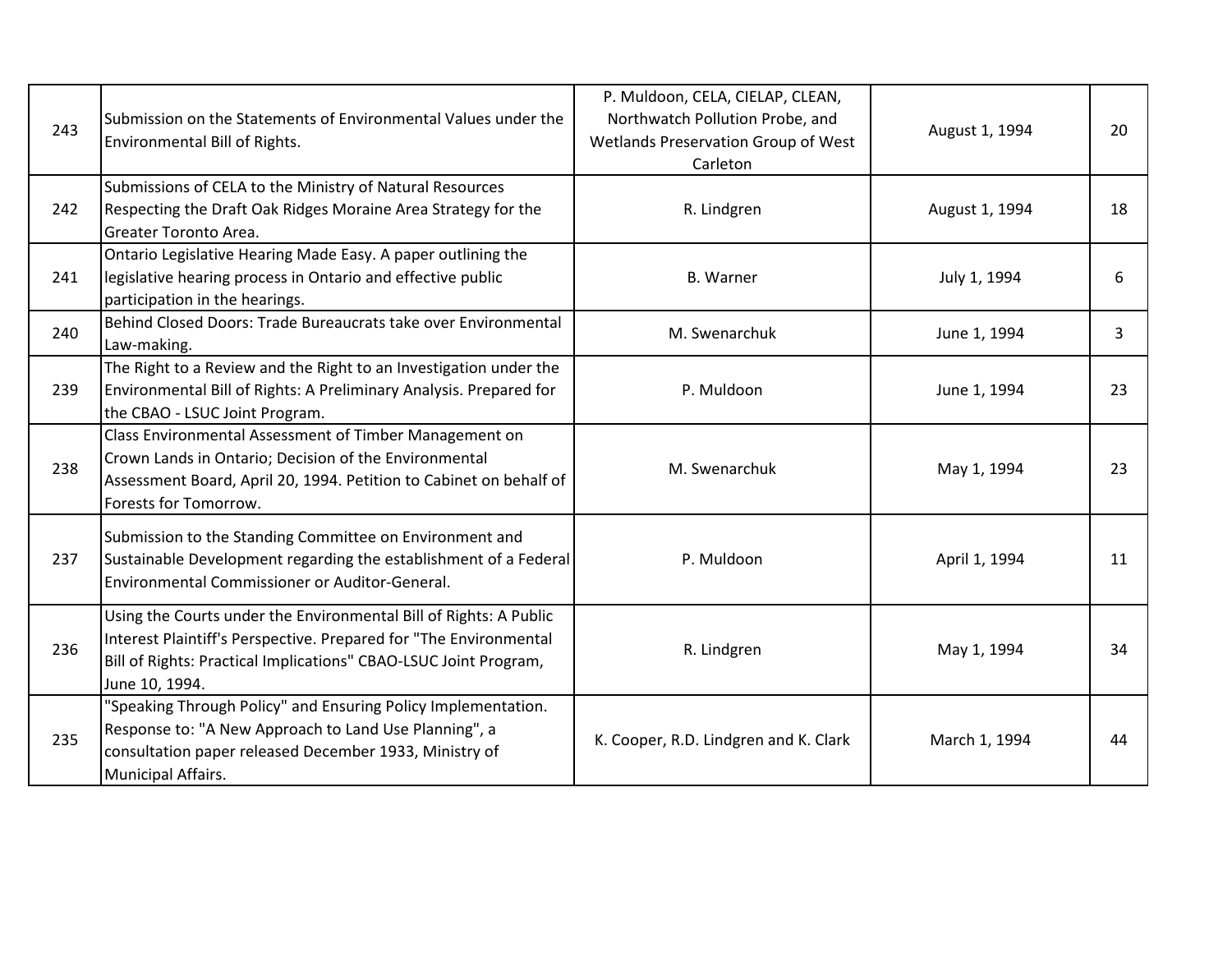| | | | | |
|---|---|---|---|---|
| 243 | Submission on the Statements of Environmental Values under the Environmental Bill of Rights. | P. Muldoon, CELA, CIELAP, CLEAN, Northwatch Pollution Probe, and Wetlands Preservation Group of West Carleton | August 1, 1994 | 20 |
| 242 | Submissions of CELA to the Ministry of Natural Resources Respecting the Draft Oak Ridges Moraine Area Strategy for the Greater Toronto Area. | R. Lindgren | August 1, 1994 | 18 |
| 241 | Ontario Legislative Hearing Made Easy. A paper outlining the legislative hearing process in Ontario and effective public participation in the hearings. | B. Warner | July 1, 1994 | 6 |
| 240 | Behind Closed Doors: Trade Bureaucrats take over Environmental Law-making. | M. Swenarchuk | June 1, 1994 | 3 |
| 239 | The Right to a Review and the Right to an Investigation under the Environmental Bill of Rights: A Preliminary Analysis. Prepared for the CBAO - LSUC Joint Program. | P. Muldoon | June 1, 1994 | 23 |
| 238 | Class Environmental Assessment of Timber Management on Crown Lands in Ontario; Decision of the Environmental Assessment Board, April 20, 1994. Petition to Cabinet on behalf of Forests for Tomorrow. | M. Swenarchuk | May 1, 1994 | 23 |
| 237 | Submission to the Standing Committee on Environment and Sustainable Development regarding the establishment of a Federal Environmental Commissioner or Auditor-General. | P. Muldoon | April 1, 1994 | 11 |
| 236 | Using the Courts under the Environmental Bill of Rights: A Public Interest Plaintiff's Perspective. Prepared for "The Environmental Bill of Rights: Practical Implications" CBAO-LSUC Joint Program, June 10, 1994. | R. Lindgren | May 1, 1994 | 34 |
| 235 | "Speaking Through Policy" and Ensuring Policy Implementation. Response to: "A New Approach to Land Use Planning", a consultation paper released December 1933, Ministry of Municipal Affairs. | K. Cooper, R.D. Lindgren and K. Clark | March 1, 1994 | 44 |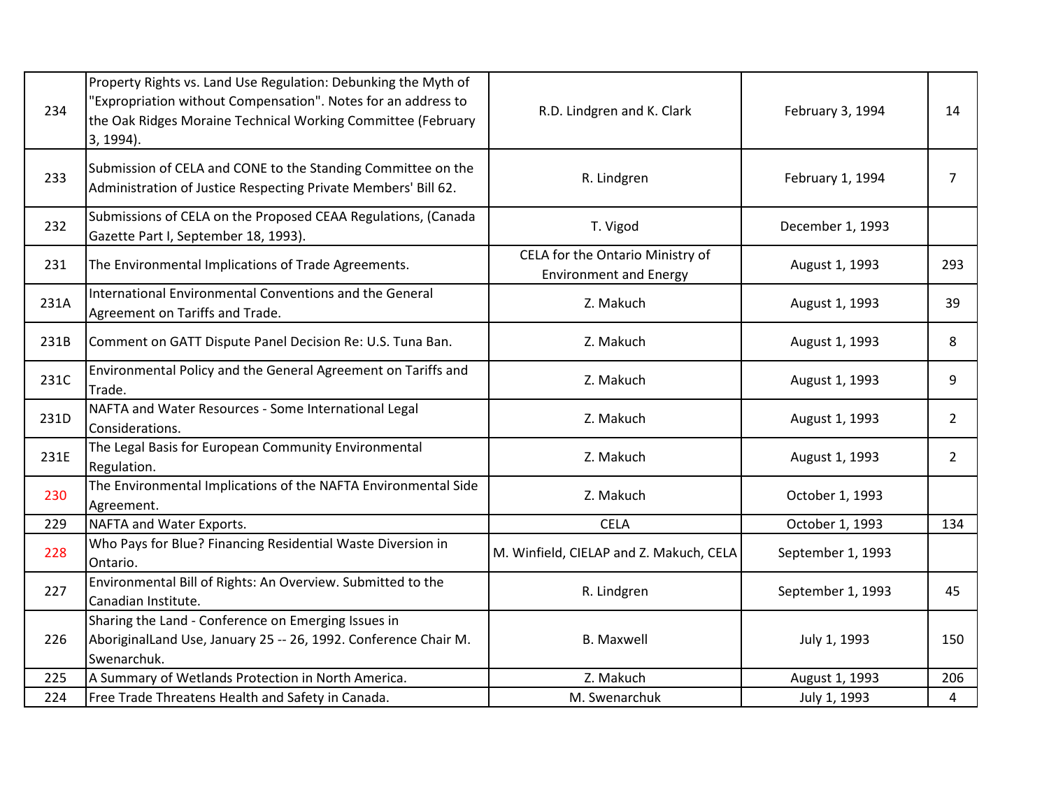| | | | | |
|---|---|---|---|---|
| 234 | Property Rights vs. Land Use Regulation: Debunking the Myth of "Expropriation without Compensation". Notes for an address to the Oak Ridges Moraine Technical Working Committee (February 3, 1994). | R.D. Lindgren and K. Clark | February 3, 1994 | 14 |
| 233 | Submission of CELA and CONE to the Standing Committee on the Administration of Justice Respecting Private Members' Bill 62. | R. Lindgren | February 1, 1994 | 7 |
| 232 | Submissions of CELA on the Proposed CEAA Regulations, (Canada Gazette Part I, September 18, 1993). | T. Vigod | December 1, 1993 | |
| 231 | The Environmental Implications of Trade Agreements. | CELA for the Ontario Ministry of Environment and Energy | August 1, 1993 | 293 |
| 231A | International Environmental Conventions and the General Agreement on Tariffs and Trade. | Z. Makuch | August 1, 1993 | 39 |
| 231B | Comment on GATT Dispute Panel Decision Re: U.S. Tuna Ban. | Z. Makuch | August 1, 1993 | 8 |
| 231C | Environmental Policy and the General Agreement on Tariffs and Trade. | Z. Makuch | August 1, 1993 | 9 |
| 231D | NAFTA and Water Resources - Some International Legal Considerations. | Z. Makuch | August 1, 1993 | 2 |
| 231E | The Legal Basis for European Community Environmental Regulation. | Z. Makuch | August 1, 1993 | 2 |
| 230 | The Environmental Implications of the NAFTA Environmental Side Agreement. | Z. Makuch | October 1, 1993 | |
| 229 | NAFTA and Water Exports. | CELA | October 1, 1993 | 134 |
| 228 | Who Pays for Blue? Financing Residential Waste Diversion in Ontario. | M. Winfield, CIELAP and Z. Makuch, CELA | September 1, 1993 | |
| 227 | Environmental Bill of Rights: An Overview. Submitted to the Canadian Institute. | R. Lindgren | September 1, 1993 | 45 |
| 226 | Sharing the Land - Conference on Emerging Issues in AboriginalLand Use, January 25 -- 26, 1992. Conference Chair M. Swenarchuk. | B. Maxwell | July 1, 1993 | 150 |
| 225 | A Summary of Wetlands Protection in North America. | Z. Makuch | August 1, 1993 | 206 |
| 224 | Free Trade Threatens Health and Safety in Canada. | M. Swenarchuk | July 1, 1993 | 4 |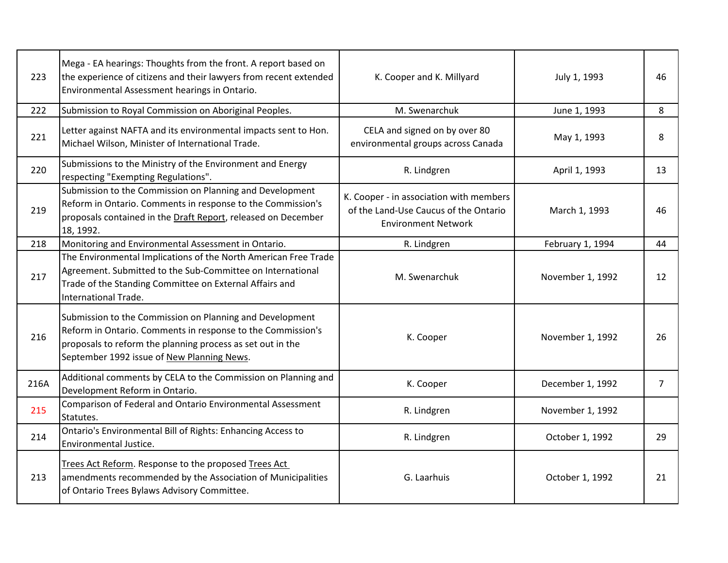| | | | | |
|---|---|---|---|---|
| 223 | Mega - EA hearings: Thoughts from the front. A report based on the experience of citizens and their lawyers from recent extended Environmental Assessment hearings in Ontario. | K. Cooper and K. Millyard | July 1, 1993 | 46 |
| 222 | Submission to Royal Commission on Aboriginal Peoples. | M. Swenarchuk | June 1, 1993 | 8 |
| 221 | Letter against NAFTA and its environmental impacts sent to Hon. Michael Wilson, Minister of International Trade. | CELA and signed on by over 80 environmental groups across Canada | May 1, 1993 | 8 |
| 220 | Submissions to the Ministry of the Environment and Energy respecting "Exempting Regulations". | R. Lindgren | April 1, 1993 | 13 |
| 219 | Submission to the Commission on Planning and Development Reform in Ontario. Comments in response to the Commission's proposals contained in the Draft Report, released on December 18, 1992. | K. Cooper - in association with members of the Land-Use Caucus of the Ontario Environment Network | March 1, 1993 | 46 |
| 218 | Monitoring and Environmental Assessment in Ontario. | R. Lindgren | February 1, 1994 | 44 |
| 217 | The Environmental Implications of the North American Free Trade Agreement. Submitted to the Sub-Committee on International Trade of the Standing Committee on External Affairs and International Trade. | M. Swenarchuk | November 1, 1992 | 12 |
| 216 | Submission to the Commission on Planning and Development Reform in Ontario. Comments in response to the Commission's proposals to reform the planning process as set out in the September 1992 issue of New Planning News. | K. Cooper | November 1, 1992 | 26 |
| 216A | Additional comments by CELA to the Commission on Planning and Development Reform in Ontario. | K. Cooper | December 1, 1992 | 7 |
| 215 | Comparison of Federal and Ontario Environmental Assessment Statutes. | R. Lindgren | November 1, 1992 | |
| 214 | Ontario's Environmental Bill of Rights: Enhancing Access to Environmental Justice. | R. Lindgren | October 1, 1992 | 29 |
| 213 | Trees Act Reform. Response to the proposed Trees Act amendments recommended by the Association of Municipalities of Ontario Trees Bylaws Advisory Committee. | G. Laarhuis | October 1, 1992 | 21 |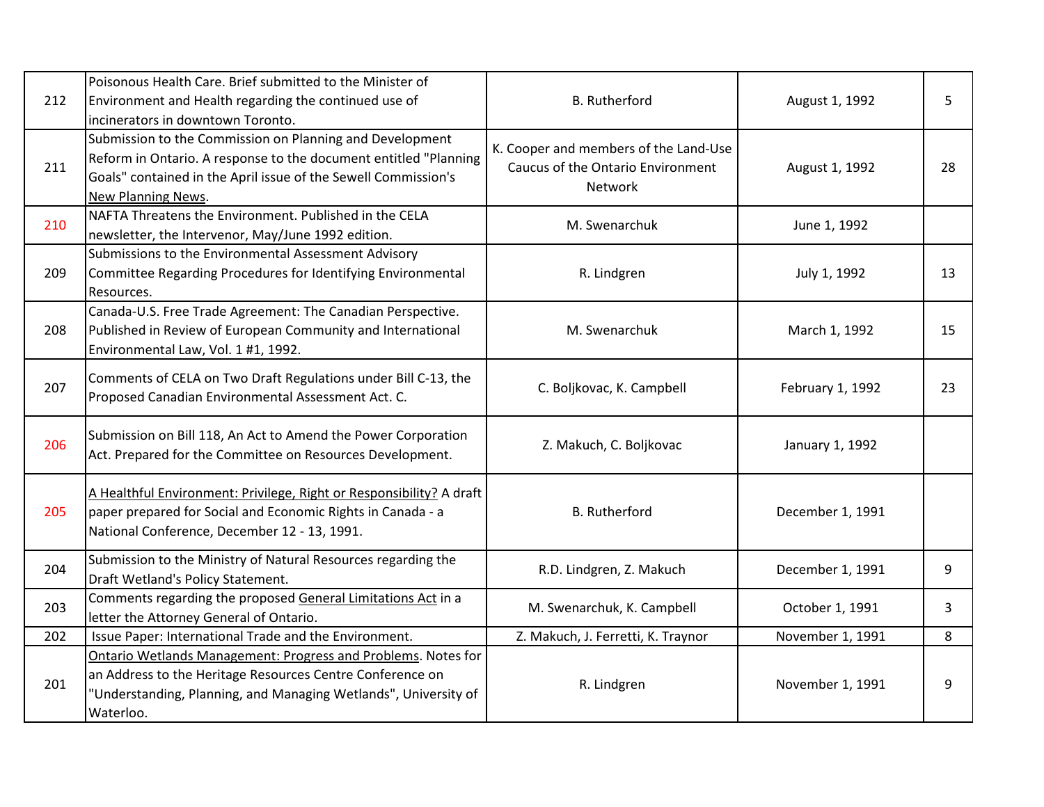| | | | | |
|---|---|---|---|---|
| 212 | Poisonous Health Care. Brief submitted to the Minister of Environment and Health regarding the continued use of incinerators in downtown Toronto. | B. Rutherford | August 1, 1992 | 5 |
| 211 | Submission to the Commission on Planning and Development Reform in Ontario. A response to the document entitled "Planning Goals" contained in the April issue of the Sewell Commission's New Planning News. | K. Cooper and members of the Land-Use Caucus of the Ontario Environment Network | August 1, 1992 | 28 |
| 210 | NAFTA Threatens the Environment. Published in the CELA newsletter, the Intervenor, May/June 1992 edition. | M. Swenarchuk | June 1, 1992 | |
| 209 | Submissions to the Environmental Assessment Advisory Committee Regarding Procedures for Identifying Environmental Resources. | R. Lindgren | July 1, 1992 | 13 |
| 208 | Canada-U.S. Free Trade Agreement: The Canadian Perspective. Published in Review of European Community and International Environmental Law, Vol. 1 #1, 1992. | M. Swenarchuk | March 1, 1992 | 15 |
| 207 | Comments of CELA on Two Draft Regulations under Bill C-13, the Proposed Canadian Environmental Assessment Act. C. | C. Boljkovac, K. Campbell | February 1, 1992 | 23 |
| 206 | Submission on Bill 118, An Act to Amend the Power Corporation Act. Prepared for the Committee on Resources Development. | Z. Makuch, C. Boljkovac | January 1, 1992 | |
| 205 | A Healthful Environment: Privilege, Right or Responsibility? A draft paper prepared for Social and Economic Rights in Canada - a National Conference, December 12 - 13, 1991. | B. Rutherford | December 1, 1991 | |
| 204 | Submission to the Ministry of Natural Resources regarding the Draft Wetland's Policy Statement. | R.D. Lindgren, Z. Makuch | December 1, 1991 | 9 |
| 203 | Comments regarding the proposed General Limitations Act in a letter the Attorney General of Ontario. | M. Swenarchuk, K. Campbell | October 1, 1991 | 3 |
| 202 | Issue Paper: International Trade and the Environment. | Z. Makuch, J. Ferretti, K. Traynor | November 1, 1991 | 8 |
| 201 | Ontario Wetlands Management: Progress and Problems. Notes for an Address to the Heritage Resources Centre Conference on "Understanding, Planning, and Managing Wetlands", University of Waterloo. | R. Lindgren | November 1, 1991 | 9 |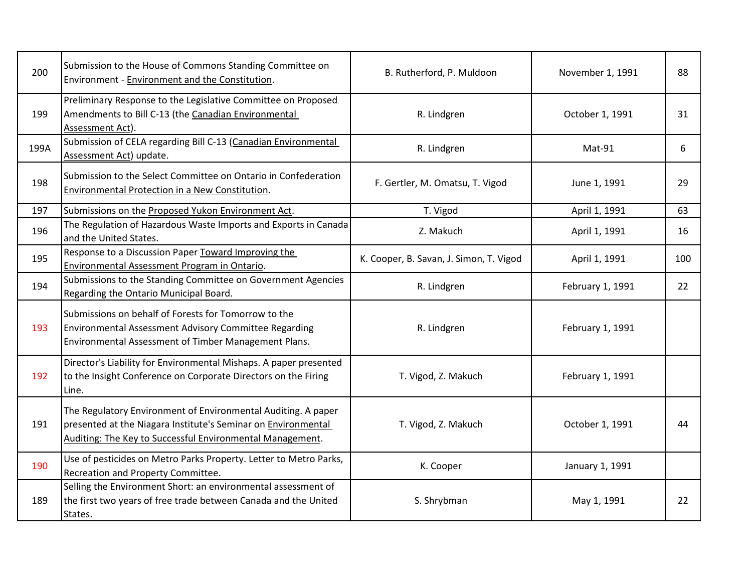| | | | | |
|---|---|---|---|---|
| 200 | Submission to the House of Commons Standing Committee on Environment - Environment and the Constitution. | B. Rutherford, P. Muldoon | November 1, 1991 | 88 |
| 199 | Preliminary Response to the Legislative Committee on Proposed Amendments to Bill C-13 (the Canadian Environmental Assessment Act). | R. Lindgren | October 1, 1991 | 31 |
| 199A | Submission of CELA regarding Bill C-13 (Canadian Environmental Assessment Act) update. | R. Lindgren | Mat-91 | 6 |
| 198 | Submission to the Select Committee on Ontario in Confederation Environmental Protection in a New Constitution. | F. Gertler, M. Omatsu, T. Vigod | June 1, 1991 | 29 |
| 197 | Submissions on the Proposed Yukon Environment Act. | T. Vigod | April 1, 1991 | 63 |
| 196 | The Regulation of Hazardous Waste Imports and Exports in Canada and the United States. | Z. Makuch | April 1, 1991 | 16 |
| 195 | Response to a Discussion Paper Toward Improving the Environmental Assessment Program in Ontario. | K. Cooper, B. Savan, J. Simon, T. Vigod | April 1, 1991 | 100 |
| 194 | Submissions to the Standing Committee on Government Agencies Regarding the Ontario Municipal Board. | R. Lindgren | February 1, 1991 | 22 |
| 193 | Submissions on behalf of Forests for Tomorrow to the Environmental Assessment Advisory Committee Regarding Environmental Assessment of Timber Management Plans. | R. Lindgren | February 1, 1991 | |
| 192 | Director's Liability for Environmental Mishaps. A paper presented to the Insight Conference on Corporate Directors on the Firing Line. | T. Vigod, Z. Makuch | February 1, 1991 | |
| 191 | The Regulatory Environment of Environmental Auditing. A paper presented at the Niagara Institute's Seminar on Environmental Auditing: The Key to Successful Environmental Management. | T. Vigod, Z. Makuch | October 1, 1991 | 44 |
| 190 | Use of pesticides on Metro Parks Property. Letter to Metro Parks, Recreation and Property Committee. | K. Cooper | January 1, 1991 | |
| 189 | Selling the Environment Short: an environmental assessment of the first two years of free trade between Canada and the United States. | S. Shrybman | May 1, 1991 | 22 |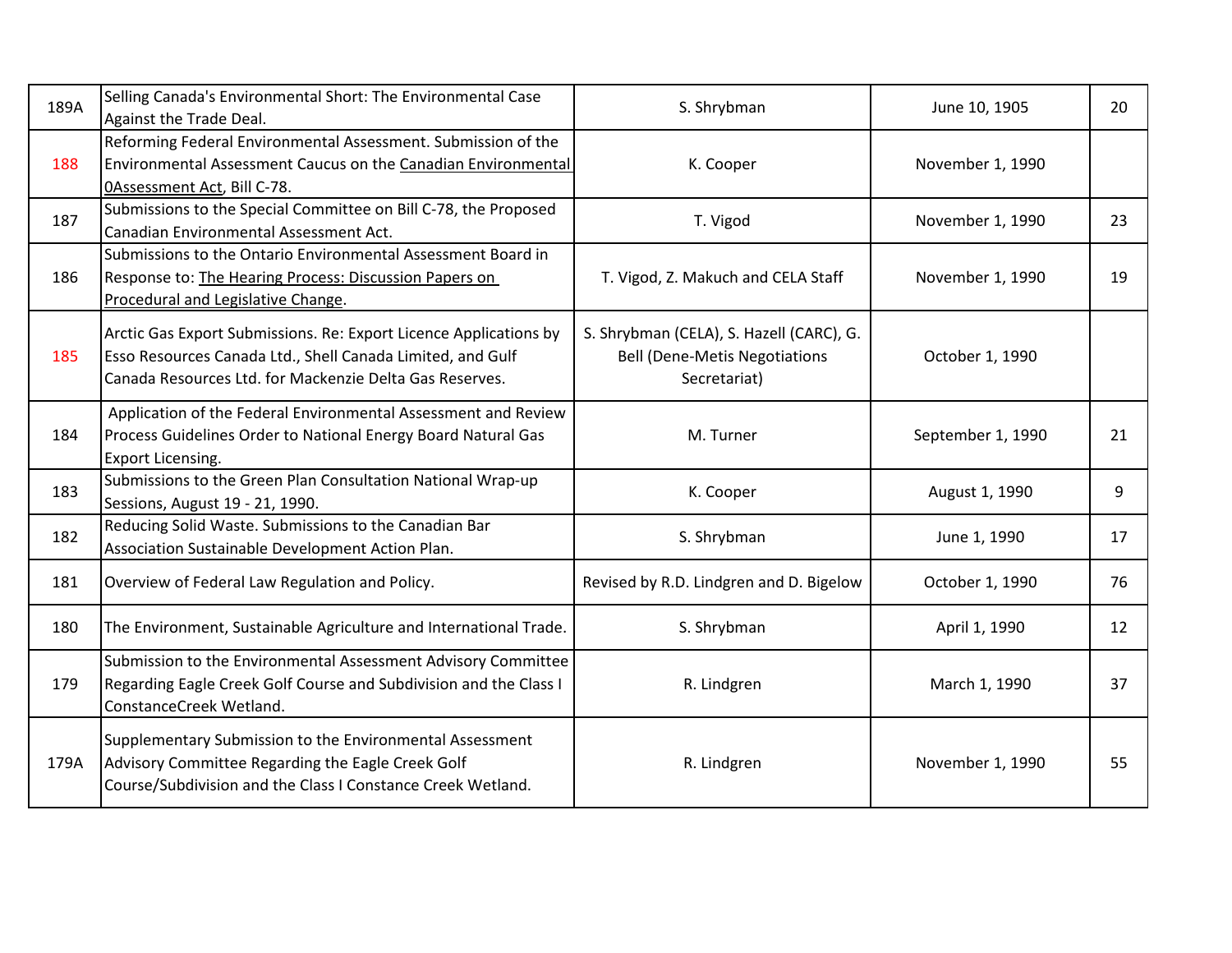| | | | | |
|---|---|---|---|---|
| 189A | Selling Canada's Environmental Short: The Environmental Case Against the Trade Deal. | S. Shrybman | June 10, 1905 | 20 |
| 188 | Reforming Federal Environmental Assessment. Submission of the Environmental Assessment Caucus on the Canadian Environmental 0Assessment Act, Bill C-78. | K. Cooper | November 1, 1990 | |
| 187 | Submissions to the Special Committee on Bill C-78, the Proposed Canadian Environmental Assessment Act. | T. Vigod | November 1, 1990 | 23 |
| 186 | Submissions to the Ontario Environmental Assessment Board in Response to: The Hearing Process: Discussion Papers on Procedural and Legislative Change. | T. Vigod, Z. Makuch and CELA Staff | November 1, 1990 | 19 |
| 185 | Arctic Gas Export Submissions. Re: Export Licence Applications by Esso Resources Canada Ltd., Shell Canada Limited, and Gulf Canada Resources Ltd. for Mackenzie Delta Gas Reserves. | S. Shrybman (CELA), S. Hazell (CARC), G. Bell (Dene-Metis Negotiations Secretariat) | October 1, 1990 | |
| 184 | Application of the Federal Environmental Assessment and Review Process Guidelines Order to National Energy Board Natural Gas Export Licensing. | M. Turner | September 1, 1990 | 21 |
| 183 | Submissions to the Green Plan Consultation National Wrap-up Sessions, August 19 - 21, 1990. | K. Cooper | August 1, 1990 | 9 |
| 182 | Reducing Solid Waste. Submissions to the Canadian Bar Association Sustainable Development Action Plan. | S. Shrybman | June 1, 1990 | 17 |
| 181 | Overview of Federal Law Regulation and Policy. | Revised by R.D. Lindgren and D. Bigelow | October 1, 1990 | 76 |
| 180 | The Environment, Sustainable Agriculture and International Trade. | S. Shrybman | April 1, 1990 | 12 |
| 179 | Submission to the Environmental Assessment Advisory Committee Regarding Eagle Creek Golf Course and Subdivision and the Class I ConstanceCreek Wetland. | R. Lindgren | March 1, 1990 | 37 |
| 179A | Supplementary Submission to the Environmental Assessment Advisory Committee Regarding the Eagle Creek Golf Course/Subdivision and the Class I Constance Creek Wetland. | R. Lindgren | November 1, 1990 | 55 |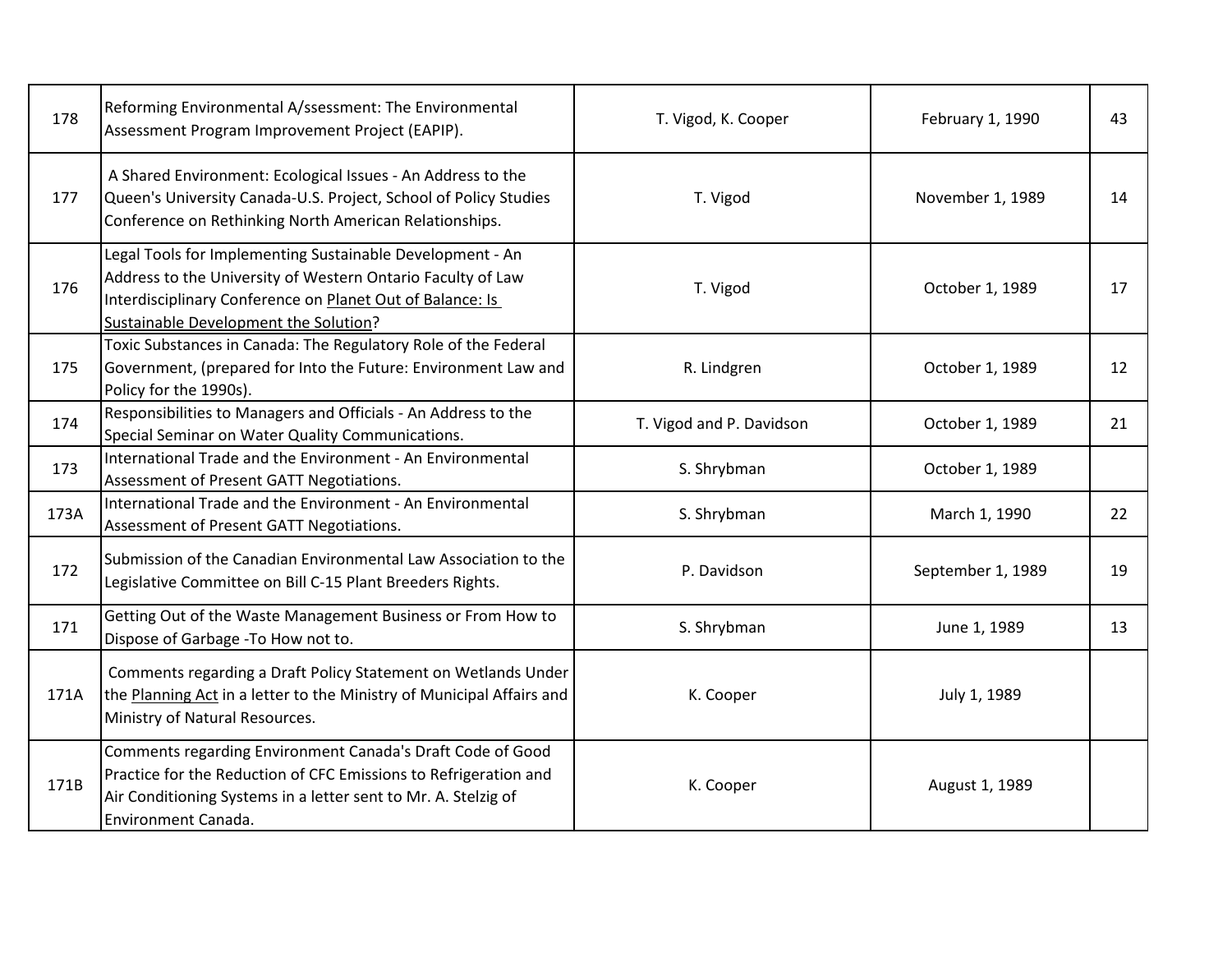| | | | | |
|---|---|---|---|---|
| 178 | Reforming Environmental A/ssessment: The Environmental Assessment Program Improvement Project (EAPIP). | T. Vigod, K. Cooper | February 1, 1990 | 43 |
| 177 | A Shared Environment: Ecological Issues - An Address to the Queen's University Canada-U.S. Project, School of Policy Studies Conference on Rethinking North American Relationships. | T. Vigod | November 1, 1989 | 14 |
| 176 | Legal Tools for Implementing Sustainable Development - An Address to the University of Western Ontario Faculty of Law Interdisciplinary Conference on Planet Out of Balance: Is Sustainable Development the Solution? | T. Vigod | October 1, 1989 | 17 |
| 175 | Toxic Substances in Canada: The Regulatory Role of the Federal Government, (prepared for Into the Future: Environment Law and Policy for the 1990s). | R. Lindgren | October 1, 1989 | 12 |
| 174 | Responsibilities to Managers and Officials - An Address to the Special Seminar on Water Quality Communications. | T. Vigod and P. Davidson | October 1, 1989 | 21 |
| 173 | International Trade and the Environment - An Environmental Assessment of Present GATT Negotiations. | S. Shrybman | October 1, 1989 | |
| 173A | International Trade and the Environment - An Environmental Assessment of Present GATT Negotiations. | S. Shrybman | March 1, 1990 | 22 |
| 172 | Submission of the Canadian Environmental Law Association to the Legislative Committee on Bill C-15 Plant Breeders Rights. | P. Davidson | September 1, 1989 | 19 |
| 171 | Getting Out of the Waste Management Business or From How to Dispose of Garbage -To How not to. | S. Shrybman | June 1, 1989 | 13 |
| 171A | Comments regarding a Draft Policy Statement on Wetlands Under the Planning Act in a letter to the Ministry of Municipal Affairs and Ministry of Natural Resources. | K. Cooper | July 1, 1989 | |
| 171B | Comments regarding Environment Canada's Draft Code of Good Practice for the Reduction of CFC Emissions to Refrigeration and Air Conditioning Systems in a letter sent to Mr. A. Stelzig of Environment Canada. | K. Cooper | August 1, 1989 | |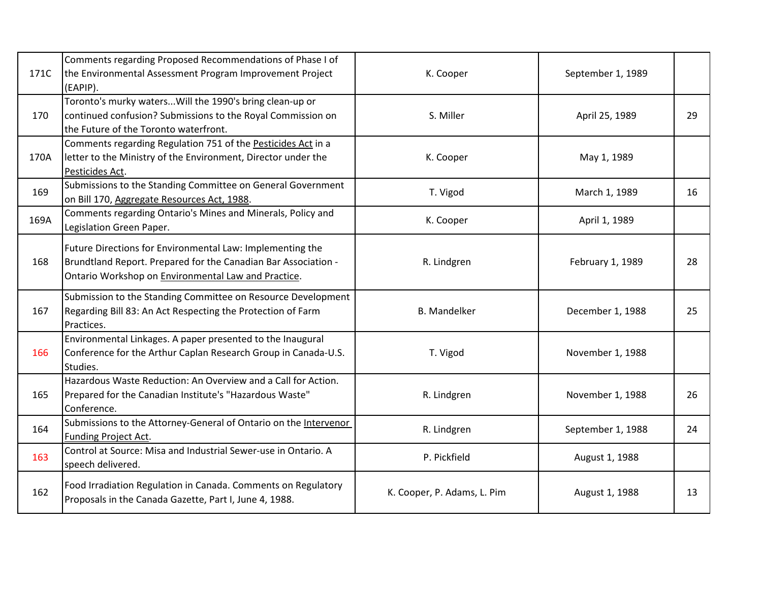| | | | | |
|---|---|---|---|---|
| 171C | Comments regarding Proposed Recommendations of Phase I of the Environmental Assessment Program Improvement Project (EAPIP). | K. Cooper | September 1, 1989 | |
| 170 | Toronto's murky waters...Will the 1990's bring clean-up or continued confusion? Submissions to the Royal Commission on the Future of the Toronto waterfront. | S. Miller | April 25, 1989 | 29 |
| 170A | Comments regarding Regulation 751 of the Pesticides Act in a letter to the Ministry of the Environment, Director under the Pesticides Act. | K. Cooper | May 1, 1989 | |
| 169 | Submissions to the Standing Committee on General Government on Bill 170, Aggregate Resources Act, 1988. | T. Vigod | March 1, 1989 | 16 |
| 169A | Comments regarding Ontario's Mines and Minerals, Policy and Legislation Green Paper. | K. Cooper | April 1, 1989 | |
| 168 | Future Directions for Environmental Law: Implementing the Brundtland Report. Prepared for the Canadian Bar Association - Ontario Workshop on Environmental Law and Practice. | R. Lindgren | February 1, 1989 | 28 |
| 167 | Submission to the Standing Committee on Resource Development Regarding Bill 83: An Act Respecting the Protection of Farm Practices. | B. Mandelker | December 1, 1988 | 25 |
| 166 | Environmental Linkages. A paper presented to the Inaugural Conference for the Arthur Caplan Research Group in Canada-U.S. Studies. | T. Vigod | November 1, 1988 | |
| 165 | Hazardous Waste Reduction: An Overview and a Call for Action. Prepared for the Canadian Institute's "Hazardous Waste" Conference. | R. Lindgren | November 1, 1988 | 26 |
| 164 | Submissions to the Attorney-General of Ontario on the Intervenor Funding Project Act. | R. Lindgren | September 1, 1988 | 24 |
| 163 | Control at Source: Misa and Industrial Sewer-use in Ontario. A speech delivered. | P. Pickfield | August 1, 1988 | |
| 162 | Food Irradiation Regulation in Canada. Comments on Regulatory Proposals in the Canada Gazette, Part I, June 4, 1988. | K. Cooper, P. Adams, L. Pim | August 1, 1988 | 13 |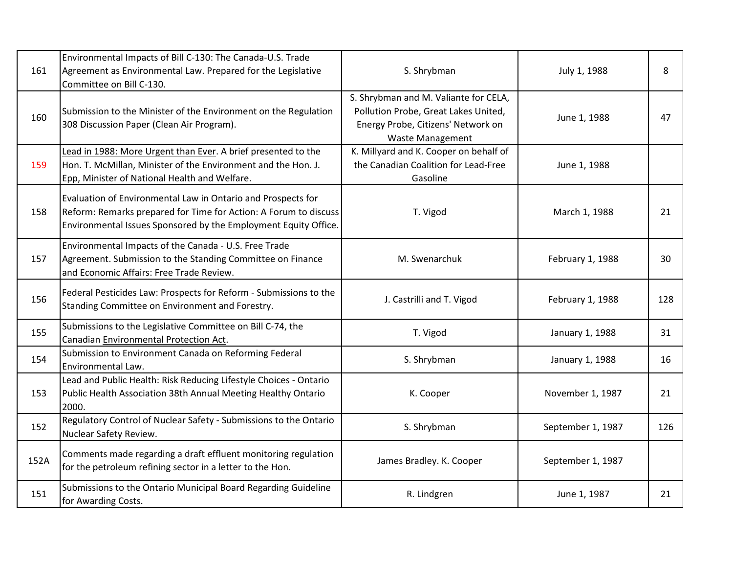| | | | | |
|---|---|---|---|---|
| 161 | Environmental Impacts of Bill C-130: The Canada-U.S. Trade Agreement as Environmental Law. Prepared for the Legislative Committee on Bill C-130. | S. Shrybman | July 1, 1988 | 8 |
| 160 | Submission to the Minister of the Environment on the Regulation 308 Discussion Paper (Clean Air Program). | S. Shrybman and M. Valiante for CELA, Pollution Probe, Great Lakes United, Energy Probe, Citizens' Network on Waste Management | June 1, 1988 | 47 |
| 159 | Lead in 1988: More Urgent than Ever. A brief presented to the Hon. T. McMillan, Minister of the Environment and the Hon. J. Epp, Minister of National Health and Welfare. | K. Millyard and K. Cooper on behalf of the Canadian Coalition for Lead-Free Gasoline | June 1, 1988 | |
| 158 | Evaluation of Environmental Law in Ontario and Prospects for Reform: Remarks prepared for Time for Action: A Forum to discuss Environmental Issues Sponsored by the Employment Equity Office. | T. Vigod | March 1, 1988 | 21 |
| 157 | Environmental Impacts of the Canada - U.S. Free Trade Agreement. Submission to the Standing Committee on Finance and Economic Affairs: Free Trade Review. | M. Swenarchuk | February 1, 1988 | 30 |
| 156 | Federal Pesticides Law: Prospects for Reform - Submissions to the Standing Committee on Environment and Forestry. | J. Castrilli and T. Vigod | February 1, 1988 | 128 |
| 155 | Submissions to the Legislative Committee on Bill C-74, the Canadian Environmental Protection Act. | T. Vigod | January 1, 1988 | 31 |
| 154 | Submission to Environment Canada on Reforming Federal Environmental Law. | S. Shrybman | January 1, 1988 | 16 |
| 153 | Lead and Public Health: Risk Reducing Lifestyle Choices - Ontario Public Health Association 38th Annual Meeting Healthy Ontario 2000. | K. Cooper | November 1, 1987 | 21 |
| 152 | Regulatory Control of Nuclear Safety - Submissions to the Ontario Nuclear Safety Review. | S. Shrybman | September 1, 1987 | 126 |
| 152A | Comments made regarding a draft effluent monitoring regulation for the petroleum refining sector in a letter to the Hon. | James Bradley. K. Cooper | September 1, 1987 | |
| 151 | Submissions to the Ontario Municipal Board Regarding Guideline for Awarding Costs. | R. Lindgren | June 1, 1987 | 21 |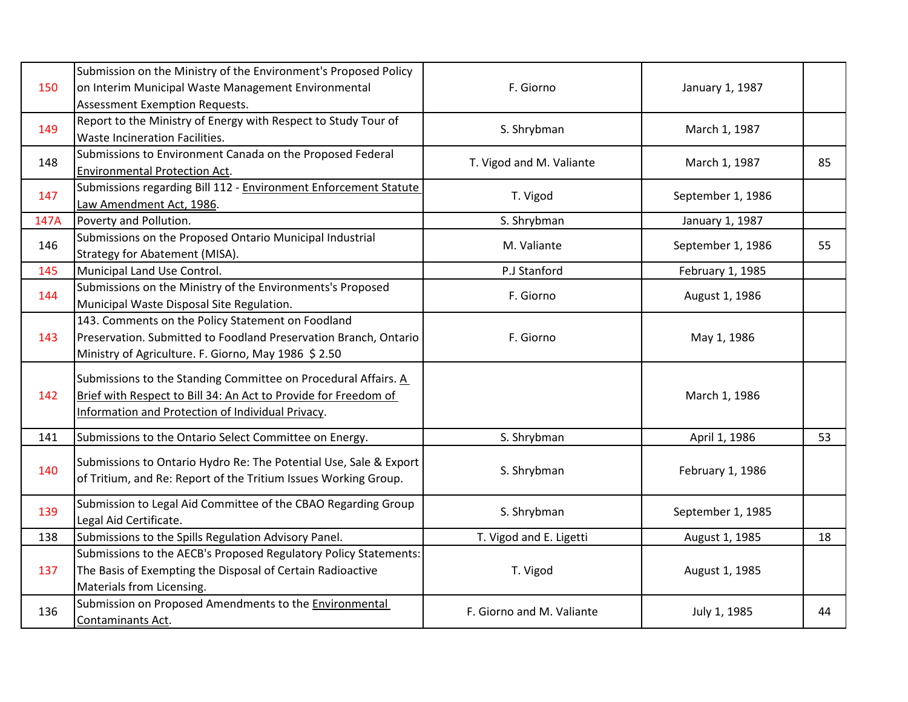| | | | | |
|---|---|---|---|---|
| 150 | Submission on the Ministry of the Environment's Proposed Policy on Interim Municipal Waste Management Environmental Assessment Exemption Requests. | F. Giorno | January 1, 1987 | |
| 149 | Report to the Ministry of Energy with Respect to Study Tour of Waste Incineration Facilities. | S. Shrybman | March 1, 1987 | |
| 148 | Submissions to Environment Canada on the Proposed Federal Environmental Protection Act. | T. Vigod and M. Valiante | March 1, 1987 | 85 |
| 147 | Submissions regarding Bill 112 - Environment Enforcement Statute Law Amendment Act, 1986. | T. Vigod | September 1, 1986 | |
| 147A | Poverty and Pollution. | S. Shrybman | January 1, 1987 | |
| 146 | Submissions on the Proposed Ontario Municipal Industrial Strategy for Abatement (MISA). | M. Valiante | September 1, 1986 | 55 |
| 145 | Municipal Land Use Control. | P.J Stanford | February 1, 1985 | |
| 144 | Submissions on the Ministry of the Environments's Proposed Municipal Waste Disposal Site Regulation. | F. Giorno | August 1, 1986 | |
| 143 | 143. Comments on the Policy Statement on Foodland Preservation. Submitted to Foodland Preservation Branch, Ontario Ministry of Agriculture. F. Giorno, May 1986 $ 2.50 | F. Giorno | May 1, 1986 | |
| 142 | Submissions to the Standing Committee on Procedural Affairs. A Brief with Respect to Bill 34: An Act to Provide for Freedom of Information and Protection of Individual Privacy. | | March 1, 1986 | |
| 141 | Submissions to the Ontario Select Committee on Energy. | S. Shrybman | April 1, 1986 | 53 |
| 140 | Submissions to Ontario Hydro Re: The Potential Use, Sale & Export of Tritium, and Re: Report of the Tritium Issues Working Group. | S. Shrybman | February 1, 1986 | |
| 139 | Submission to Legal Aid Committee of the CBAO Regarding Group Legal Aid Certificate. | S. Shrybman | September 1, 1985 | |
| 138 | Submissions to the Spills Regulation Advisory Panel. | T. Vigod and E. Ligetti | August 1, 1985 | 18 |
| 137 | Submissions to the AECB's Proposed Regulatory Policy Statements: The Basis of Exempting the Disposal of Certain Radioactive Materials from Licensing. | T. Vigod | August 1, 1985 | |
| 136 | Submission on Proposed Amendments to the Environmental Contaminants Act. | F. Giorno and M. Valiante | July 1, 1985 | 44 |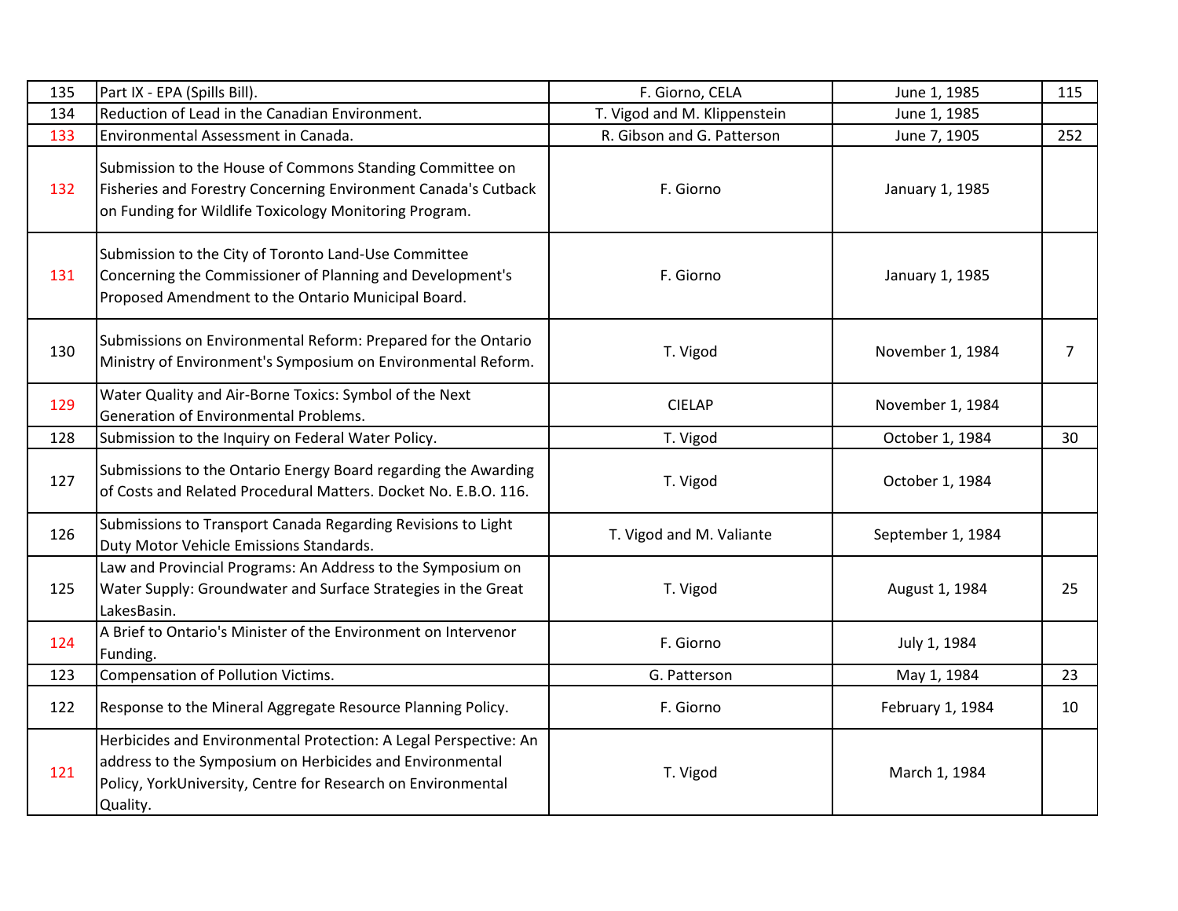| 135 | Part IX - EPA (Spills Bill). | F. Giorno, CELA | June 1, 1985 | 115 |
|---|---|---|---|---|
| 134 | Reduction of Lead in the Canadian Environment. | T. Vigod and M. Klippenstein | June 1, 1985 | |
| 133 | Environmental Assessment in Canada. | R. Gibson and G. Patterson | June 7, 1905 | 252 |
| 132 | Submission to the House of Commons Standing Committee on Fisheries and Forestry Concerning Environment Canada's Cutback on Funding for Wildlife Toxicology Monitoring Program. | F. Giorno | January 1, 1985 | |
| 131 | Submission to the City of Toronto Land-Use Committee Concerning the Commissioner of Planning and Development's Proposed Amendment to the Ontario Municipal Board. | F. Giorno | January 1, 1985 | |
| 130 | Submissions on Environmental Reform: Prepared for the Ontario Ministry of Environment's Symposium on Environmental Reform. | T. Vigod | November 1, 1984 | 7 |
| 129 | Water Quality and Air-Borne Toxics: Symbol of the Next Generation of Environmental Problems. | CIELAP | November 1, 1984 | |
| 128 | Submission to the Inquiry on Federal Water Policy. | T. Vigod | October 1, 1984 | 30 |
| 127 | Submissions to the Ontario Energy Board regarding the Awarding of Costs and Related Procedural Matters. Docket No. E.B.O. 116. | T. Vigod | October 1, 1984 | |
| 126 | Submissions to Transport Canada Regarding Revisions to Light Duty Motor Vehicle Emissions Standards. | T. Vigod and M. Valiante | September 1, 1984 | |
| 125 | Law and Provincial Programs: An Address to the Symposium on Water Supply: Groundwater and Surface Strategies in the Great LakesBasin. | T. Vigod | August 1, 1984 | 25 |
| 124 | A Brief to Ontario's Minister of the Environment on Intervenor Funding. | F. Giorno | July 1, 1984 | |
| 123 | Compensation of Pollution Victims. | G. Patterson | May 1, 1984 | 23 |
| 122 | Response to the Mineral Aggregate Resource Planning Policy. | F. Giorno | February 1, 1984 | 10 |
| 121 | Herbicides and Environmental Protection: A Legal Perspective: An address to the Symposium on Herbicides and Environmental Policy, YorkUniversity, Centre for Research on Environmental Quality. | T. Vigod | March 1, 1984 | |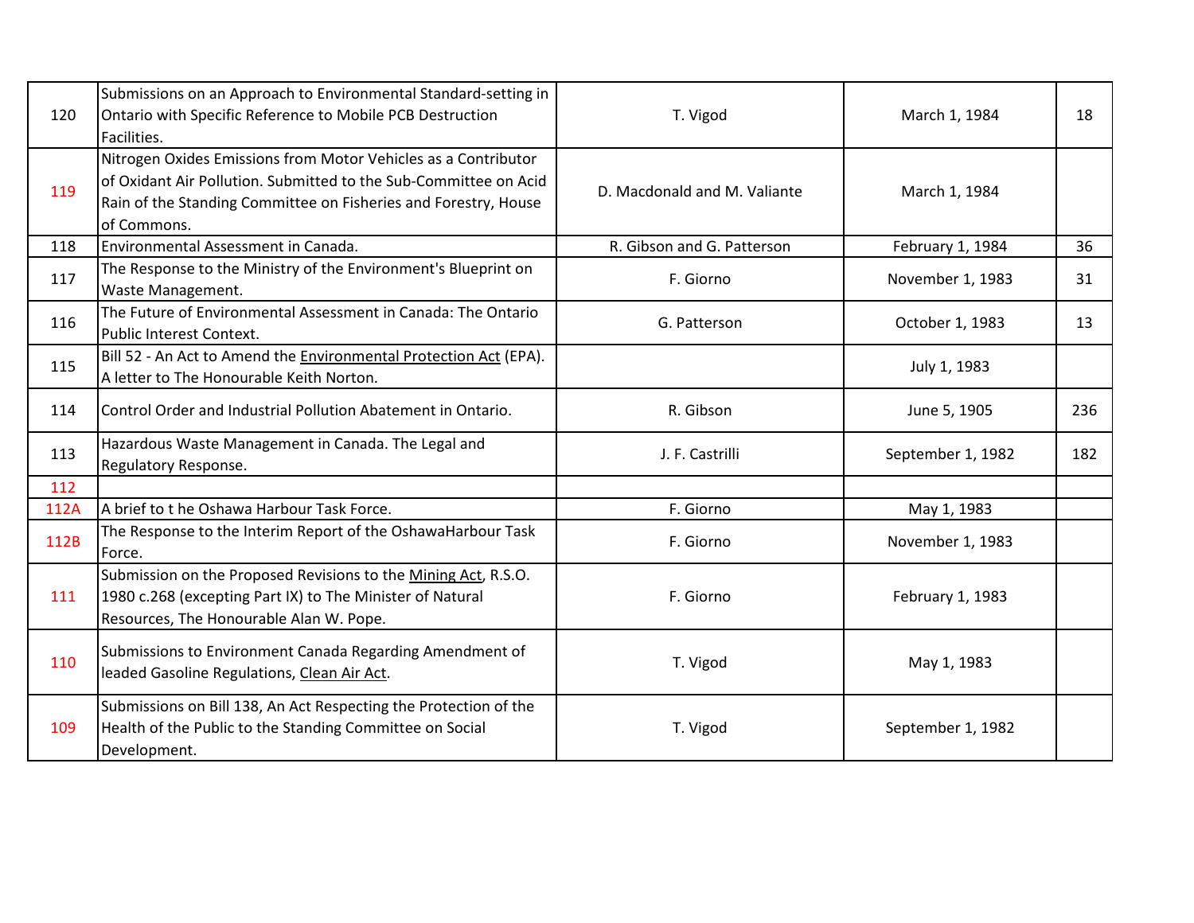| | | | | |
|---|---|---|---|---|
| 120 | Submissions on an Approach to Environmental Standard-setting in Ontario with Specific Reference to Mobile PCB Destruction Facilities. | T. Vigod | March 1, 1984 | 18 |
| 119 | Nitrogen Oxides Emissions from Motor Vehicles as a Contributor of Oxidant Air Pollution. Submitted to the Sub-Committee on Acid Rain of the Standing Committee on Fisheries and Forestry, House of Commons. | D. Macdonald and M. Valiante | March 1, 1984 | |
| 118 | Environmental Assessment in Canada. | R. Gibson and G. Patterson | February 1, 1984 | 36 |
| 117 | The Response to the Ministry of the Environment's Blueprint on Waste Management. | F. Giorno | November 1, 1983 | 31 |
| 116 | The Future of Environmental Assessment in Canada: The Ontario Public Interest Context. | G. Patterson | October 1, 1983 | 13 |
| 115 | Bill 52 - An Act to Amend the Environmental Protection Act (EPA). A letter to The Honourable Keith Norton. | | July 1, 1983 | |
| 114 | Control Order and Industrial Pollution Abatement in Ontario. | R. Gibson | June 5, 1905 | 236 |
| 113 | Hazardous Waste Management in Canada. The Legal and Regulatory Response. | J. F. Castrilli | September 1, 1982 | 182 |
| 112 | | | | |
| 112A | A brief to t he Oshawa Harbour Task Force. | F. Giorno | May 1, 1983 | |
| 112B | The Response to the Interim Report of the OshawaHarbour Task Force. | F. Giorno | November 1, 1983 | |
| 111 | Submission on the Proposed Revisions to the Mining Act, R.S.O. 1980 c.268 (excepting Part IX) to The Minister of Natural Resources, The Honourable Alan W. Pope. | F. Giorno | February 1, 1983 | |
| 110 | Submissions to Environment Canada Regarding Amendment of leaded Gasoline Regulations, Clean Air Act. | T. Vigod | May 1, 1983 | |
| 109 | Submissions on Bill 138, An Act Respecting the Protection of the Health of the Public to the Standing Committee on Social Development. | T. Vigod | September 1, 1982 | |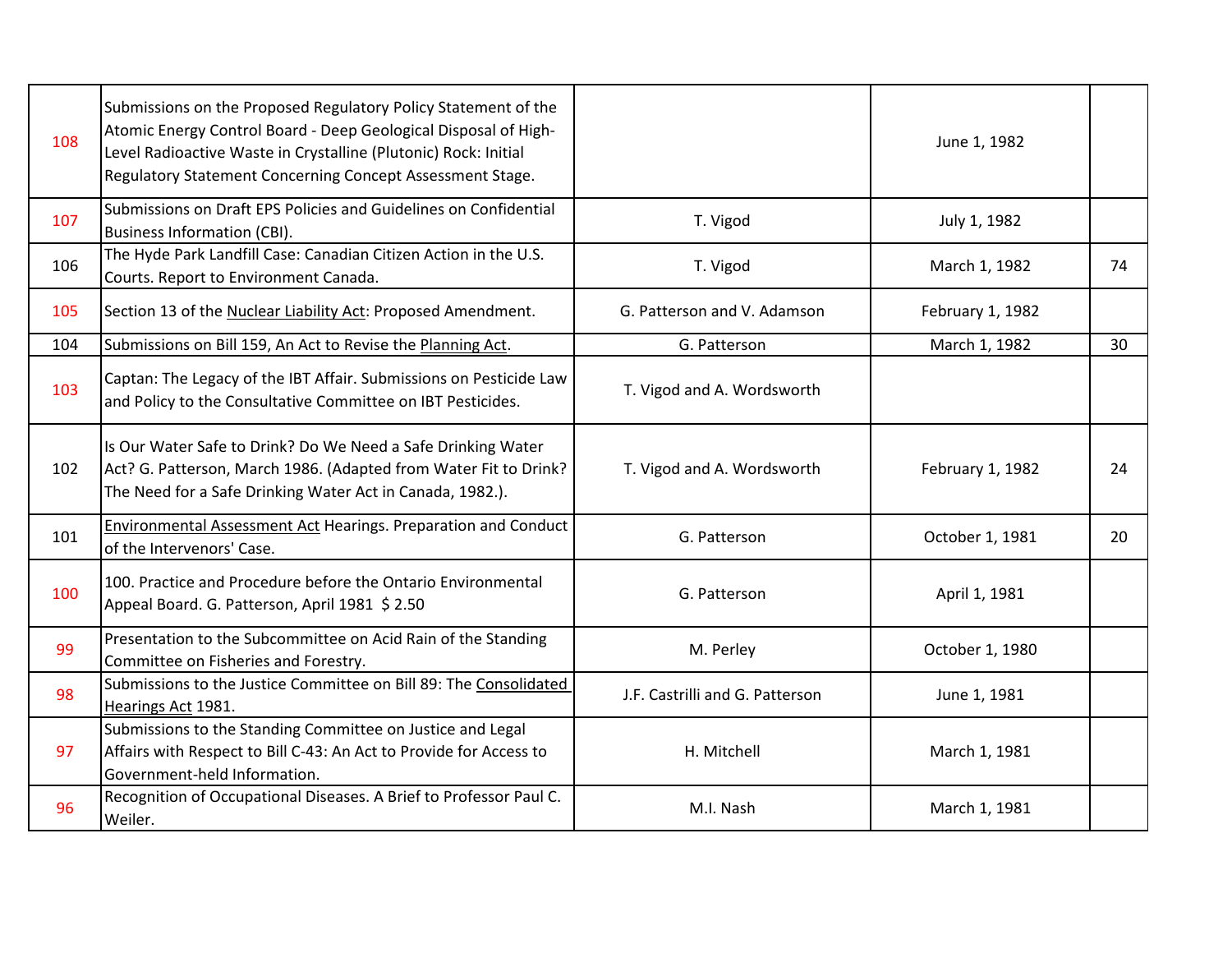| | | | | |
|---|---|---|---|---|
| 108 | Submissions on the Proposed Regulatory Policy Statement of the Atomic Energy Control Board - Deep Geological Disposal of High-Level Radioactive Waste in Crystalline (Plutonic) Rock: Initial Regulatory Statement Concerning Concept Assessment Stage. | | June 1, 1982 | |
| 107 | Submissions on Draft EPS Policies and Guidelines on Confidential Business Information (CBI). | T. Vigod | July 1, 1982 | |
| 106 | The Hyde Park Landfill Case: Canadian Citizen Action in the U.S. Courts. Report to Environment Canada. | T. Vigod | March 1, 1982 | 74 |
| 105 | Section 13 of the Nuclear Liability Act: Proposed Amendment. | G. Patterson and V. Adamson | February 1, 1982 | |
| 104 | Submissions on Bill 159, An Act to Revise the Planning Act. | G. Patterson | March 1, 1982 | 30 |
| 103 | Captan: The Legacy of the IBT Affair. Submissions on Pesticide Law and Policy to the Consultative Committee on IBT Pesticides. | T. Vigod and A. Wordsworth | | |
| 102 | Is Our Water Safe to Drink? Do We Need a Safe Drinking Water Act? G. Patterson, March 1986. (Adapted from Water Fit to Drink? The Need for a Safe Drinking Water Act in Canada, 1982.). | T. Vigod and A. Wordsworth | February 1, 1982 | 24 |
| 101 | Environmental Assessment Act Hearings. Preparation and Conduct of the Intervenors' Case. | G. Patterson | October 1, 1981 | 20 |
| 100 | 100. Practice and Procedure before the Ontario Environmental Appeal Board. G. Patterson, April 1981 $ 2.50 | G. Patterson | April 1, 1981 | |
| 99 | Presentation to the Subcommittee on Acid Rain of the Standing Committee on Fisheries and Forestry. | M. Perley | October 1, 1980 | |
| 98 | Submissions to the Justice Committee on Bill 89: The Consolidated Hearings Act 1981. | J.F. Castrilli and G. Patterson | June 1, 1981 | |
| 97 | Submissions to the Standing Committee on Justice and Legal Affairs with Respect to Bill C-43: An Act to Provide for Access to Government-held Information. | H. Mitchell | March 1, 1981 | |
| 96 | Recognition of Occupational Diseases. A Brief to Professor Paul C. Weiler. | M.I. Nash | March 1, 1981 | |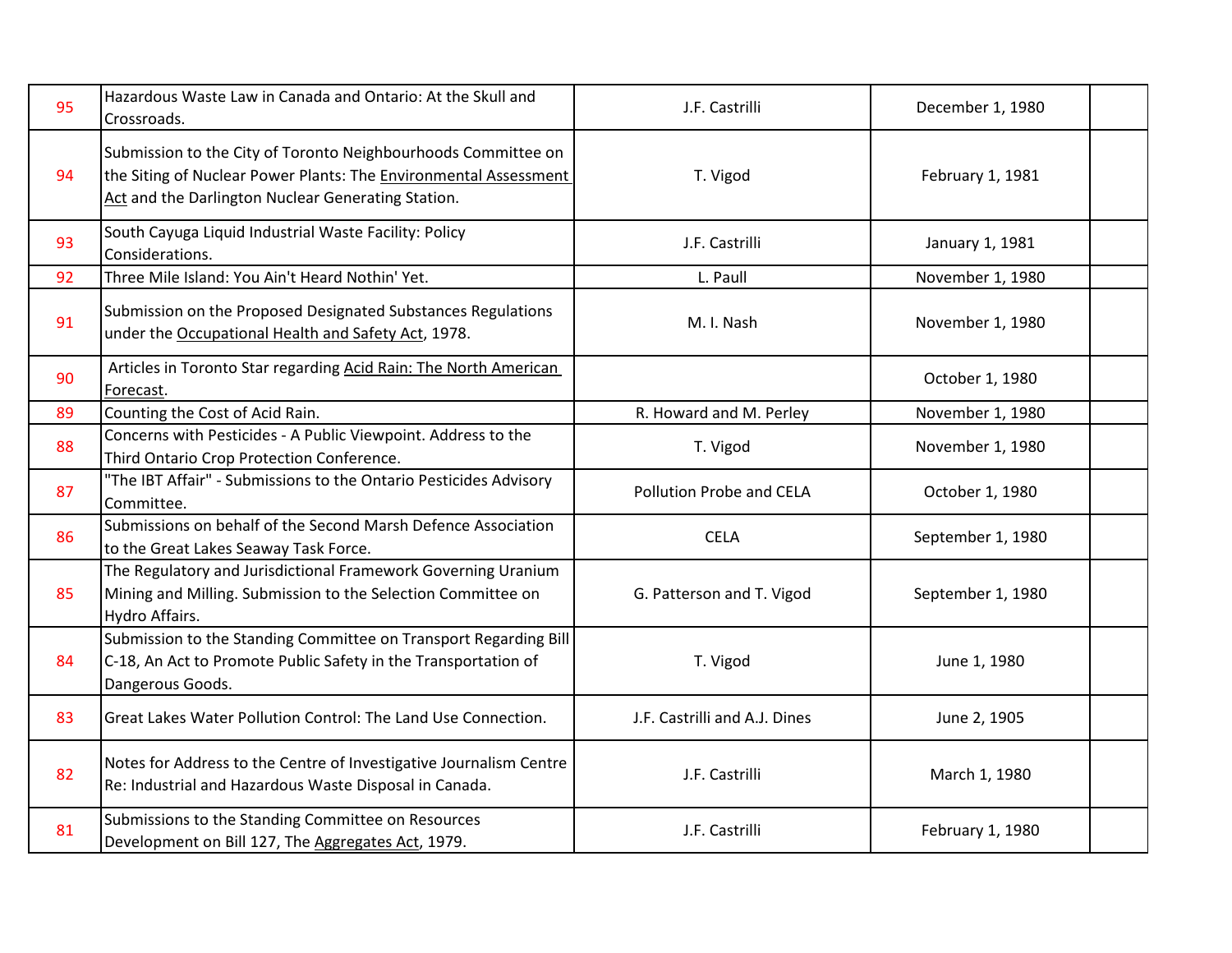| 95 | Hazardous Waste Law in Canada and Ontario: At the Skull and Crossroads. | J.F. Castrilli | December 1, 1980 | |
|---|---|---|---|---|
| 94 | Submission to the City of Toronto Neighbourhoods Committee on the Siting of Nuclear Power Plants: The Environmental Assessment Act and the Darlington Nuclear Generating Station. | T. Vigod | February 1, 1981 | |
| 93 | South Cayuga Liquid Industrial Waste Facility: Policy Considerations. | J.F. Castrilli | January 1, 1981 | |
| 92 | Three Mile Island: You Ain't Heard Nothin' Yet. | L. Paull | November 1, 1980 | |
| 91 | Submission on the Proposed Designated Substances Regulations under the Occupational Health and Safety Act, 1978. | M. I. Nash | November 1, 1980 | |
| 90 | Articles in Toronto Star regarding Acid Rain: The North American Forecast. | | October 1, 1980 | |
| 89 | Counting the Cost of Acid Rain. | R. Howard and M. Perley | November 1, 1980 | |
| 88 | Concerns with Pesticides - A Public Viewpoint. Address to the Third Ontario Crop Protection Conference. | T. Vigod | November 1, 1980 | |
| 87 | "The IBT Affair" - Submissions to the Ontario Pesticides Advisory Committee. | Pollution Probe and CELA | October 1, 1980 | |
| 86 | Submissions on behalf of the Second Marsh Defence Association to the Great Lakes Seaway Task Force. | CELA | September 1, 1980 | |
| 85 | The Regulatory and Jurisdictional Framework Governing Uranium Mining and Milling. Submission to the Selection Committee on Hydro Affairs. | G. Patterson and T. Vigod | September 1, 1980 | |
| 84 | Submission to the Standing Committee on Transport Regarding Bill C-18, An Act to Promote Public Safety in the Transportation of Dangerous Goods. | T. Vigod | June 1, 1980 | |
| 83 | Great Lakes Water Pollution Control: The Land Use Connection. | J.F. Castrilli and A.J. Dines | June 2, 1905 | |
| 82 | Notes for Address to the Centre of Investigative Journalism Centre Re: Industrial and Hazardous Waste Disposal in Canada. | J.F. Castrilli | March 1, 1980 | |
| 81 | Submissions to the Standing Committee on Resources Development on Bill 127, The Aggregates Act, 1979. | J.F. Castrilli | February 1, 1980 | |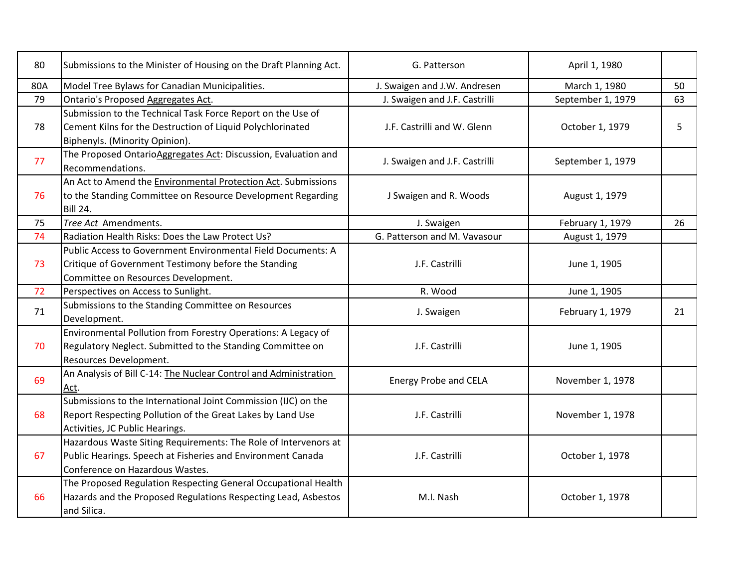| 80 | Submissions to the Minister of Housing on the Draft Planning Act. | G. Patterson | April 1, 1980 | |
|---|---|---|---|---|
| 80A | Model Tree Bylaws for Canadian Municipalities. | J. Swaigen and J.W. Andresen | March 1, 1980 | 50 |
| 79 | Ontario's Proposed Aggregates Act. | J. Swaigen and J.F. Castrilli | September 1, 1979 | 63 |
| 78 | Submission to the Technical Task Force Report on the Use of Cement Kilns for the Destruction of Liquid Polychlorinated Biphenyls. (Minority Opinion). | J.F. Castrilli and W. Glenn | October 1, 1979 | 5 |
| 77 | The Proposed OntarioAggregates Act: Discussion, Evaluation and Recommendations. | J. Swaigen and J.F. Castrilli | September 1, 1979 | |
| 76 | An Act to Amend the Environmental Protection Act. Submissions to the Standing Committee on Resource Development Regarding Bill 24. | J Swaigen and R. Woods | August 1, 1979 | |
| 75 | *Tree Act* Amendments. | J. Swaigen | February 1, 1979 | 26 |
| 74 | Radiation Health Risks: Does the Law Protect Us? | G. Patterson and M. Vavasour | August 1, 1979 | |
| 73 | Public Access to Government Environmental Field Documents: A Critique of Government Testimony before the Standing Committee on Resources Development. | J.F. Castrilli | June 1, 1905 | |
| 72 | Perspectives on Access to Sunlight. | R. Wood | June 1, 1905 | |
| 71 | Submissions to the Standing Committee on Resources Development. | J. Swaigen | February 1, 1979 | 21 |
| 70 | Environmental Pollution from Forestry Operations: A Legacy of Regulatory Neglect. Submitted to the Standing Committee on Resources Development. | J.F. Castrilli | June 1, 1905 | |
| 69 | An Analysis of Bill C-14: The Nuclear Control and Administration Act. | Energy Probe and CELA | November 1, 1978 | |
| 68 | Submissions to the International Joint Commission (IJC) on the Report Respecting Pollution of the Great Lakes by Land Use Activities, JC Public Hearings. | J.F. Castrilli | November 1, 1978 | |
| 67 | Hazardous Waste Siting Requirements: The Role of Intervenors at Public Hearings. Speech at Fisheries and Environment Canada Conference on Hazardous Wastes. | J.F. Castrilli | October 1, 1978 | |
| 66 | The Proposed Regulation Respecting General Occupational Health Hazards and the Proposed Regulations Respecting Lead, Asbestos and Silica. | M.I. Nash | October 1, 1978 | |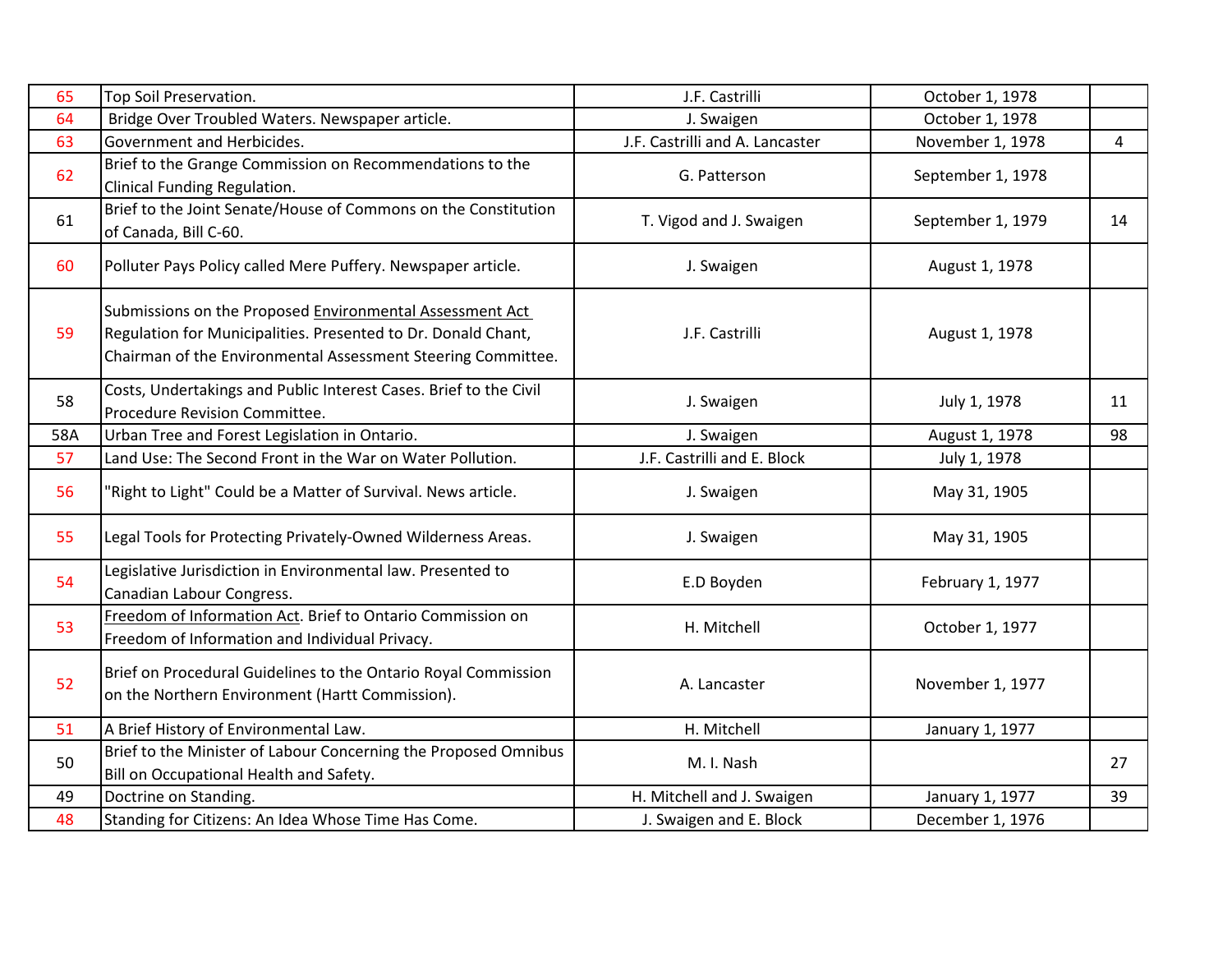| 65 | Top Soil Preservation. | J.F. Castrilli | October 1, 1978 | |
|---|---|---|---|---|
| 64 | Bridge Over Troubled Waters. Newspaper article. | J. Swaigen | October 1, 1978 | |
| 63 | Government and Herbicides. | J.F. Castrilli and A. Lancaster | November 1, 1978 | 4 |
| 62 | Brief to the Grange Commission on Recommendations to the Clinical Funding Regulation. | G. Patterson | September 1, 1978 | |
| 61 | Brief to the Joint Senate/House of Commons on the Constitution of Canada, Bill C-60. | T. Vigod and J. Swaigen | September 1, 1979 | 14 |
| 60 | Polluter Pays Policy called Mere Puffery. Newspaper article. | J. Swaigen | August 1, 1978 | |
| 59 | Submissions on the Proposed Environmental Assessment Act Regulation for Municipalities. Presented to Dr. Donald Chant, Chairman of the Environmental Assessment Steering Committee. | J.F. Castrilli | August 1, 1978 | |
| 58 | Costs, Undertakings and Public Interest Cases. Brief to the Civil Procedure Revision Committee. | J. Swaigen | July 1, 1978 | 11 |
| 58A | Urban Tree and Forest Legislation in Ontario. | J. Swaigen | August 1, 1978 | 98 |
| 57 | Land Use: The Second Front in the War on Water Pollution. | J.F. Castrilli and E. Block | July 1, 1978 | |
| 56 | "Right to Light" Could be a Matter of Survival. News article. | J. Swaigen | May 31, 1905 | |
| 55 | Legal Tools for Protecting Privately-Owned Wilderness Areas. | J. Swaigen | May 31, 1905 | |
| 54 | Legislative Jurisdiction in Environmental law. Presented to Canadian Labour Congress. | E.D Boyden | February 1, 1977 | |
| 53 | Freedom of Information Act. Brief to Ontario Commission on Freedom of Information and Individual Privacy. | H. Mitchell | October 1, 1977 | |
| 52 | Brief on Procedural Guidelines to the Ontario Royal Commission on the Northern Environment (Hartt Commission). | A. Lancaster | November 1, 1977 | |
| 51 | A Brief History of Environmental Law. | H. Mitchell | January 1, 1977 | |
| 50 | Brief to the Minister of Labour Concerning the Proposed Omnibus Bill on Occupational Health and Safety. | M. I. Nash | | 27 |
| 49 | Doctrine on Standing. | H. Mitchell and J. Swaigen | January 1, 1977 | 39 |
| 48 | Standing for Citizens: An Idea Whose Time Has Come. | J. Swaigen and E. Block | December 1, 1976 | |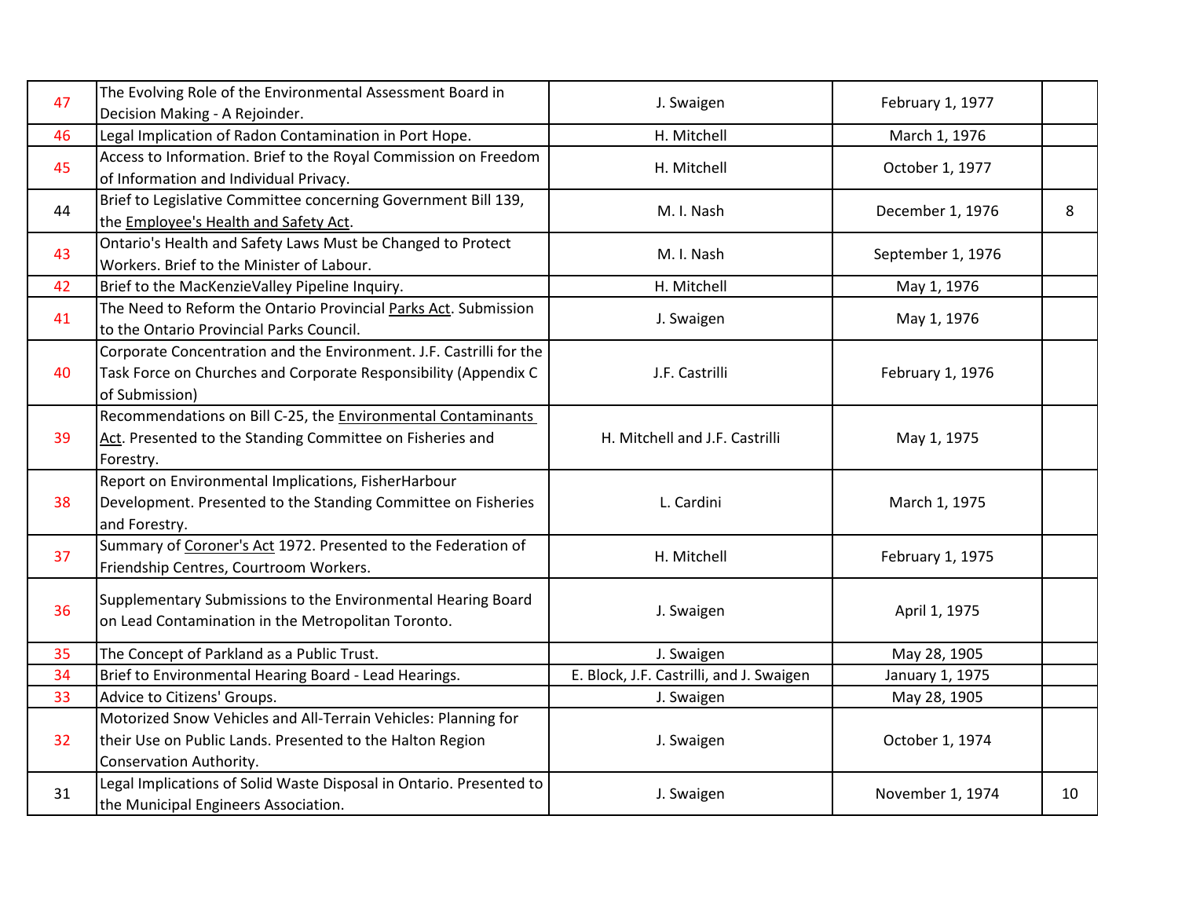| | | | | |
|---|---|---|---|---|
| 47 | The Evolving Role of the Environmental Assessment Board in Decision Making - A Rejoinder. | J. Swaigen | February 1, 1977 | |
| 46 | Legal Implication of Radon Contamination in Port Hope. | H. Mitchell | March 1, 1976 | |
| 45 | Access to Information. Brief to the Royal Commission on Freedom of Information and Individual Privacy. | H. Mitchell | October 1, 1977 | |
| 44 | Brief to Legislative Committee concerning Government Bill 139, the Employee's Health and Safety Act. | M. I. Nash | December 1, 1976 | 8 |
| 43 | Ontario's Health and Safety Laws Must be Changed to Protect Workers. Brief to the Minister of Labour. | M. I. Nash | September 1, 1976 | |
| 42 | Brief to the MacKenzieValley Pipeline Inquiry. | H. Mitchell | May 1, 1976 | |
| 41 | The Need to Reform the Ontario Provincial Parks Act. Submission to the Ontario Provincial Parks Council. | J. Swaigen | May 1, 1976 | |
| 40 | Corporate Concentration and the Environment. J.F. Castrilli for the Task Force on Churches and Corporate Responsibility (Appendix C of Submission) | J.F. Castrilli | February 1, 1976 | |
| 39 | Recommendations on Bill C-25, the Environmental Contaminants Act. Presented to the Standing Committee on Fisheries and Forestry. | H. Mitchell and J.F. Castrilli | May 1, 1975 | |
| 38 | Report on Environmental Implications, FisherHarbour Development. Presented to the Standing Committee on Fisheries and Forestry. | L. Cardini | March 1, 1975 | |
| 37 | Summary of Coroner's Act 1972. Presented to the Federation of Friendship Centres, Courtroom Workers. | H. Mitchell | February 1, 1975 | |
| 36 | Supplementary Submissions to the Environmental Hearing Board on Lead Contamination in the Metropolitan Toronto. | J. Swaigen | April 1, 1975 | |
| 35 | The Concept of Parkland as a Public Trust. | J. Swaigen | May 28, 1905 | |
| 34 | Brief to Environmental Hearing Board - Lead Hearings. | E. Block, J.F. Castrilli, and J. Swaigen | January 1, 1975 | |
| 33 | Advice to Citizens' Groups. | J. Swaigen | May 28, 1905 | |
| 32 | Motorized Snow Vehicles and All-Terrain Vehicles: Planning for their Use on Public Lands. Presented to the Halton Region Conservation Authority. | J. Swaigen | October 1, 1974 | |
| 31 | Legal Implications of Solid Waste Disposal in Ontario. Presented to the Municipal Engineers Association. | J. Swaigen | November 1, 1974 | 10 |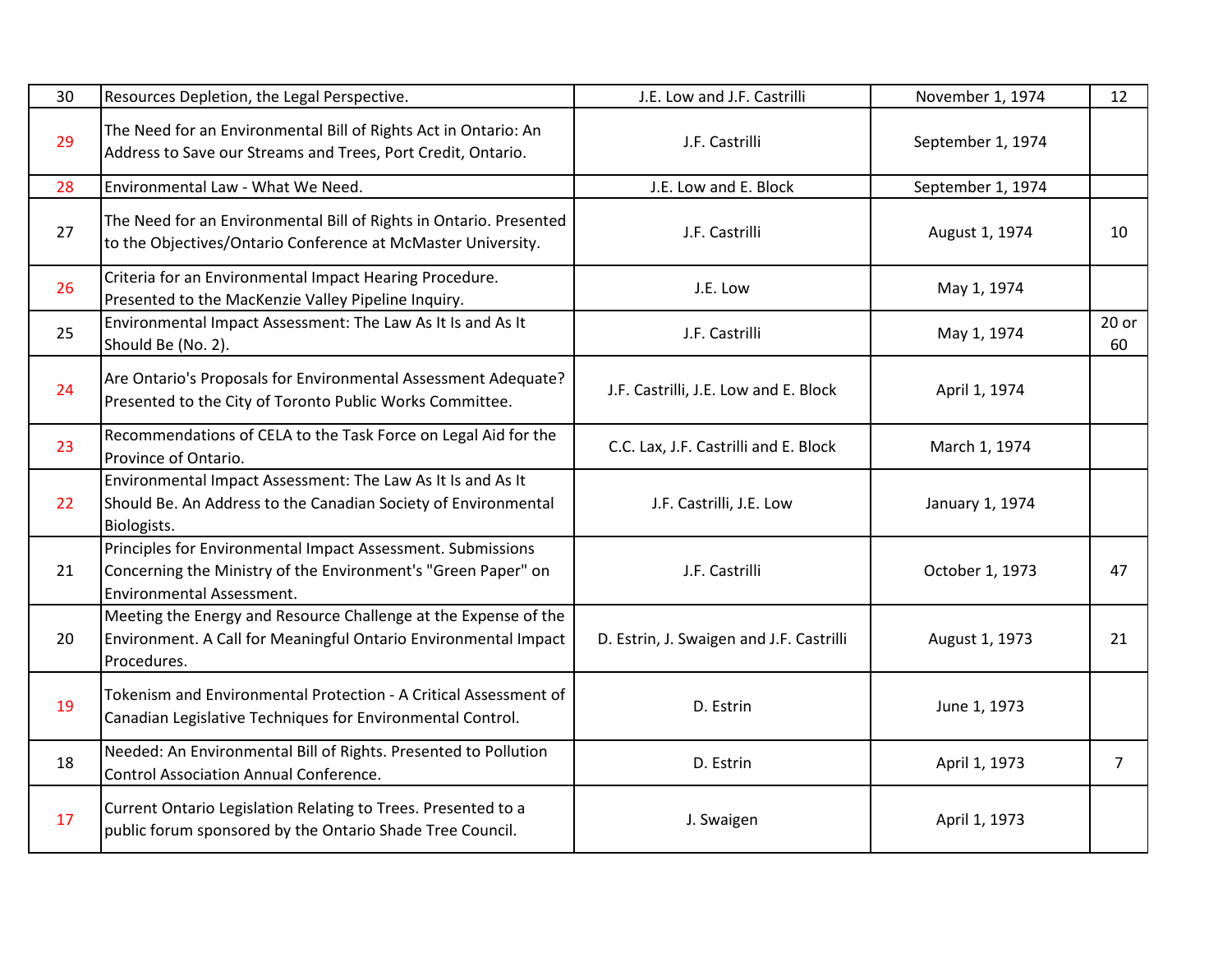| | | | | |
|---|---|---|---|---|
| 30 | Resources Depletion, the Legal Perspective. | J.E. Low and J.F. Castrilli | November 1, 1974 | 12 |
| 29 | The Need for an Environmental Bill of Rights Act in Ontario: An Address to Save our Streams and Trees, Port Credit, Ontario. | J.F. Castrilli | September 1, 1974 | |
| 28 | Environmental Law - What We Need. | J.E. Low and E. Block | September 1, 1974 | |
| 27 | The Need for an Environmental Bill of Rights in Ontario. Presented to the Objectives/Ontario Conference at McMaster University. | J.F. Castrilli | August 1, 1974 | 10 |
| 26 | Criteria for an Environmental Impact Hearing Procedure. Presented to the MacKenzie Valley Pipeline Inquiry. | J.E. Low | May 1, 1974 | |
| 25 | Environmental Impact Assessment: The Law As It Is and As It Should Be (No. 2). | J.F. Castrilli | May 1, 1974 | 20 or 60 |
| 24 | Are Ontario's Proposals for Environmental Assessment Adequate? Presented to the City of Toronto Public Works Committee. | J.F. Castrilli, J.E. Low and E. Block | April 1, 1974 | |
| 23 | Recommendations of CELA to the Task Force on Legal Aid for the Province of Ontario. | C.C. Lax, J.F. Castrilli and E. Block | March 1, 1974 | |
| 22 | Environmental Impact Assessment: The Law As It Is and As It Should Be. An Address to the Canadian Society of Environmental Biologists. | J.F. Castrilli, J.E. Low | January 1, 1974 | |
| 21 | Principles for Environmental Impact Assessment. Submissions Concerning the Ministry of the Environment's "Green Paper" on Environmental Assessment. | J.F. Castrilli | October 1, 1973 | 47 |
| 20 | Meeting the Energy and Resource Challenge at the Expense of the Environment. A Call for Meaningful Ontario Environmental Impact Procedures. | D. Estrin, J. Swaigen and J.F. Castrilli | August 1, 1973 | 21 |
| 19 | Tokenism and Environmental Protection - A Critical Assessment of Canadian Legislative Techniques for Environmental Control. | D. Estrin | June 1, 1973 | |
| 18 | Needed: An Environmental Bill of Rights. Presented to Pollution Control Association Annual Conference. | D. Estrin | April 1, 1973 | 7 |
| 17 | Current Ontario Legislation Relating to Trees. Presented to a public forum sponsored by the Ontario Shade Tree Council. | J. Swaigen | April 1, 1973 | |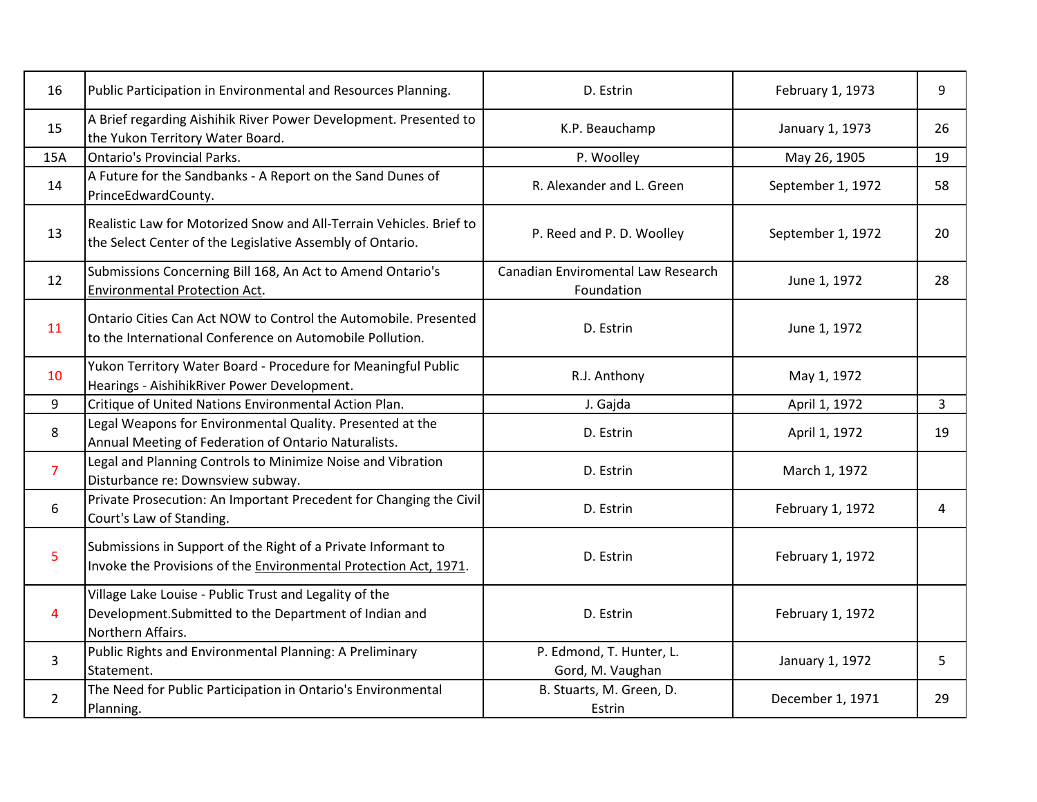| 16 | Public Participation in Environmental and Resources Planning. | D. Estrin | February 1, 1973 | 9 |
|---|---|---|---|---|
| 15 | A Brief regarding Aishihik River Power Development. Presented to the Yukon Territory Water Board. | K.P. Beauchamp | January 1, 1973 | 26 |
| 15A | Ontario's Provincial Parks. | P. Woolley | May 26, 1905 | 19 |
| 14 | A Future for the Sandbanks - A Report on the Sand Dunes of PrinceEdwardCounty. | R. Alexander and L. Green | September 1, 1972 | 58 |
| 13 | Realistic Law for Motorized Snow and All-Terrain Vehicles. Brief to the Select Center of the Legislative Assembly of Ontario. | P. Reed and P. D. Woolley | September 1, 1972 | 20 |
| 12 | Submissions Concerning Bill 168, An Act to Amend Ontario's Environmental Protection Act. | Canadian Enviromental Law Research Foundation | June 1, 1972 | 28 |
| 11 | Ontario Cities Can Act NOW to Control the Automobile. Presented to the International Conference on Automobile Pollution. | D. Estrin | June 1, 1972 | |
| 10 | Yukon Territory Water Board - Procedure for Meaningful Public Hearings - AishihikRiver Power Development. | R.J. Anthony | May 1, 1972 | |
| 9 | Critique of United Nations Environmental Action Plan. | J. Gajda | April 1, 1972 | 3 |
| 8 | Legal Weapons for Environmental Quality. Presented at the Annual Meeting of Federation of Ontario Naturalists. | D. Estrin | April 1, 1972 | 19 |
| 7 | Legal and Planning Controls to Minimize Noise and Vibration Disturbance re: Downsview subway. | D. Estrin | March 1, 1972 | |
| 6 | Private Prosecution: An Important Precedent for Changing the Civil Court's Law of Standing. | D. Estrin | February 1, 1972 | 4 |
| 5 | Submissions in Support of the Right of a Private Informant to Invoke the Provisions of the Environmental Protection Act, 1971. | D. Estrin | February 1, 1972 | |
| 4 | Village Lake Louise - Public Trust and Legality of the Development.Submitted to the Department of Indian and Northern Affairs. | D. Estrin | February 1, 1972 | |
| 3 | Public Rights and Environmental Planning: A Preliminary Statement. | P. Edmond, T. Hunter, L. Gord, M. Vaughan | January 1, 1972 | 5 |
| 2 | The Need for Public Participation in Ontario's Environmental Planning. | B. Stuarts, M. Green, D. Estrin | December 1, 1971 | 29 |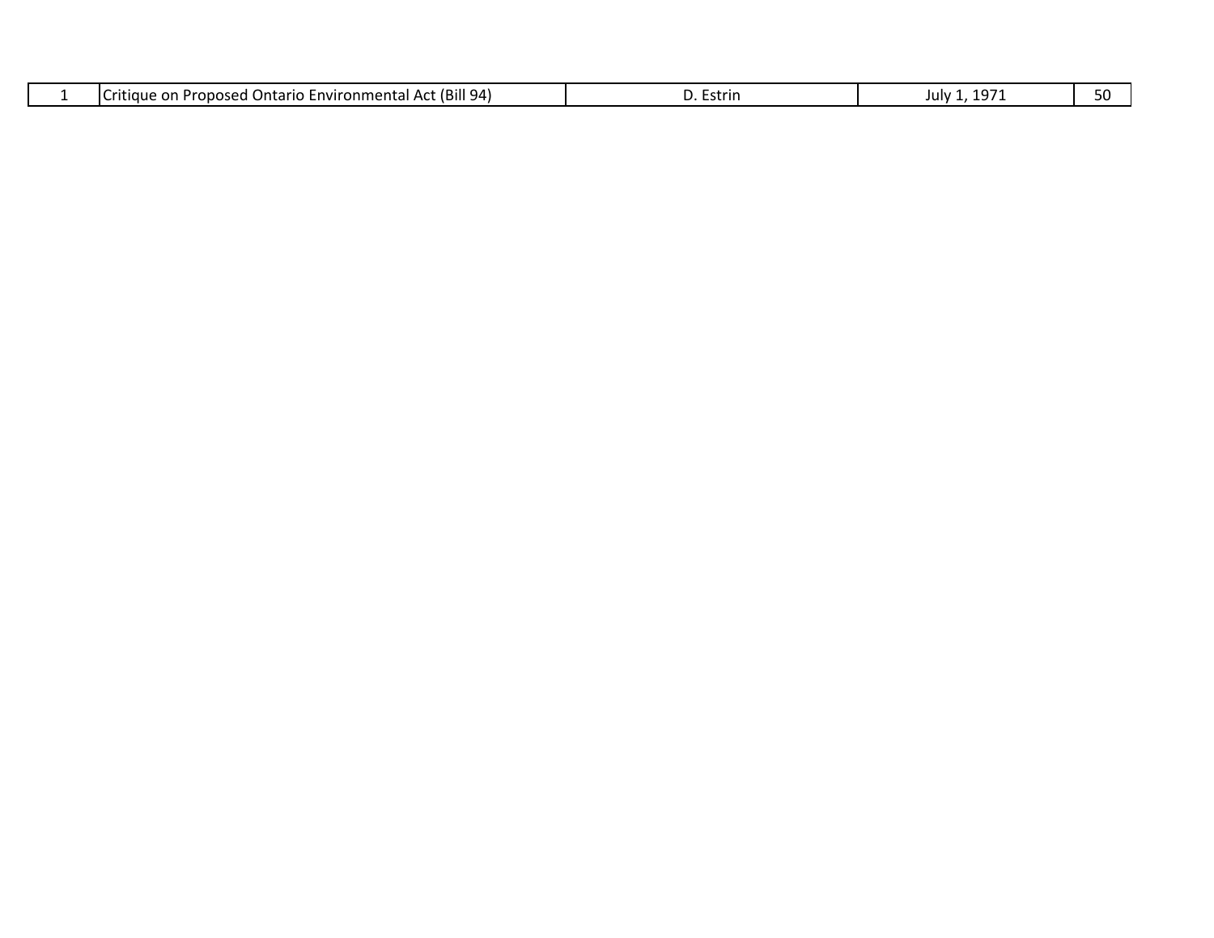| | | | | |
|---|---|---|---|---|
| 1 | Critique on Proposed Ontario Environmental Act (Bill 94) | D. Estrin | July 1, 1971 | 50 |